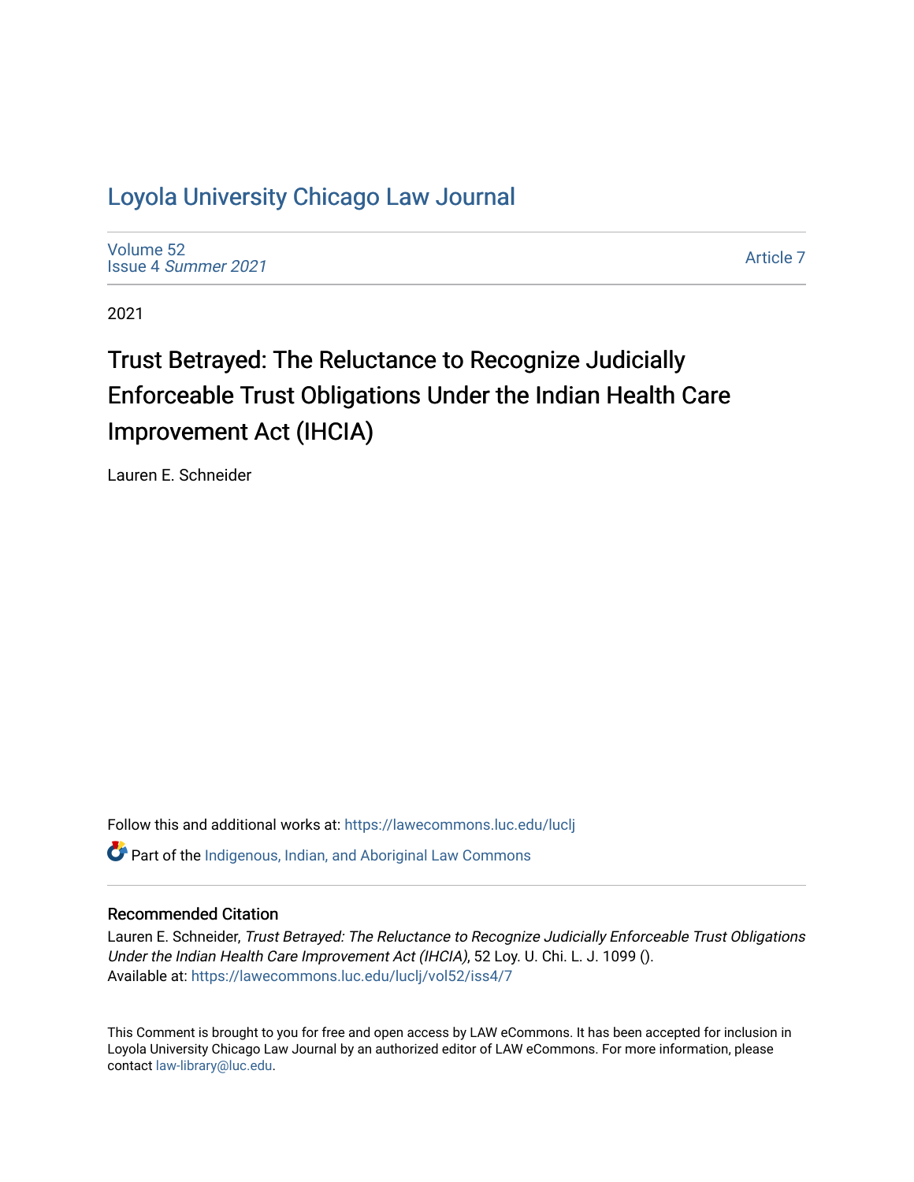# Loyola University Chicago Law Journal

Volume 52
Issue 4 *Summer 2021*

Article 7

2021

## Trust Betrayed: The Reluctance to Recognize Judicially Enforceable Trust Obligations Under the Indian Health Care Improvement Act (IHCIA)

Lauren E. Schneider

Follow this and additional works at: https://lawecommons.luc.edu/luclj

Part of the Indigenous, Indian, and Aboriginal Law Commons

### Recommended Citation

Lauren E. Schneider, *Trust Betrayed: The Reluctance to Recognize Judicially Enforceable Trust Obligations Under the Indian Health Care Improvement Act (IHCIA)*, 52 Loy. U. Chi. L. J. 1099 ().
Available at: https://lawecommons.luc.edu/luclj/vol52/iss4/7

This Comment is brought to you for free and open access by LAW eCommons. It has been accepted for inclusion in Loyola University Chicago Law Journal by an authorized editor of LAW eCommons. For more information, please contact law-library@luc.edu.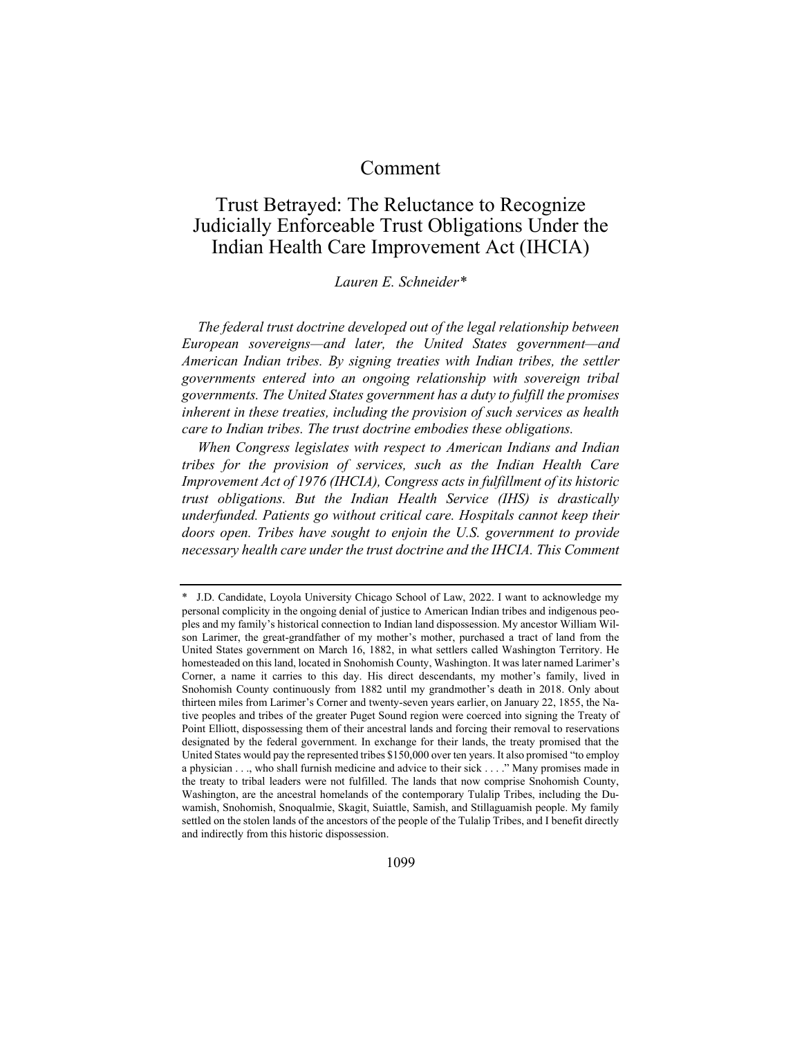# Comment

## Trust Betrayed: The Reluctance to Recognize Judicially Enforceable Trust Obligations Under the Indian Health Care Improvement Act (IHCIA)

*Lauren E. Schneider\**

*The federal trust doctrine developed out of the legal relationship between European sovereigns—and later, the United States government—and American Indian tribes. By signing treaties with Indian tribes, the settler governments entered into an ongoing relationship with sovereign tribal governments. The United States government has a duty to fulfill the promises inherent in these treaties, including the provision of such services as health care to Indian tribes. The trust doctrine embodies these obligations.*

*When Congress legislates with respect to American Indians and Indian tribes for the provision of services, such as the Indian Health Care Improvement Act of 1976 (IHCIA), Congress acts in fulfillment of its historic trust obligations. But the Indian Health Service (IHS) is drastically underfunded. Patients go without critical care. Hospitals cannot keep their doors open. Tribes have sought to enjoin the U.S. government to provide necessary health care under the trust doctrine and the IHCIA. This Comment*

---

\* J.D. Candidate, Loyola University Chicago School of Law, 2022. I want to acknowledge my personal complicity in the ongoing denial of justice to American Indian tribes and indigenous peoples and my family's historical connection to Indian land dispossession. My ancestor William Wilson Larimer, the great-grandfather of my mother's mother, purchased a tract of land from the United States government on March 16, 1882, in what settlers called Washington Territory. He homesteaded on this land, located in Snohomish County, Washington. It was later named Larimer's Corner, a name it carries to this day. His direct descendants, my mother's family, lived in Snohomish County continuously from 1882 until my grandmother's death in 2018. Only about thirteen miles from Larimer's Corner and twenty-seven years earlier, on January 22, 1855, the Native peoples and tribes of the greater Puget Sound region were coerced into signing the Treaty of Point Elliott, dispossessing them of their ancestral lands and forcing their removal to reservations designated by the federal government. In exchange for their lands, the treaty promised that the United States would pay the represented tribes $150,000 over ten years. It also promised "to employ a physician . . ., who shall furnish medicine and advice to their sick . . . ." Many promises made in the treaty to tribal leaders were not fulfilled. The lands that now comprise Snohomish County, Washington, are the ancestral homelands of the contemporary Tulalip Tribes, including the Duwamish, Snohomish, Snoqualmie, Skagit, Suiattle, Samish, and Stillaguamish people. My family settled on the stolen lands of the ancestors of the people of the Tulalip Tribes, and I benefit directly and indirectly from this historic dispossession.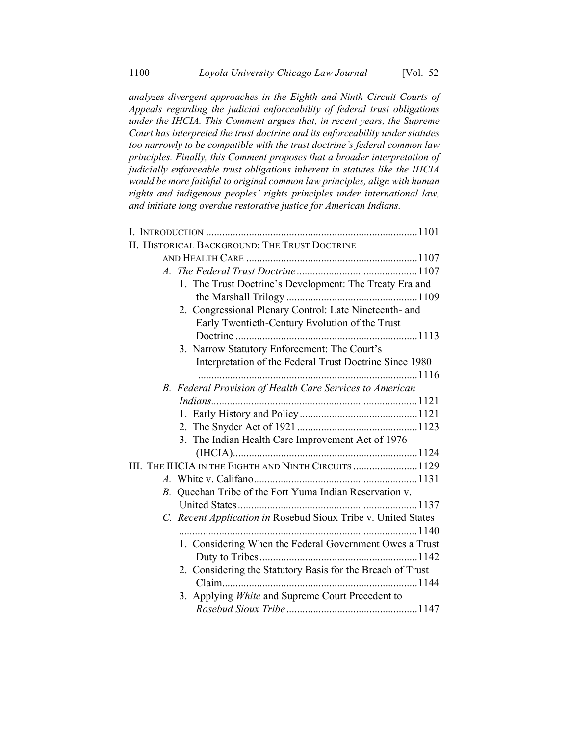*analyzes divergent approaches in the Eighth and Ninth Circuit Courts of Appeals regarding the judicial enforceability of federal trust obligations under the IHCIA. This Comment argues that, in recent years, the Supreme Court has interpreted the trust doctrine and its enforceability under statutes too narrowly to be compatible with the trust doctrine's federal common law principles. Finally, this Comment proposes that a broader interpretation of judicially enforceable trust obligations inherent in statutes like the IHCIA would be more faithful to original common law principles, align with human rights and indigenous peoples' rights principles under international law, and initiate long overdue restorative justice for American Indians.*

I. INTRODUCTION ............................................................................ 1101

II. HISTORICAL BACKGROUND: THE TRUST DOCTRINE AND HEALTH CARE ................................................................ 1107

- *A. The Federal Trust Doctrine* ............................................ 1107
  - 1. The Trust Doctrine's Development: The Treaty Era and the Marshall Trilogy ................................................. 1109
  - 2. Congressional Plenary Control: Late Nineteenth- and Early Twentieth-Century Evolution of the Trust Doctrine ................................................................... 1113
  - 3. Narrow Statutory Enforcement: The Court's Interpretation of the Federal Trust Doctrine Since 1980 ................................................................................. 1116
- *B. Federal Provision of Health Care Services to American Indians* ............................................................................ 1121
  - 1. Early History and Policy ............................................ 1121
  - 2. The Snyder Act of 1921 ............................................. 1123
  - 3. The Indian Health Care Improvement Act of 1976 (IHCIA) ..................................................................... 1124

III. THE IHCIA IN THE EIGHTH AND NINTH CIRCUITS ........................ 1129

- *A.* White v. Califano ............................................................ 1131
- *B.* Quechan Tribe of the Fort Yuma Indian Reservation v. United States ................................................................... 1137
- *C. Recent Application in* Rosebud Sioux Tribe v. United States ......................................................................................... 1140
  - 1. Considering When the Federal Government Owes a Trust Duty to Tribes .......................................................... 1142
  - 2. Considering the Statutory Basis for the Breach of Trust Claim ......................................................................... 1144
  - 3. Applying *White* and Supreme Court Precedent to *Rosebud Sioux Tribe* ................................................ 1147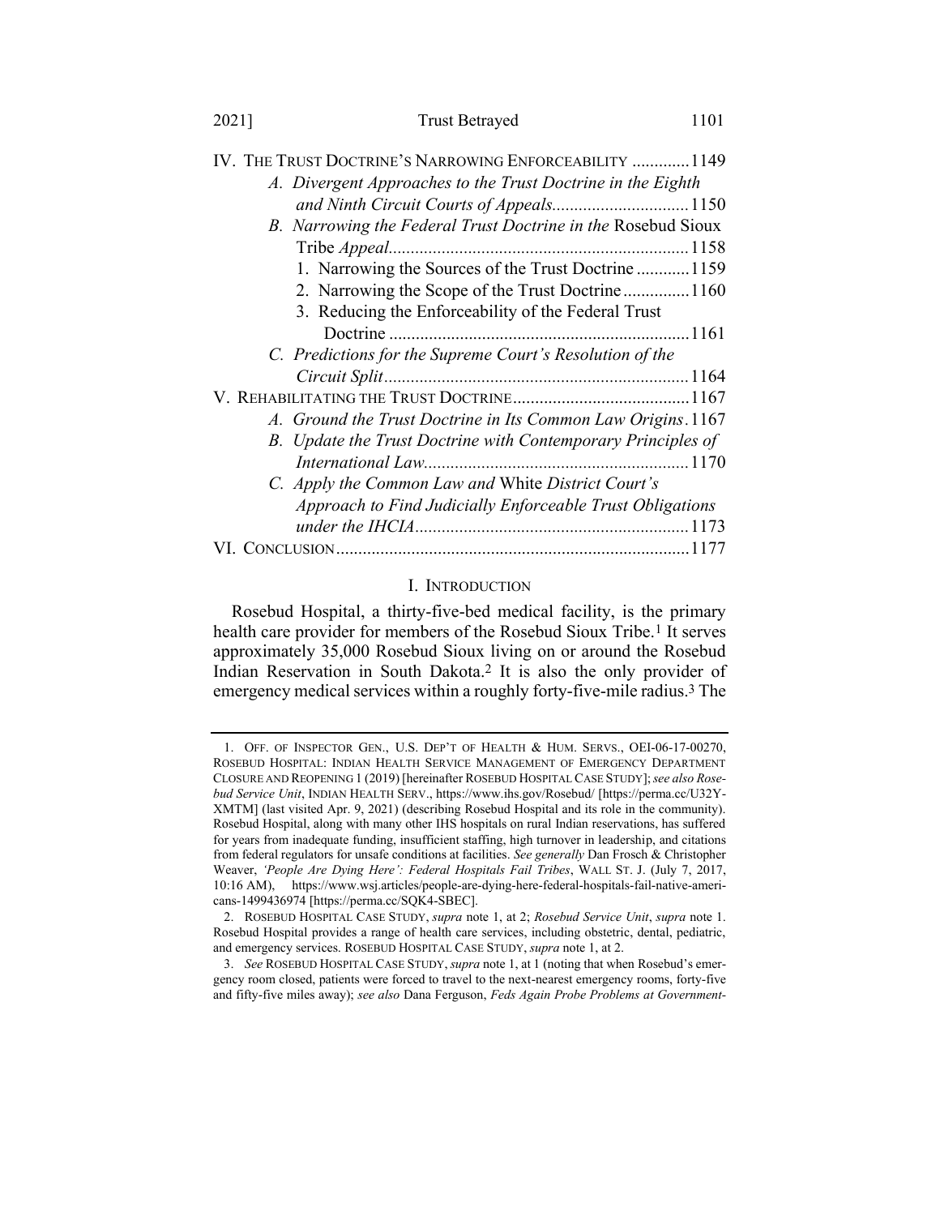IV. THE TRUST DOCTRINE'S NARROWING ENFORCEABILITY ............1149
- *A. Divergent Approaches to the Trust Doctrine in the Eighth and Ninth Circuit Courts of Appeals*..............................1150
- *B. Narrowing the Federal Trust Doctrine in the* Rosebud Sioux Tribe *Appeal*..................................................................1158
  1. Narrowing the Sources of the Trust Doctrine ............1159
  2. Narrowing the Scope of the Trust Doctrine ...............1160
  3. Reducing the Enforceability of the Federal Trust Doctrine ...................................................................1161
- *C. Predictions for the Supreme Court's Resolution of the Circuit Split*....................................................................1164

V. REHABILITATING THE TRUST DOCTRINE.......................................1167
- *A. Ground the Trust Doctrine in Its Common Law Origins*.1167
- *B. Update the Trust Doctrine with Contemporary Principles of International Law*...........................................................1170
- *C. Apply the Common Law and* White *District Court's Approach to Find Judicially Enforceable Trust Obligations under the IHCIA*.............................................................1173

VI. CONCLUSION...............................................................................1177

## I. INTRODUCTION

Rosebud Hospital, a thirty-five-bed medical facility, is the primary health care provider for members of the Rosebud Sioux Tribe.[1] It serves approximately 35,000 Rosebud Sioux living on or around the Rosebud Indian Reservation in South Dakota.[2] It is also the only provider of emergency medical services within a roughly forty-five-mile radius.[3] The

---

1. OFF. OF INSPECTOR GEN., U.S. DEP'T OF HEALTH & HUM. SERVS., OEI-06-17-00270, ROSEBUD HOSPITAL: INDIAN HEALTH SERVICE MANAGEMENT OF EMERGENCY DEPARTMENT CLOSURE AND REOPENING 1 (2019) [hereinafter ROSEBUD HOSPITAL CASE STUDY]; *see also Rosebud Service Unit*, INDIAN HEALTH SERV., https://www.ihs.gov/Rosebud/ [https://perma.cc/U32Y-XMTM] (last visited Apr. 9, 2021) (describing Rosebud Hospital and its role in the community). Rosebud Hospital, along with many other IHS hospitals on rural Indian reservations, has suffered for years from inadequate funding, insufficient staffing, high turnover in leadership, and citations from federal regulators for unsafe conditions at facilities. *See generally* Dan Frosch & Christopher Weaver, *'People Are Dying Here': Federal Hospitals Fail Tribes*, WALL ST. J. (July 7, 2017, 10:16 AM), https://www.wsj.articles/people-are-dying-here-federal-hospitals-fail-native-americans-1499436974 [https://perma.cc/SQK4-SBEC].

2. ROSEBUD HOSPITAL CASE STUDY, *supra* note 1, at 2; *Rosebud Service Unit*, *supra* note 1. Rosebud Hospital provides a range of health care services, including obstetric, dental, pediatric, and emergency services. ROSEBUD HOSPITAL CASE STUDY, *supra* note 1, at 2.

3. *See* ROSEBUD HOSPITAL CASE STUDY, *supra* note 1, at 1 (noting that when Rosebud's emergency room closed, patients were forced to travel to the next-nearest emergency rooms, forty-five and fifty-five miles away); *see also* Dana Ferguson, *Feds Again Probe Problems at Government-*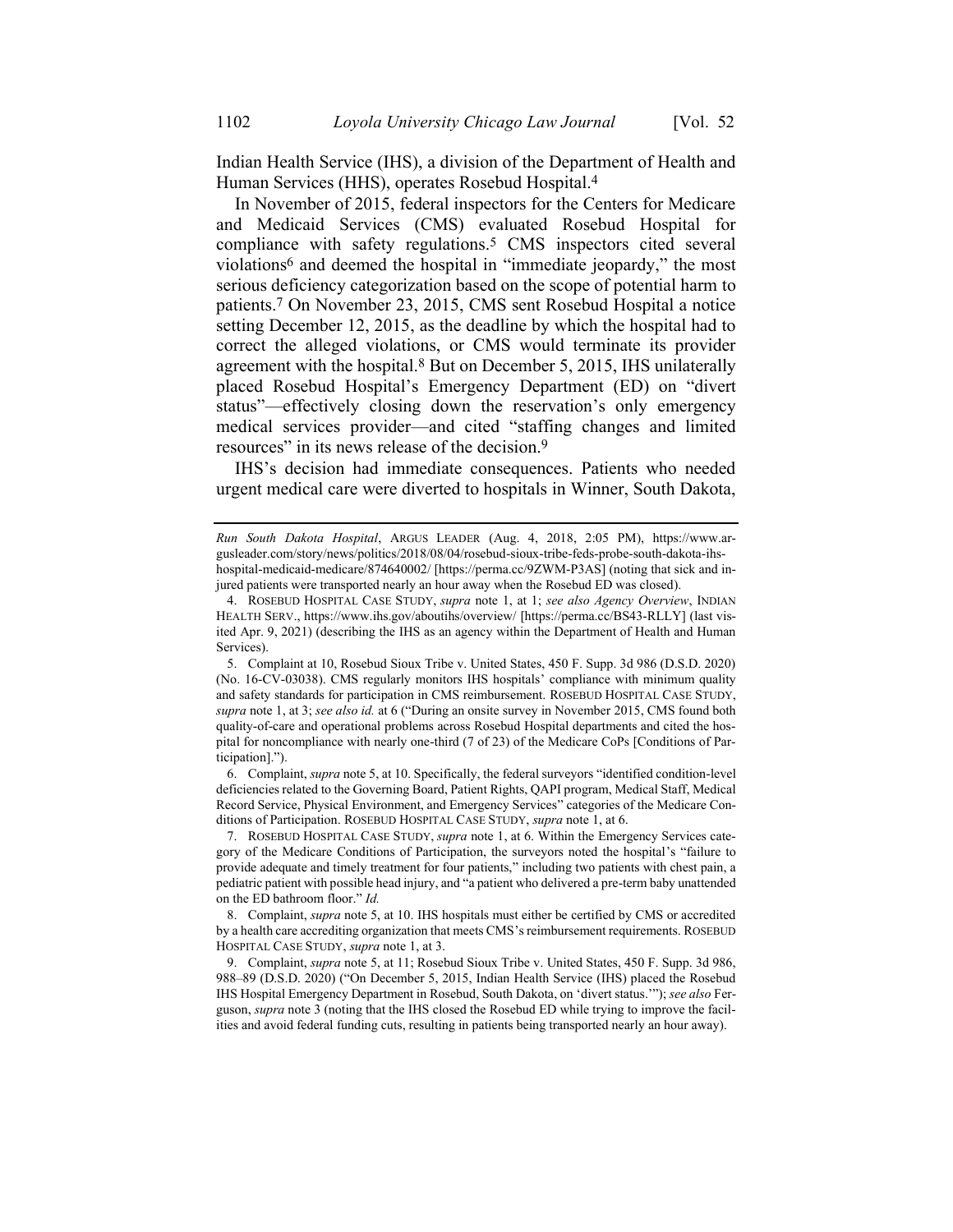Indian Health Service (IHS), a division of the Department of Health and Human Services (HHS), operates Rosebud Hospital.[4]

In November of 2015, federal inspectors for the Centers for Medicare and Medicaid Services (CMS) evaluated Rosebud Hospital for compliance with safety regulations.[5] CMS inspectors cited several violations[6] and deemed the hospital in "immediate jeopardy," the most serious deficiency categorization based on the scope of potential harm to patients.[7] On November 23, 2015, CMS sent Rosebud Hospital a notice setting December 12, 2015, as the deadline by which the hospital had to correct the alleged violations, or CMS would terminate its provider agreement with the hospital.[8] But on December 5, 2015, IHS unilaterally placed Rosebud Hospital's Emergency Department (ED) on "divert status"—effectively closing down the reservation's only emergency medical services provider—and cited "staffing changes and limited resources" in its news release of the decision.[9]

IHS's decision had immediate consequences. Patients who needed urgent medical care were diverted to hospitals in Winner, South Dakota,

---

*Run South Dakota Hospital*, ARGUS LEADER (Aug. 4, 2018, 2:05 PM), https://www.argusleader.com/story/news/politics/2018/08/04/rosebud-sioux-tribe-feds-probe-south-dakota-ihs-hospital-medicaid-medicare/874640002/ [https://perma.cc/9ZWM-P3AS] (noting that sick and injured patients were transported nearly an hour away when the Rosebud ED was closed).

4. ROSEBUD HOSPITAL CASE STUDY, *supra* note 1, at 1; *see also Agency Overview*, INDIAN HEALTH SERV., https://www.ihs.gov/aboutihs/overview/ [https://perma.cc/BS43-RLLY] (last visited Apr. 9, 2021) (describing the IHS as an agency within the Department of Health and Human Services).

5. Complaint at 10, Rosebud Sioux Tribe v. United States, 450 F. Supp. 3d 986 (D.S.D. 2020) (No. 16-CV-03038). CMS regularly monitors IHS hospitals' compliance with minimum quality and safety standards for participation in CMS reimbursement. ROSEBUD HOSPITAL CASE STUDY, *supra* note 1, at 3; *see also id.* at 6 ("During an onsite survey in November 2015, CMS found both quality-of-care and operational problems across Rosebud Hospital departments and cited the hospital for noncompliance with nearly one-third (7 of 23) of the Medicare CoPs [Conditions of Participation].").

6. Complaint, *supra* note 5, at 10. Specifically, the federal surveyors "identified condition-level deficiencies related to the Governing Board, Patient Rights, QAPI program, Medical Staff, Medical Record Service, Physical Environment, and Emergency Services" categories of the Medicare Conditions of Participation. ROSEBUD HOSPITAL CASE STUDY, *supra* note 1, at 6.

7. ROSEBUD HOSPITAL CASE STUDY, *supra* note 1, at 6. Within the Emergency Services category of the Medicare Conditions of Participation, the surveyors noted the hospital's "failure to provide adequate and timely treatment for four patients," including two patients with chest pain, a pediatric patient with possible head injury, and "a patient who delivered a pre-term baby unattended on the ED bathroom floor." *Id.*

8. Complaint, *supra* note 5, at 10. IHS hospitals must either be certified by CMS or accredited by a health care accrediting organization that meets CMS's reimbursement requirements. ROSEBUD HOSPITAL CASE STUDY, *supra* note 1, at 3.

9. Complaint, *supra* note 5, at 11; Rosebud Sioux Tribe v. United States, 450 F. Supp. 3d 986, 988–89 (D.S.D. 2020) ("On December 5, 2015, Indian Health Service (IHS) placed the Rosebud IHS Hospital Emergency Department in Rosebud, South Dakota, on 'divert status.'"); *see also* Ferguson, *supra* note 3 (noting that the IHS closed the Rosebud ED while trying to improve the facilities and avoid federal funding cuts, resulting in patients being transported nearly an hour away).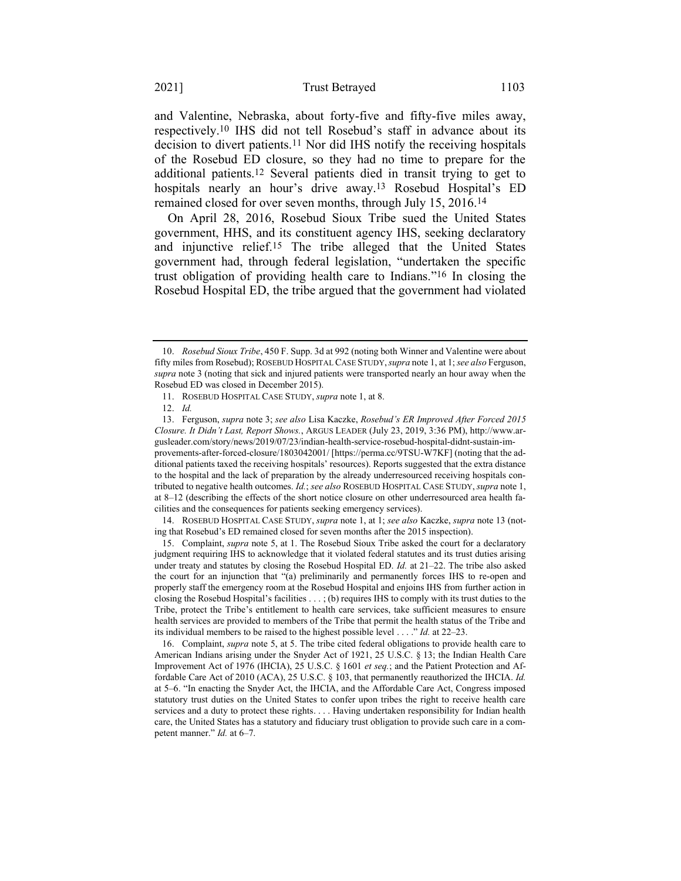and Valentine, Nebraska, about forty-five and fifty-five miles away, respectively.[10] IHS did not tell Rosebud's staff in advance about its decision to divert patients.[11] Nor did IHS notify the receiving hospitals of the Rosebud ED closure, so they had no time to prepare for the additional patients.[12] Several patients died in transit trying to get to hospitals nearly an hour's drive away.[13] Rosebud Hospital's ED remained closed for over seven months, through July 15, 2016.[14]

On April 28, 2016, Rosebud Sioux Tribe sued the United States government, HHS, and its constituent agency IHS, seeking declaratory and injunctive relief.[15] The tribe alleged that the United States government had, through federal legislation, "undertaken the specific trust obligation of providing health care to Indians."[16] In closing the Rosebud Hospital ED, the tribe argued that the government had violated

---

10. *Rosebud Sioux Tribe*, 450 F. Supp. 3d at 992 (noting both Winner and Valentine were about fifty miles from Rosebud); ROSEBUD HOSPITAL CASE STUDY, *supra* note 1, at 1; *see also* Ferguson, *supra* note 3 (noting that sick and injured patients were transported nearly an hour away when the Rosebud ED was closed in December 2015).

11. ROSEBUD HOSPITAL CASE STUDY, *supra* note 1, at 8.

12. *Id.*

13. Ferguson, *supra* note 3; *see also* Lisa Kaczke, *Rosebud's ER Improved After Forced 2015 Closure. It Didn't Last, Report Shows.*, ARGUS LEADER (July 23, 2019, 3:36 PM), http://www.argusleader.com/story/news/2019/07/23/indian-health-service-rosebud-hospital-didnt-sustain-improvements-after-forced-closure/1803042001/ [https://perma.cc/9TSU-W7KF] (noting that the additional patients taxed the receiving hospitals' resources). Reports suggested that the extra distance to the hospital and the lack of preparation by the already underresourced receiving hospitals contributed to negative health outcomes. *Id.*; *see also* ROSEBUD HOSPITAL CASE STUDY, *supra* note 1, at 8–12 (describing the effects of the short notice closure on other underresourced area health facilities and the consequences for patients seeking emergency services).

14. ROSEBUD HOSPITAL CASE STUDY, *supra* note 1, at 1; *see also* Kaczke, *supra* note 13 (noting that Rosebud's ED remained closed for seven months after the 2015 inspection).

15. Complaint, *supra* note 5, at 1. The Rosebud Sioux Tribe asked the court for a declaratory judgment requiring IHS to acknowledge that it violated federal statutes and its trust duties arising under treaty and statutes by closing the Rosebud Hospital ED. *Id.* at 21–22. The tribe also asked the court for an injunction that "(a) preliminarily and permanently forces IHS to re-open and properly staff the emergency room at the Rosebud Hospital and enjoins IHS from further action in closing the Rosebud Hospital's facilities . . . ; (b) requires IHS to comply with its trust duties to the Tribe, protect the Tribe's entitlement to health care services, take sufficient measures to ensure health services are provided to members of the Tribe that permit the health status of the Tribe and its individual members to be raised to the highest possible level . . . ." *Id.* at 22–23.

16. Complaint, *supra* note 5, at 5. The tribe cited federal obligations to provide health care to American Indians arising under the Snyder Act of 1921, 25 U.S.C. § 13; the Indian Health Care Improvement Act of 1976 (IHCIA), 25 U.S.C. § 1601 *et seq.*; and the Patient Protection and Affordable Care Act of 2010 (ACA), 25 U.S.C. § 103, that permanently reauthorized the IHCIA. *Id.* at 5–6. "In enacting the Snyder Act, the IHCIA, and the Affordable Care Act, Congress imposed statutory trust duties on the United States to confer upon tribes the right to receive health care services and a duty to protect these rights. . . . Having undertaken responsibility for Indian health care, the United States has a statutory and fiduciary trust obligation to provide such care in a competent manner." *Id.* at 6–7.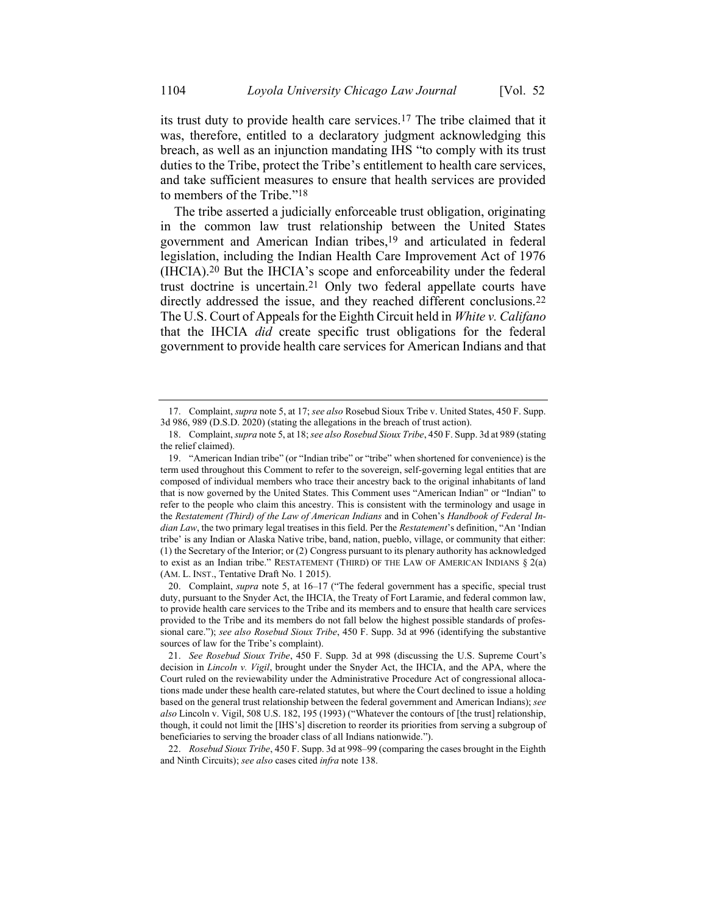its trust duty to provide health care services.[17] The tribe claimed that it was, therefore, entitled to a declaratory judgment acknowledging this breach, as well as an injunction mandating IHS "to comply with its trust duties to the Tribe, protect the Tribe's entitlement to health care services, and take sufficient measures to ensure that health services are provided to members of the Tribe."[18]

The tribe asserted a judicially enforceable trust obligation, originating in the common law trust relationship between the United States government and American Indian tribes,[19] and articulated in federal legislation, including the Indian Health Care Improvement Act of 1976 (IHCIA).[20] But the IHCIA's scope and enforceability under the federal trust doctrine is uncertain.[21] Only two federal appellate courts have directly addressed the issue, and they reached different conclusions.[22] The U.S. Court of Appeals for the Eighth Circuit held in *White v. Califano* that the IHCIA *did* create specific trust obligations for the federal government to provide health care services for American Indians and that

---

17. Complaint, *supra* note 5, at 17; *see also* Rosebud Sioux Tribe v. United States, 450 F. Supp. 3d 986, 989 (D.S.D. 2020) (stating the allegations in the breach of trust action).

18. Complaint, *supra* note 5, at 18; *see also Rosebud Sioux Tribe*, 450 F. Supp. 3d at 989 (stating the relief claimed).

19. "American Indian tribe" (or "Indian tribe" or "tribe" when shortened for convenience) is the term used throughout this Comment to refer to the sovereign, self-governing legal entities that are composed of individual members who trace their ancestry back to the original inhabitants of land that is now governed by the United States. This Comment uses "American Indian" or "Indian" to refer to the people who claim this ancestry. This is consistent with the terminology and usage in the *Restatement (Third) of the Law of American Indians* and in Cohen's *Handbook of Federal Indian Law*, the two primary legal treatises in this field. Per the *Restatement*'s definition, "An 'Indian tribe' is any Indian or Alaska Native tribe, band, nation, pueblo, village, or community that either: (1) the Secretary of the Interior; or (2) Congress pursuant to its plenary authority has acknowledged to exist as an Indian tribe." RESTATEMENT (THIRD) OF THE LAW OF AMERICAN INDIANS § 2(a) (AM. L. INST., Tentative Draft No. 1 2015).

20. Complaint, *supra* note 5, at 16–17 ("The federal government has a specific, special trust duty, pursuant to the Snyder Act, the IHCIA, the Treaty of Fort Laramie, and federal common law, to provide health care services to the Tribe and its members and to ensure that health care services provided to the Tribe and its members do not fall below the highest possible standards of professional care."); *see also Rosebud Sioux Tribe*, 450 F. Supp. 3d at 996 (identifying the substantive sources of law for the Tribe's complaint).

21. *See Rosebud Sioux Tribe*, 450 F. Supp. 3d at 998 (discussing the U.S. Supreme Court's decision in *Lincoln v. Vigil*, brought under the Snyder Act, the IHCIA, and the APA, where the Court ruled on the reviewability under the Administrative Procedure Act of congressional allocations made under these health care-related statutes, but where the Court declined to issue a holding based on the general trust relationship between the federal government and American Indians); *see also* Lincoln v. Vigil, 508 U.S. 182, 195 (1993) ("Whatever the contours of [the trust] relationship, though, it could not limit the [IHS's] discretion to reorder its priorities from serving a subgroup of beneficiaries to serving the broader class of all Indians nationwide.").

22. *Rosebud Sioux Tribe*, 450 F. Supp. 3d at 998–99 (comparing the cases brought in the Eighth and Ninth Circuits); *see also* cases cited *infra* note 138.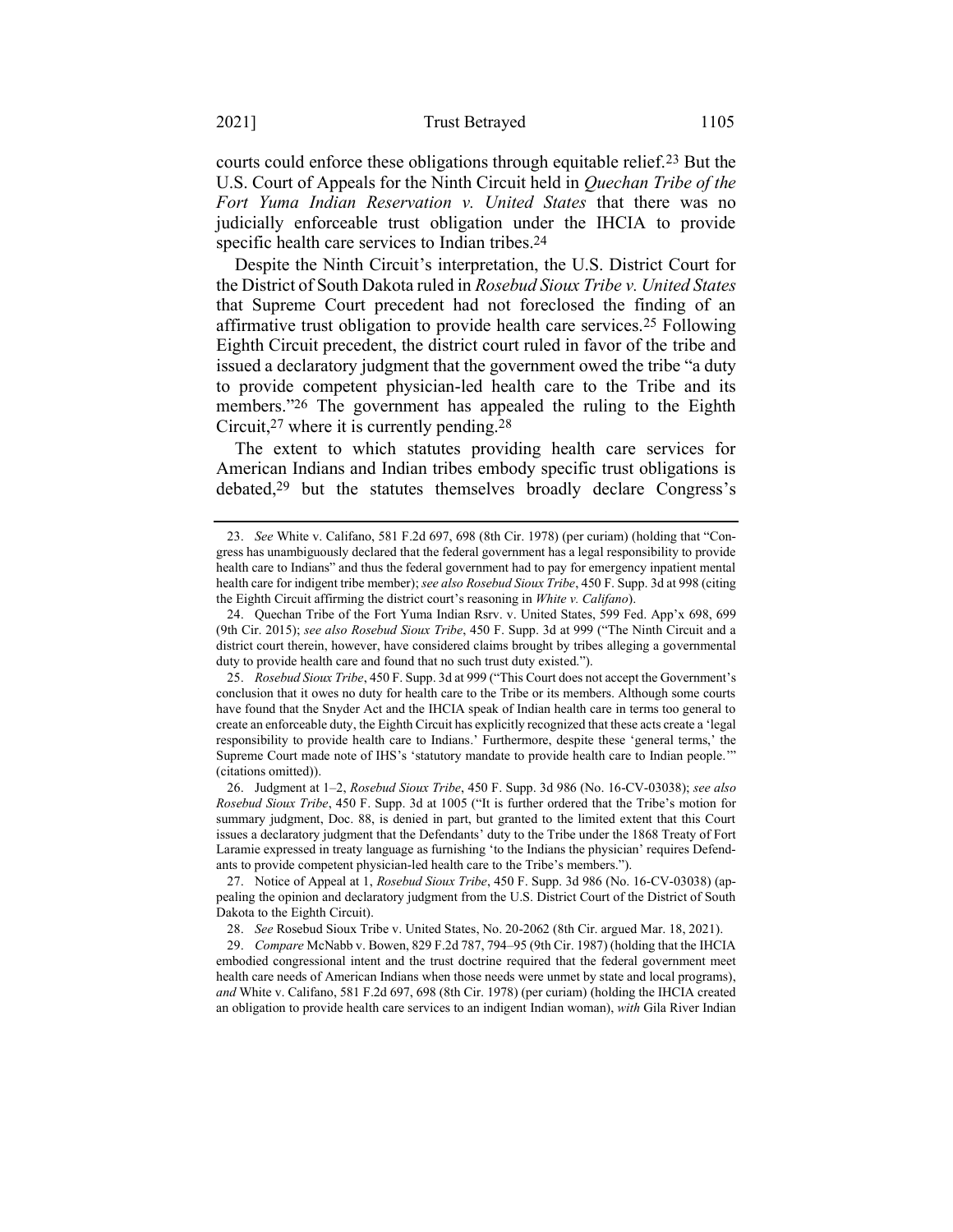courts could enforce these obligations through equitable relief.[23] But the U.S. Court of Appeals for the Ninth Circuit held in *Quechan Tribe of the Fort Yuma Indian Reservation v. United States* that there was no judicially enforceable trust obligation under the IHCIA to provide specific health care services to Indian tribes.[24]

Despite the Ninth Circuit's interpretation, the U.S. District Court for the District of South Dakota ruled in *Rosebud Sioux Tribe v. United States* that Supreme Court precedent had not foreclosed the finding of an affirmative trust obligation to provide health care services.[25] Following Eighth Circuit precedent, the district court ruled in favor of the tribe and issued a declaratory judgment that the government owed the tribe "a duty to provide competent physician-led health care to the Tribe and its members."[26] The government has appealed the ruling to the Eighth Circuit,[27] where it is currently pending.[28]

The extent to which statutes providing health care services for American Indians and Indian tribes embody specific trust obligations is debated,[29] but the statutes themselves broadly declare Congress's

---

23. *See* White v. Califano, 581 F.2d 697, 698 (8th Cir. 1978) (per curiam) (holding that "Congress has unambiguously declared that the federal government has a legal responsibility to provide health care to Indians" and thus the federal government had to pay for emergency inpatient mental health care for indigent tribe member); *see also Rosebud Sioux Tribe*, 450 F. Supp. 3d at 998 (citing the Eighth Circuit affirming the district court's reasoning in *White v. Califano*).

24. Quechan Tribe of the Fort Yuma Indian Rsrv. v. United States, 599 Fed. App'x 698, 699 (9th Cir. 2015); *see also Rosebud Sioux Tribe*, 450 F. Supp. 3d at 999 ("The Ninth Circuit and a district court therein, however, have considered claims brought by tribes alleging a governmental duty to provide health care and found that no such trust duty existed.").

25. *Rosebud Sioux Tribe*, 450 F. Supp. 3d at 999 ("This Court does not accept the Government's conclusion that it owes no duty for health care to the Tribe or its members. Although some courts have found that the Snyder Act and the IHCIA speak of Indian health care in terms too general to create an enforceable duty, the Eighth Circuit has explicitly recognized that these acts create a 'legal responsibility to provide health care to Indians.' Furthermore, despite these 'general terms,' the Supreme Court made note of IHS's 'statutory mandate to provide health care to Indian people.'" (citations omitted)).

26. Judgment at 1–2, *Rosebud Sioux Tribe*, 450 F. Supp. 3d 986 (No. 16-CV-03038); *see also Rosebud Sioux Tribe*, 450 F. Supp. 3d at 1005 ("It is further ordered that the Tribe's motion for summary judgment, Doc. 88, is denied in part, but granted to the limited extent that this Court issues a declaratory judgment that the Defendants' duty to the Tribe under the 1868 Treaty of Fort Laramie expressed in treaty language as furnishing 'to the Indians the physician' requires Defendants to provide competent physician-led health care to the Tribe's members.").

27. Notice of Appeal at 1, *Rosebud Sioux Tribe*, 450 F. Supp. 3d 986 (No. 16-CV-03038) (appealing the opinion and declaratory judgment from the U.S. District Court of the District of South Dakota to the Eighth Circuit).

28. *See* Rosebud Sioux Tribe v. United States, No. 20-2062 (8th Cir. argued Mar. 18, 2021).

29. *Compare* McNabb v. Bowen, 829 F.2d 787, 794–95 (9th Cir. 1987) (holding that the IHCIA embodied congressional intent and the trust doctrine required that the federal government meet health care needs of American Indians when those needs were unmet by state and local programs), *and* White v. Califano, 581 F.2d 697, 698 (8th Cir. 1978) (per curiam) (holding the IHCIA created an obligation to provide health care services to an indigent Indian woman), *with* Gila River Indian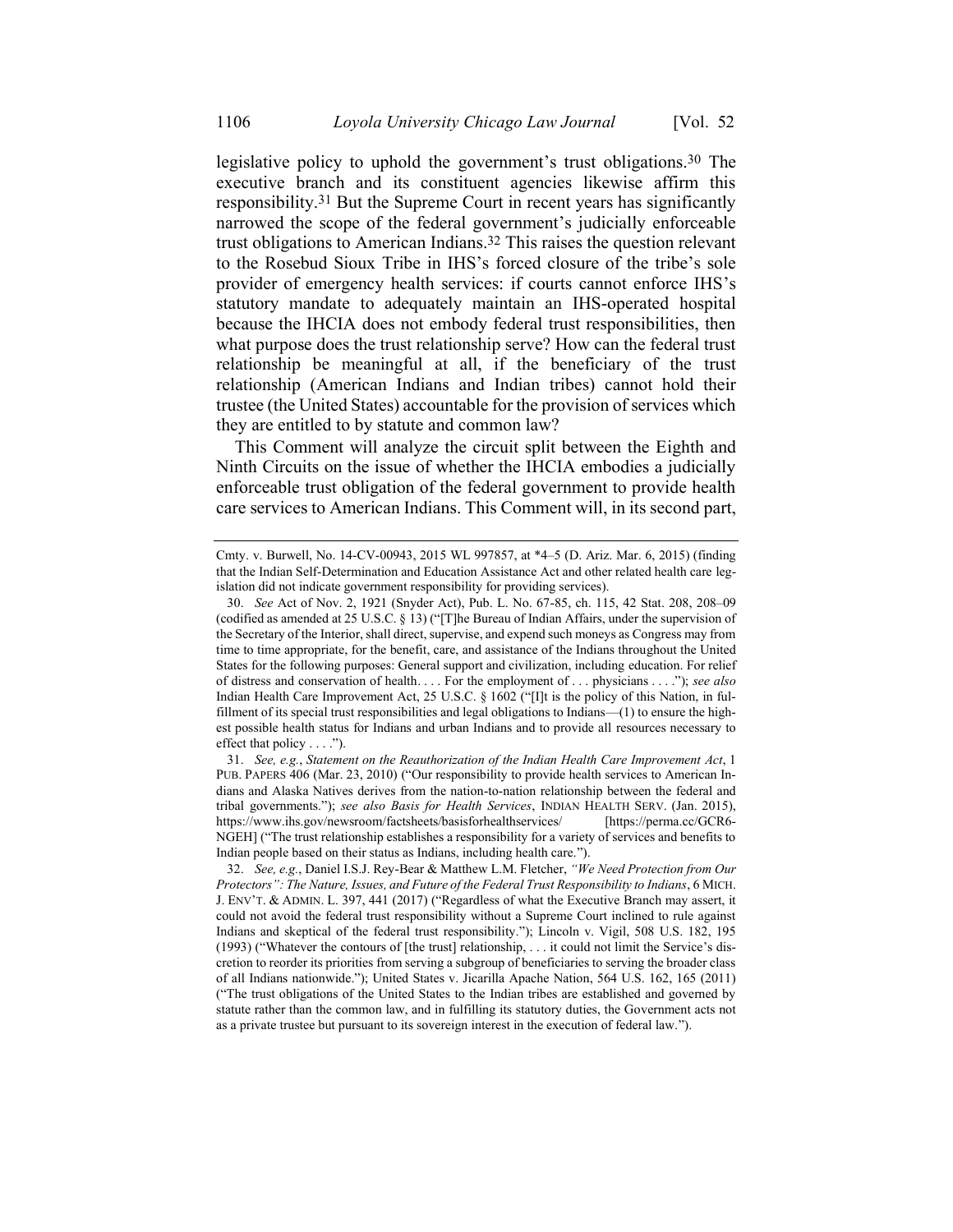legislative policy to uphold the government's trust obligations.[30] The executive branch and its constituent agencies likewise affirm this responsibility.[31] But the Supreme Court in recent years has significantly narrowed the scope of the federal government's judicially enforceable trust obligations to American Indians.[32] This raises the question relevant to the Rosebud Sioux Tribe in IHS's forced closure of the tribe's sole provider of emergency health services: if courts cannot enforce IHS's statutory mandate to adequately maintain an IHS-operated hospital because the IHCIA does not embody federal trust responsibilities, then what purpose does the trust relationship serve? How can the federal trust relationship be meaningful at all, if the beneficiary of the trust relationship (American Indians and Indian tribes) cannot hold their trustee (the United States) accountable for the provision of services which they are entitled to by statute and common law?

This Comment will analyze the circuit split between the Eighth and Ninth Circuits on the issue of whether the IHCIA embodies a judicially enforceable trust obligation of the federal government to provide health care services to American Indians. This Comment will, in its second part,

---

Cmty. v. Burwell, No. 14-CV-00943, 2015 WL 997857, at *4–5 (D. Ariz. Mar. 6, 2015) (finding that the Indian Self-Determination and Education Assistance Act and other related health care legislation did not indicate government responsibility for providing services).

30. *See* Act of Nov. 2, 1921 (Snyder Act), Pub. L. No. 67-85, ch. 115, 42 Stat. 208, 208–09 (codified as amended at 25 U.S.C. § 13) ("[T]he Bureau of Indian Affairs, under the supervision of the Secretary of the Interior, shall direct, supervise, and expend such moneys as Congress may from time to time appropriate, for the benefit, care, and assistance of the Indians throughout the United States for the following purposes: General support and civilization, including education. For relief of distress and conservation of health. . . . For the employment of . . . physicians . . . ."); *see also* Indian Health Care Improvement Act, 25 U.S.C. § 1602 ("[I]t is the policy of this Nation, in fulfillment of its special trust responsibilities and legal obligations to Indians—(1) to ensure the highest possible health status for Indians and urban Indians and to provide all resources necessary to effect that policy . . . .").

31. *See, e.g.*, *Statement on the Reauthorization of the Indian Health Care Improvement Act*, 1 PUB. PAPERS 406 (Mar. 23, 2010) ("Our responsibility to provide health services to American Indians and Alaska Natives derives from the nation-to-nation relationship between the federal and tribal governments."); *see also Basis for Health Services*, INDIAN HEALTH SERV. (Jan. 2015), https://www.ihs.gov/newsroom/factsheets/basisforhealthservices/ [https://perma.cc/GCR6-NGEH] ("The trust relationship establishes a responsibility for a variety of services and benefits to Indian people based on their status as Indians, including health care.").

32. *See, e.g.*, Daniel I.S.J. Rey-Bear & Matthew L.M. Fletcher, *"We Need Protection from Our Protectors": The Nature, Issues, and Future of the Federal Trust Responsibility to Indians*, 6 MICH. J. ENV'T. & ADMIN. L. 397, 441 (2017) ("Regardless of what the Executive Branch may assert, it could not avoid the federal trust responsibility without a Supreme Court inclined to rule against Indians and skeptical of the federal trust responsibility."); Lincoln v. Vigil, 508 U.S. 182, 195 (1993) ("Whatever the contours of [the trust] relationship, . . . it could not limit the Service's discretion to reorder its priorities from serving a subgroup of beneficiaries to serving the broader class of all Indians nationwide."); United States v. Jicarilla Apache Nation, 564 U.S. 162, 165 (2011) ("The trust obligations of the United States to the Indian tribes are established and governed by statute rather than the common law, and in fulfilling its statutory duties, the Government acts not as a private trustee but pursuant to its sovereign interest in the execution of federal law.").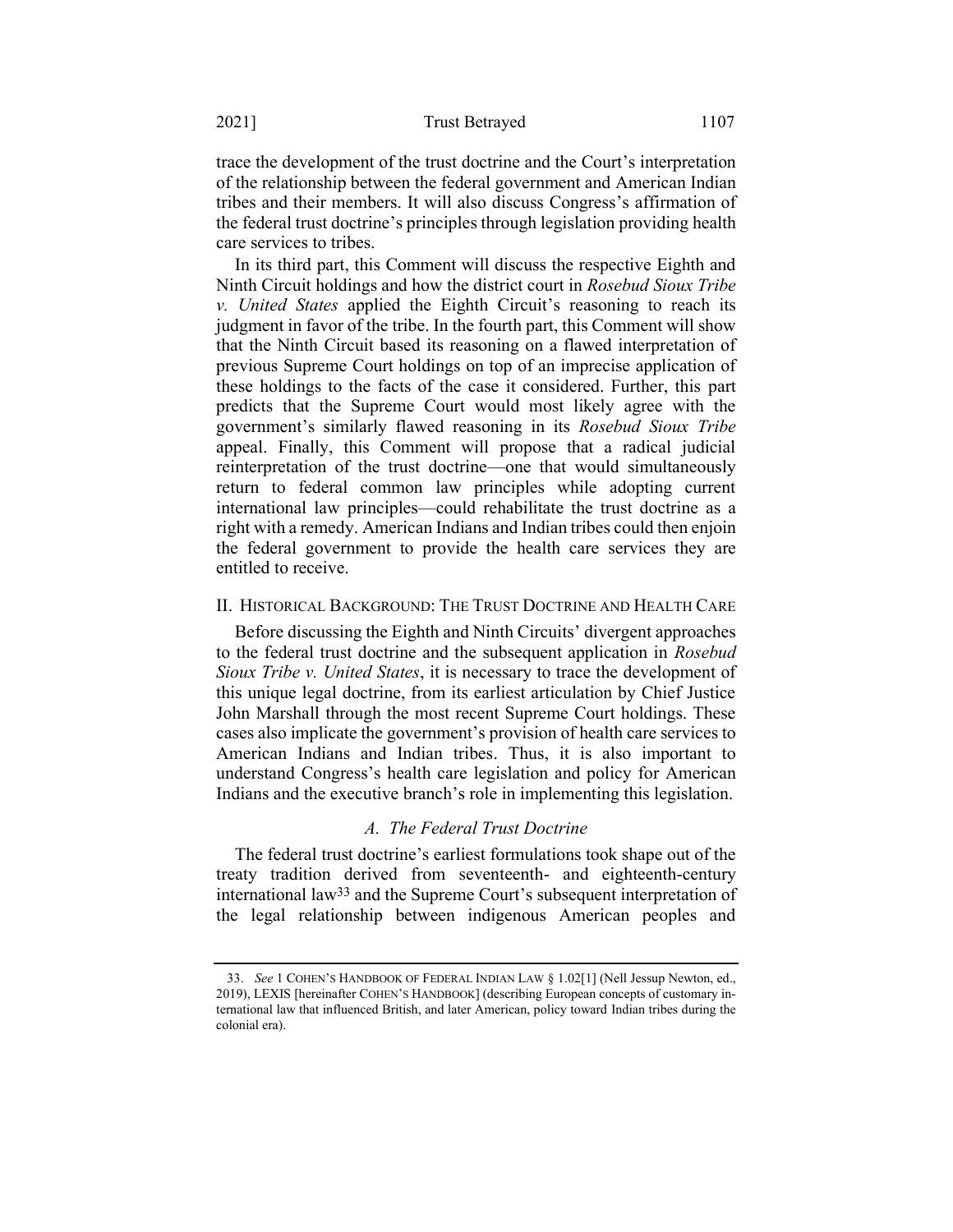trace the development of the trust doctrine and the Court's interpretation of the relationship between the federal government and American Indian tribes and their members. It will also discuss Congress's affirmation of the federal trust doctrine's principles through legislation providing health care services to tribes.

In its third part, this Comment will discuss the respective Eighth and Ninth Circuit holdings and how the district court in *Rosebud Sioux Tribe v. United States* applied the Eighth Circuit's reasoning to reach its judgment in favor of the tribe. In the fourth part, this Comment will show that the Ninth Circuit based its reasoning on a flawed interpretation of previous Supreme Court holdings on top of an imprecise application of these holdings to the facts of the case it considered. Further, this part predicts that the Supreme Court would most likely agree with the government's similarly flawed reasoning in its *Rosebud Sioux Tribe* appeal. Finally, this Comment will propose that a radical judicial reinterpretation of the trust doctrine—one that would simultaneously return to federal common law principles while adopting current international law principles—could rehabilitate the trust doctrine as a right with a remedy. American Indians and Indian tribes could then enjoin the federal government to provide the health care services they are entitled to receive.

## II. Historical Background: The Trust Doctrine and Health Care

Before discussing the Eighth and Ninth Circuits' divergent approaches to the federal trust doctrine and the subsequent application in *Rosebud Sioux Tribe v. United States*, it is necessary to trace the development of this unique legal doctrine, from its earliest articulation by Chief Justice John Marshall through the most recent Supreme Court holdings. These cases also implicate the government's provision of health care services to American Indians and Indian tribes. Thus, it is also important to understand Congress's health care legislation and policy for American Indians and the executive branch's role in implementing this legislation.

### *A. The Federal Trust Doctrine*

The federal trust doctrine's earliest formulations took shape out of the treaty tradition derived from seventeenth- and eighteenth-century international law[33] and the Supreme Court's subsequent interpretation of the legal relationship between indigenous American peoples and

33. *See* 1 Cohen's Handbook of Federal Indian Law § 1.02[1] (Nell Jessup Newton, ed., 2019), LEXIS [hereinafter Cohen's Handbook] (describing European concepts of customary international law that influenced British, and later American, policy toward Indian tribes during the colonial era).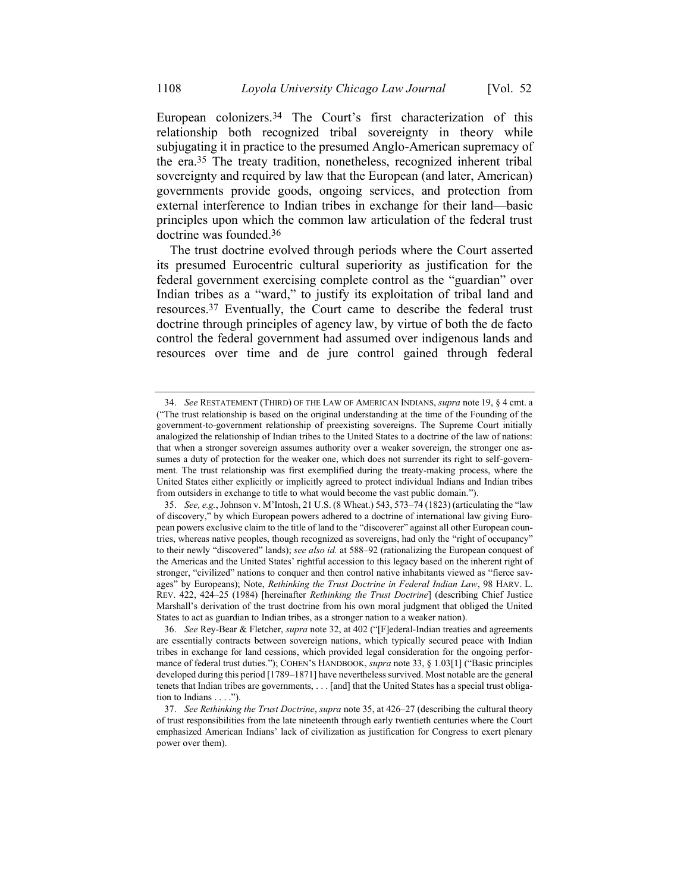European colonizers.[34] The Court's first characterization of this relationship both recognized tribal sovereignty in theory while subjugating it in practice to the presumed Anglo-American supremacy of the era.[35] The treaty tradition, nonetheless, recognized inherent tribal sovereignty and required by law that the European (and later, American) governments provide goods, ongoing services, and protection from external interference to Indian tribes in exchange for their land—basic principles upon which the common law articulation of the federal trust doctrine was founded.[36]

The trust doctrine evolved through periods where the Court asserted its presumed Eurocentric cultural superiority as justification for the federal government exercising complete control as the "guardian" over Indian tribes as a "ward," to justify its exploitation of tribal land and resources.[37] Eventually, the Court came to describe the federal trust doctrine through principles of agency law, by virtue of both the de facto control the federal government had assumed over indigenous lands and resources over time and de jure control gained through federal

---

34. *See* RESTATEMENT (THIRD) OF THE LAW OF AMERICAN INDIANS, *supra* note 19, § 4 cmt. a ("The trust relationship is based on the original understanding at the time of the Founding of the government-to-government relationship of preexisting sovereigns. The Supreme Court initially analogized the relationship of Indian tribes to the United States to a doctrine of the law of nations: that when a stronger sovereign assumes authority over a weaker sovereign, the stronger one assumes a duty of protection for the weaker one, which does not surrender its right to self-government. The trust relationship was first exemplified during the treaty-making process, where the United States either explicitly or implicitly agreed to protect individual Indians and Indian tribes from outsiders in exchange to title to what would become the vast public domain.").

35. *See, e.g.*, Johnson v. M'Intosh, 21 U.S. (8 Wheat.) 543, 573–74 (1823) (articulating the "law of discovery," by which European powers adhered to a doctrine of international law giving European powers exclusive claim to the title of land to the "discoverer" against all other European countries, whereas native peoples, though recognized as sovereigns, had only the "right of occupancy" to their newly "discovered" lands); *see also id.* at 588–92 (rationalizing the European conquest of the Americas and the United States' rightful accession to this legacy based on the inherent right of stronger, "civilized" nations to conquer and then control native inhabitants viewed as "fierce savages" by Europeans); Note, *Rethinking the Trust Doctrine in Federal Indian Law*, 98 HARV. L. REV. 422, 424–25 (1984) [hereinafter *Rethinking the Trust Doctrine*] (describing Chief Justice Marshall's derivation of the trust doctrine from his own moral judgment that obliged the United States to act as guardian to Indian tribes, as a stronger nation to a weaker nation).

36. *See* Rey-Bear & Fletcher, *supra* note 32, at 402 ("[F]ederal-Indian treaties and agreements are essentially contracts between sovereign nations, which typically secured peace with Indian tribes in exchange for land cessions, which provided legal consideration for the ongoing performance of federal trust duties."); COHEN'S HANDBOOK, *supra* note 33, § 1.03[1] ("Basic principles developed during this period [1789–1871] have nevertheless survived. Most notable are the general tenets that Indian tribes are governments, . . . [and] that the United States has a special trust obligation to Indians . . . .").

37. *See Rethinking the Trust Doctrine*, *supra* note 35, at 426–27 (describing the cultural theory of trust responsibilities from the late nineteenth through early twentieth centuries where the Court emphasized American Indians' lack of civilization as justification for Congress to exert plenary power over them).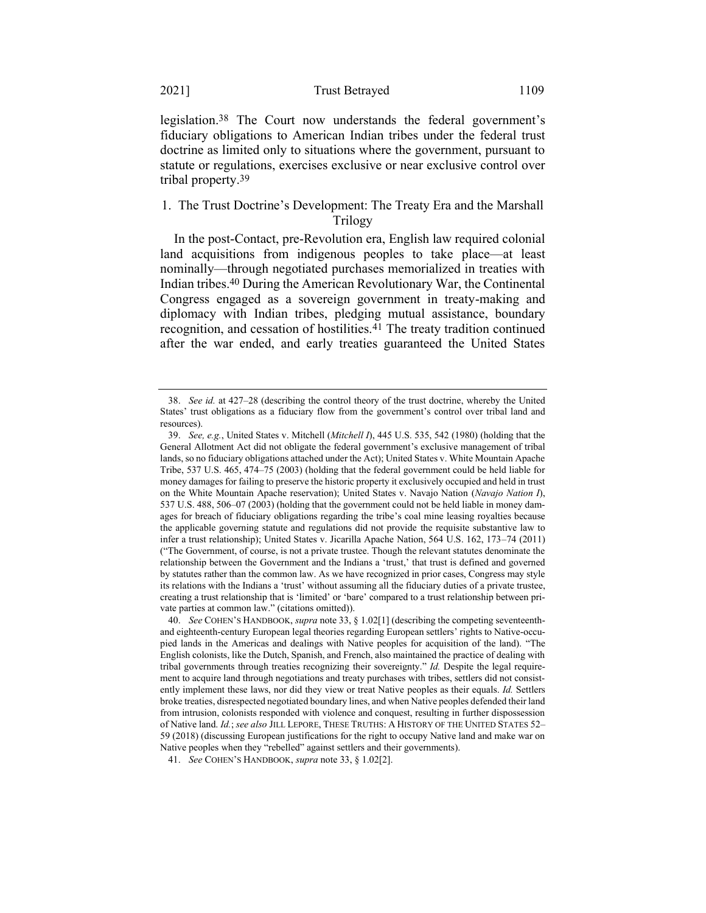legislation.[38] The Court now understands the federal government's fiduciary obligations to American Indian tribes under the federal trust doctrine as limited only to situations where the government, pursuant to statute or regulations, exercises exclusive or near exclusive control over tribal property.[39]

### 1. The Trust Doctrine's Development: The Treaty Era and the Marshall Trilogy

In the post-Contact, pre-Revolution era, English law required colonial land acquisitions from indigenous peoples to take place—at least nominally—through negotiated purchases memorialized in treaties with Indian tribes.[40] During the American Revolutionary War, the Continental Congress engaged as a sovereign government in treaty-making and diplomacy with Indian tribes, pledging mutual assistance, boundary recognition, and cessation of hostilities.[41] The treaty tradition continued after the war ended, and early treaties guaranteed the United States

---

38. *See id.* at 427–28 (describing the control theory of the trust doctrine, whereby the United States' trust obligations as a fiduciary flow from the government's control over tribal land and resources).

39. *See, e.g.*, United States v. Mitchell (*Mitchell I*), 445 U.S. 535, 542 (1980) (holding that the General Allotment Act did not obligate the federal government's exclusive management of tribal lands, so no fiduciary obligations attached under the Act); United States v. White Mountain Apache Tribe, 537 U.S. 465, 474–75 (2003) (holding that the federal government could be held liable for money damages for failing to preserve the historic property it exclusively occupied and held in trust on the White Mountain Apache reservation); United States v. Navajo Nation (*Navajo Nation I*), 537 U.S. 488, 506–07 (2003) (holding that the government could not be held liable in money damages for breach of fiduciary obligations regarding the tribe's coal mine leasing royalties because the applicable governing statute and regulations did not provide the requisite substantive law to infer a trust relationship); United States v. Jicarilla Apache Nation, 564 U.S. 162, 173–74 (2011) ("The Government, of course, is not a private trustee. Though the relevant statutes denominate the relationship between the Government and the Indians a 'trust,' that trust is defined and governed by statutes rather than the common law. As we have recognized in prior cases, Congress may style its relations with the Indians a 'trust' without assuming all the fiduciary duties of a private trustee, creating a trust relationship that is 'limited' or 'bare' compared to a trust relationship between private parties at common law." (citations omitted)).

40. *See* COHEN'S HANDBOOK, *supra* note 33, § 1.02[1] (describing the competing seventeenth- and eighteenth-century European legal theories regarding European settlers' rights to Native-occupied lands in the Americas and dealings with Native peoples for acquisition of the land). "The English colonists, like the Dutch, Spanish, and French, also maintained the practice of dealing with tribal governments through treaties recognizing their sovereignty." *Id.* Despite the legal requirement to acquire land through negotiations and treaty purchases with tribes, settlers did not consistently implement these laws, nor did they view or treat Native peoples as their equals. *Id.* Settlers broke treaties, disrespected negotiated boundary lines, and when Native peoples defended their land from intrusion, colonists responded with violence and conquest, resulting in further dispossession of Native land. *Id.*; *see also* JILL LEPORE, THESE TRUTHS: A HISTORY OF THE UNITED STATES 52–59 (2018) (discussing European justifications for the right to occupy Native land and make war on Native peoples when they "rebelled" against settlers and their governments).

41. *See* COHEN'S HANDBOOK, *supra* note 33, § 1.02[2].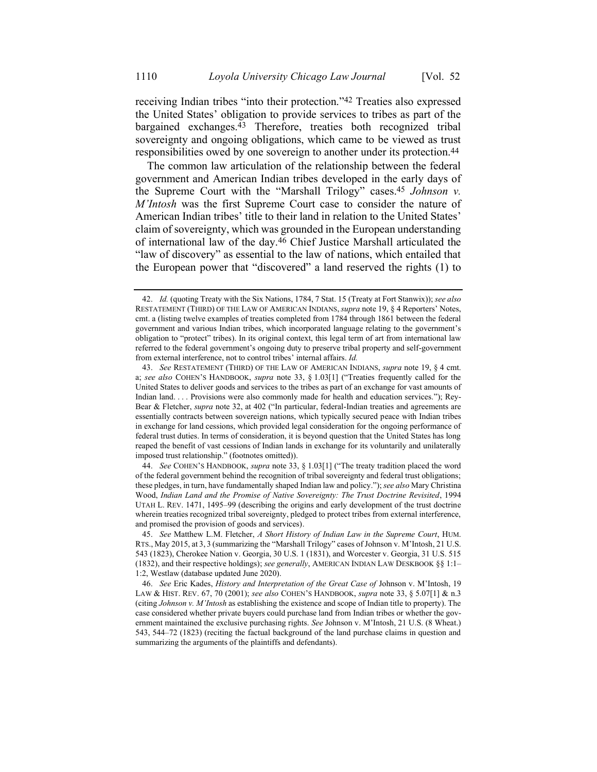receiving Indian tribes "into their protection."[42] Treaties also expressed the United States' obligation to provide services to tribes as part of the bargained exchanges.[43] Therefore, treaties both recognized tribal sovereignty and ongoing obligations, which came to be viewed as trust responsibilities owed by one sovereign to another under its protection.[44]

The common law articulation of the relationship between the federal government and American Indian tribes developed in the early days of the Supreme Court with the "Marshall Trilogy" cases.[45] *Johnson v. M'Intosh* was the first Supreme Court case to consider the nature of American Indian tribes' title to their land in relation to the United States' claim of sovereignty, which was grounded in the European understanding of international law of the day.[46] Chief Justice Marshall articulated the "law of discovery" as essential to the law of nations, which entailed that the European power that "discovered" a land reserved the rights (1) to

---

42. *Id.* (quoting Treaty with the Six Nations, 1784, 7 Stat. 15 (Treaty at Fort Stanwix)); *see also* RESTATEMENT (THIRD) OF THE LAW OF AMERICAN INDIANS, *supra* note 19, § 4 Reporters' Notes, cmt. a (listing twelve examples of treaties completed from 1784 through 1861 between the federal government and various Indian tribes, which incorporated language relating to the government's obligation to "protect" tribes). In its original context, this legal term of art from international law referred to the federal government's ongoing duty to preserve tribal property and self-government from external interference, not to control tribes' internal affairs. *Id.*

43. *See* RESTATEMENT (THIRD) OF THE LAW OF AMERICAN INDIANS, *supra* note 19, § 4 cmt. a; *see also* COHEN'S HANDBOOK, *supra* note 33, § 1.03[1] ("Treaties frequently called for the United States to deliver goods and services to the tribes as part of an exchange for vast amounts of Indian land. . . . Provisions were also commonly made for health and education services."); Rey-Bear & Fletcher, *supra* note 32, at 402 ("In particular, federal-Indian treaties and agreements are essentially contracts between sovereign nations, which typically secured peace with Indian tribes in exchange for land cessions, which provided legal consideration for the ongoing performance of federal trust duties. In terms of consideration, it is beyond question that the United States has long reaped the benefit of vast cessions of Indian lands in exchange for its voluntarily and unilaterally imposed trust relationship." (footnotes omitted)).

44. *See* COHEN'S HANDBOOK, *supra* note 33, § 1.03[1] ("The treaty tradition placed the word of the federal government behind the recognition of tribal sovereignty and federal trust obligations; these pledges, in turn, have fundamentally shaped Indian law and policy."); *see also* Mary Christina Wood, *Indian Land and the Promise of Native Sovereignty: The Trust Doctrine Revisited*, 1994 UTAH L. REV. 1471, 1495–99 (describing the origins and early development of the trust doctrine wherein treaties recognized tribal sovereignty, pledged to protect tribes from external interference, and promised the provision of goods and services).

45. *See* Matthew L.M. Fletcher, *A Short History of Indian Law in the Supreme Court*, HUM. RTS., May 2015, at 3, 3 (summarizing the "Marshall Trilogy" cases of Johnson v. M'Intosh, 21 U.S. 543 (1823), Cherokee Nation v. Georgia, 30 U.S. 1 (1831), and Worcester v. Georgia, 31 U.S. 515 (1832), and their respective holdings); *see generally*, AMERICAN INDIAN LAW DESKBOOK §§ 1:1–1:2, Westlaw (database updated June 2020).

46. *See* Eric Kades, *History and Interpretation of the Great Case of* Johnson v. M'Intosh, 19 LAW & HIST. REV. 67, 70 (2001); *see also* COHEN'S HANDBOOK, *supra* note 33, § 5.07[1] & n.3 (citing *Johnson v. M'Intosh* as establishing the existence and scope of Indian title to property). The case considered whether private buyers could purchase land from Indian tribes or whether the government maintained the exclusive purchasing rights. *See* Johnson v. M'Intosh, 21 U.S. (8 Wheat.) 543, 544–72 (1823) (reciting the factual background of the land purchase claims in question and summarizing the arguments of the plaintiffs and defendants).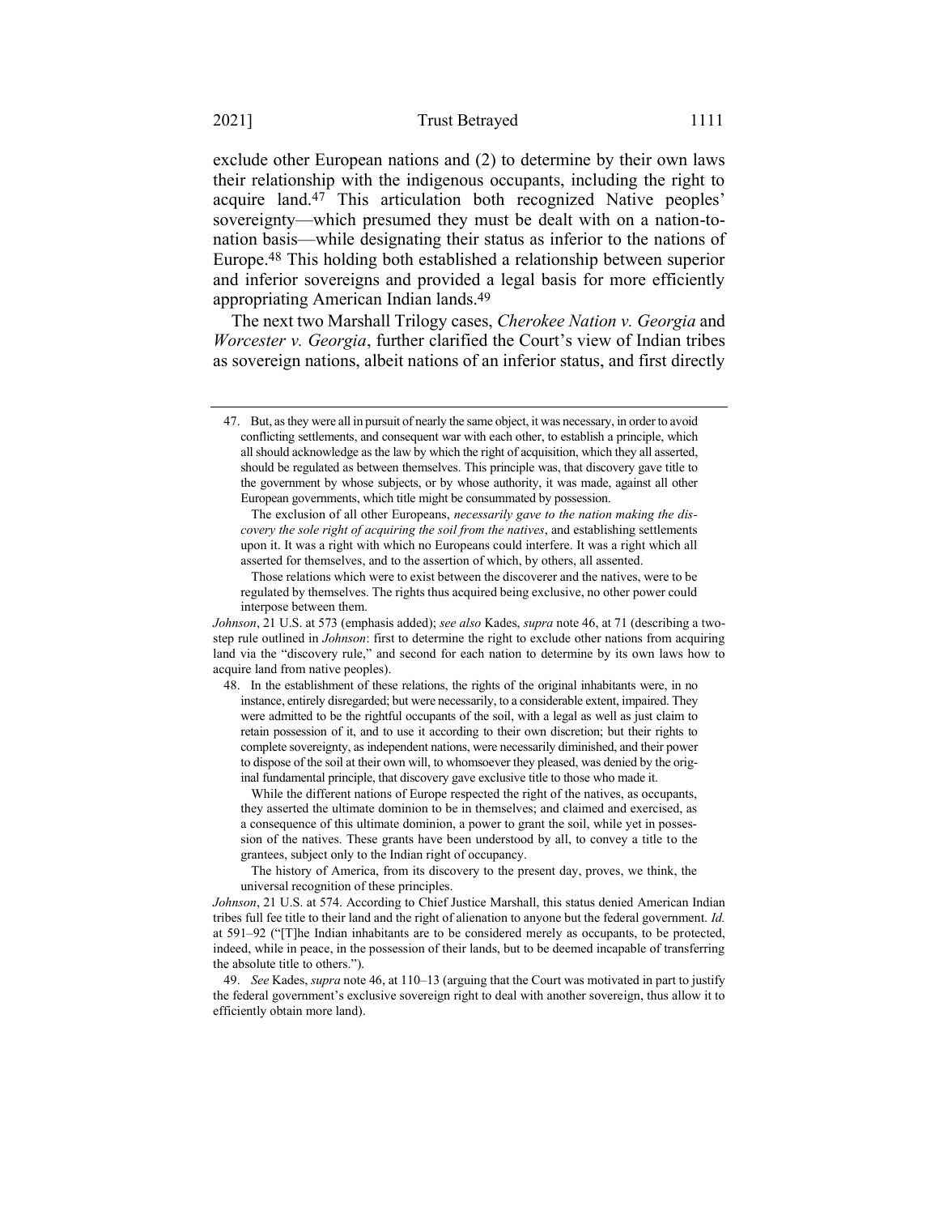exclude other European nations and (2) to determine by their own laws their relationship with the indigenous occupants, including the right to acquire land.[47] This articulation both recognized Native peoples' sovereignty—which presumed they must be dealt with on a nation-to-nation basis—while designating their status as inferior to the nations of Europe.[48] This holding both established a relationship between superior and inferior sovereigns and provided a legal basis for more efficiently appropriating American Indian lands.[49]

The next two Marshall Trilogy cases, *Cherokee Nation v. Georgia* and *Worcester v. Georgia*, further clarified the Court's view of Indian tribes as sovereign nations, albeit nations of an inferior status, and first directly

---

47. But, as they were all in pursuit of nearly the same object, it was necessary, in order to avoid conflicting settlements, and consequent war with each other, to establish a principle, which all should acknowledge as the law by which the right of acquisition, which they all asserted, should be regulated as between themselves. This principle was, that discovery gave title to the government by whose subjects, or by whose authority, it was made, against all other European governments, which title might be consummated by possession.

> The exclusion of all other Europeans, *necessarily gave to the nation making the discovery the sole right of acquiring the soil from the natives*, and establishing settlements upon it. It was a right with which no Europeans could interfere. It was a right which all asserted for themselves, and to the assertion of which, by others, all assented.
>
> Those relations which were to exist between the discoverer and the natives, were to be regulated by themselves. The rights thus acquired being exclusive, no other power could interpose between them.

*Johnson*, 21 U.S. at 573 (emphasis added); *see also* Kades, *supra* note 46, at 71 (describing a two-step rule outlined in *Johnson*: first to determine the right to exclude other nations from acquiring land via the "discovery rule," and second for each nation to determine by its own laws how to acquire land from native peoples).

48. In the establishment of these relations, the rights of the original inhabitants were, in no instance, entirely disregarded; but were necessarily, to a considerable extent, impaired. They were admitted to be the rightful occupants of the soil, with a legal as well as just claim to retain possession of it, and to use it according to their own discretion; but their rights to complete sovereignty, as independent nations, were necessarily diminished, and their power to dispose of the soil at their own will, to whomsoever they pleased, was denied by the original fundamental principle, that discovery gave exclusive title to those who made it.

> While the different nations of Europe respected the right of the natives, as occupants, they asserted the ultimate dominion to be in themselves; and claimed and exercised, as a consequence of this ultimate dominion, a power to grant the soil, while yet in possession of the natives. These grants have been understood by all, to convey a title to the grantees, subject only to the Indian right of occupancy.
>
> The history of America, from its discovery to the present day, proves, we think, the universal recognition of these principles.

*Johnson*, 21 U.S. at 574. According to Chief Justice Marshall, this status denied American Indian tribes full fee title to their land and the right of alienation to anyone but the federal government. *Id.* at 591–92 ("[T]he Indian inhabitants are to be considered merely as occupants, to be protected, indeed, while in peace, in the possession of their lands, but to be deemed incapable of transferring the absolute title to others.").

49. *See* Kades, *supra* note 46, at 110–13 (arguing that the Court was motivated in part to justify the federal government's exclusive sovereign right to deal with another sovereign, thus allow it to efficiently obtain more land).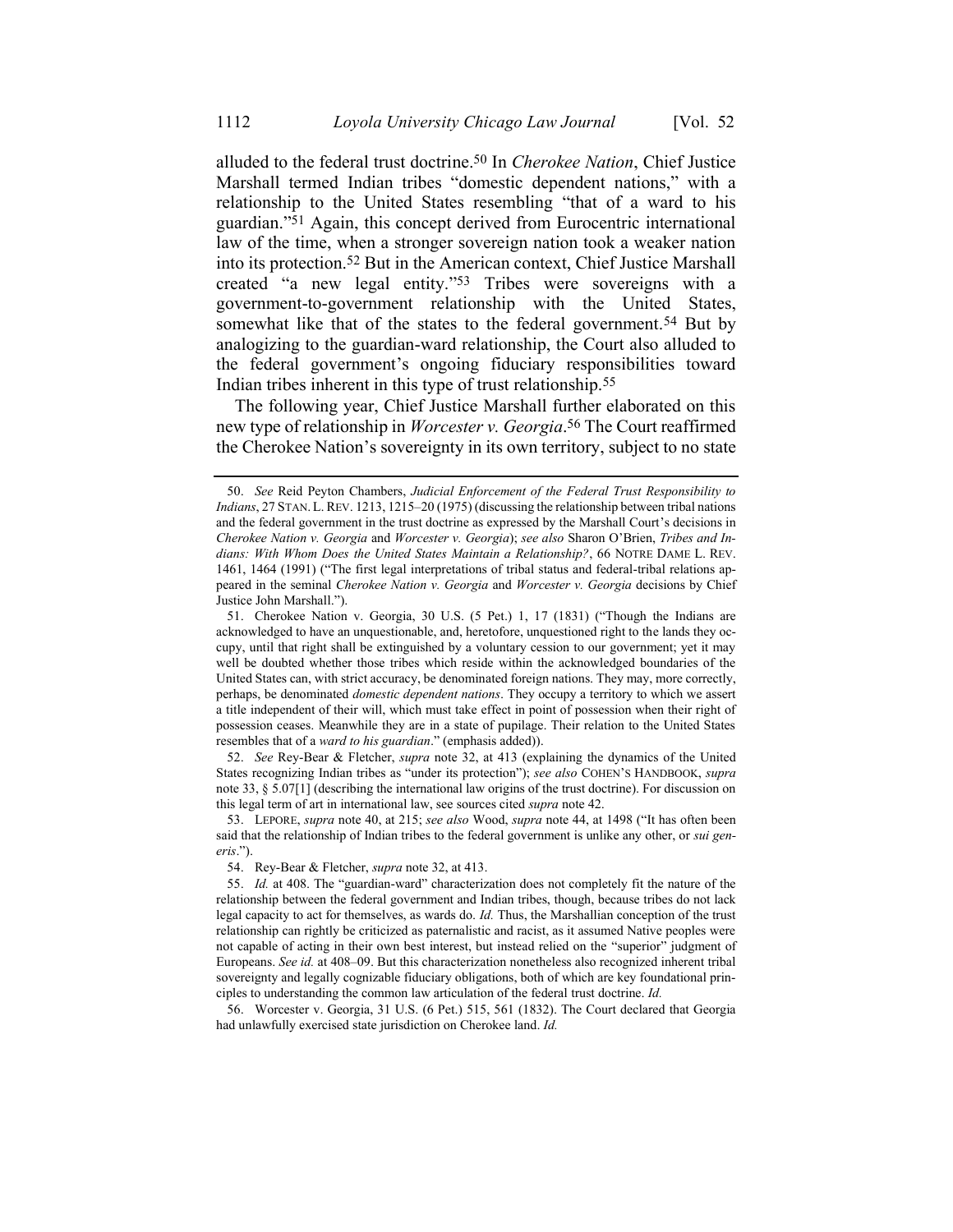alluded to the federal trust doctrine.[50] In *Cherokee Nation*, Chief Justice Marshall termed Indian tribes "domestic dependent nations," with a relationship to the United States resembling "that of a ward to his guardian."[51] Again, this concept derived from Eurocentric international law of the time, when a stronger sovereign nation took a weaker nation into its protection.[52] But in the American context, Chief Justice Marshall created "a new legal entity."[53] Tribes were sovereigns with a government-to-government relationship with the United States, somewhat like that of the states to the federal government.[54] But by analogizing to the guardian-ward relationship, the Court also alluded to the federal government's ongoing fiduciary responsibilities toward Indian tribes inherent in this type of trust relationship.[55]

The following year, Chief Justice Marshall further elaborated on this new type of relationship in *Worcester v. Georgia*.[56] The Court reaffirmed the Cherokee Nation's sovereignty in its own territory, subject to no state

---

50. *See* Reid Peyton Chambers, *Judicial Enforcement of the Federal Trust Responsibility to Indians*, 27 STAN. L. REV. 1213, 1215–20 (1975) (discussing the relationship between tribal nations and the federal government in the trust doctrine as expressed by the Marshall Court's decisions in *Cherokee Nation v. Georgia* and *Worcester v. Georgia*); *see also* Sharon O'Brien, *Tribes and Indians: With Whom Does the United States Maintain a Relationship?*, 66 NOTRE DAME L. REV. 1461, 1464 (1991) ("The first legal interpretations of tribal status and federal-tribal relations appeared in the seminal *Cherokee Nation v. Georgia* and *Worcester v. Georgia* decisions by Chief Justice John Marshall.").

51. Cherokee Nation v. Georgia, 30 U.S. (5 Pet.) 1, 17 (1831) ("Though the Indians are acknowledged to have an unquestionable, and, heretofore, unquestioned right to the lands they occupy, until that right shall be extinguished by a voluntary cession to our government; yet it may well be doubted whether those tribes which reside within the acknowledged boundaries of the United States can, with strict accuracy, be denominated foreign nations. They may, more correctly, perhaps, be denominated *domestic dependent nations*. They occupy a territory to which we assert a title independent of their will, which must take effect in point of possession when their right of possession ceases. Meanwhile they are in a state of pupilage. Their relation to the United States resembles that of a *ward to his guardian*." (emphasis added)).

52. *See* Rey-Bear & Fletcher, *supra* note 32, at 413 (explaining the dynamics of the United States recognizing Indian tribes as "under its protection"); *see also* COHEN'S HANDBOOK, *supra* note 33, § 5.07[1] (describing the international law origins of the trust doctrine). For discussion on this legal term of art in international law, see sources cited *supra* note 42.

53. LEPORE, *supra* note 40, at 215; *see also* Wood, *supra* note 44, at 1498 ("It has often been said that the relationship of Indian tribes to the federal government is unlike any other, or *sui generis*.").

54. Rey-Bear & Fletcher, *supra* note 32, at 413.

55. *Id.* at 408. The "guardian-ward" characterization does not completely fit the nature of the relationship between the federal government and Indian tribes, though, because tribes do not lack legal capacity to act for themselves, as wards do. *Id.* Thus, the Marshallian conception of the trust relationship can rightly be criticized as paternalistic and racist, as it assumed Native peoples were not capable of acting in their own best interest, but instead relied on the "superior" judgment of Europeans. *See id.* at 408–09. But this characterization nonetheless also recognized inherent tribal sovereignty and legally cognizable fiduciary obligations, both of which are key foundational principles to understanding the common law articulation of the federal trust doctrine. *Id.*

56. Worcester v. Georgia, 31 U.S. (6 Pet.) 515, 561 (1832). The Court declared that Georgia had unlawfully exercised state jurisdiction on Cherokee land. *Id.*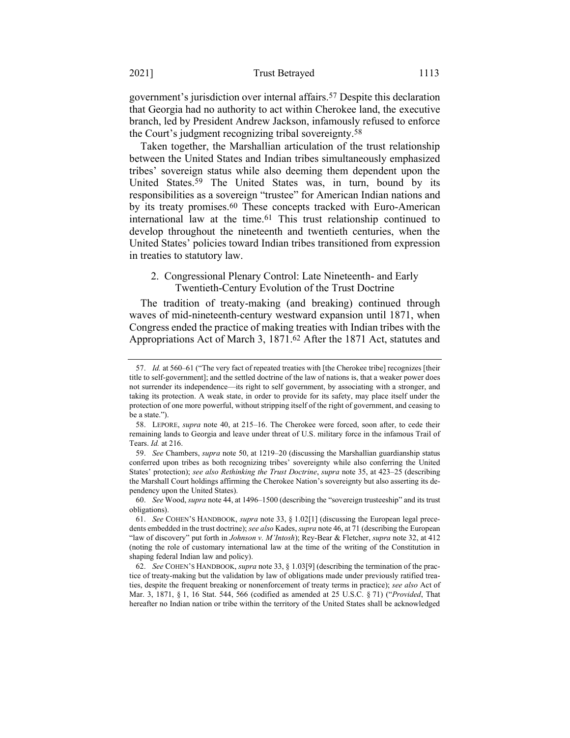government's jurisdiction over internal affairs.[57] Despite this declaration that Georgia had no authority to act within Cherokee land, the executive branch, led by President Andrew Jackson, infamously refused to enforce the Court's judgment recognizing tribal sovereignty.[58]

Taken together, the Marshallian articulation of the trust relationship between the United States and Indian tribes simultaneously emphasized tribes' sovereign status while also deeming them dependent upon the United States.[59] The United States was, in turn, bound by its responsibilities as a sovereign "trustee" for American Indian nations and by its treaty promises.[60] These concepts tracked with Euro-American international law at the time.[61] This trust relationship continued to develop throughout the nineteenth and twentieth centuries, when the United States' policies toward Indian tribes transitioned from expression in treaties to statutory law.

### 2. Congressional Plenary Control: Late Nineteenth- and Early Twentieth-Century Evolution of the Trust Doctrine

The tradition of treaty-making (and breaking) continued through waves of mid-nineteenth-century westward expansion until 1871, when Congress ended the practice of making treaties with Indian tribes with the Appropriations Act of March 3, 1871.[62] After the 1871 Act, statutes and

---

57. *Id.* at 560–61 ("The very fact of repeated treaties with [the Cherokee tribe] recognizes [their title to self-government]; and the settled doctrine of the law of nations is, that a weaker power does not surrender its independence—its right to self government, by associating with a stronger, and taking its protection. A weak state, in order to provide for its safety, may place itself under the protection of one more powerful, without stripping itself of the right of government, and ceasing to be a state.").

58. LEPORE, *supra* note 40, at 215–16. The Cherokee were forced, soon after, to cede their remaining lands to Georgia and leave under threat of U.S. military force in the infamous Trail of Tears. *Id.* at 216.

59. *See* Chambers, *supra* note 50, at 1219–20 (discussing the Marshallian guardianship status conferred upon tribes as both recognizing tribes' sovereignty while also conferring the United States' protection); *see also Rethinking the Trust Doctrine*, *supra* note 35, at 423–25 (describing the Marshall Court holdings affirming the Cherokee Nation's sovereignty but also asserting its dependency upon the United States).

60. *See* Wood, *supra* note 44, at 1496–1500 (describing the "sovereign trusteeship" and its trust obligations).

61. *See* COHEN'S HANDBOOK, *supra* note 33, § 1.02[1] (discussing the European legal precedents embedded in the trust doctrine); *see also* Kades, *supra* note 46, at 71 (describing the European "law of discovery" put forth in *Johnson v. M'Intosh*); Rey-Bear & Fletcher, *supra* note 32, at 412 (noting the role of customary international law at the time of the writing of the Constitution in shaping federal Indian law and policy).

62. *See* COHEN'S HANDBOOK, *supra* note 33, § 1.03[9] (describing the termination of the practice of treaty-making but the validation by law of obligations made under previously ratified treaties, despite the frequent breaking or nonenforcement of treaty terms in practice); *see also* Act of Mar. 3, 1871, § 1, 16 Stat. 544, 566 (codified as amended at 25 U.S.C. § 71) ("*Provided*, That hereafter no Indian nation or tribe within the territory of the United States shall be acknowledged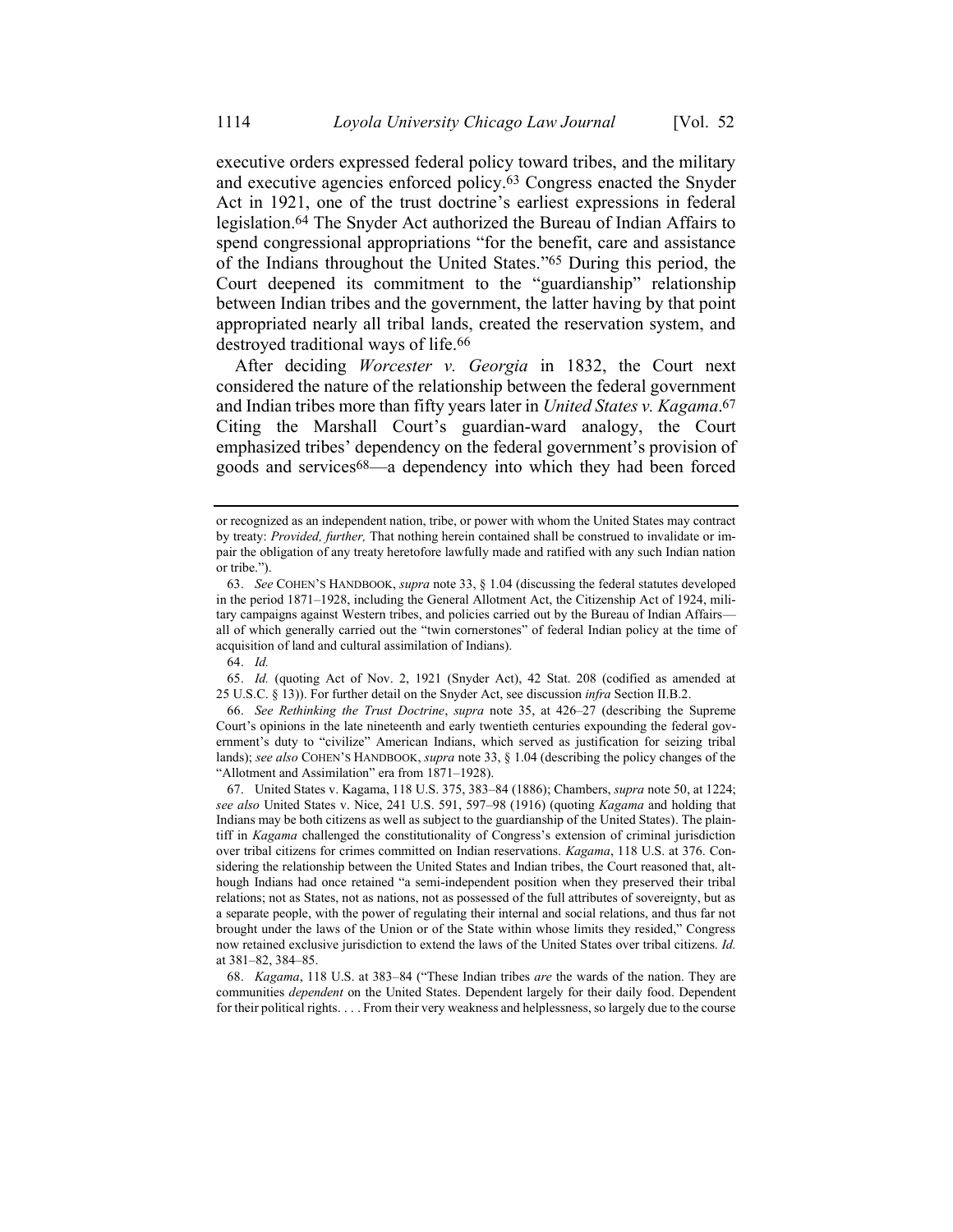executive orders expressed federal policy toward tribes, and the military and executive agencies enforced policy.[63] Congress enacted the Snyder Act in 1921, one of the trust doctrine's earliest expressions in federal legislation.[64] The Snyder Act authorized the Bureau of Indian Affairs to spend congressional appropriations "for the benefit, care and assistance of the Indians throughout the United States."[65] During this period, the Court deepened its commitment to the "guardianship" relationship between Indian tribes and the government, the latter having by that point appropriated nearly all tribal lands, created the reservation system, and destroyed traditional ways of life.[66]

After deciding *Worcester v. Georgia* in 1832, the Court next considered the nature of the relationship between the federal government and Indian tribes more than fifty years later in *United States v. Kagama*.[67] Citing the Marshall Court's guardian-ward analogy, the Court emphasized tribes' dependency on the federal government's provision of goods and services[68]—a dependency into which they had been forced

---

or recognized as an independent nation, tribe, or power with whom the United States may contract by treaty: *Provided, further,* That nothing herein contained shall be construed to invalidate or impair the obligation of any treaty heretofore lawfully made and ratified with any such Indian nation or tribe.").

63. *See* COHEN'S HANDBOOK, *supra* note 33, § 1.04 (discussing the federal statutes developed in the period 1871–1928, including the General Allotment Act, the Citizenship Act of 1924, military campaigns against Western tribes, and policies carried out by the Bureau of Indian Affairs—all of which generally carried out the "twin cornerstones" of federal Indian policy at the time of acquisition of land and cultural assimilation of Indians).

64. *Id.*

65. *Id.* (quoting Act of Nov. 2, 1921 (Snyder Act), 42 Stat. 208 (codified as amended at 25 U.S.C. § 13)). For further detail on the Snyder Act, see discussion *infra* Section II.B.2.

66. *See Rethinking the Trust Doctrine*, *supra* note 35, at 426–27 (describing the Supreme Court's opinions in the late nineteenth and early twentieth centuries expounding the federal government's duty to "civilize" American Indians, which served as justification for seizing tribal lands); *see also* COHEN'S HANDBOOK, *supra* note 33, § 1.04 (describing the policy changes of the "Allotment and Assimilation" era from 1871–1928).

67. United States v. Kagama, 118 U.S. 375, 383–84 (1886); Chambers, *supra* note 50, at 1224; *see also* United States v. Nice, 241 U.S. 591, 597–98 (1916) (quoting *Kagama* and holding that Indians may be both citizens as well as subject to the guardianship of the United States). The plaintiff in *Kagama* challenged the constitutionality of Congress's extension of criminal jurisdiction over tribal citizens for crimes committed on Indian reservations. *Kagama*, 118 U.S. at 376. Considering the relationship between the United States and Indian tribes, the Court reasoned that, although Indians had once retained "a semi-independent position when they preserved their tribal relations; not as States, not as nations, not as possessed of the full attributes of sovereignty, but as a separate people, with the power of regulating their internal and social relations, and thus far not brought under the laws of the Union or of the State within whose limits they resided," Congress now retained exclusive jurisdiction to extend the laws of the United States over tribal citizens. *Id.* at 381–82, 384–85.

68. *Kagama*, 118 U.S. at 383–84 ("These Indian tribes *are* the wards of the nation. They are communities *dependent* on the United States. Dependent largely for their daily food. Dependent for their political rights. . . . From their very weakness and helplessness, so largely due to the course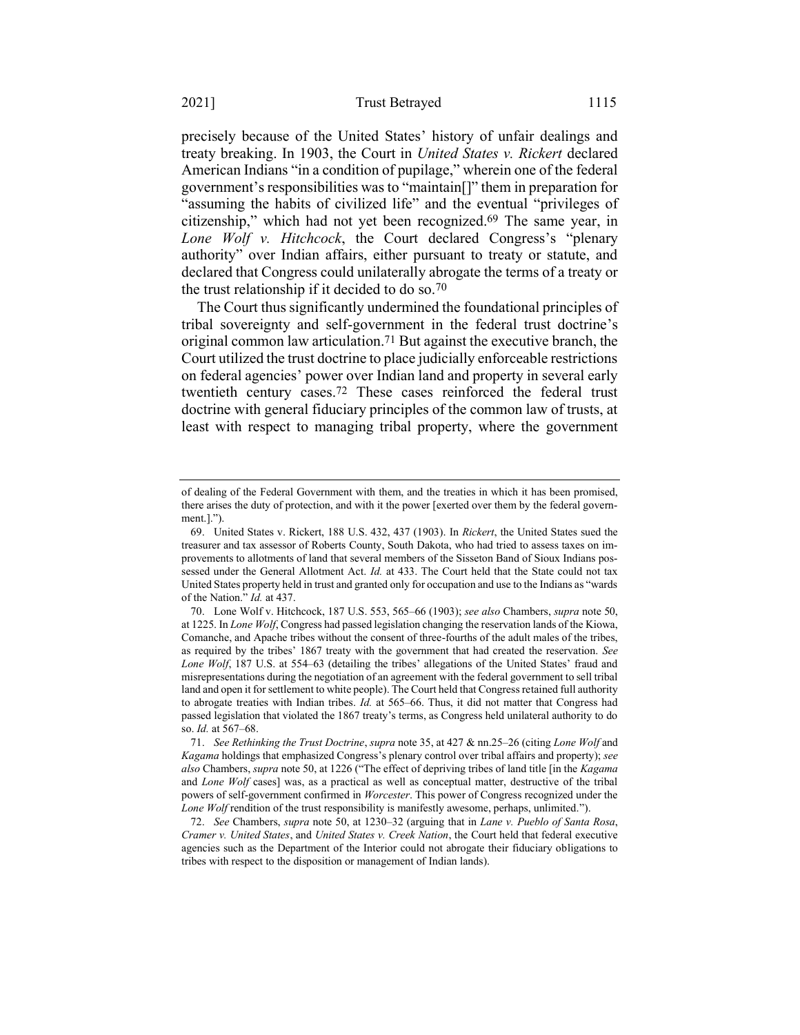precisely because of the United States' history of unfair dealings and treaty breaking. In 1903, the Court in *United States v. Rickert* declared American Indians "in a condition of pupilage," wherein one of the federal government's responsibilities was to "maintain[]" them in preparation for "assuming the habits of civilized life" and the eventual "privileges of citizenship," which had not yet been recognized.[69] The same year, in *Lone Wolf v. Hitchcock*, the Court declared Congress's "plenary authority" over Indian affairs, either pursuant to treaty or statute, and declared that Congress could unilaterally abrogate the terms of a treaty or the trust relationship if it decided to do so.[70]

The Court thus significantly undermined the foundational principles of tribal sovereignty and self-government in the federal trust doctrine's original common law articulation.[71] But against the executive branch, the Court utilized the trust doctrine to place judicially enforceable restrictions on federal agencies' power over Indian land and property in several early twentieth century cases.[72] These cases reinforced the federal trust doctrine with general fiduciary principles of the common law of trusts, at least with respect to managing tribal property, where the government

---

of dealing of the Federal Government with them, and the treaties in which it has been promised, there arises the duty of protection, and with it the power [exerted over them by the federal government.].").

69. United States v. Rickert, 188 U.S. 432, 437 (1903). In *Rickert*, the United States sued the treasurer and tax assessor of Roberts County, South Dakota, who had tried to assess taxes on improvements to allotments of land that several members of the Sisseton Band of Sioux Indians possessed under the General Allotment Act. *Id.* at 433. The Court held that the State could not tax United States property held in trust and granted only for occupation and use to the Indians as "wards of the Nation." *Id.* at 437.

70. Lone Wolf v. Hitchcock, 187 U.S. 553, 565–66 (1903); *see also* Chambers, *supra* note 50, at 1225. In *Lone Wolf*, Congress had passed legislation changing the reservation lands of the Kiowa, Comanche, and Apache tribes without the consent of three-fourths of the adult males of the tribes, as required by the tribes' 1867 treaty with the government that had created the reservation. *See Lone Wolf*, 187 U.S. at 554–63 (detailing the tribes' allegations of the United States' fraud and misrepresentations during the negotiation of an agreement with the federal government to sell tribal land and open it for settlement to white people). The Court held that Congress retained full authority to abrogate treaties with Indian tribes. *Id.* at 565–66. Thus, it did not matter that Congress had passed legislation that violated the 1867 treaty's terms, as Congress held unilateral authority to do so. *Id.* at 567–68.

71. *See Rethinking the Trust Doctrine*, *supra* note 35, at 427 & nn.25–26 (citing *Lone Wolf* and *Kagama* holdings that emphasized Congress's plenary control over tribal affairs and property); *see also* Chambers, *supra* note 50, at 1226 ("The effect of depriving tribes of land title [in the *Kagama* and *Lone Wolf* cases] was, as a practical as well as conceptual matter, destructive of the tribal powers of self-government confirmed in *Worcester*. This power of Congress recognized under the *Lone Wolf* rendition of the trust responsibility is manifestly awesome, perhaps, unlimited.").

72. *See* Chambers, *supra* note 50, at 1230–32 (arguing that in *Lane v. Pueblo of Santa Rosa*, *Cramer v. United States*, and *United States v. Creek Nation*, the Court held that federal executive agencies such as the Department of the Interior could not abrogate their fiduciary obligations to tribes with respect to the disposition or management of Indian lands).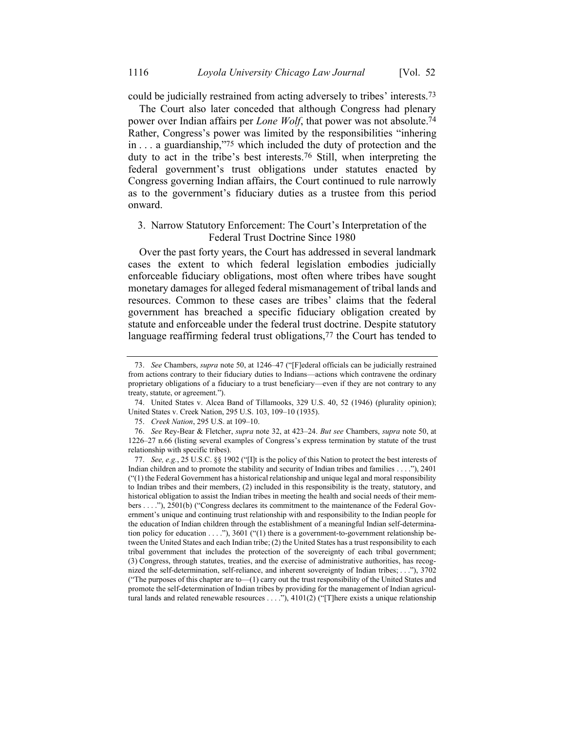could be judicially restrained from acting adversely to tribes' interests.[73]

The Court also later conceded that although Congress had plenary power over Indian affairs per *Lone Wolf*, that power was not absolute.[74] Rather, Congress's power was limited by the responsibilities "inhering in . . . a guardianship,"[75] which included the duty of protection and the duty to act in the tribe's best interests.[76] Still, when interpreting the federal government's trust obligations under statutes enacted by Congress governing Indian affairs, the Court continued to rule narrowly as to the government's fiduciary duties as a trustee from this period onward.

### 3. Narrow Statutory Enforcement: The Court's Interpretation of the Federal Trust Doctrine Since 1980

Over the past forty years, the Court has addressed in several landmark cases the extent to which federal legislation embodies judicially enforceable fiduciary obligations, most often where tribes have sought monetary damages for alleged federal mismanagement of tribal lands and resources. Common to these cases are tribes' claims that the federal government has breached a specific fiduciary obligation created by statute and enforceable under the federal trust doctrine. Despite statutory language reaffirming federal trust obligations,[77] the Court has tended to

---

73. *See* Chambers, *supra* note 50, at 1246–47 ("[F]ederal officials can be judicially restrained from actions contrary to their fiduciary duties to Indians—actions which contravene the ordinary proprietary obligations of a fiduciary to a trust beneficiary—even if they are not contrary to any treaty, statute, or agreement.").

74. United States v. Alcea Band of Tillamooks, 329 U.S. 40, 52 (1946) (plurality opinion); United States v. Creek Nation, 295 U.S. 103, 109–10 (1935).

75. *Creek Nation*, 295 U.S. at 109–10.

76. *See* Rey-Bear & Fletcher, *supra* note 32, at 423–24. *But see* Chambers, *supra* note 50, at 1226–27 n.66 (listing several examples of Congress's express termination by statute of the trust relationship with specific tribes).

77. *See, e.g.*, 25 U.S.C. §§ 1902 ("[I]t is the policy of this Nation to protect the best interests of Indian children and to promote the stability and security of Indian tribes and families . . . ."), 2401 ("(1) the Federal Government has a historical relationship and unique legal and moral responsibility to Indian tribes and their members, (2) included in this responsibility is the treaty, statutory, and historical obligation to assist the Indian tribes in meeting the health and social needs of their members . . . ."), 2501(b) ("Congress declares its commitment to the maintenance of the Federal Government's unique and continuing trust relationship with and responsibility to the Indian people for the education of Indian children through the establishment of a meaningful Indian self-determination policy for education . . . ."), 3601 ("(1) there is a government-to-government relationship between the United States and each Indian tribe; (2) the United States has a trust responsibility to each tribal government that includes the protection of the sovereignty of each tribal government; (3) Congress, through statutes, treaties, and the exercise of administrative authorities, has recognized the self-determination, self-reliance, and inherent sovereignty of Indian tribes; . . ."), 3702 ("The purposes of this chapter are to—(1) carry out the trust responsibility of the United States and promote the self-determination of Indian tribes by providing for the management of Indian agricultural lands and related renewable resources . . . ."), 4101(2) ("[T]here exists a unique relationship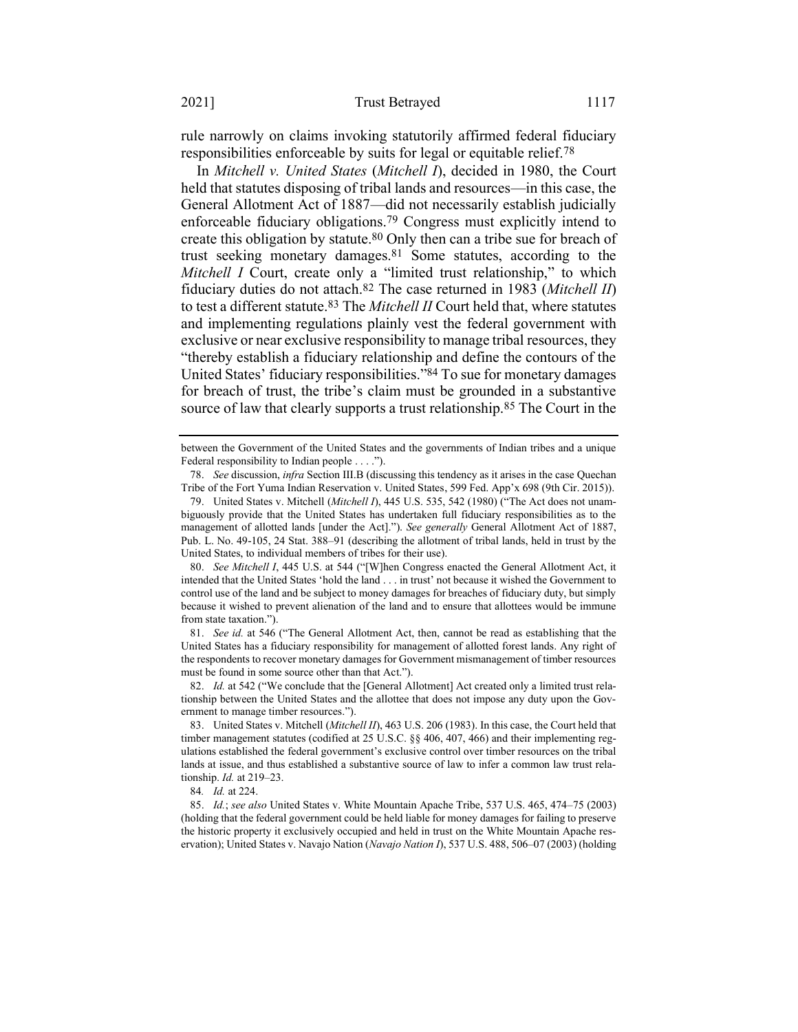rule narrowly on claims invoking statutorily affirmed federal fiduciary responsibilities enforceable by suits for legal or equitable relief.[78]

In *Mitchell v. United States* (*Mitchell I*), decided in 1980, the Court held that statutes disposing of tribal lands and resources—in this case, the General Allotment Act of 1887—did not necessarily establish judicially enforceable fiduciary obligations.[79] Congress must explicitly intend to create this obligation by statute.[80] Only then can a tribe sue for breach of trust seeking monetary damages.[81] Some statutes, according to the *Mitchell I* Court, create only a "limited trust relationship," to which fiduciary duties do not attach.[82] The case returned in 1983 (*Mitchell II*) to test a different statute.[83] The *Mitchell II* Court held that, where statutes and implementing regulations plainly vest the federal government with exclusive or near exclusive responsibility to manage tribal resources, they "thereby establish a fiduciary relationship and define the contours of the United States' fiduciary responsibilities."[84] To sue for monetary damages for breach of trust, the tribe's claim must be grounded in a substantive source of law that clearly supports a trust relationship.[85] The Court in the

---

between the Government of the United States and the governments of Indian tribes and a unique Federal responsibility to Indian people . . . .").

78. *See* discussion, *infra* Section III.B (discussing this tendency as it arises in the case Quechan Tribe of the Fort Yuma Indian Reservation v. United States, 599 Fed. App'x 698 (9th Cir. 2015)).

79. United States v. Mitchell (*Mitchell I*), 445 U.S. 535, 542 (1980) ("The Act does not unambiguously provide that the United States has undertaken full fiduciary responsibilities as to the management of allotted lands [under the Act]."). *See generally* General Allotment Act of 1887, Pub. L. No. 49-105, 24 Stat. 388–91 (describing the allotment of tribal lands, held in trust by the United States, to individual members of tribes for their use).

80. *See Mitchell I*, 445 U.S. at 544 ("[W]hen Congress enacted the General Allotment Act, it intended that the United States 'hold the land . . . in trust' not because it wished the Government to control use of the land and be subject to money damages for breaches of fiduciary duty, but simply because it wished to prevent alienation of the land and to ensure that allottees would be immune from state taxation.").

81. *See id.* at 546 ("The General Allotment Act, then, cannot be read as establishing that the United States has a fiduciary responsibility for management of allotted forest lands. Any right of the respondents to recover monetary damages for Government mismanagement of timber resources must be found in some source other than that Act.").

82. *Id.* at 542 ("We conclude that the [General Allotment] Act created only a limited trust relationship between the United States and the allottee that does not impose any duty upon the Government to manage timber resources.").

83. United States v. Mitchell (*Mitchell II*), 463 U.S. 206 (1983). In this case, the Court held that timber management statutes (codified at 25 U.S.C. §§ 406, 407, 466) and their implementing regulations established the federal government's exclusive control over timber resources on the tribal lands at issue, and thus established a substantive source of law to infer a common law trust relationship. *Id.* at 219–23.

84. *Id.* at 224.

85. *Id.*; *see also* United States v. White Mountain Apache Tribe, 537 U.S. 465, 474–75 (2003) (holding that the federal government could be held liable for money damages for failing to preserve the historic property it exclusively occupied and held in trust on the White Mountain Apache reservation); United States v. Navajo Nation (*Navajo Nation I*), 537 U.S. 488, 506–07 (2003) (holding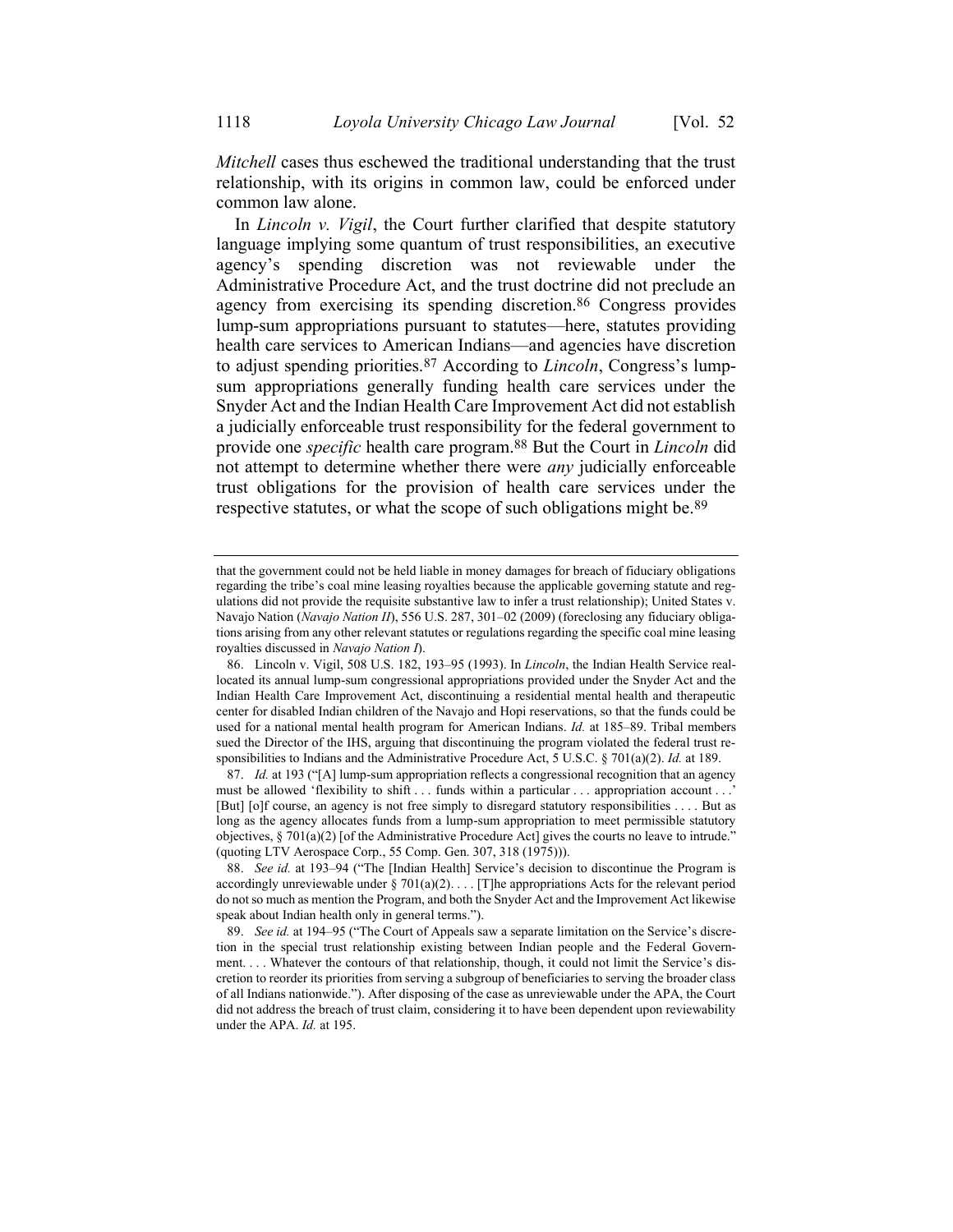*Mitchell* cases thus eschewed the traditional understanding that the trust relationship, with its origins in common law, could be enforced under common law alone.

In *Lincoln v. Vigil*, the Court further clarified that despite statutory language implying some quantum of trust responsibilities, an executive agency's spending discretion was not reviewable under the Administrative Procedure Act, and the trust doctrine did not preclude an agency from exercising its spending discretion.[86] Congress provides lump-sum appropriations pursuant to statutes—here, statutes providing health care services to American Indians—and agencies have discretion to adjust spending priorities.[87] According to *Lincoln*, Congress's lump-sum appropriations generally funding health care services under the Snyder Act and the Indian Health Care Improvement Act did not establish a judicially enforceable trust responsibility for the federal government to provide one *specific* health care program.[88] But the Court in *Lincoln* did not attempt to determine whether there were *any* judicially enforceable trust obligations for the provision of health care services under the respective statutes, or what the scope of such obligations might be.[89]

---

that the government could not be held liable in money damages for breach of fiduciary obligations regarding the tribe's coal mine leasing royalties because the applicable governing statute and regulations did not provide the requisite substantive law to infer a trust relationship); United States v. Navajo Nation (*Navajo Nation II*), 556 U.S. 287, 301–02 (2009) (foreclosing any fiduciary obligations arising from any other relevant statutes or regulations regarding the specific coal mine leasing royalties discussed in *Navajo Nation I*).

86. Lincoln v. Vigil, 508 U.S. 182, 193–95 (1993). In *Lincoln*, the Indian Health Service reallocated its annual lump-sum congressional appropriations provided under the Snyder Act and the Indian Health Care Improvement Act, discontinuing a residential mental health and therapeutic center for disabled Indian children of the Navajo and Hopi reservations, so that the funds could be used for a national mental health program for American Indians. *Id.* at 185–89. Tribal members sued the Director of the IHS, arguing that discontinuing the program violated the federal trust responsibilities to Indians and the Administrative Procedure Act, 5 U.S.C. § 701(a)(2). *Id.* at 189.

87. *Id.* at 193 ("[A] lump-sum appropriation reflects a congressional recognition that an agency must be allowed 'flexibility to shift . . . funds within a particular . . . appropriation account . . .' [But] [o]f course, an agency is not free simply to disregard statutory responsibilities . . . . But as long as the agency allocates funds from a lump-sum appropriation to meet permissible statutory objectives, § 701(a)(2) [of the Administrative Procedure Act] gives the courts no leave to intrude." (quoting LTV Aerospace Corp., 55 Comp. Gen. 307, 318 (1975))).

88. *See id.* at 193–94 ("The [Indian Health] Service's decision to discontinue the Program is accordingly unreviewable under § 701(a)(2). . . . [T]he appropriations Acts for the relevant period do not so much as mention the Program, and both the Snyder Act and the Improvement Act likewise speak about Indian health only in general terms.").

89. *See id.* at 194–95 ("The Court of Appeals saw a separate limitation on the Service's discretion in the special trust relationship existing between Indian people and the Federal Government. . . . Whatever the contours of that relationship, though, it could not limit the Service's discretion to reorder its priorities from serving a subgroup of beneficiaries to serving the broader class of all Indians nationwide."). After disposing of the case as unreviewable under the APA, the Court did not address the breach of trust claim, considering it to have been dependent upon reviewability under the APA. *Id.* at 195.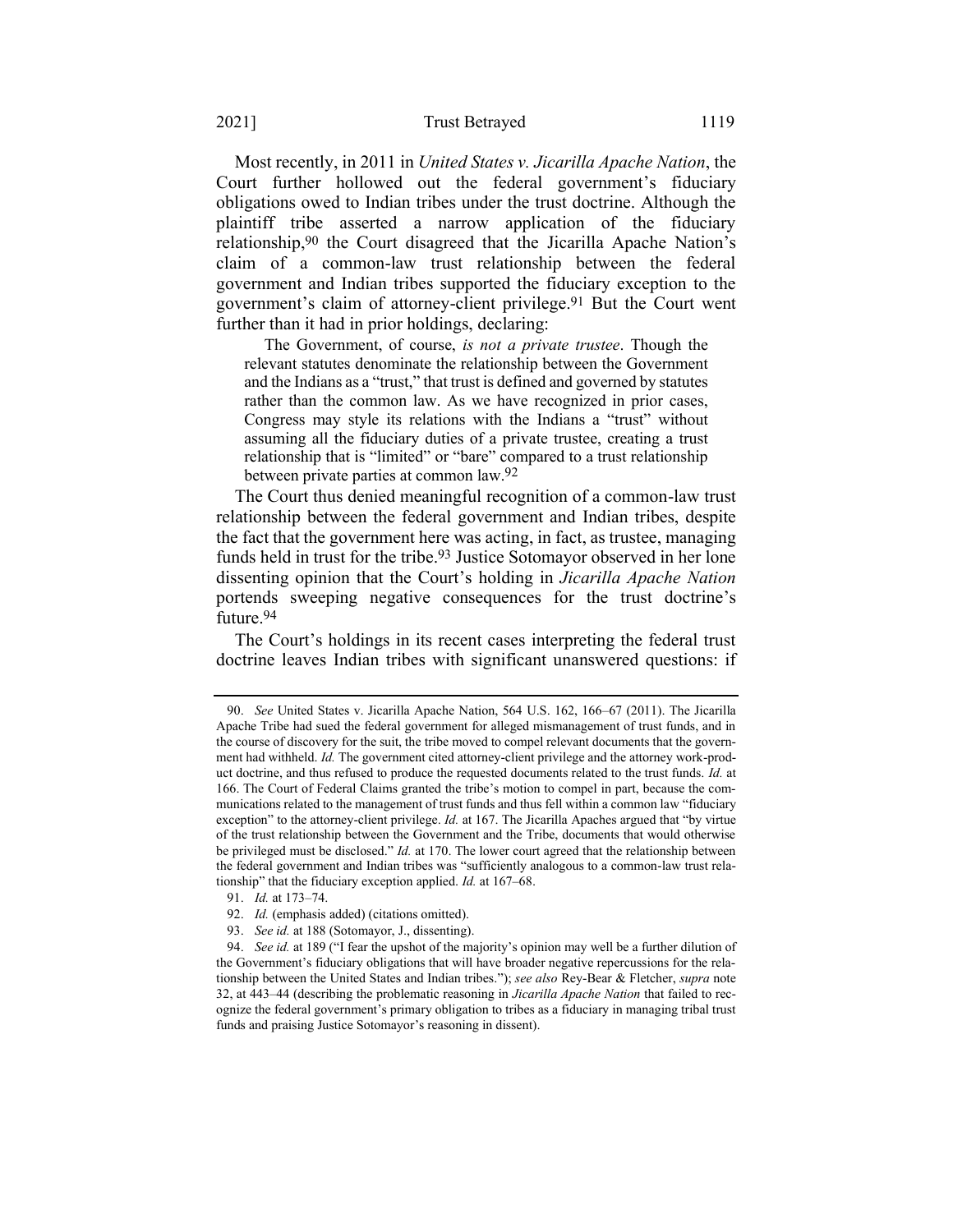Most recently, in 2011 in *United States v. Jicarilla Apache Nation*, the Court further hollowed out the federal government's fiduciary obligations owed to Indian tribes under the trust doctrine. Although the plaintiff tribe asserted a narrow application of the fiduciary relationship,[90] the Court disagreed that the Jicarilla Apache Nation's claim of a common-law trust relationship between the federal government and Indian tribes supported the fiduciary exception to the government's claim of attorney-client privilege.[91] But the Court went further than it had in prior holdings, declaring:

> The Government, of course, *is not a private trustee*. Though the relevant statutes denominate the relationship between the Government and the Indians as a "trust," that trust is defined and governed by statutes rather than the common law. As we have recognized in prior cases, Congress may style its relations with the Indians a "trust" without assuming all the fiduciary duties of a private trustee, creating a trust relationship that is "limited" or "bare" compared to a trust relationship between private parties at common law.[92]

The Court thus denied meaningful recognition of a common-law trust relationship between the federal government and Indian tribes, despite the fact that the government here was acting, in fact, as trustee, managing funds held in trust for the tribe.[93] Justice Sotomayor observed in her lone dissenting opinion that the Court's holding in *Jicarilla Apache Nation* portends sweeping negative consequences for the trust doctrine's future.[94]

The Court's holdings in its recent cases interpreting the federal trust doctrine leaves Indian tribes with significant unanswered questions: if

---

90. *See* United States v. Jicarilla Apache Nation, 564 U.S. 162, 166–67 (2011). The Jicarilla Apache Tribe had sued the federal government for alleged mismanagement of trust funds, and in the course of discovery for the suit, the tribe moved to compel relevant documents that the government had withheld. *Id.* The government cited attorney-client privilege and the attorney work-product doctrine, and thus refused to produce the requested documents related to the trust funds. *Id.* at 166. The Court of Federal Claims granted the tribe's motion to compel in part, because the communications related to the management of trust funds and thus fell within a common law "fiduciary exception" to the attorney-client privilege. *Id.* at 167. The Jicarilla Apaches argued that "by virtue of the trust relationship between the Government and the Tribe, documents that would otherwise be privileged must be disclosed." *Id.* at 170. The lower court agreed that the relationship between the federal government and Indian tribes was "sufficiently analogous to a common-law trust relationship" that the fiduciary exception applied. *Id.* at 167–68.

91. *Id.* at 173–74.

92. *Id.* (emphasis added) (citations omitted).

93. *See id.* at 188 (Sotomayor, J., dissenting).

94. *See id.* at 189 ("I fear the upshot of the majority's opinion may well be a further dilution of the Government's fiduciary obligations that will have broader negative repercussions for the relationship between the United States and Indian tribes."); *see also* Rey-Bear & Fletcher, *supra* note 32, at 443–44 (describing the problematic reasoning in *Jicarilla Apache Nation* that failed to recognize the federal government's primary obligation to tribes as a fiduciary in managing tribal trust funds and praising Justice Sotomayor's reasoning in dissent).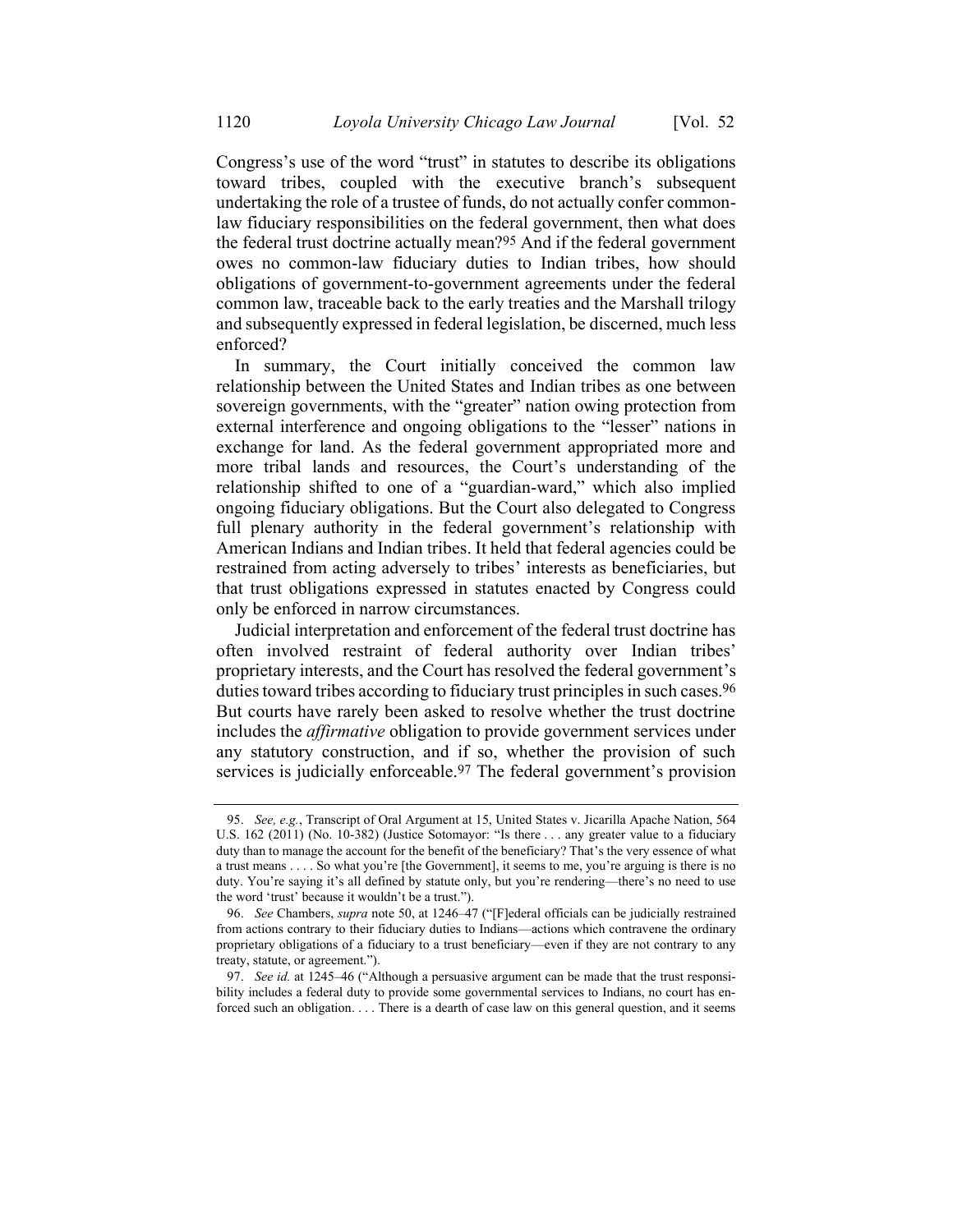Congress's use of the word "trust" in statutes to describe its obligations toward tribes, coupled with the executive branch's subsequent undertaking the role of a trustee of funds, do not actually confer common-law fiduciary responsibilities on the federal government, then what does the federal trust doctrine actually mean?[95] And if the federal government owes no common-law fiduciary duties to Indian tribes, how should obligations of government-to-government agreements under the federal common law, traceable back to the early treaties and the Marshall trilogy and subsequently expressed in federal legislation, be discerned, much less enforced?

In summary, the Court initially conceived the common law relationship between the United States and Indian tribes as one between sovereign governments, with the "greater" nation owing protection from external interference and ongoing obligations to the "lesser" nations in exchange for land. As the federal government appropriated more and more tribal lands and resources, the Court's understanding of the relationship shifted to one of a "guardian-ward," which also implied ongoing fiduciary obligations. But the Court also delegated to Congress full plenary authority in the federal government's relationship with American Indians and Indian tribes. It held that federal agencies could be restrained from acting adversely to tribes' interests as beneficiaries, but that trust obligations expressed in statutes enacted by Congress could only be enforced in narrow circumstances.

Judicial interpretation and enforcement of the federal trust doctrine has often involved restraint of federal authority over Indian tribes' proprietary interests, and the Court has resolved the federal government's duties toward tribes according to fiduciary trust principles in such cases.[96] But courts have rarely been asked to resolve whether the trust doctrine includes the *affirmative* obligation to provide government services under any statutory construction, and if so, whether the provision of such services is judicially enforceable.[97] The federal government's provision

95. *See, e.g.*, Transcript of Oral Argument at 15, United States v. Jicarilla Apache Nation, 564 U.S. 162 (2011) (No. 10-382) (Justice Sotomayor: "Is there . . . any greater value to a fiduciary duty than to manage the account for the benefit of the beneficiary? That's the very essence of what a trust means . . . . So what you're [the Government], it seems to me, you're arguing is there is no duty. You're saying it's all defined by statute only, but you're rendering—there's no need to use the word 'trust' because it wouldn't be a trust.").

96. *See* Chambers, *supra* note 50, at 1246–47 ("[F]ederal officials can be judicially restrained from actions contrary to their fiduciary duties to Indians—actions which contravene the ordinary proprietary obligations of a fiduciary to a trust beneficiary—even if they are not contrary to any treaty, statute, or agreement.").

97. *See id.* at 1245–46 ("Although a persuasive argument can be made that the trust responsibility includes a federal duty to provide some governmental services to Indians, no court has enforced such an obligation. . . . There is a dearth of case law on this general question, and it seems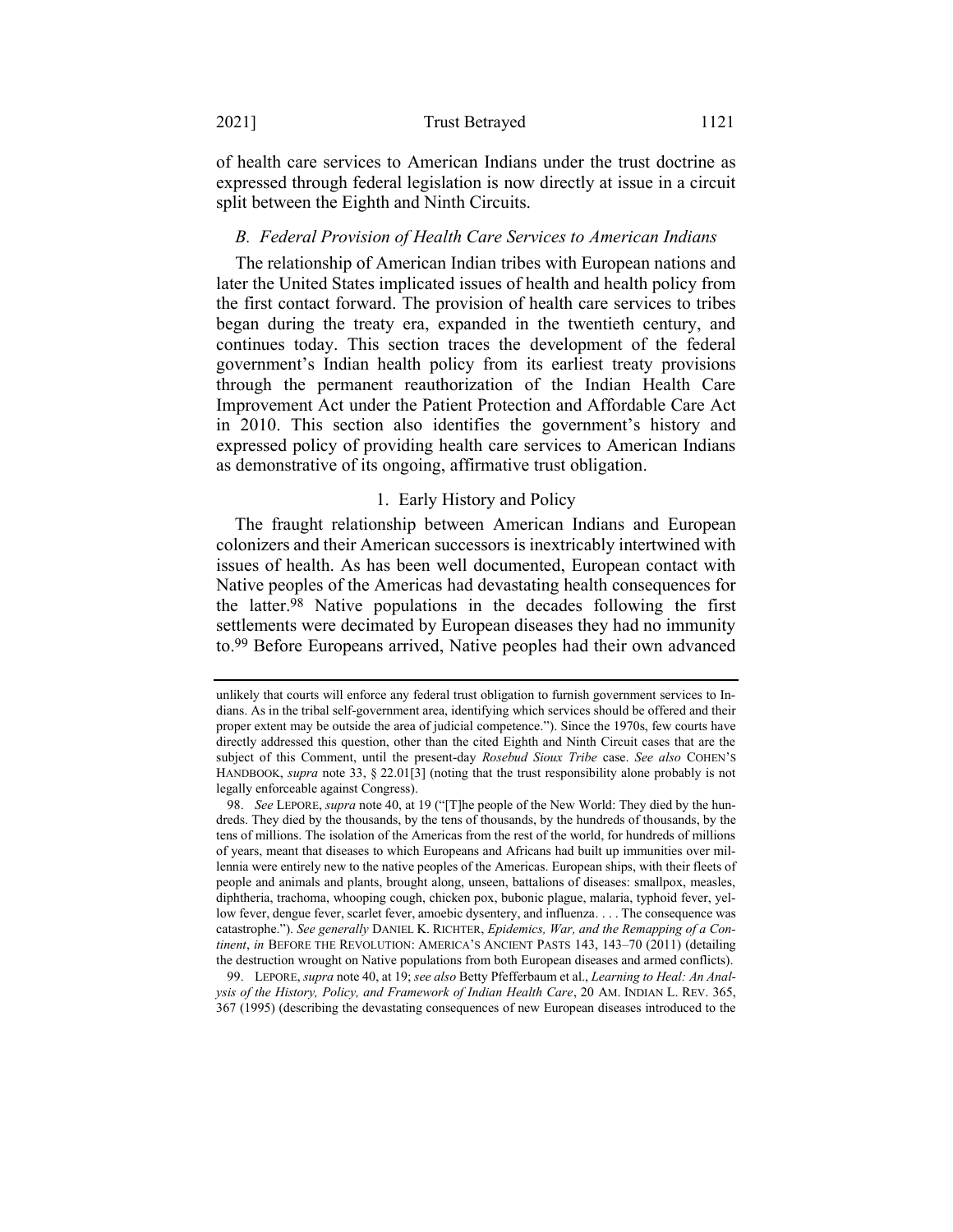of health care services to American Indians under the trust doctrine as expressed through federal legislation is now directly at issue in a circuit split between the Eighth and Ninth Circuits.

### *B. Federal Provision of Health Care Services to American Indians*

The relationship of American Indian tribes with European nations and later the United States implicated issues of health and health policy from the first contact forward. The provision of health care services to tribes began during the treaty era, expanded in the twentieth century, and continues today. This section traces the development of the federal government's Indian health policy from its earliest treaty provisions through the permanent reauthorization of the Indian Health Care Improvement Act under the Patient Protection and Affordable Care Act in 2010. This section also identifies the government's history and expressed policy of providing health care services to American Indians as demonstrative of its ongoing, affirmative trust obligation.

#### 1. Early History and Policy

The fraught relationship between American Indians and European colonizers and their American successors is inextricably intertwined with issues of health. As has been well documented, European contact with Native peoples of the Americas had devastating health consequences for the latter.[98] Native populations in the decades following the first settlements were decimated by European diseases they had no immunity to.[99] Before Europeans arrived, Native peoples had their own advanced

---

unlikely that courts will enforce any federal trust obligation to furnish government services to Indians. As in the tribal self-government area, identifying which services should be offered and their proper extent may be outside the area of judicial competence."). Since the 1970s, few courts have directly addressed this question, other than the cited Eighth and Ninth Circuit cases that are the subject of this Comment, until the present-day *Rosebud Sioux Tribe* case. *See also* COHEN'S HANDBOOK, *supra* note 33, § 22.01[3] (noting that the trust responsibility alone probably is not legally enforceable against Congress).

98. *See* LEPORE, *supra* note 40, at 19 ("[T]he people of the New World: They died by the hundreds. They died by the thousands, by the tens of thousands, by the hundreds of thousands, by the tens of millions. The isolation of the Americas from the rest of the world, for hundreds of millions of years, meant that diseases to which Europeans and Africans had built up immunities over millennia were entirely new to the native peoples of the Americas. European ships, with their fleets of people and animals and plants, brought along, unseen, battalions of diseases: smallpox, measles, diphtheria, trachoma, whooping cough, chicken pox, bubonic plague, malaria, typhoid fever, yellow fever, dengue fever, scarlet fever, amoebic dysentery, and influenza. . . . The consequence was catastrophe."). *See generally* DANIEL K. RICHTER, *Epidemics, War, and the Remapping of a Continent*, *in* BEFORE THE REVOLUTION: AMERICA'S ANCIENT PASTS 143, 143–70 (2011) (detailing the destruction wrought on Native populations from both European diseases and armed conflicts).

99. LEPORE, *supra* note 40, at 19; *see also* Betty Pfefferbaum et al., *Learning to Heal: An Analysis of the History, Policy, and Framework of Indian Health Care*, 20 AM. INDIAN L. REV. 365, 367 (1995) (describing the devastating consequences of new European diseases introduced to the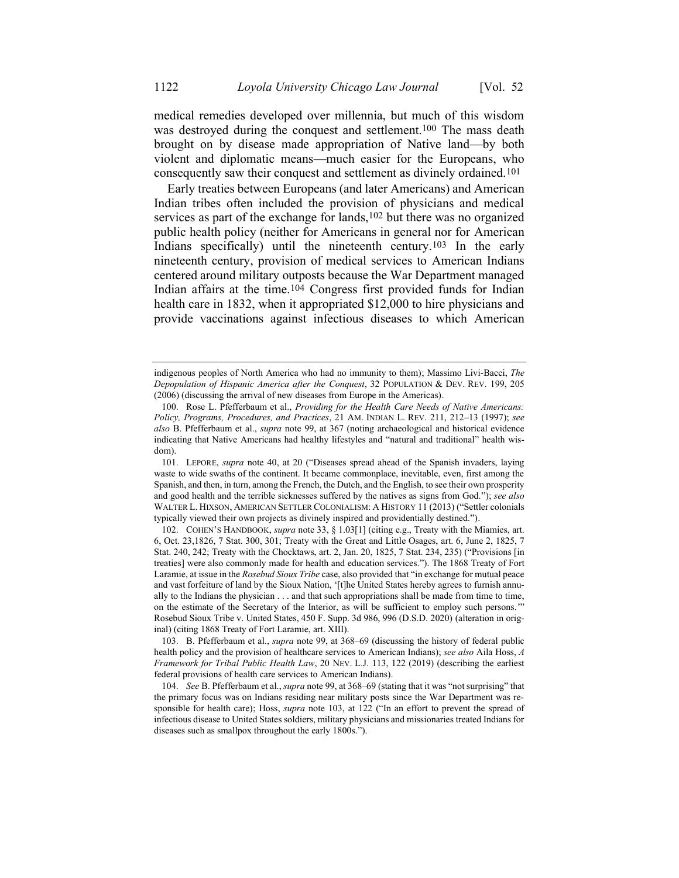medical remedies developed over millennia, but much of this wisdom was destroyed during the conquest and settlement.[100] The mass death brought on by disease made appropriation of Native land—by both violent and diplomatic means—much easier for the Europeans, who consequently saw their conquest and settlement as divinely ordained.[101]

Early treaties between Europeans (and later Americans) and American Indian tribes often included the provision of physicians and medical services as part of the exchange for lands,[102] but there was no organized public health policy (neither for Americans in general nor for American Indians specifically) until the nineteenth century.[103] In the early nineteenth century, provision of medical services to American Indians centered around military outposts because the War Department managed Indian affairs at the time.[104] Congress first provided funds for Indian health care in 1832, when it appropriated $12,000 to hire physicians and provide vaccinations against infectious diseases to which American

---

indigenous peoples of North America who had no immunity to them); Massimo Livi-Bacci, *The Depopulation of Hispanic America after the Conquest*, 32 POPULATION & DEV. REV. 199, 205 (2006) (discussing the arrival of new diseases from Europe in the Americas).

100. Rose L. Pfefferbaum et al., *Providing for the Health Care Needs of Native Americans: Policy, Programs, Procedures, and Practices*, 21 AM. INDIAN L. REV. 211, 212–13 (1997); *see also* B. Pfefferbaum et al., *supra* note 99, at 367 (noting archaeological and historical evidence indicating that Native Americans had healthy lifestyles and "natural and traditional" health wisdom).

101. LEPORE, *supra* note 40, at 20 ("Diseases spread ahead of the Spanish invaders, laying waste to wide swaths of the continent. It became commonplace, inevitable, even, first among the Spanish, and then, in turn, among the French, the Dutch, and the English, to see their own prosperity and good health and the terrible sicknesses suffered by the natives as signs from God."); *see also* WALTER L. HIXSON, AMERICAN SETTLER COLONIALISM: A HISTORY 11 (2013) ("Settler colonials typically viewed their own projects as divinely inspired and providentially destined.").

102. COHEN'S HANDBOOK, *supra* note 33, § 1.03[1] (citing e.g., Treaty with the Miamies, art. 6, Oct. 23,1826, 7 Stat. 300, 301; Treaty with the Great and Little Osages, art. 6, June 2, 1825, 7 Stat. 240, 242; Treaty with the Chocktaws, art. 2, Jan. 20, 1825, 7 Stat. 234, 235) ("Provisions [in treaties] were also commonly made for health and education services."). The 1868 Treaty of Fort Laramie, at issue in the *Rosebud Sioux Tribe* case, also provided that "in exchange for mutual peace and vast forfeiture of land by the Sioux Nation, '[t]he United States hereby agrees to furnish annually to the Indians the physician . . . and that such appropriations shall be made from time to time, on the estimate of the Secretary of the Interior, as will be sufficient to employ such persons.'" Rosebud Sioux Tribe v. United States, 450 F. Supp. 3d 986, 996 (D.S.D. 2020) (alteration in original) (citing 1868 Treaty of Fort Laramie, art. XIII).

103. B. Pfefferbaum et al., *supra* note 99, at 368–69 (discussing the history of federal public health policy and the provision of healthcare services to American Indians); *see also* Aila Hoss, *A Framework for Tribal Public Health Law*, 20 NEV. L.J. 113, 122 (2019) (describing the earliest federal provisions of health care services to American Indians).

104. *See* B. Pfefferbaum et al., *supra* note 99, at 368–69 (stating that it was "not surprising" that the primary focus was on Indians residing near military posts since the War Department was responsible for health care); Hoss, *supra* note 103, at 122 ("In an effort to prevent the spread of infectious disease to United States soldiers, military physicians and missionaries treated Indians for diseases such as smallpox throughout the early 1800s.").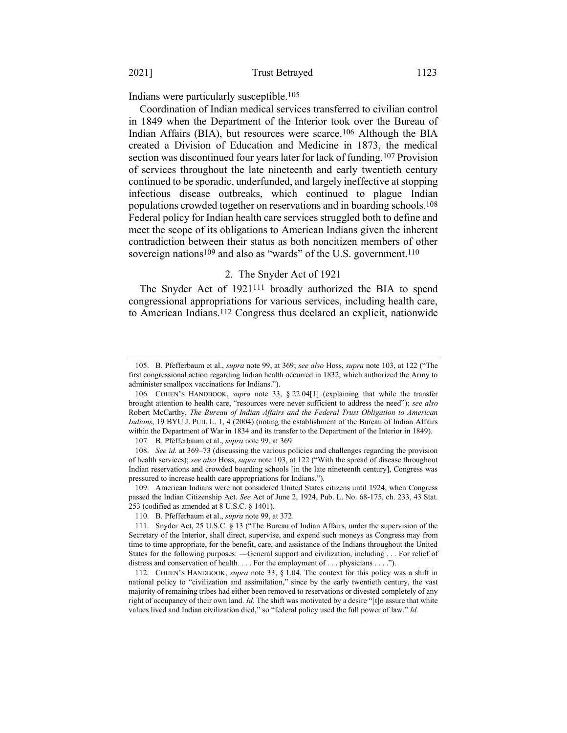Indians were particularly susceptible.[105]

Coordination of Indian medical services transferred to civilian control in 1849 when the Department of the Interior took over the Bureau of Indian Affairs (BIA), but resources were scarce.[106] Although the BIA created a Division of Education and Medicine in 1873, the medical section was discontinued four years later for lack of funding.[107] Provision of services throughout the late nineteenth and early twentieth century continued to be sporadic, underfunded, and largely ineffective at stopping infectious disease outbreaks, which continued to plague Indian populations crowded together on reservations and in boarding schools.[108] Federal policy for Indian health care services struggled both to define and meet the scope of its obligations to American Indians given the inherent contradiction between their status as both noncitizen members of other sovereign nations[109] and also as "wards" of the U.S. government.[110]

### 2. The Snyder Act of 1921

The Snyder Act of 1921[111] broadly authorized the BIA to spend congressional appropriations for various services, including health care, to American Indians.[112] Congress thus declared an explicit, nationwide

---

105. B. Pfefferbaum et al., *supra* note 99, at 369; *see also* Hoss, *supra* note 103, at 122 ("The first congressional action regarding Indian health occurred in 1832, which authorized the Army to administer smallpox vaccinations for Indians.").

106. COHEN'S HANDBOOK, *supra* note 33, § 22.04[1] (explaining that while the transfer brought attention to health care, "resources were never sufficient to address the need"); *see also* Robert McCarthy, *The Bureau of Indian Affairs and the Federal Trust Obligation to American Indians*, 19 BYU J. PUB. L. 1, 4 (2004) (noting the establishment of the Bureau of Indian Affairs within the Department of War in 1834 and its transfer to the Department of the Interior in 1849).

107. B. Pfefferbaum et al., *supra* note 99, at 369.

108. *See id.* at 369–73 (discussing the various policies and challenges regarding the provision of health services); *see also* Hoss, *supra* note 103, at 122 ("With the spread of disease throughout Indian reservations and crowded boarding schools [in the late nineteenth century], Congress was pressured to increase health care appropriations for Indians.").

109. American Indians were not considered United States citizens until 1924, when Congress passed the Indian Citizenship Act. *See* Act of June 2, 1924, Pub. L. No. 68-175, ch. 233, 43 Stat. 253 (codified as amended at 8 U.S.C. § 1401).

110. B. Pfefferbaum et al., *supra* note 99, at 372.

111. Snyder Act, 25 U.S.C. § 13 ("The Bureau of Indian Affairs, under the supervision of the Secretary of the Interior, shall direct, supervise, and expend such moneys as Congress may from time to time appropriate, for the benefit, care, and assistance of the Indians throughout the United States for the following purposes: —General support and civilization, including . . . For relief of distress and conservation of health. . . . For the employment of . . . physicians . . . .").

112. COHEN'S HANDBOOK, *supra* note 33, § 1.04. The context for this policy was a shift in national policy to "civilization and assimilation," since by the early twentieth century, the vast majority of remaining tribes had either been removed to reservations or divested completely of any right of occupancy of their own land. *Id.* The shift was motivated by a desire "[t]o assure that white values lived and Indian civilization died," so "federal policy used the full power of law." *Id.*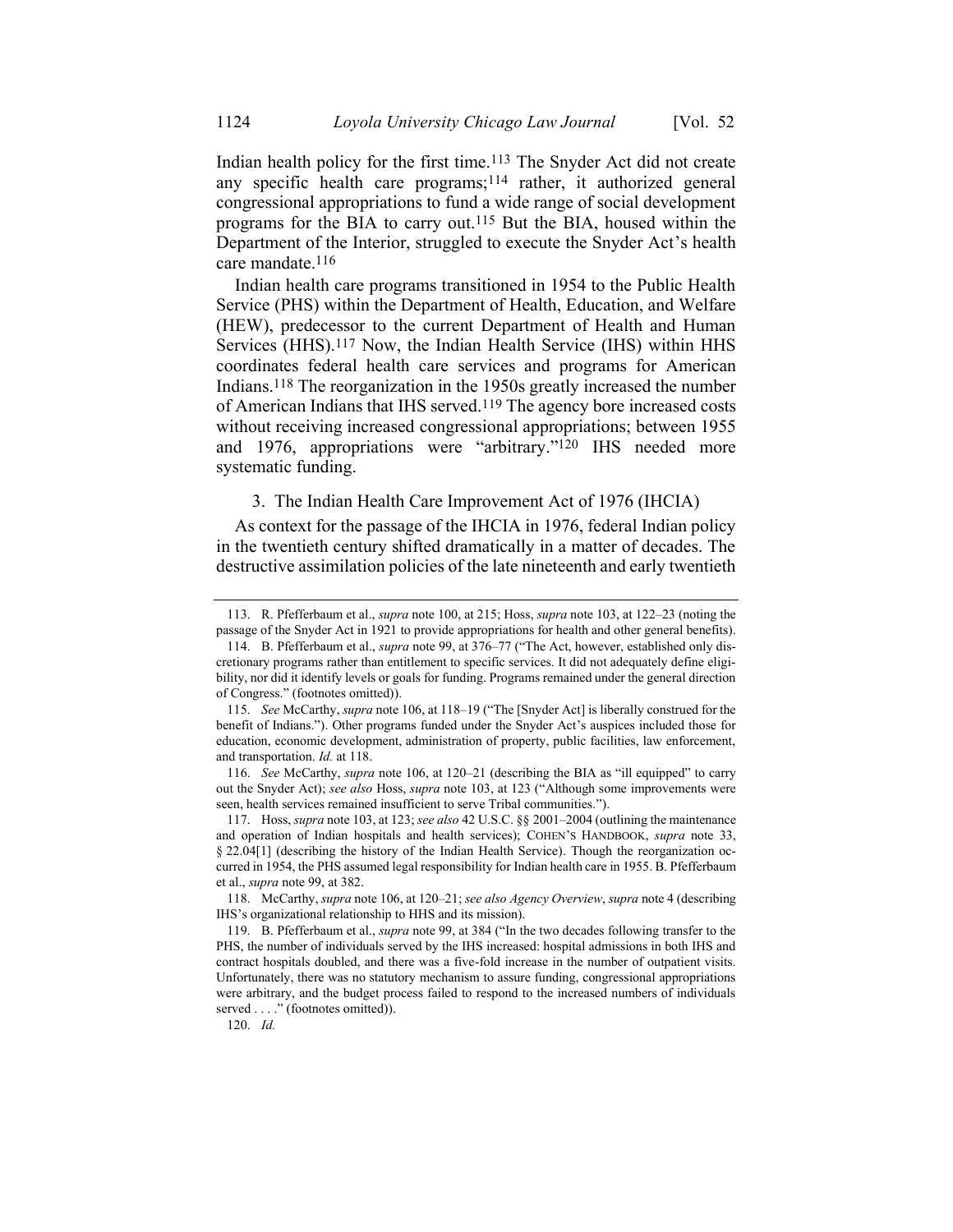Indian health policy for the first time.[113] The Snyder Act did not create any specific health care programs;[114] rather, it authorized general congressional appropriations to fund a wide range of social development programs for the BIA to carry out.[115] But the BIA, housed within the Department of the Interior, struggled to execute the Snyder Act's health care mandate.[116]

Indian health care programs transitioned in 1954 to the Public Health Service (PHS) within the Department of Health, Education, and Welfare (HEW), predecessor to the current Department of Health and Human Services (HHS).[117] Now, the Indian Health Service (IHS) within HHS coordinates federal health care services and programs for American Indians.[118] The reorganization in the 1950s greatly increased the number of American Indians that IHS served.[119] The agency bore increased costs without receiving increased congressional appropriations; between 1955 and 1976, appropriations were "arbitrary."[120] IHS needed more systematic funding.

### 3. The Indian Health Care Improvement Act of 1976 (IHCIA)

As context for the passage of the IHCIA in 1976, federal Indian policy in the twentieth century shifted dramatically in a matter of decades. The destructive assimilation policies of the late nineteenth and early twentieth

---

113. R. Pfefferbaum et al., *supra* note 100, at 215; Hoss, *supra* note 103, at 122–23 (noting the passage of the Snyder Act in 1921 to provide appropriations for health and other general benefits).

114. B. Pfefferbaum et al., *supra* note 99, at 376–77 ("The Act, however, established only discretionary programs rather than entitlement to specific services. It did not adequately define eligibility, nor did it identify levels or goals for funding. Programs remained under the general direction of Congress." (footnotes omitted)).

115. *See* McCarthy, *supra* note 106, at 118–19 ("The [Snyder Act] is liberally construed for the benefit of Indians."). Other programs funded under the Snyder Act's auspices included those for education, economic development, administration of property, public facilities, law enforcement, and transportation. *Id.* at 118.

116. *See* McCarthy, *supra* note 106, at 120–21 (describing the BIA as "ill equipped" to carry out the Snyder Act); *see also* Hoss, *supra* note 103, at 123 ("Although some improvements were seen, health services remained insufficient to serve Tribal communities.").

117. Hoss, *supra* note 103, at 123; *see also* 42 U.S.C. §§ 2001–2004 (outlining the maintenance and operation of Indian hospitals and health services); COHEN'S HANDBOOK, *supra* note 33, § 22.04[1] (describing the history of the Indian Health Service). Though the reorganization occurred in 1954, the PHS assumed legal responsibility for Indian health care in 1955. B. Pfefferbaum et al., *supra* note 99, at 382.

118. McCarthy, *supra* note 106, at 120–21; *see also Agency Overview*, *supra* note 4 (describing IHS's organizational relationship to HHS and its mission).

119. B. Pfefferbaum et al., *supra* note 99, at 384 ("In the two decades following transfer to the PHS, the number of individuals served by the IHS increased: hospital admissions in both IHS and contract hospitals doubled, and there was a five-fold increase in the number of outpatient visits. Unfortunately, there was no statutory mechanism to assure funding, congressional appropriations were arbitrary, and the budget process failed to respond to the increased numbers of individuals served . . . ." (footnotes omitted)).

120. *Id.*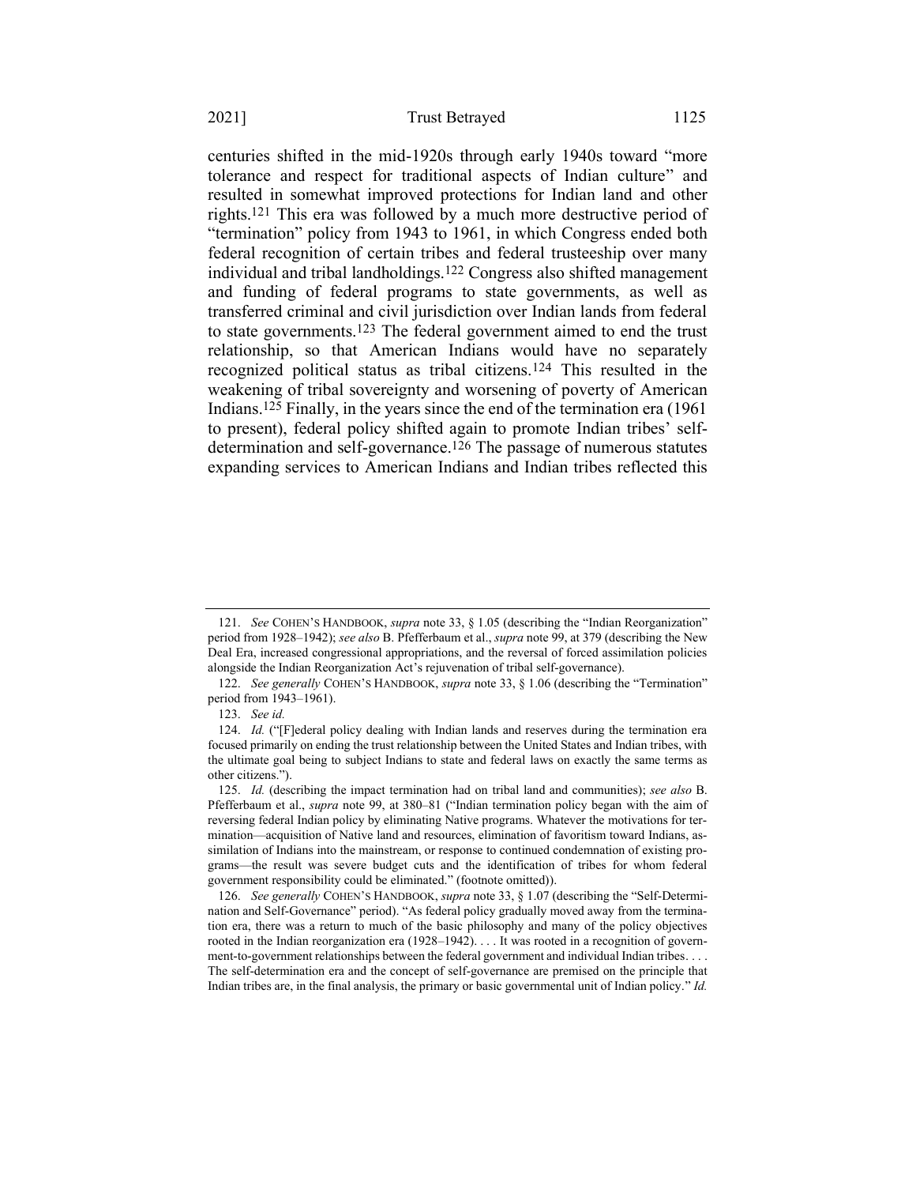centuries shifted in the mid-1920s through early 1940s toward "more tolerance and respect for traditional aspects of Indian culture" and resulted in somewhat improved protections for Indian land and other rights.[121] This era was followed by a much more destructive period of "termination" policy from 1943 to 1961, in which Congress ended both federal recognition of certain tribes and federal trusteeship over many individual and tribal landholdings.[122] Congress also shifted management and funding of federal programs to state governments, as well as transferred criminal and civil jurisdiction over Indian lands from federal to state governments.[123] The federal government aimed to end the trust relationship, so that American Indians would have no separately recognized political status as tribal citizens.[124] This resulted in the weakening of tribal sovereignty and worsening of poverty of American Indians.[125] Finally, in the years since the end of the termination era (1961 to present), federal policy shifted again to promote Indian tribes' self-determination and self-governance.[126] The passage of numerous statutes expanding services to American Indians and Indian tribes reflected this

---

121. *See* COHEN'S HANDBOOK, *supra* note 33, § 1.05 (describing the "Indian Reorganization" period from 1928–1942); *see also* B. Pfefferbaum et al., *supra* note 99, at 379 (describing the New Deal Era, increased congressional appropriations, and the reversal of forced assimilation policies alongside the Indian Reorganization Act's rejuvenation of tribal self-governance).

122. *See generally* COHEN'S HANDBOOK, *supra* note 33, § 1.06 (describing the "Termination" period from 1943–1961).

123. *See id.*

124. *Id.* ("[F]ederal policy dealing with Indian lands and reserves during the termination era focused primarily on ending the trust relationship between the United States and Indian tribes, with the ultimate goal being to subject Indians to state and federal laws on exactly the same terms as other citizens.").

125. *Id.* (describing the impact termination had on tribal land and communities); *see also* B. Pfefferbaum et al., *supra* note 99, at 380–81 ("Indian termination policy began with the aim of reversing federal Indian policy by eliminating Native programs. Whatever the motivations for termination—acquisition of Native land and resources, elimination of favoritism toward Indians, assimilation of Indians into the mainstream, or response to continued condemnation of existing programs—the result was severe budget cuts and the identification of tribes for whom federal government responsibility could be eliminated." (footnote omitted)).

126. *See generally* COHEN'S HANDBOOK, *supra* note 33, § 1.07 (describing the "Self-Determination and Self-Governance" period). "As federal policy gradually moved away from the termination era, there was a return to much of the basic philosophy and many of the policy objectives rooted in the Indian reorganization era (1928–1942). . . . It was rooted in a recognition of government-to-government relationships between the federal government and individual Indian tribes. . . . The self-determination era and the concept of self-governance are premised on the principle that Indian tribes are, in the final analysis, the primary or basic governmental unit of Indian policy." *Id.*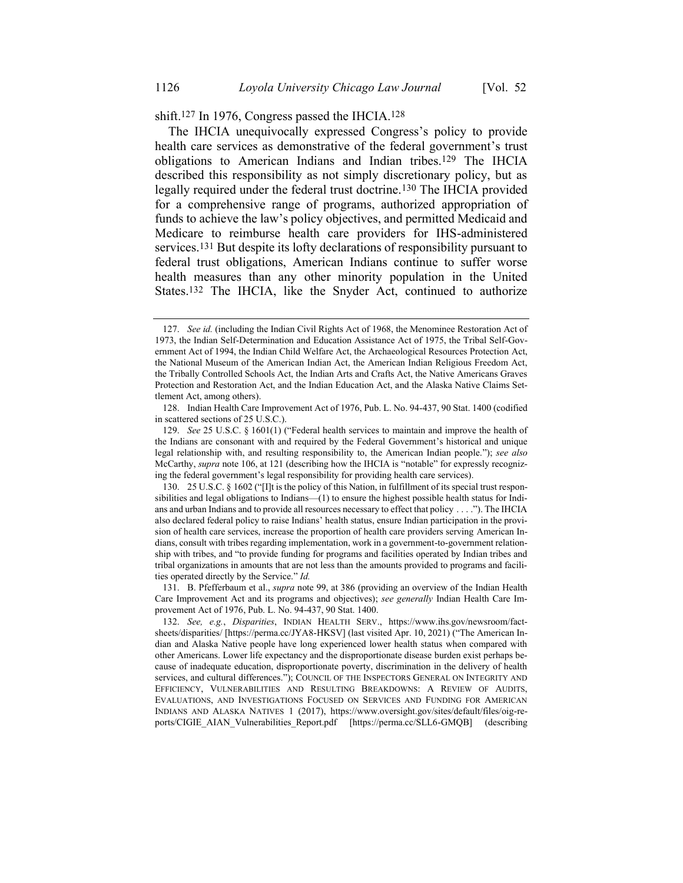shift.[127] In 1976, Congress passed the IHCIA.[128]

The IHCIA unequivocally expressed Congress's policy to provide health care services as demonstrative of the federal government's trust obligations to American Indians and Indian tribes.[129] The IHCIA described this responsibility as not simply discretionary policy, but as legally required under the federal trust doctrine.[130] The IHCIA provided for a comprehensive range of programs, authorized appropriation of funds to achieve the law's policy objectives, and permitted Medicaid and Medicare to reimburse health care providers for IHS-administered services.[131] But despite its lofty declarations of responsibility pursuant to federal trust obligations, American Indians continue to suffer worse health measures than any other minority population in the United States.[132] The IHCIA, like the Snyder Act, continued to authorize

---

127. *See id.* (including the Indian Civil Rights Act of 1968, the Menominee Restoration Act of 1973, the Indian Self-Determination and Education Assistance Act of 1975, the Tribal Self-Government Act of 1994, the Indian Child Welfare Act, the Archaeological Resources Protection Act, the National Museum of the American Indian Act, the American Indian Religious Freedom Act, the Tribally Controlled Schools Act, the Indian Arts and Crafts Act, the Native Americans Graves Protection and Restoration Act, and the Indian Education Act, and the Alaska Native Claims Settlement Act, among others).

128. Indian Health Care Improvement Act of 1976, Pub. L. No. 94-437, 90 Stat. 1400 (codified in scattered sections of 25 U.S.C.).

129. *See* 25 U.S.C. § 1601(1) ("Federal health services to maintain and improve the health of the Indians are consonant with and required by the Federal Government's historical and unique legal relationship with, and resulting responsibility to, the American Indian people."); *see also* McCarthy, *supra* note 106, at 121 (describing how the IHCIA is "notable" for expressly recognizing the federal government's legal responsibility for providing health care services).

130. 25 U.S.C. § 1602 ("[I]t is the policy of this Nation, in fulfillment of its special trust responsibilities and legal obligations to Indians—(1) to ensure the highest possible health status for Indians and urban Indians and to provide all resources necessary to effect that policy . . . ."). The IHCIA also declared federal policy to raise Indians' health status, ensure Indian participation in the provision of health care services, increase the proportion of health care providers serving American Indians, consult with tribes regarding implementation, work in a government-to-government relationship with tribes, and "to provide funding for programs and facilities operated by Indian tribes and tribal organizations in amounts that are not less than the amounts provided to programs and facilities operated directly by the Service." *Id.*

131. B. Pfefferbaum et al., *supra* note 99, at 386 (providing an overview of the Indian Health Care Improvement Act and its programs and objectives); *see generally* Indian Health Care Improvement Act of 1976, Pub. L. No. 94-437, 90 Stat. 1400.

132. *See, e.g.*, *Disparities*, INDIAN HEALTH SERV., https://www.ihs.gov/newsroom/factsheets/disparities/ [https://perma.cc/JYA8-HKSV] (last visited Apr. 10, 2021) ("The American Indian and Alaska Native people have long experienced lower health status when compared with other Americans. Lower life expectancy and the disproportionate disease burden exist perhaps because of inadequate education, disproportionate poverty, discrimination in the delivery of health services, and cultural differences."); COUNCIL OF THE INSPECTORS GENERAL ON INTEGRITY AND EFFICIENCY, VULNERABILITIES AND RESULTING BREAKDOWNS: A REVIEW OF AUDITS, EVALUATIONS, AND INVESTIGATIONS FOCUSED ON SERVICES AND FUNDING FOR AMERICAN INDIANS AND ALASKA NATIVES 1 (2017), https://www.oversight.gov/sites/default/files/oig-reports/CIGIE_AIAN_Vulnerabilities_Report.pdf [https://perma.cc/SLL6-GMQB] (describing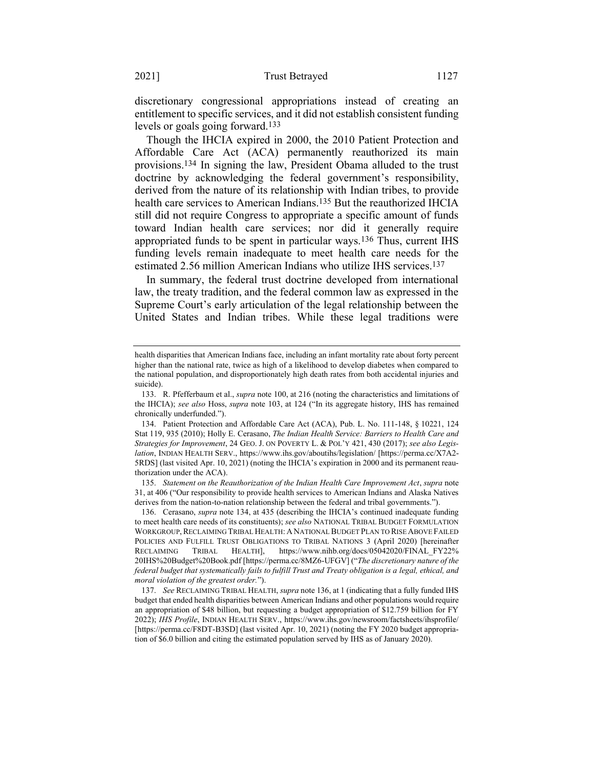discretionary congressional appropriations instead of creating an entitlement to specific services, and it did not establish consistent funding levels or goals going forward.[133]

Though the IHCIA expired in 2000, the 2010 Patient Protection and Affordable Care Act (ACA) permanently reauthorized its main provisions.[134] In signing the law, President Obama alluded to the trust doctrine by acknowledging the federal government's responsibility, derived from the nature of its relationship with Indian tribes, to provide health care services to American Indians.[135] But the reauthorized IHCIA still did not require Congress to appropriate a specific amount of funds toward Indian health care services; nor did it generally require appropriated funds to be spent in particular ways.[136] Thus, current IHS funding levels remain inadequate to meet health care needs for the estimated 2.56 million American Indians who utilize IHS services.[137]

In summary, the federal trust doctrine developed from international law, the treaty tradition, and the federal common law as expressed in the Supreme Court's early articulation of the legal relationship between the United States and Indian tribes. While these legal traditions were

---

health disparities that American Indians face, including an infant mortality rate about forty percent higher than the national rate, twice as high of a likelihood to develop diabetes when compared to the national population, and disproportionately high death rates from both accidental injuries and suicide).

133. R. Pfefferbaum et al., *supra* note 100, at 216 (noting the characteristics and limitations of the IHCIA); *see also* Hoss, *supra* note 103, at 124 ("In its aggregate history, IHS has remained chronically underfunded.").

134. Patient Protection and Affordable Care Act (ACA), Pub. L. No. 111-148, § 10221, 124 Stat 119, 935 (2010); Holly E. Cerasano, *The Indian Health Service: Barriers to Health Care and Strategies for Improvement*, 24 GEO. J. ON POVERTY L. & POL'Y 421, 430 (2017); *see also Legislation*, INDIAN HEALTH SERV., https://www.ihs.gov/aboutihs/legislation/ [https://perma.cc/X7A2-5RDS] (last visited Apr. 10, 2021) (noting the IHCIA's expiration in 2000 and its permanent reauthorization under the ACA).

135. *Statement on the Reauthorization of the Indian Health Care Improvement Act*, *supra* note 31, at 406 ("Our responsibility to provide health services to American Indians and Alaska Natives derives from the nation-to-nation relationship between the federal and tribal governments.").

136. Cerasano, *supra* note 134, at 435 (describing the IHCIA's continued inadequate funding to meet health care needs of its constituents); *see also* NATIONAL TRIBAL BUDGET FORMULATION WORKGROUP, RECLAIMING TRIBAL HEALTH: A NATIONAL BUDGET PLAN TO RISE ABOVE FAILED POLICIES AND FULFILL TRUST OBLIGATIONS TO TRIBAL NATIONS 3 (April 2020) [hereinafter RECLAIMING TRIBAL HEALTH], https://www.nihb.org/docs/05042020/FINAL_FY22%20IHS%20Budget%20Book.pdf [https://perma.cc/8MZ6-UFGV] ("*The discretionary nature of the federal budget that systematically fails to fulfill Trust and Treaty obligation is a legal, ethical, and moral violation of the greatest order.*").

137. *See* RECLAIMING TRIBAL HEALTH, *supra* note 136, at 1 (indicating that a fully funded IHS budget that ended health disparities between American Indians and other populations would require an appropriation of $48 billion, but requesting a budget appropriation of $12.759 billion for FY 2022); *IHS Profile*, INDIAN HEALTH SERV., https://www.ihs.gov/newsroom/factsheets/ihsprofile/ [https://perma.cc/F8DT-B3SD] (last visited Apr. 10, 2021) (noting the FY 2020 budget appropriation of $6.0 billion and citing the estimated population served by IHS as of January 2020).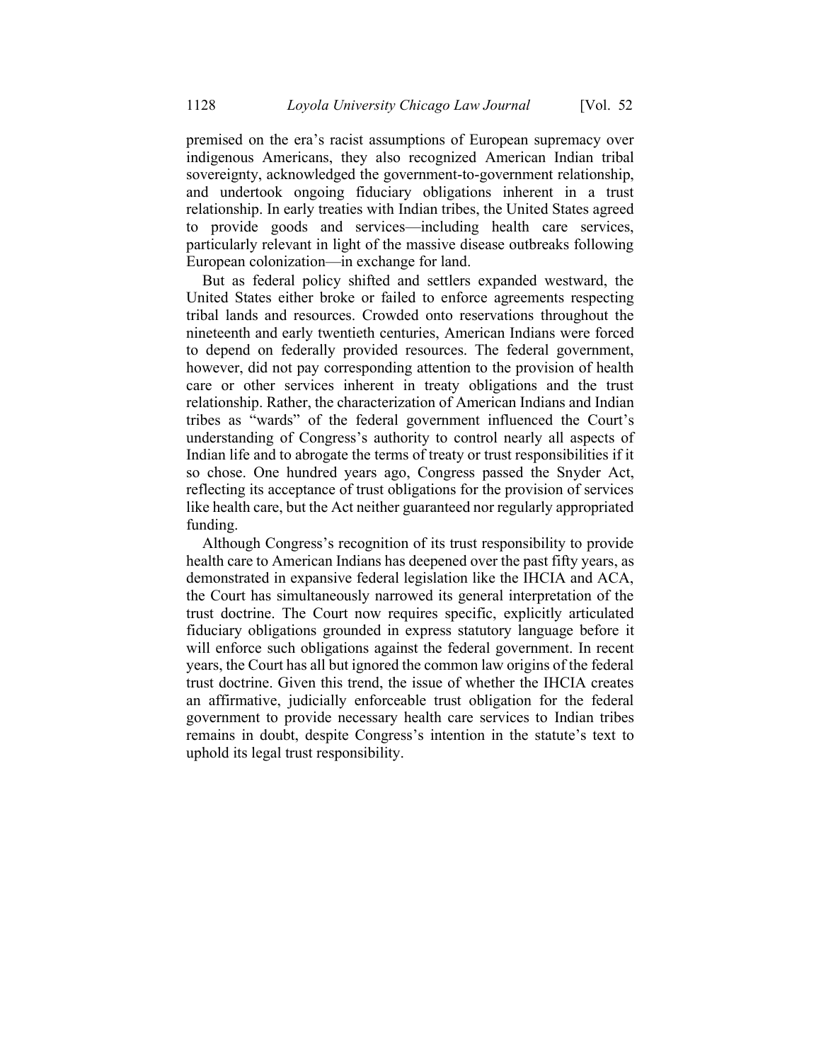premised on the era's racist assumptions of European supremacy over indigenous Americans, they also recognized American Indian tribal sovereignty, acknowledged the government-to-government relationship, and undertook ongoing fiduciary obligations inherent in a trust relationship. In early treaties with Indian tribes, the United States agreed to provide goods and services—including health care services, particularly relevant in light of the massive disease outbreaks following European colonization—in exchange for land.

But as federal policy shifted and settlers expanded westward, the United States either broke or failed to enforce agreements respecting tribal lands and resources. Crowded onto reservations throughout the nineteenth and early twentieth centuries, American Indians were forced to depend on federally provided resources. The federal government, however, did not pay corresponding attention to the provision of health care or other services inherent in treaty obligations and the trust relationship. Rather, the characterization of American Indians and Indian tribes as "wards" of the federal government influenced the Court's understanding of Congress's authority to control nearly all aspects of Indian life and to abrogate the terms of treaty or trust responsibilities if it so chose. One hundred years ago, Congress passed the Snyder Act, reflecting its acceptance of trust obligations for the provision of services like health care, but the Act neither guaranteed nor regularly appropriated funding.

Although Congress's recognition of its trust responsibility to provide health care to American Indians has deepened over the past fifty years, as demonstrated in expansive federal legislation like the IHCIA and ACA, the Court has simultaneously narrowed its general interpretation of the trust doctrine. The Court now requires specific, explicitly articulated fiduciary obligations grounded in express statutory language before it will enforce such obligations against the federal government. In recent years, the Court has all but ignored the common law origins of the federal trust doctrine. Given this trend, the issue of whether the IHCIA creates an affirmative, judicially enforceable trust obligation for the federal government to provide necessary health care services to Indian tribes remains in doubt, despite Congress's intention in the statute's text to uphold its legal trust responsibility.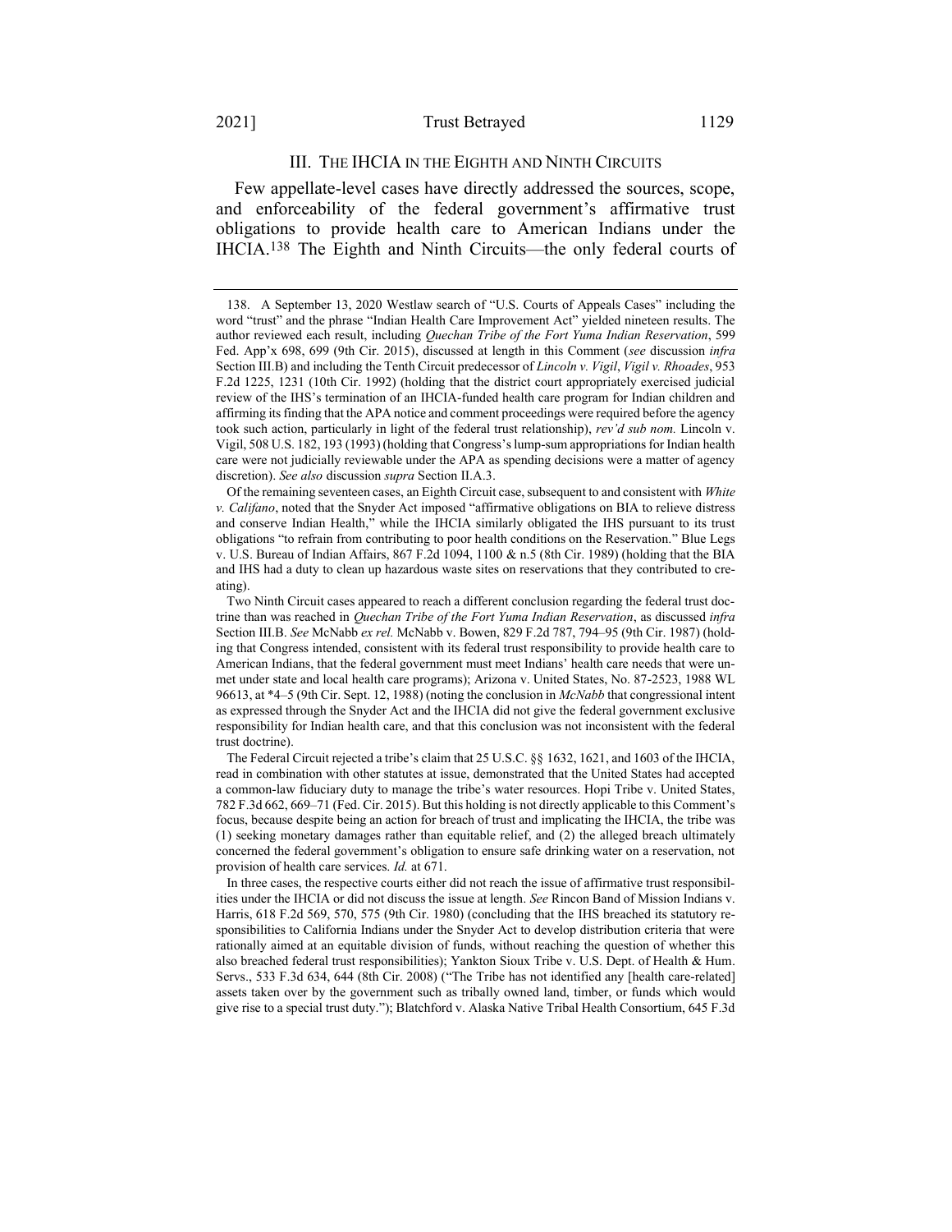## III. THE IHCIA IN THE EIGHTH AND NINTH CIRCUITS

Few appellate-level cases have directly addressed the sources, scope, and enforceability of the federal government's affirmative trust obligations to provide health care to American Indians under the IHCIA.[138] The Eighth and Ninth Circuits—the only federal courts of

---

138. A September 13, 2020 Westlaw search of "U.S. Courts of Appeals Cases" including the word "trust" and the phrase "Indian Health Care Improvement Act" yielded nineteen results. The author reviewed each result, including *Quechan Tribe of the Fort Yuma Indian Reservation*, 599 Fed. App'x 698, 699 (9th Cir. 2015), discussed at length in this Comment (*see* discussion *infra* Section III.B) and including the Tenth Circuit predecessor of *Lincoln v. Vigil*, *Vigil v. Rhoades*, 953 F.2d 1225, 1231 (10th Cir. 1992) (holding that the district court appropriately exercised judicial review of the IHS's termination of an IHCIA-funded health care program for Indian children and affirming its finding that the APA notice and comment proceedings were required before the agency took such action, particularly in light of the federal trust relationship), *rev'd sub nom.* Lincoln v. Vigil, 508 U.S. 182, 193 (1993) (holding that Congress's lump-sum appropriations for Indian health care were not judicially reviewable under the APA as spending decisions were a matter of agency discretion). *See also* discussion *supra* Section II.A.3.

Of the remaining seventeen cases, an Eighth Circuit case, subsequent to and consistent with *White v. Califano*, noted that the Snyder Act imposed "affirmative obligations on BIA to relieve distress and conserve Indian Health," while the IHCIA similarly obligated the IHS pursuant to its trust obligations "to refrain from contributing to poor health conditions on the Reservation." Blue Legs v. U.S. Bureau of Indian Affairs, 867 F.2d 1094, 1100 & n.5 (8th Cir. 1989) (holding that the BIA and IHS had a duty to clean up hazardous waste sites on reservations that they contributed to creating).

Two Ninth Circuit cases appeared to reach a different conclusion regarding the federal trust doctrine than was reached in *Quechan Tribe of the Fort Yuma Indian Reservation*, as discussed *infra* Section III.B. *See* McNabb *ex rel.* McNabb v. Bowen, 829 F.2d 787, 794–95 (9th Cir. 1987) (holding that Congress intended, consistent with its federal trust responsibility to provide health care to American Indians, that the federal government must meet Indians' health care needs that were unmet under state and local health care programs); Arizona v. United States, No. 87-2523, 1988 WL 96613, at *4–5 (9th Cir. Sept. 12, 1988) (noting the conclusion in *McNabb* that congressional intent as expressed through the Snyder Act and the IHCIA did not give the federal government exclusive responsibility for Indian health care, and that this conclusion was not inconsistent with the federal trust doctrine).

The Federal Circuit rejected a tribe's claim that 25 U.S.C. §§ 1632, 1621, and 1603 of the IHCIA, read in combination with other statutes at issue, demonstrated that the United States had accepted a common-law fiduciary duty to manage the tribe's water resources. Hopi Tribe v. United States, 782 F.3d 662, 669–71 (Fed. Cir. 2015). But this holding is not directly applicable to this Comment's focus, because despite being an action for breach of trust and implicating the IHCIA, the tribe was (1) seeking monetary damages rather than equitable relief, and (2) the alleged breach ultimately concerned the federal government's obligation to ensure safe drinking water on a reservation, not provision of health care services. *Id.* at 671.

In three cases, the respective courts either did not reach the issue of affirmative trust responsibilities under the IHCIA or did not discuss the issue at length. *See* Rincon Band of Mission Indians v. Harris, 618 F.2d 569, 570, 575 (9th Cir. 1980) (concluding that the IHS breached its statutory responsibilities to California Indians under the Snyder Act to develop distribution criteria that were rationally aimed at an equitable division of funds, without reaching the question of whether this also breached federal trust responsibilities); Yankton Sioux Tribe v. U.S. Dept. of Health & Hum. Servs., 533 F.3d 634, 644 (8th Cir. 2008) ("The Tribe has not identified any [health care-related] assets taken over by the government such as tribally owned land, timber, or funds which would give rise to a special trust duty."); Blatchford v. Alaska Native Tribal Health Consortium, 645 F.3d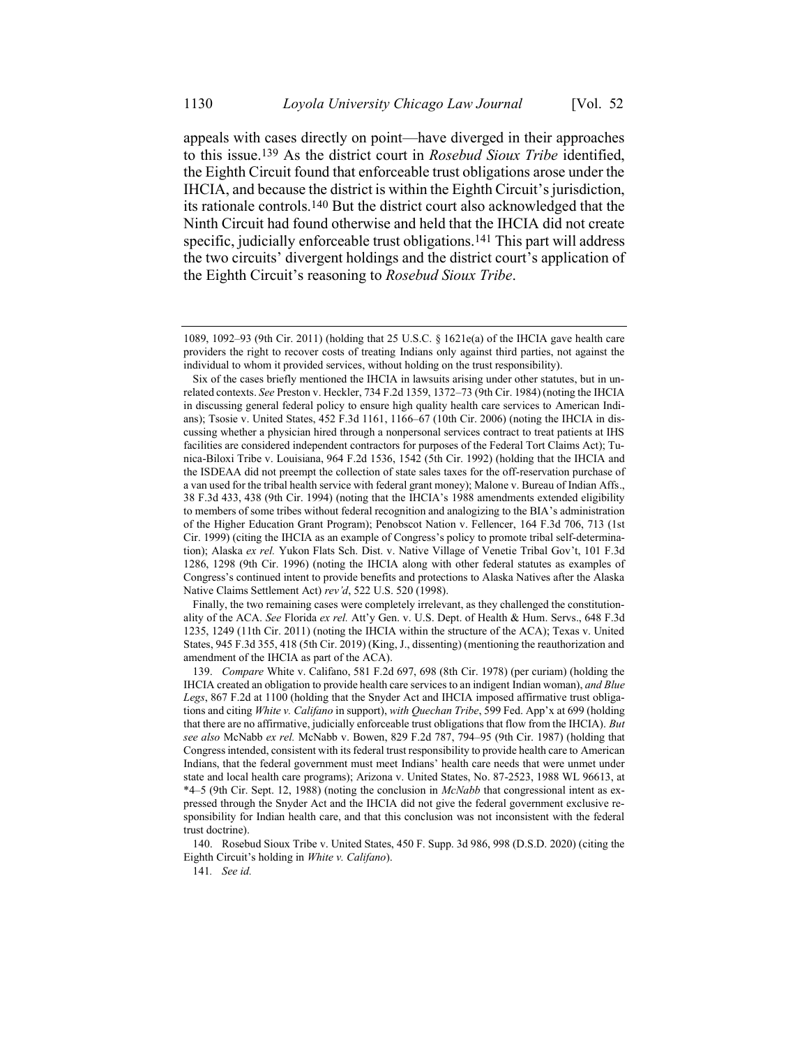appeals with cases directly on point—have diverged in their approaches to this issue.[139] As the district court in *Rosebud Sioux Tribe* identified, the Eighth Circuit found that enforceable trust obligations arose under the IHCIA, and because the district is within the Eighth Circuit's jurisdiction, its rationale controls.[140] But the district court also acknowledged that the Ninth Circuit had found otherwise and held that the IHCIA did not create specific, judicially enforceable trust obligations.[141] This part will address the two circuits' divergent holdings and the district court's application of the Eighth Circuit's reasoning to *Rosebud Sioux Tribe*.

---

1089, 1092–93 (9th Cir. 2011) (holding that 25 U.S.C. § 1621e(a) of the IHCIA gave health care providers the right to recover costs of treating Indians only against third parties, not against the individual to whom it provided services, without holding on the trust responsibility).

Six of the cases briefly mentioned the IHCIA in lawsuits arising under other statutes, but in unrelated contexts. *See* Preston v. Heckler, 734 F.2d 1359, 1372–73 (9th Cir. 1984) (noting the IHCIA in discussing general federal policy to ensure high quality health care services to American Indians); Tsosie v. United States, 452 F.3d 1161, 1166–67 (10th Cir. 2006) (noting the IHCIA in discussing whether a physician hired through a nonpersonal services contract to treat patients at IHS facilities are considered independent contractors for purposes of the Federal Tort Claims Act); Tunica-Biloxi Tribe v. Louisiana, 964 F.2d 1536, 1542 (5th Cir. 1992) (holding that the IHCIA and the ISDEAA did not preempt the collection of state sales taxes for the off-reservation purchase of a van used for the tribal health service with federal grant money); Malone v. Bureau of Indian Affs., 38 F.3d 433, 438 (9th Cir. 1994) (noting that the IHCIA's 1988 amendments extended eligibility to members of some tribes without federal recognition and analogizing to the BIA's administration of the Higher Education Grant Program); Penobscot Nation v. Fellencer, 164 F.3d 706, 713 (1st Cir. 1999) (citing the IHCIA as an example of Congress's policy to promote tribal self-determination); Alaska *ex rel.* Yukon Flats Sch. Dist. v. Native Village of Venetie Tribal Gov't, 101 F.3d 1286, 1298 (9th Cir. 1996) (noting the IHCIA along with other federal statutes as examples of Congress's continued intent to provide benefits and protections to Alaska Natives after the Alaska Native Claims Settlement Act) *rev'd*, 522 U.S. 520 (1998).

Finally, the two remaining cases were completely irrelevant, as they challenged the constitutionality of the ACA. *See* Florida *ex rel.* Att'y Gen. v. U.S. Dept. of Health & Hum. Servs., 648 F.3d 1235, 1249 (11th Cir. 2011) (noting the IHCIA within the structure of the ACA); Texas v. United States, 945 F.3d 355, 418 (5th Cir. 2019) (King, J., dissenting) (mentioning the reauthorization and amendment of the IHCIA as part of the ACA).

139. *Compare* White v. Califano, 581 F.2d 697, 698 (8th Cir. 1978) (per curiam) (holding the IHCIA created an obligation to provide health care services to an indigent Indian woman), *and Blue Legs*, 867 F.2d at 1100 (holding that the Snyder Act and IHCIA imposed affirmative trust obligations and citing *White v. Califano* in support), *with Quechan Tribe*, 599 Fed. App'x at 699 (holding that there are no affirmative, judicially enforceable trust obligations that flow from the IHCIA). *But see also* McNabb *ex rel.* McNabb v. Bowen, 829 F.2d 787, 794–95 (9th Cir. 1987) (holding that Congress intended, consistent with its federal trust responsibility to provide health care to American Indians, that the federal government must meet Indians' health care needs that were unmet under state and local health care programs); Arizona v. United States, No. 87-2523, 1988 WL 96613, at \*4–5 (9th Cir. Sept. 12, 1988) (noting the conclusion in *McNabb* that congressional intent as expressed through the Snyder Act and the IHCIA did not give the federal government exclusive responsibility for Indian health care, and that this conclusion was not inconsistent with the federal trust doctrine).

140. Rosebud Sioux Tribe v. United States, 450 F. Supp. 3d 986, 998 (D.S.D. 2020) (citing the Eighth Circuit's holding in *White v. Califano*).

141. *See id.*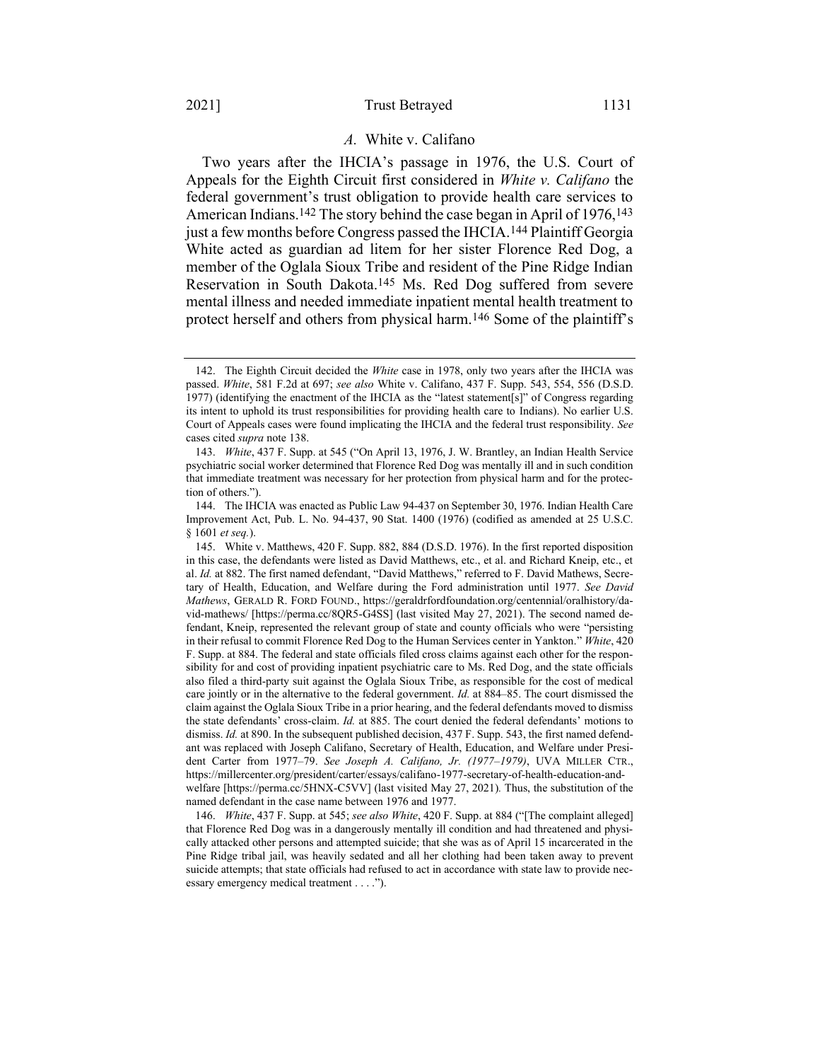### *A.* White v. Califano

Two years after the IHCIA's passage in 1976, the U.S. Court of Appeals for the Eighth Circuit first considered in *White v. Califano* the federal government's trust obligation to provide health care services to American Indians.[142] The story behind the case began in April of 1976,[143] just a few months before Congress passed the IHCIA.[144] Plaintiff Georgia White acted as guardian ad litem for her sister Florence Red Dog, a member of the Oglala Sioux Tribe and resident of the Pine Ridge Indian Reservation in South Dakota.[145] Ms. Red Dog suffered from severe mental illness and needed immediate inpatient mental health treatment to protect herself and others from physical harm.[146] Some of the plaintiff's

---

142. The Eighth Circuit decided the *White* case in 1978, only two years after the IHCIA was passed. *White*, 581 F.2d at 697; *see also* White v. Califano, 437 F. Supp. 543, 554, 556 (D.S.D. 1977) (identifying the enactment of the IHCIA as the "latest statement[s]" of Congress regarding its intent to uphold its trust responsibilities for providing health care to Indians). No earlier U.S. Court of Appeals cases were found implicating the IHCIA and the federal trust responsibility. *See* cases cited *supra* note 138.

143. *White*, 437 F. Supp. at 545 ("On April 13, 1976, J. W. Brantley, an Indian Health Service psychiatric social worker determined that Florence Red Dog was mentally ill and in such condition that immediate treatment was necessary for her protection from physical harm and for the protection of others.").

144. The IHCIA was enacted as Public Law 94-437 on September 30, 1976. Indian Health Care Improvement Act, Pub. L. No. 94-437, 90 Stat. 1400 (1976) (codified as amended at 25 U.S.C. § 1601 *et seq.*).

145. White v. Matthews, 420 F. Supp. 882, 884 (D.S.D. 1976). In the first reported disposition in this case, the defendants were listed as David Matthews, etc., et al. and Richard Kneip, etc., et al. *Id.* at 882. The first named defendant, "David Matthews," referred to F. David Mathews, Secretary of Health, Education, and Welfare during the Ford administration until 1977. *See David Mathews*, GERALD R. FORD FOUND., https://geraldrfordfoundation.org/centennial/oralhistory/david-mathews/ [https://perma.cc/8QR5-G4SS] (last visited May 27, 2021). The second named defendant, Kneip, represented the relevant group of state and county officials who were "persisting in their refusal to commit Florence Red Dog to the Human Services center in Yankton." *White*, 420 F. Supp. at 884. The federal and state officials filed cross claims against each other for the responsibility for and cost of providing inpatient psychiatric care to Ms. Red Dog, and the state officials also filed a third-party suit against the Oglala Sioux Tribe, as responsible for the cost of medical care jointly or in the alternative to the federal government. *Id.* at 884–85. The court dismissed the claim against the Oglala Sioux Tribe in a prior hearing, and the federal defendants moved to dismiss the state defendants' cross-claim. *Id.* at 885. The court denied the federal defendants' motions to dismiss. *Id.* at 890. In the subsequent published decision, 437 F. Supp. 543, the first named defendant was replaced with Joseph Califano, Secretary of Health, Education, and Welfare under President Carter from 1977–79. *See Joseph A. Califano, Jr. (1977–1979)*, UVA MILLER CTR., https://millercenter.org/president/carter/essays/califano-1977-secretary-of-health-education-and-welfare [https://perma.cc/5HNX-C5VV] (last visited May 27, 2021)*.* Thus, the substitution of the named defendant in the case name between 1976 and 1977.

146. *White*, 437 F. Supp. at 545; *see also White*, 420 F. Supp. at 884 ("[The complaint alleged] that Florence Red Dog was in a dangerously mentally ill condition and had threatened and physically attacked other persons and attempted suicide; that she was as of April 15 incarcerated in the Pine Ridge tribal jail, was heavily sedated and all her clothing had been taken away to prevent suicide attempts; that state officials had refused to act in accordance with state law to provide necessary emergency medical treatment . . . .").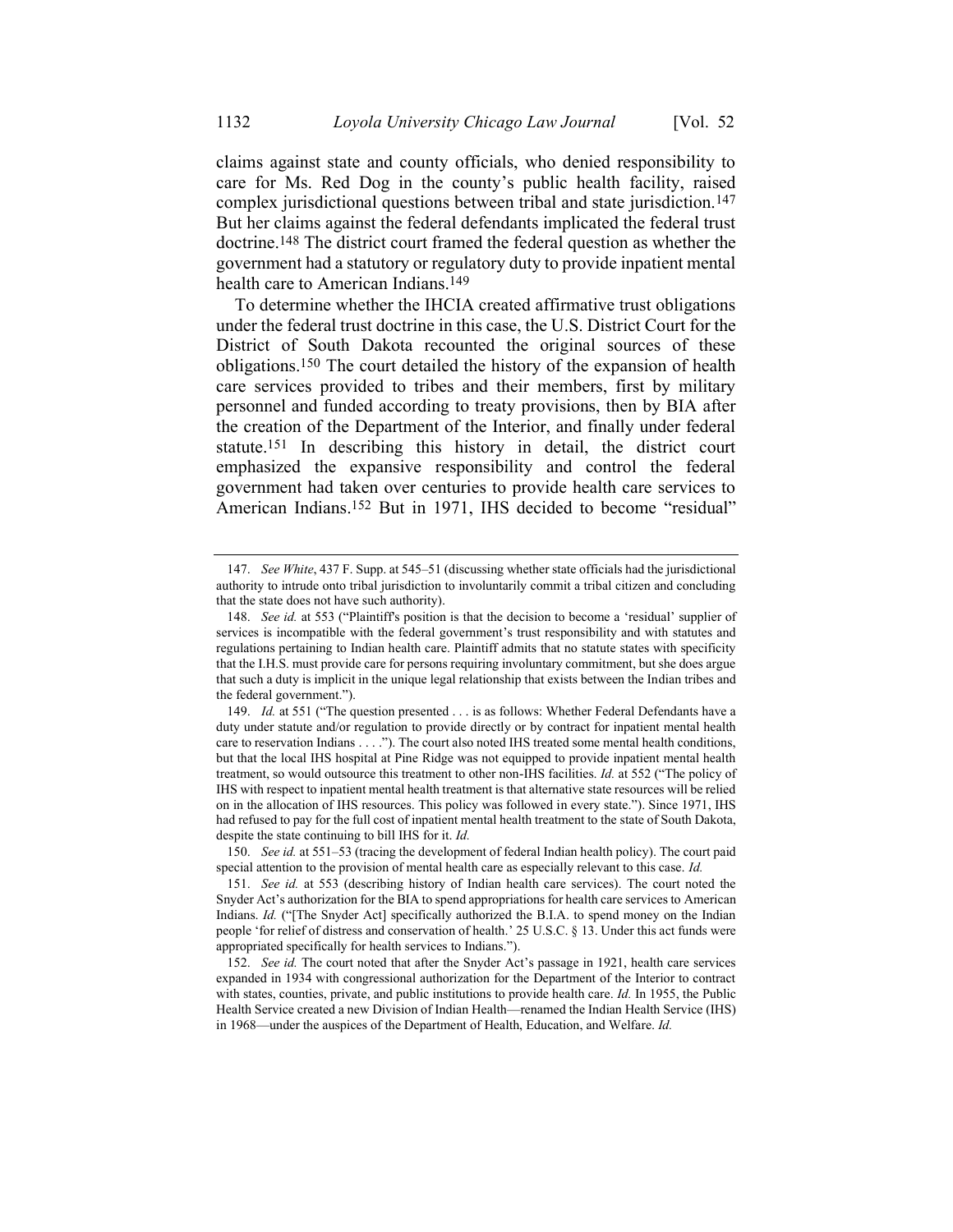claims against state and county officials, who denied responsibility to care for Ms. Red Dog in the county's public health facility, raised complex jurisdictional questions between tribal and state jurisdiction.[147] But her claims against the federal defendants implicated the federal trust doctrine.[148] The district court framed the federal question as whether the government had a statutory or regulatory duty to provide inpatient mental health care to American Indians.[149]

To determine whether the IHCIA created affirmative trust obligations under the federal trust doctrine in this case, the U.S. District Court for the District of South Dakota recounted the original sources of these obligations.[150] The court detailed the history of the expansion of health care services provided to tribes and their members, first by military personnel and funded according to treaty provisions, then by BIA after the creation of the Department of the Interior, and finally under federal statute.[151] In describing this history in detail, the district court emphasized the expansive responsibility and control the federal government had taken over centuries to provide health care services to American Indians.[152] But in 1971, IHS decided to become "residual"

---

147. *See White*, 437 F. Supp. at 545–51 (discussing whether state officials had the jurisdictional authority to intrude onto tribal jurisdiction to involuntarily commit a tribal citizen and concluding that the state does not have such authority).

148. *See id.* at 553 ("Plaintiff's position is that the decision to become a 'residual' supplier of services is incompatible with the federal government's trust responsibility and with statutes and regulations pertaining to Indian health care. Plaintiff admits that no statute states with specificity that the I.H.S. must provide care for persons requiring involuntary commitment, but she does argue that such a duty is implicit in the unique legal relationship that exists between the Indian tribes and the federal government.").

149. *Id.* at 551 ("The question presented . . . is as follows: Whether Federal Defendants have a duty under statute and/or regulation to provide directly or by contract for inpatient mental health care to reservation Indians . . . ."). The court also noted IHS treated some mental health conditions, but that the local IHS hospital at Pine Ridge was not equipped to provide inpatient mental health treatment, so would outsource this treatment to other non-IHS facilities. *Id.* at 552 ("The policy of IHS with respect to inpatient mental health treatment is that alternative state resources will be relied on in the allocation of IHS resources. This policy was followed in every state."). Since 1971, IHS had refused to pay for the full cost of inpatient mental health treatment to the state of South Dakota, despite the state continuing to bill IHS for it. *Id.*

150. *See id.* at 551–53 (tracing the development of federal Indian health policy). The court paid special attention to the provision of mental health care as especially relevant to this case. *Id.*

151. *See id.* at 553 (describing history of Indian health care services). The court noted the Snyder Act's authorization for the BIA to spend appropriations for health care services to American Indians. *Id.* ("[The Snyder Act] specifically authorized the B.I.A. to spend money on the Indian people 'for relief of distress and conservation of health.' 25 U.S.C. § 13. Under this act funds were appropriated specifically for health services to Indians.").

152. *See id.* The court noted that after the Snyder Act's passage in 1921, health care services expanded in 1934 with congressional authorization for the Department of the Interior to contract with states, counties, private, and public institutions to provide health care. *Id.* In 1955, the Public Health Service created a new Division of Indian Health—renamed the Indian Health Service (IHS) in 1968—under the auspices of the Department of Health, Education, and Welfare. *Id.*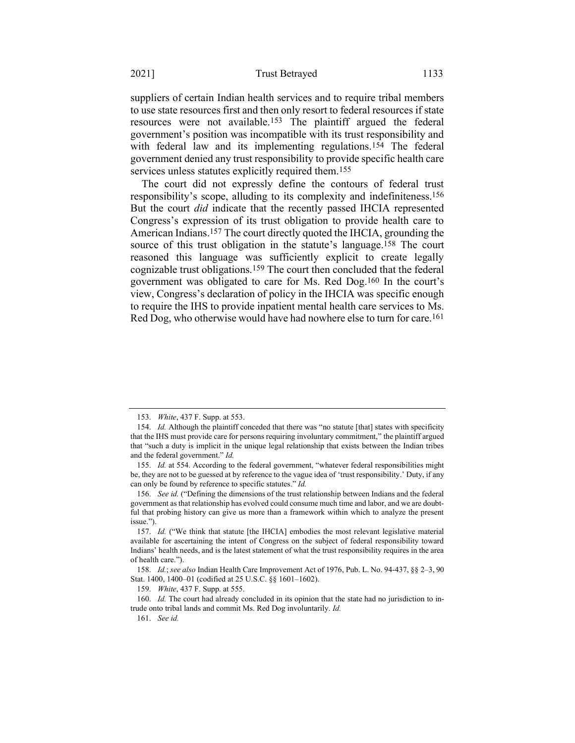suppliers of certain Indian health services and to require tribal members to use state resources first and then only resort to federal resources if state resources were not available.[153] The plaintiff argued the federal government's position was incompatible with its trust responsibility and with federal law and its implementing regulations.[154] The federal government denied any trust responsibility to provide specific health care services unless statutes explicitly required them.[155]

The court did not expressly define the contours of federal trust responsibility's scope, alluding to its complexity and indefiniteness.[156] But the court *did* indicate that the recently passed IHCIA represented Congress's expression of its trust obligation to provide health care to American Indians.[157] The court directly quoted the IHCIA, grounding the source of this trust obligation in the statute's language.[158] The court reasoned this language was sufficiently explicit to create legally cognizable trust obligations.[159] The court then concluded that the federal government was obligated to care for Ms. Red Dog.[160] In the court's view, Congress's declaration of policy in the IHCIA was specific enough to require the IHS to provide inpatient mental health care services to Ms. Red Dog, who otherwise would have had nowhere else to turn for care.[161]

---

153. *White*, 437 F. Supp. at 553.

154. *Id.* Although the plaintiff conceded that there was "no statute [that] states with specificity that the IHS must provide care for persons requiring involuntary commitment," the plaintiff argued that "such a duty is implicit in the unique legal relationship that exists between the Indian tribes and the federal government." *Id.*

155. *Id.* at 554. According to the federal government, "whatever federal responsibilities might be, they are not to be guessed at by reference to the vague idea of 'trust responsibility.' Duty, if any can only be found by reference to specific statutes." *Id.*

156. *See id.* ("Defining the dimensions of the trust relationship between Indians and the federal government as that relationship has evolved could consume much time and labor, and we are doubtful that probing history can give us more than a framework within which to analyze the present issue.").

157. *Id.* ("We think that statute [the IHCIA] embodies the most relevant legislative material available for ascertaining the intent of Congress on the subject of federal responsibility toward Indians' health needs, and is the latest statement of what the trust responsibility requires in the area of health care.").

158. *Id.*; *see also* Indian Health Care Improvement Act of 1976, Pub. L. No. 94-437, §§ 2–3, 90 Stat. 1400, 1400–01 (codified at 25 U.S.C. §§ 1601–1602).

159. *White*, 437 F. Supp. at 555.

160. *Id.* The court had already concluded in its opinion that the state had no jurisdiction to intrude onto tribal lands and commit Ms. Red Dog involuntarily. *Id.*

161. *See id.*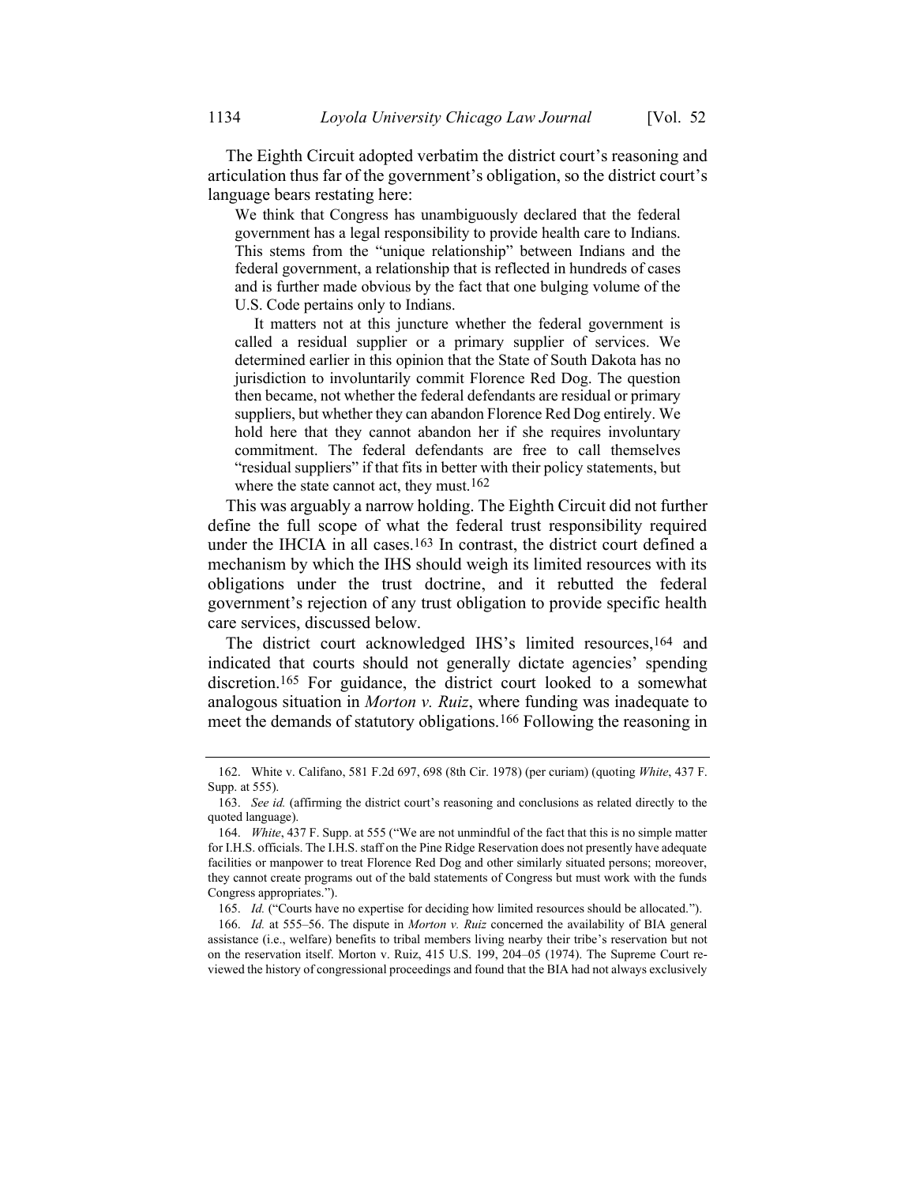The Eighth Circuit adopted verbatim the district court's reasoning and articulation thus far of the government's obligation, so the district court's language bears restating here:

> We think that Congress has unambiguously declared that the federal government has a legal responsibility to provide health care to Indians. This stems from the "unique relationship" between Indians and the federal government, a relationship that is reflected in hundreds of cases and is further made obvious by the fact that one bulging volume of the U.S. Code pertains only to Indians.
>
> It matters not at this juncture whether the federal government is called a residual supplier or a primary supplier of services. We determined earlier in this opinion that the State of South Dakota has no jurisdiction to involuntarily commit Florence Red Dog. The question then became, not whether the federal defendants are residual or primary suppliers, but whether they can abandon Florence Red Dog entirely. We hold here that they cannot abandon her if she requires involuntary commitment. The federal defendants are free to call themselves "residual suppliers" if that fits in better with their policy statements, but where the state cannot act, they must.[162]

This was arguably a narrow holding. The Eighth Circuit did not further define the full scope of what the federal trust responsibility required under the IHCIA in all cases.[163] In contrast, the district court defined a mechanism by which the IHS should weigh its limited resources with its obligations under the trust doctrine, and it rebutted the federal government's rejection of any trust obligation to provide specific health care services, discussed below.

The district court acknowledged IHS's limited resources,[164] and indicated that courts should not generally dictate agencies' spending discretion.[165] For guidance, the district court looked to a somewhat analogous situation in *Morton v. Ruiz*, where funding was inadequate to meet the demands of statutory obligations.[166] Following the reasoning in

---

162. White v. Califano, 581 F.2d 697, 698 (8th Cir. 1978) (per curiam) (quoting *White*, 437 F. Supp. at 555).

163. *See id.* (affirming the district court's reasoning and conclusions as related directly to the quoted language).

164. *White*, 437 F. Supp. at 555 ("We are not unmindful of the fact that this is no simple matter for I.H.S. officials. The I.H.S. staff on the Pine Ridge Reservation does not presently have adequate facilities or manpower to treat Florence Red Dog and other similarly situated persons; moreover, they cannot create programs out of the bald statements of Congress but must work with the funds Congress appropriates.").

165. *Id.* ("Courts have no expertise for deciding how limited resources should be allocated.").

166. *Id.* at 555–56. The dispute in *Morton v. Ruiz* concerned the availability of BIA general assistance (i.e., welfare) benefits to tribal members living nearby their tribe's reservation but not on the reservation itself. Morton v. Ruiz, 415 U.S. 199, 204–05 (1974). The Supreme Court reviewed the history of congressional proceedings and found that the BIA had not always exclusively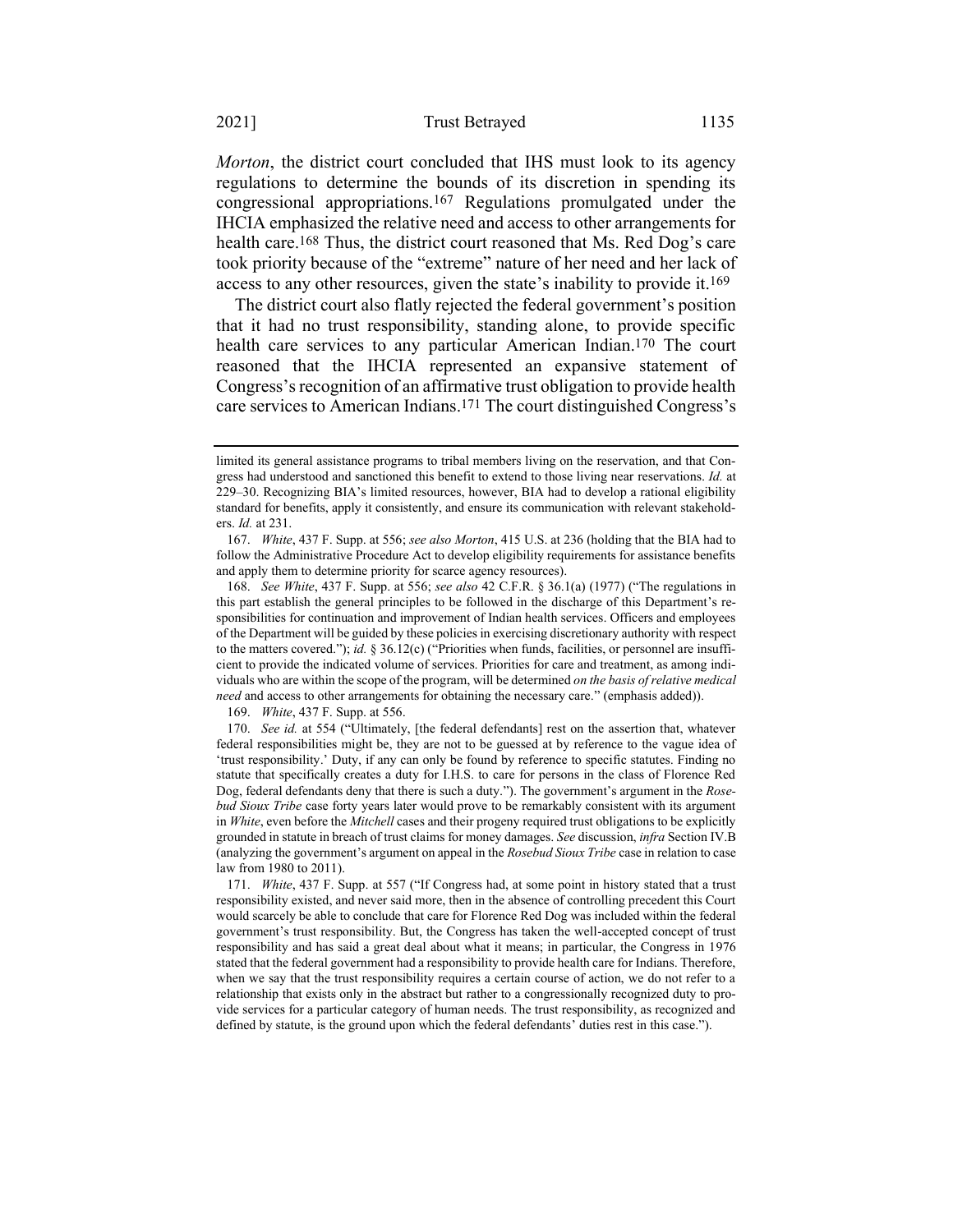*Morton*, the district court concluded that IHS must look to its agency regulations to determine the bounds of its discretion in spending its congressional appropriations.[167] Regulations promulgated under the IHCIA emphasized the relative need and access to other arrangements for health care.[168] Thus, the district court reasoned that Ms. Red Dog's care took priority because of the "extreme" nature of her need and her lack of access to any other resources, given the state's inability to provide it.[169]

The district court also flatly rejected the federal government's position that it had no trust responsibility, standing alone, to provide specific health care services to any particular American Indian.[170] The court reasoned that the IHCIA represented an expansive statement of Congress's recognition of an affirmative trust obligation to provide health care services to American Indians.[171] The court distinguished Congress's

---

limited its general assistance programs to tribal members living on the reservation, and that Congress had understood and sanctioned this benefit to extend to those living near reservations. *Id.* at 229–30. Recognizing BIA's limited resources, however, BIA had to develop a rational eligibility standard for benefits, apply it consistently, and ensure its communication with relevant stakeholders. *Id.* at 231.

167. *White*, 437 F. Supp. at 556; *see also Morton*, 415 U.S. at 236 (holding that the BIA had to follow the Administrative Procedure Act to develop eligibility requirements for assistance benefits and apply them to determine priority for scarce agency resources).

168. *See White*, 437 F. Supp. at 556; *see also* 42 C.F.R. § 36.1(a) (1977) ("The regulations in this part establish the general principles to be followed in the discharge of this Department's responsibilities for continuation and improvement of Indian health services. Officers and employees of the Department will be guided by these policies in exercising discretionary authority with respect to the matters covered."); *id.* § 36.12(c) ("Priorities when funds, facilities, or personnel are insufficient to provide the indicated volume of services. Priorities for care and treatment, as among individuals who are within the scope of the program, will be determined *on the basis of relative medical need* and access to other arrangements for obtaining the necessary care." (emphasis added)).

169. *White*, 437 F. Supp. at 556.

170. *See id.* at 554 ("Ultimately, [the federal defendants] rest on the assertion that, whatever federal responsibilities might be, they are not to be guessed at by reference to the vague idea of 'trust responsibility.' Duty, if any can only be found by reference to specific statutes. Finding no statute that specifically creates a duty for I.H.S. to care for persons in the class of Florence Red Dog, federal defendants deny that there is such a duty."). The government's argument in the *Rosebud Sioux Tribe* case forty years later would prove to be remarkably consistent with its argument in *White*, even before the *Mitchell* cases and their progeny required trust obligations to be explicitly grounded in statute in breach of trust claims for money damages. *See* discussion, *infra* Section IV.B (analyzing the government's argument on appeal in the *Rosebud Sioux Tribe* case in relation to case law from 1980 to 2011).

171. *White*, 437 F. Supp. at 557 ("If Congress had, at some point in history stated that a trust responsibility existed, and never said more, then in the absence of controlling precedent this Court would scarcely be able to conclude that care for Florence Red Dog was included within the federal government's trust responsibility. But, the Congress has taken the well-accepted concept of trust responsibility and has said a great deal about what it means; in particular, the Congress in 1976 stated that the federal government had a responsibility to provide health care for Indians. Therefore, when we say that the trust responsibility requires a certain course of action, we do not refer to a relationship that exists only in the abstract but rather to a congressionally recognized duty to provide services for a particular category of human needs. The trust responsibility, as recognized and defined by statute, is the ground upon which the federal defendants' duties rest in this case.").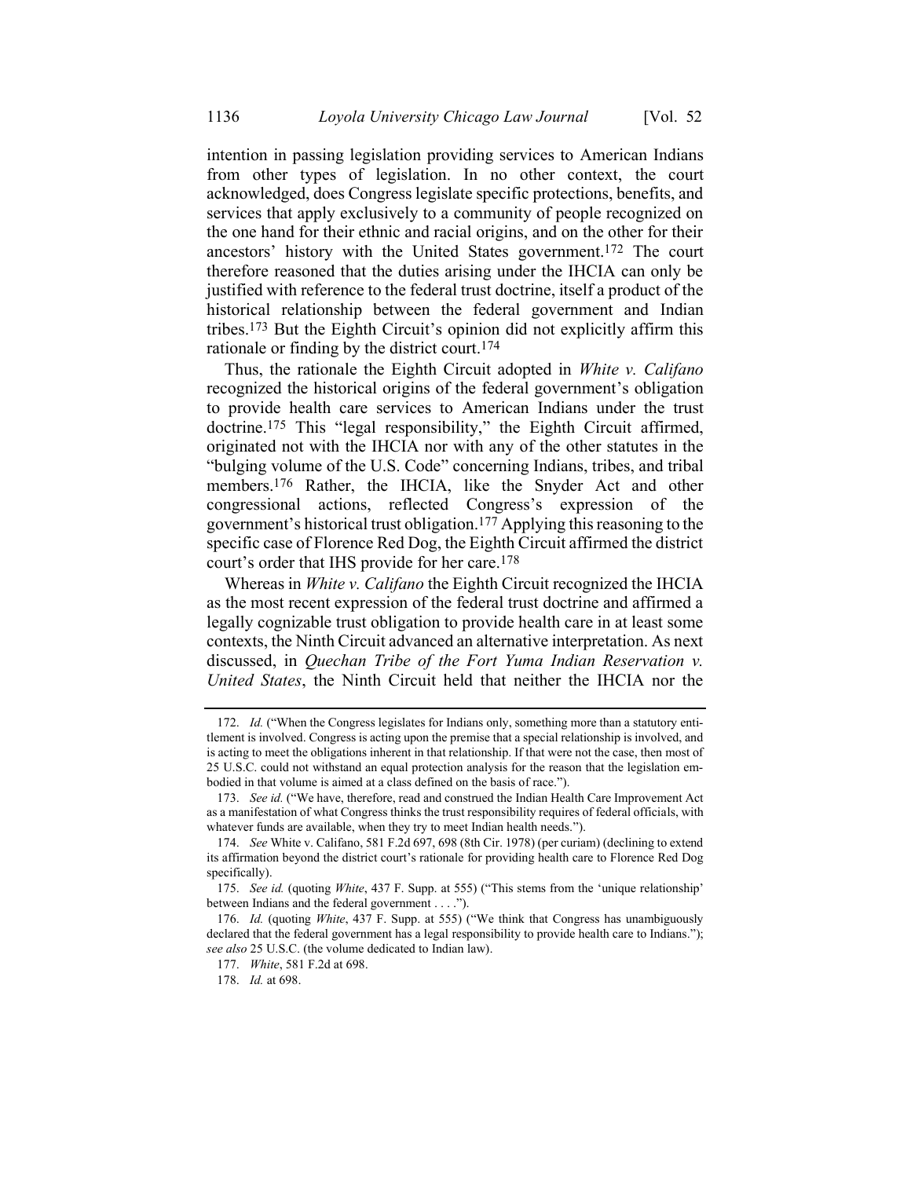intention in passing legislation providing services to American Indians from other types of legislation. In no other context, the court acknowledged, does Congress legislate specific protections, benefits, and services that apply exclusively to a community of people recognized on the one hand for their ethnic and racial origins, and on the other for their ancestors' history with the United States government.[172] The court therefore reasoned that the duties arising under the IHCIA can only be justified with reference to the federal trust doctrine, itself a product of the historical relationship between the federal government and Indian tribes.[173] But the Eighth Circuit's opinion did not explicitly affirm this rationale or finding by the district court.[174]

Thus, the rationale the Eighth Circuit adopted in *White v. Califano* recognized the historical origins of the federal government's obligation to provide health care services to American Indians under the trust doctrine.[175] This "legal responsibility," the Eighth Circuit affirmed, originated not with the IHCIA nor with any of the other statutes in the "bulging volume of the U.S. Code" concerning Indians, tribes, and tribal members.[176] Rather, the IHCIA, like the Snyder Act and other congressional actions, reflected Congress's expression of the government's historical trust obligation.[177] Applying this reasoning to the specific case of Florence Red Dog, the Eighth Circuit affirmed the district court's order that IHS provide for her care.[178]

Whereas in *White v. Califano* the Eighth Circuit recognized the IHCIA as the most recent expression of the federal trust doctrine and affirmed a legally cognizable trust obligation to provide health care in at least some contexts, the Ninth Circuit advanced an alternative interpretation. As next discussed, in *Quechan Tribe of the Fort Yuma Indian Reservation v. United States*, the Ninth Circuit held that neither the IHCIA nor the

---

172. *Id.* ("When the Congress legislates for Indians only, something more than a statutory entitlement is involved. Congress is acting upon the premise that a special relationship is involved, and is acting to meet the obligations inherent in that relationship. If that were not the case, then most of 25 U.S.C. could not withstand an equal protection analysis for the reason that the legislation embodied in that volume is aimed at a class defined on the basis of race.").

173. *See id.* ("We have, therefore, read and construed the Indian Health Care Improvement Act as a manifestation of what Congress thinks the trust responsibility requires of federal officials, with whatever funds are available, when they try to meet Indian health needs.").

174. *See* White v. Califano, 581 F.2d 697, 698 (8th Cir. 1978) (per curiam) (declining to extend its affirmation beyond the district court's rationale for providing health care to Florence Red Dog specifically).

175. *See id.* (quoting *White*, 437 F. Supp. at 555) ("This stems from the 'unique relationship' between Indians and the federal government . . . .").

176. *Id.* (quoting *White*, 437 F. Supp. at 555) ("We think that Congress has unambiguously declared that the federal government has a legal responsibility to provide health care to Indians."); *see also* 25 U.S.C. (the volume dedicated to Indian law).

177. *White*, 581 F.2d at 698.

178. *Id.* at 698.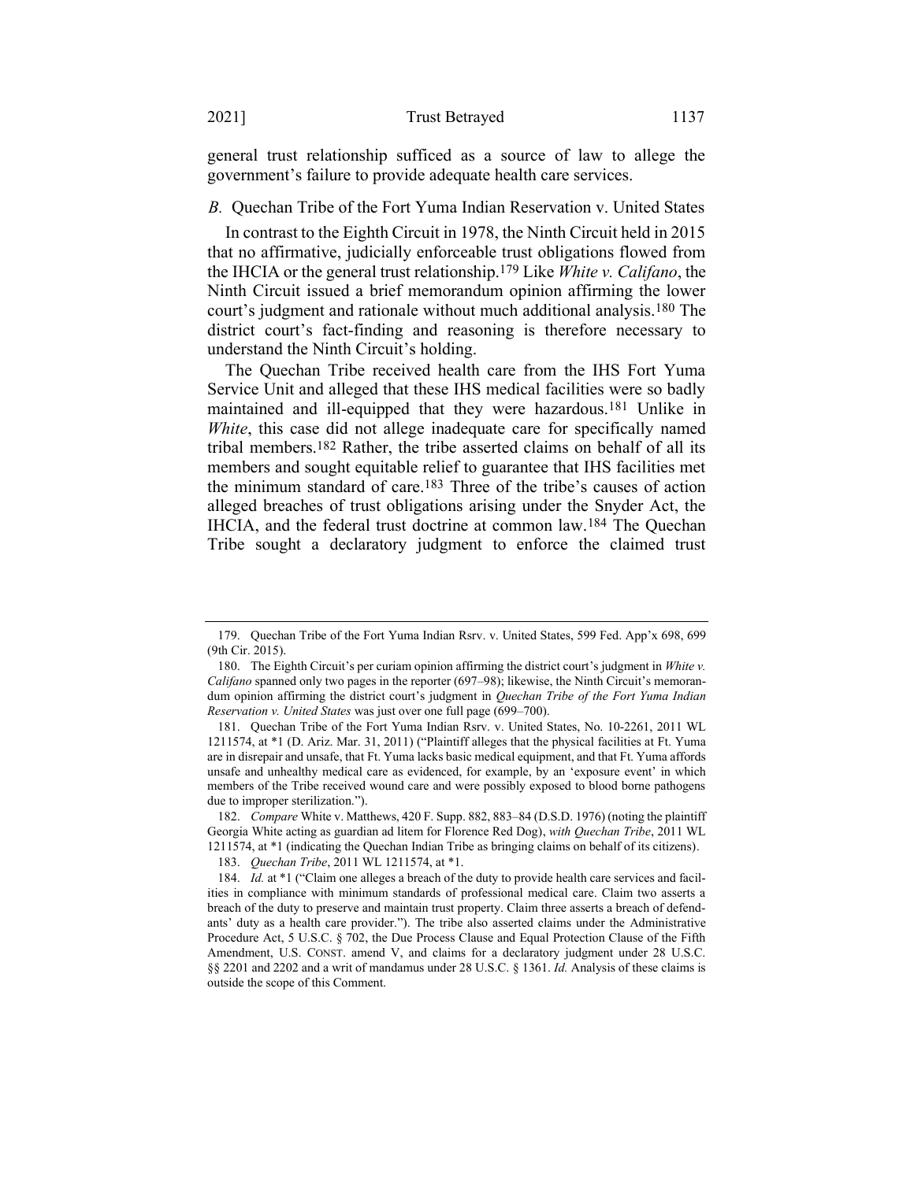general trust relationship sufficed as a source of law to allege the government's failure to provide adequate health care services.

### *B.* Quechan Tribe of the Fort Yuma Indian Reservation v. United States

In contrast to the Eighth Circuit in 1978, the Ninth Circuit held in 2015 that no affirmative, judicially enforceable trust obligations flowed from the IHCIA or the general trust relationship.[179] Like *White v. Califano*, the Ninth Circuit issued a brief memorandum opinion affirming the lower court's judgment and rationale without much additional analysis.[180] The district court's fact-finding and reasoning is therefore necessary to understand the Ninth Circuit's holding.

The Quechan Tribe received health care from the IHS Fort Yuma Service Unit and alleged that these IHS medical facilities were so badly maintained and ill-equipped that they were hazardous.[181] Unlike in *White*, this case did not allege inadequate care for specifically named tribal members.[182] Rather, the tribe asserted claims on behalf of all its members and sought equitable relief to guarantee that IHS facilities met the minimum standard of care.[183] Three of the tribe's causes of action alleged breaches of trust obligations arising under the Snyder Act, the IHCIA, and the federal trust doctrine at common law.[184] The Quechan Tribe sought a declaratory judgment to enforce the claimed trust

---

179. Quechan Tribe of the Fort Yuma Indian Rsrv. v. United States, 599 Fed. App'x 698, 699 (9th Cir. 2015).

180. The Eighth Circuit's per curiam opinion affirming the district court's judgment in *White v. Califano* spanned only two pages in the reporter (697–98); likewise, the Ninth Circuit's memorandum opinion affirming the district court's judgment in *Quechan Tribe of the Fort Yuma Indian Reservation v. United States* was just over one full page (699–700).

181. Quechan Tribe of the Fort Yuma Indian Rsrv. v. United States, No. 10-2261, 2011 WL 1211574, at *1 (D. Ariz. Mar. 31, 2011) ("Plaintiff alleges that the physical facilities at Ft. Yuma are in disrepair and unsafe, that Ft. Yuma lacks basic medical equipment, and that Ft. Yuma affords unsafe and unhealthy medical care as evidenced, for example, by an 'exposure event' in which members of the Tribe received wound care and were possibly exposed to blood borne pathogens due to improper sterilization.").

182. *Compare* White v. Matthews, 420 F. Supp. 882, 883–84 (D.S.D. 1976) (noting the plaintiff Georgia White acting as guardian ad litem for Florence Red Dog), *with Quechan Tribe*, 2011 WL 1211574, at *1 (indicating the Quechan Indian Tribe as bringing claims on behalf of its citizens).

183. *Quechan Tribe*, 2011 WL 1211574, at *1.

184. *Id.* at *1 ("Claim one alleges a breach of the duty to provide health care services and facilities in compliance with minimum standards of professional medical care. Claim two asserts a breach of the duty to preserve and maintain trust property. Claim three asserts a breach of defendants' duty as a health care provider."). The tribe also asserted claims under the Administrative Procedure Act, 5 U.S.C. § 702, the Due Process Clause and Equal Protection Clause of the Fifth Amendment, U.S. CONST. amend V, and claims for a declaratory judgment under 28 U.S.C. §§ 2201 and 2202 and a writ of mandamus under 28 U.S.C. § 1361. *Id.* Analysis of these claims is outside the scope of this Comment.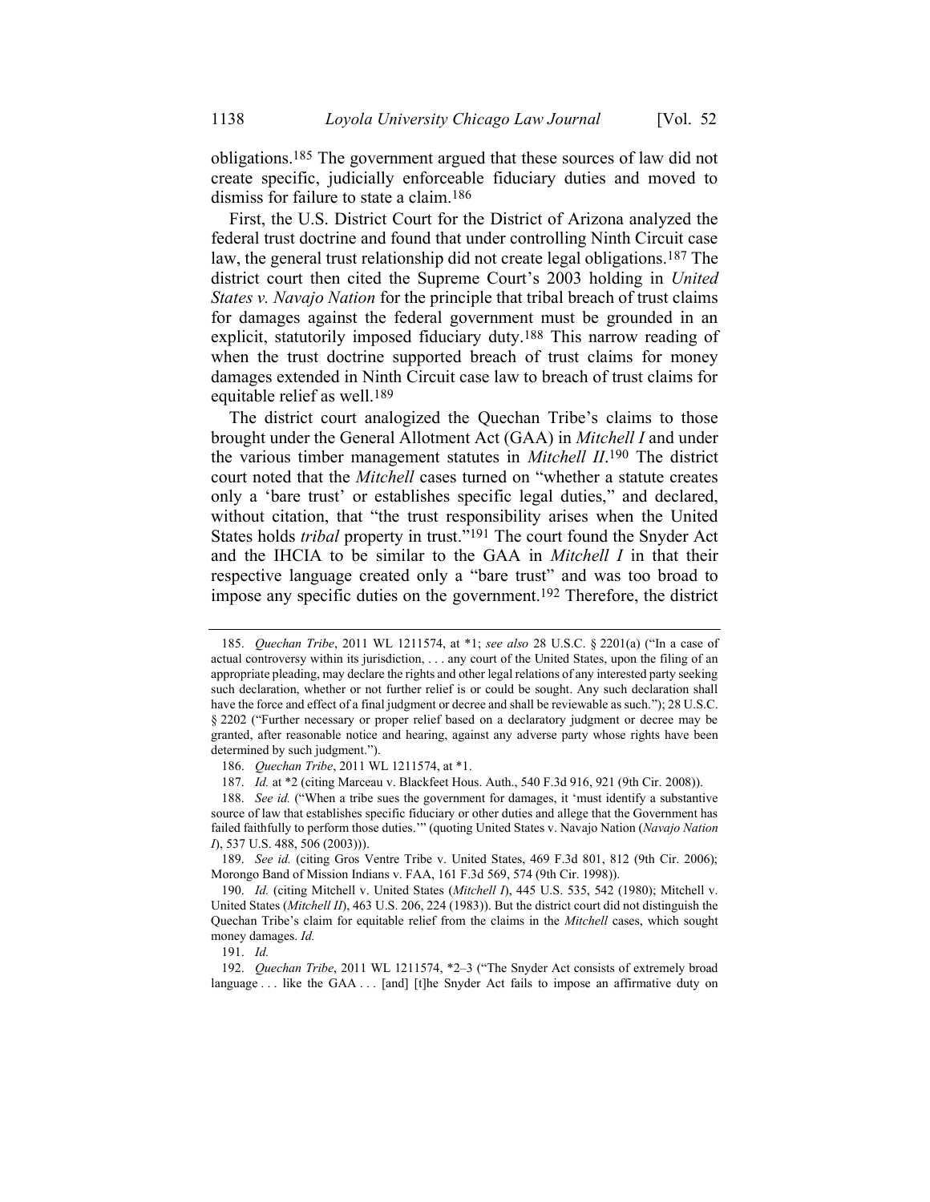obligations.[185] The government argued that these sources of law did not create specific, judicially enforceable fiduciary duties and moved to dismiss for failure to state a claim.[186]

First, the U.S. District Court for the District of Arizona analyzed the federal trust doctrine and found that under controlling Ninth Circuit case law, the general trust relationship did not create legal obligations.[187] The district court then cited the Supreme Court's 2003 holding in *United States v. Navajo Nation* for the principle that tribal breach of trust claims for damages against the federal government must be grounded in an explicit, statutorily imposed fiduciary duty.[188] This narrow reading of when the trust doctrine supported breach of trust claims for money damages extended in Ninth Circuit case law to breach of trust claims for equitable relief as well.[189]

The district court analogized the Quechan Tribe's claims to those brought under the General Allotment Act (GAA) in *Mitchell I* and under the various timber management statutes in *Mitchell II*.[190] The district court noted that the *Mitchell* cases turned on "whether a statute creates only a 'bare trust' or establishes specific legal duties," and declared, without citation, that "the trust responsibility arises when the United States holds *tribal* property in trust."[191] The court found the Snyder Act and the IHCIA to be similar to the GAA in *Mitchell I* in that their respective language created only a "bare trust" and was too broad to impose any specific duties on the government.[192] Therefore, the district

---

185. *Quechan Tribe*, 2011 WL 1211574, at *1; *see also* 28 U.S.C. § 2201(a) ("In a case of actual controversy within its jurisdiction, . . . any court of the United States, upon the filing of an appropriate pleading, may declare the rights and other legal relations of any interested party seeking such declaration, whether or not further relief is or could be sought. Any such declaration shall have the force and effect of a final judgment or decree and shall be reviewable as such."); 28 U.S.C. § 2202 ("Further necessary or proper relief based on a declaratory judgment or decree may be granted, after reasonable notice and hearing, against any adverse party whose rights have been determined by such judgment.").

186. *Quechan Tribe*, 2011 WL 1211574, at *1.

187. *Id.* at *2 (citing Marceau v. Blackfeet Hous. Auth., 540 F.3d 916, 921 (9th Cir. 2008)).

188. *See id.* ("When a tribe sues the government for damages, it 'must identify a substantive source of law that establishes specific fiduciary or other duties and allege that the Government has failed faithfully to perform those duties.'" (quoting United States v. Navajo Nation (*Navajo Nation I*), 537 U.S. 488, 506 (2003))).

189. *See id.* (citing Gros Ventre Tribe v. United States, 469 F.3d 801, 812 (9th Cir. 2006); Morongo Band of Mission Indians v. FAA, 161 F.3d 569, 574 (9th Cir. 1998)).

190. *Id.* (citing Mitchell v. United States (*Mitchell I*), 445 U.S. 535, 542 (1980); Mitchell v. United States (*Mitchell II*), 463 U.S. 206, 224 (1983)). But the district court did not distinguish the Quechan Tribe's claim for equitable relief from the claims in the *Mitchell* cases, which sought money damages. *Id.*

191. *Id.*

192. *Quechan Tribe*, 2011 WL 1211574, *2–3 ("The Snyder Act consists of extremely broad language . . . like the GAA . . . [and] [t]he Snyder Act fails to impose an affirmative duty on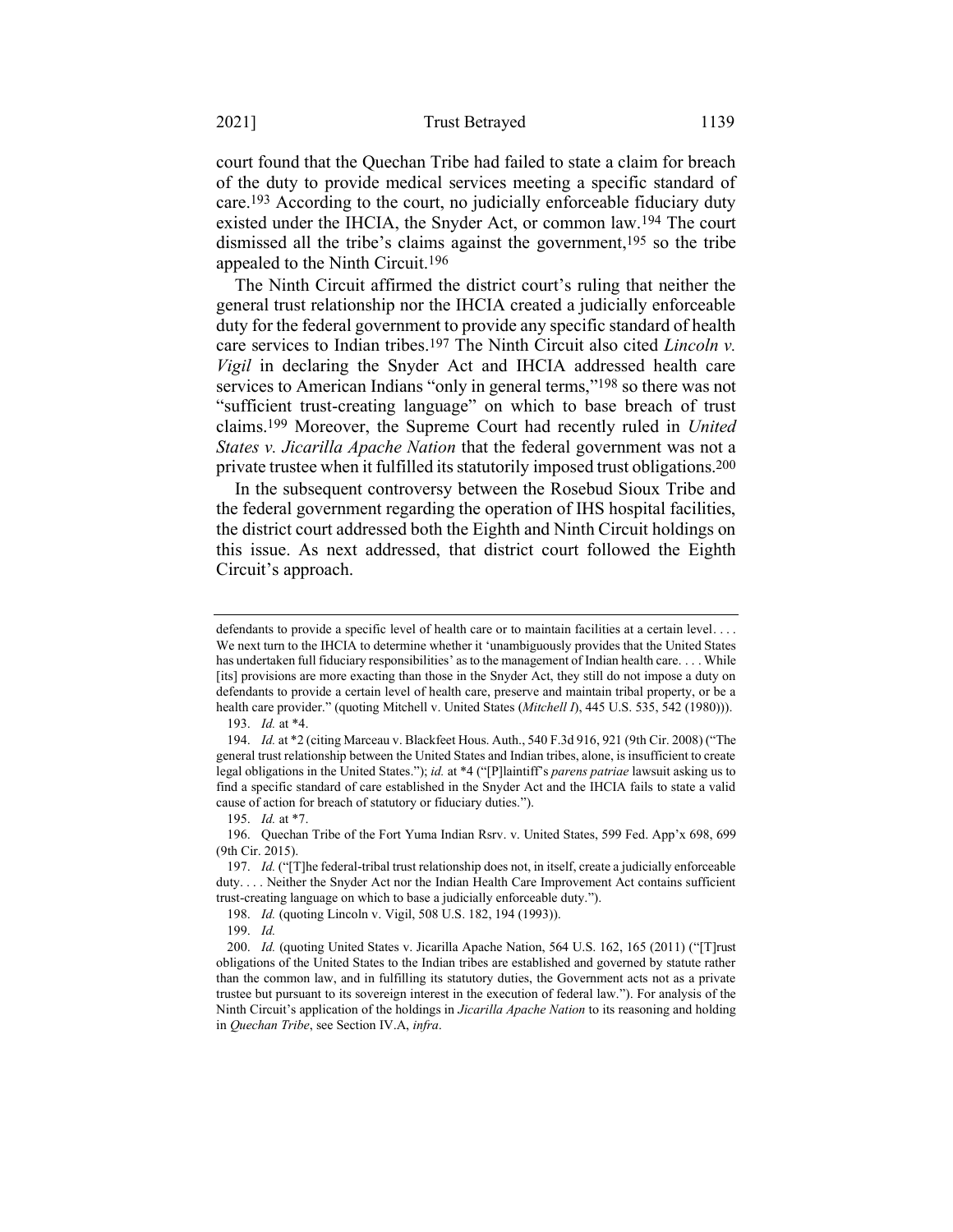court found that the Quechan Tribe had failed to state a claim for breach of the duty to provide medical services meeting a specific standard of care.[193] According to the court, no judicially enforceable fiduciary duty existed under the IHCIA, the Snyder Act, or common law.[194] The court dismissed all the tribe's claims against the government,[195] so the tribe appealed to the Ninth Circuit.[196]

The Ninth Circuit affirmed the district court's ruling that neither the general trust relationship nor the IHCIA created a judicially enforceable duty for the federal government to provide any specific standard of health care services to Indian tribes.[197] The Ninth Circuit also cited *Lincoln v. Vigil* in declaring the Snyder Act and IHCIA addressed health care services to American Indians "only in general terms,"[198] so there was not "sufficient trust-creating language" on which to base breach of trust claims.[199] Moreover, the Supreme Court had recently ruled in *United States v. Jicarilla Apache Nation* that the federal government was not a private trustee when it fulfilled its statutorily imposed trust obligations.[200]

In the subsequent controversy between the Rosebud Sioux Tribe and the federal government regarding the operation of IHS hospital facilities, the district court addressed both the Eighth and Ninth Circuit holdings on this issue. As next addressed, that district court followed the Eighth Circuit's approach.

---

defendants to provide a specific level of health care or to maintain facilities at a certain level. . . . We next turn to the IHCIA to determine whether it 'unambiguously provides that the United States has undertaken full fiduciary responsibilities' as to the management of Indian health care. . . . While [its] provisions are more exacting than those in the Snyder Act, they still do not impose a duty on defendants to provide a certain level of health care, preserve and maintain tribal property, or be a health care provider." (quoting Mitchell v. United States (*Mitchell I*), 445 U.S. 535, 542 (1980))).

193. *Id.* at *4.

194. *Id.* at *2 (citing Marceau v. Blackfeet Hous. Auth., 540 F.3d 916, 921 (9th Cir. 2008) ("The general trust relationship between the United States and Indian tribes, alone, is insufficient to create legal obligations in the United States."); *id.* at *4 ("[P]laintiff's *parens patriae* lawsuit asking us to find a specific standard of care established in the Snyder Act and the IHCIA fails to state a valid cause of action for breach of statutory or fiduciary duties.").

195. *Id.* at *7.

196. Quechan Tribe of the Fort Yuma Indian Rsrv. v. United States, 599 Fed. App'x 698, 699 (9th Cir. 2015).

197. *Id.* ("[T]he federal-tribal trust relationship does not, in itself, create a judicially enforceable duty. . . . Neither the Snyder Act nor the Indian Health Care Improvement Act contains sufficient trust-creating language on which to base a judicially enforceable duty.").

198. *Id.* (quoting Lincoln v. Vigil, 508 U.S. 182, 194 (1993)).

199. *Id.*

200. *Id.* (quoting United States v. Jicarilla Apache Nation, 564 U.S. 162, 165 (2011) ("[T]rust obligations of the United States to the Indian tribes are established and governed by statute rather than the common law, and in fulfilling its statutory duties, the Government acts not as a private trustee but pursuant to its sovereign interest in the execution of federal law."). For analysis of the Ninth Circuit's application of the holdings in *Jicarilla Apache Nation* to its reasoning and holding in *Quechan Tribe*, see Section IV.A, *infra*.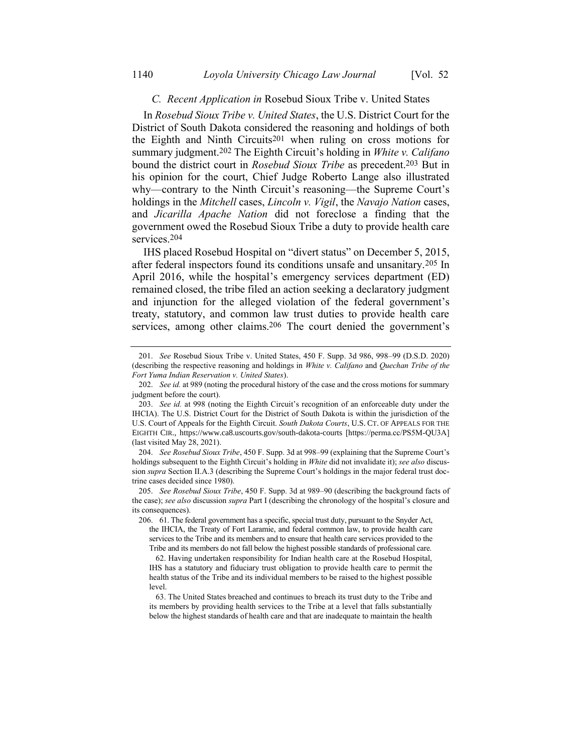### *C. Recent Application in* Rosebud Sioux Tribe v. United States

In *Rosebud Sioux Tribe v. United States*, the U.S. District Court for the District of South Dakota considered the reasoning and holdings of both the Eighth and Ninth Circuits[201] when ruling on cross motions for summary judgment.[202] The Eighth Circuit's holding in *White v. Califano* bound the district court in *Rosebud Sioux Tribe* as precedent.[203] But in his opinion for the court, Chief Judge Roberto Lange also illustrated why—contrary to the Ninth Circuit's reasoning—the Supreme Court's holdings in the *Mitchell* cases, *Lincoln v. Vigil*, the *Navajo Nation* cases, and *Jicarilla Apache Nation* did not foreclose a finding that the government owed the Rosebud Sioux Tribe a duty to provide health care services.[204]

IHS placed Rosebud Hospital on "divert status" on December 5, 2015, after federal inspectors found its conditions unsafe and unsanitary.[205] In April 2016, while the hospital's emergency services department (ED) remained closed, the tribe filed an action seeking a declaratory judgment and injunction for the alleged violation of the federal government's treaty, statutory, and common law trust duties to provide health care services, among other claims.[206] The court denied the government's

---

201. *See* Rosebud Sioux Tribe v. United States, 450 F. Supp. 3d 986, 998–99 (D.S.D. 2020) (describing the respective reasoning and holdings in *White v. Califano* and *Quechan Tribe of the Fort Yuma Indian Reservation v. United States*).

202. *See id.* at 989 (noting the procedural history of the case and the cross motions for summary judgment before the court).

203. *See id.* at 998 (noting the Eighth Circuit's recognition of an enforceable duty under the IHCIA). The U.S. District Court for the District of South Dakota is within the jurisdiction of the U.S. Court of Appeals for the Eighth Circuit. *South Dakota Courts*, U.S. CT. OF APPEALS FOR THE EIGHTH CIR., https://www.ca8.uscourts.gov/south-dakota-courts [https://perma.cc/PS5M-QU3A] (last visited May 28, 2021).

204. *See Rosebud Sioux Tribe*, 450 F. Supp. 3d at 998–99 (explaining that the Supreme Court's holdings subsequent to the Eighth Circuit's holding in *White* did not invalidate it); *see also* discussion *supra* Section II.A.3 (describing the Supreme Court's holdings in the major federal trust doctrine cases decided since 1980).

205. *See Rosebud Sioux Tribe*, 450 F. Supp. 3d at 989–90 (describing the background facts of the case); *see also* discussion *supra* Part I (describing the chronology of the hospital's closure and its consequences).

206. 61. The federal government has a specific, special trust duty, pursuant to the Snyder Act, the IHCIA, the Treaty of Fort Laramie, and federal common law, to provide health care services to the Tribe and its members and to ensure that health care services provided to the Tribe and its members do not fall below the highest possible standards of professional care.

> 62. Having undertaken responsibility for Indian health care at the Rosebud Hospital, IHS has a statutory and fiduciary trust obligation to provide health care to permit the health status of the Tribe and its individual members to be raised to the highest possible level.
>
> 63. The United States breached and continues to breach its trust duty to the Tribe and its members by providing health services to the Tribe at a level that falls substantially below the highest standards of health care and that are inadequate to maintain the health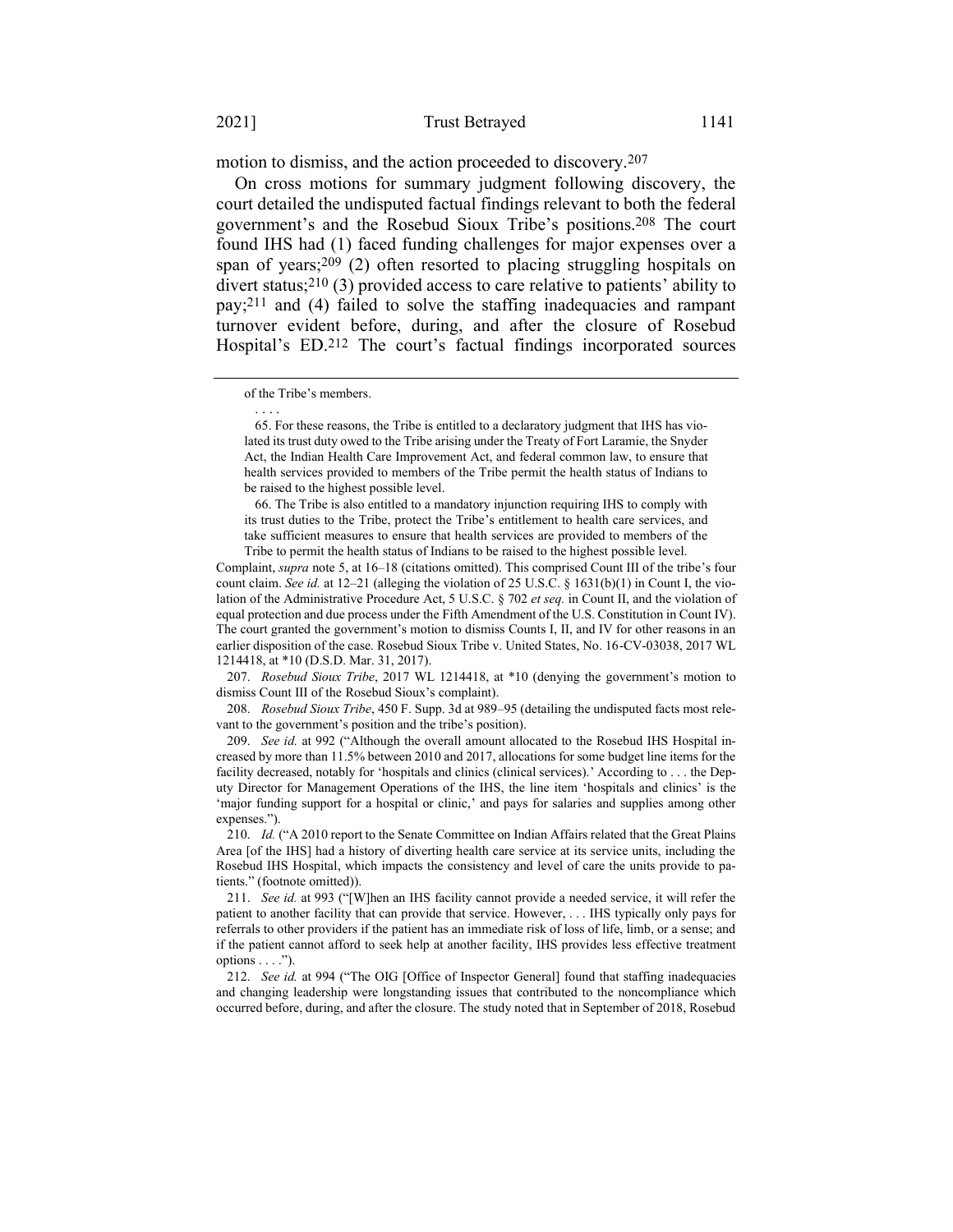motion to dismiss, and the action proceeded to discovery.[207]

On cross motions for summary judgment following discovery, the court detailed the undisputed factual findings relevant to both the federal government's and the Rosebud Sioux Tribe's positions.[208] The court found IHS had (1) faced funding challenges for major expenses over a span of years;[209] (2) often resorted to placing struggling hospitals on divert status;[210] (3) provided access to care relative to patients' ability to pay;[211] and (4) failed to solve the staffing inadequacies and rampant turnover evident before, during, and after the closure of Rosebud Hospital's ED.[212] The court's factual findings incorporated sources

---

of the Tribe's members.

. . . .

65. For these reasons, the Tribe is entitled to a declaratory judgment that IHS has violated its trust duty owed to the Tribe arising under the Treaty of Fort Laramie, the Snyder Act, the Indian Health Care Improvement Act, and federal common law, to ensure that health services provided to members of the Tribe permit the health status of Indians to be raised to the highest possible level.

66. The Tribe is also entitled to a mandatory injunction requiring IHS to comply with its trust duties to the Tribe, protect the Tribe's entitlement to health care services, and take sufficient measures to ensure that health services are provided to members of the Tribe to permit the health status of Indians to be raised to the highest possible level.

Complaint, *supra* note 5, at 16–18 (citations omitted). This comprised Count III of the tribe's four count claim. *See id.* at 12–21 (alleging the violation of 25 U.S.C. § 1631(b)(1) in Count I, the violation of the Administrative Procedure Act, 5 U.S.C. § 702 *et seq.* in Count II, and the violation of equal protection and due process under the Fifth Amendment of the U.S. Constitution in Count IV). The court granted the government's motion to dismiss Counts I, II, and IV for other reasons in an earlier disposition of the case. Rosebud Sioux Tribe v. United States, No. 16-CV-03038, 2017 WL 1214418, at *10 (D.S.D. Mar. 31, 2017).

207. *Rosebud Sioux Tribe*, 2017 WL 1214418, at *10 (denying the government's motion to dismiss Count III of the Rosebud Sioux's complaint).

208. *Rosebud Sioux Tribe*, 450 F. Supp. 3d at 989–95 (detailing the undisputed facts most relevant to the government's position and the tribe's position).

209. *See id.* at 992 ("Although the overall amount allocated to the Rosebud IHS Hospital increased by more than 11.5% between 2010 and 2017, allocations for some budget line items for the facility decreased, notably for 'hospitals and clinics (clinical services).' According to . . . the Deputy Director for Management Operations of the IHS, the line item 'hospitals and clinics' is the 'major funding support for a hospital or clinic,' and pays for salaries and supplies among other expenses.").

210. *Id.* ("A 2010 report to the Senate Committee on Indian Affairs related that the Great Plains Area [of the IHS] had a history of diverting health care service at its service units, including the Rosebud IHS Hospital, which impacts the consistency and level of care the units provide to patients." (footnote omitted)).

211. *See id.* at 993 ("[W]hen an IHS facility cannot provide a needed service, it will refer the patient to another facility that can provide that service. However, . . . IHS typically only pays for referrals to other providers if the patient has an immediate risk of loss of life, limb, or a sense; and if the patient cannot afford to seek help at another facility, IHS provides less effective treatment options . . . .").

212. *See id.* at 994 ("The OIG [Office of Inspector General] found that staffing inadequacies and changing leadership were longstanding issues that contributed to the noncompliance which occurred before, during, and after the closure. The study noted that in September of 2018, Rosebud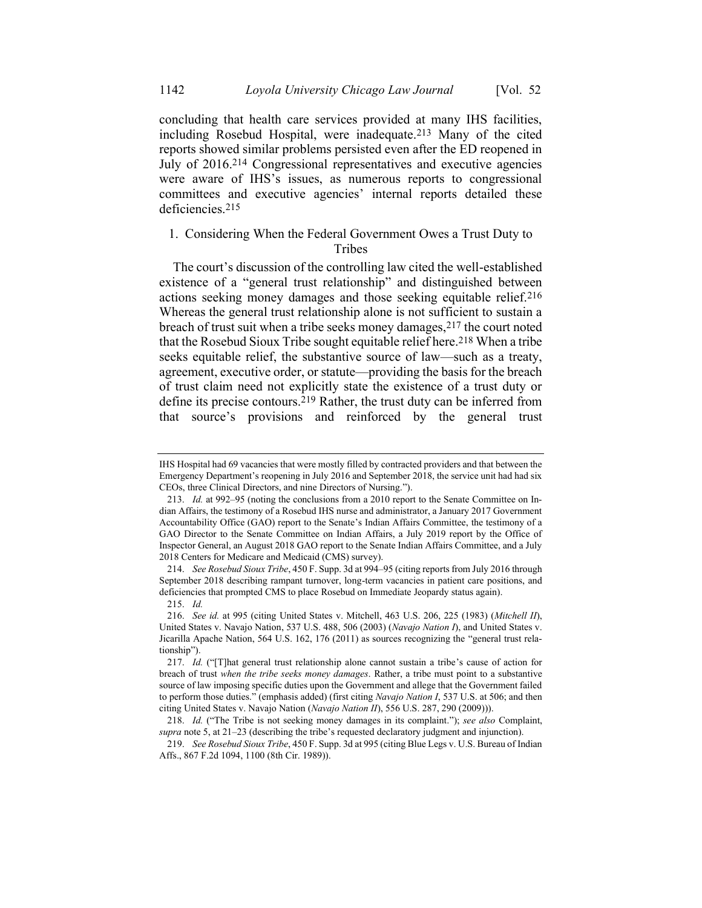concluding that health care services provided at many IHS facilities, including Rosebud Hospital, were inadequate.[213] Many of the cited reports showed similar problems persisted even after the ED reopened in July of 2016.[214] Congressional representatives and executive agencies were aware of IHS's issues, as numerous reports to congressional committees and executive agencies' internal reports detailed these deficiencies.[215]

### 1. Considering When the Federal Government Owes a Trust Duty to Tribes

The court's discussion of the controlling law cited the well-established existence of a "general trust relationship" and distinguished between actions seeking money damages and those seeking equitable relief.[216] Whereas the general trust relationship alone is not sufficient to sustain a breach of trust suit when a tribe seeks money damages,[217] the court noted that the Rosebud Sioux Tribe sought equitable relief here.[218] When a tribe seeks equitable relief, the substantive source of law—such as a treaty, agreement, executive order, or statute—providing the basis for the breach of trust claim need not explicitly state the existence of a trust duty or define its precise contours.[219] Rather, the trust duty can be inferred from that source's provisions and reinforced by the general trust

---

IHS Hospital had 69 vacancies that were mostly filled by contracted providers and that between the Emergency Department's reopening in July 2016 and September 2018, the service unit had had six CEOs, three Clinical Directors, and nine Directors of Nursing.").

213. *Id.* at 992–95 (noting the conclusions from a 2010 report to the Senate Committee on Indian Affairs, the testimony of a Rosebud IHS nurse and administrator, a January 2017 Government Accountability Office (GAO) report to the Senate's Indian Affairs Committee, the testimony of a GAO Director to the Senate Committee on Indian Affairs, a July 2019 report by the Office of Inspector General, an August 2018 GAO report to the Senate Indian Affairs Committee, and a July 2018 Centers for Medicare and Medicaid (CMS) survey).

214. *See Rosebud Sioux Tribe*, 450 F. Supp. 3d at 994–95 (citing reports from July 2016 through September 2018 describing rampant turnover, long-term vacancies in patient care positions, and deficiencies that prompted CMS to place Rosebud on Immediate Jeopardy status again).

215. *Id.*

216. *See id.* at 995 (citing United States v. Mitchell, 463 U.S. 206, 225 (1983) (*Mitchell II*), United States v. Navajo Nation, 537 U.S. 488, 506 (2003) (*Navajo Nation I*), and United States v. Jicarilla Apache Nation, 564 U.S. 162, 176 (2011) as sources recognizing the "general trust relationship").

217. *Id.* ("[T]hat general trust relationship alone cannot sustain a tribe's cause of action for breach of trust *when the tribe seeks money damages*. Rather, a tribe must point to a substantive source of law imposing specific duties upon the Government and allege that the Government failed to perform those duties." (emphasis added) (first citing *Navajo Nation I*, 537 U.S. at 506; and then citing United States v. Navajo Nation (*Navajo Nation II*), 556 U.S. 287, 290 (2009))).

218. *Id.* ("The Tribe is not seeking money damages in its complaint."); *see also* Complaint, *supra* note 5, at 21–23 (describing the tribe's requested declaratory judgment and injunction).

219. *See Rosebud Sioux Tribe*, 450 F. Supp. 3d at 995 (citing Blue Legs v. U.S. Bureau of Indian Affs., 867 F.2d 1094, 1100 (8th Cir. 1989)).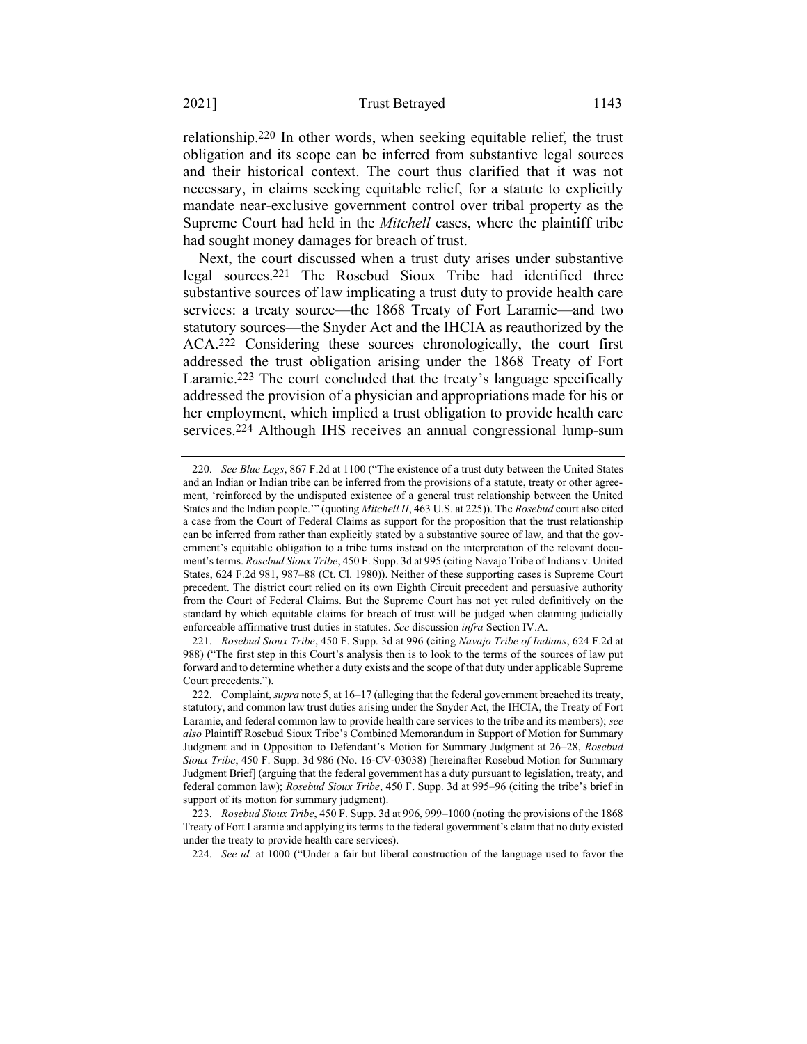relationship.[220] In other words, when seeking equitable relief, the trust obligation and its scope can be inferred from substantive legal sources and their historical context. The court thus clarified that it was not necessary, in claims seeking equitable relief, for a statute to explicitly mandate near-exclusive government control over tribal property as the Supreme Court had held in the *Mitchell* cases, where the plaintiff tribe had sought money damages for breach of trust.

Next, the court discussed when a trust duty arises under substantive legal sources.[221] The Rosebud Sioux Tribe had identified three substantive sources of law implicating a trust duty to provide health care services: a treaty source—the 1868 Treaty of Fort Laramie—and two statutory sources—the Snyder Act and the IHCIA as reauthorized by the ACA.[222] Considering these sources chronologically, the court first addressed the trust obligation arising under the 1868 Treaty of Fort Laramie.[223] The court concluded that the treaty's language specifically addressed the provision of a physician and appropriations made for his or her employment, which implied a trust obligation to provide health care services.[224] Although IHS receives an annual congressional lump-sum

---

220. *See Blue Legs*, 867 F.2d at 1100 ("The existence of a trust duty between the United States and an Indian or Indian tribe can be inferred from the provisions of a statute, treaty or other agreement, 'reinforced by the undisputed existence of a general trust relationship between the United States and the Indian people.'" (quoting *Mitchell II*, 463 U.S. at 225)). The *Rosebud* court also cited a case from the Court of Federal Claims as support for the proposition that the trust relationship can be inferred from rather than explicitly stated by a substantive source of law, and that the government's equitable obligation to a tribe turns instead on the interpretation of the relevant document's terms. *Rosebud Sioux Tribe*, 450 F. Supp. 3d at 995 (citing Navajo Tribe of Indians v. United States, 624 F.2d 981, 987–88 (Ct. Cl. 1980)). Neither of these supporting cases is Supreme Court precedent. The district court relied on its own Eighth Circuit precedent and persuasive authority from the Court of Federal Claims. But the Supreme Court has not yet ruled definitively on the standard by which equitable claims for breach of trust will be judged when claiming judicially enforceable affirmative trust duties in statutes. *See* discussion *infra* Section IV.A.

221. *Rosebud Sioux Tribe*, 450 F. Supp. 3d at 996 (citing *Navajo Tribe of Indians*, 624 F.2d at 988) ("The first step in this Court's analysis then is to look to the terms of the sources of law put forward and to determine whether a duty exists and the scope of that duty under applicable Supreme Court precedents.").

222. Complaint, *supra* note 5, at 16–17 (alleging that the federal government breached its treaty, statutory, and common law trust duties arising under the Snyder Act, the IHCIA, the Treaty of Fort Laramie, and federal common law to provide health care services to the tribe and its members); *see also* Plaintiff Rosebud Sioux Tribe's Combined Memorandum in Support of Motion for Summary Judgment and in Opposition to Defendant's Motion for Summary Judgment at 26–28, *Rosebud Sioux Tribe*, 450 F. Supp. 3d 986 (No. 16-CV-03038) [hereinafter Rosebud Motion for Summary Judgment Brief] (arguing that the federal government has a duty pursuant to legislation, treaty, and federal common law); *Rosebud Sioux Tribe*, 450 F. Supp. 3d at 995–96 (citing the tribe's brief in support of its motion for summary judgment).

223. *Rosebud Sioux Tribe*, 450 F. Supp. 3d at 996, 999–1000 (noting the provisions of the 1868 Treaty of Fort Laramie and applying its terms to the federal government's claim that no duty existed under the treaty to provide health care services).

224. *See id.* at 1000 ("Under a fair but liberal construction of the language used to favor the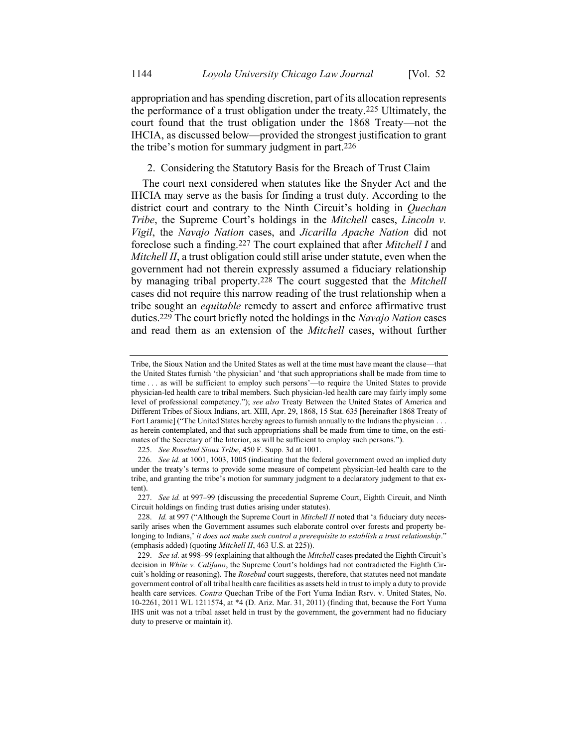appropriation and has spending discretion, part of its allocation represents the performance of a trust obligation under the treaty.[225] Ultimately, the court found that the trust obligation under the 1868 Treaty—not the IHCIA, as discussed below—provided the strongest justification to grant the tribe's motion for summary judgment in part.[226]

### 2. Considering the Statutory Basis for the Breach of Trust Claim

The court next considered when statutes like the Snyder Act and the IHCIA may serve as the basis for finding a trust duty. According to the district court and contrary to the Ninth Circuit's holding in *Quechan Tribe*, the Supreme Court's holdings in the *Mitchell* cases, *Lincoln v. Vigil*, the *Navajo Nation* cases, and *Jicarilla Apache Nation* did not foreclose such a finding.[227] The court explained that after *Mitchell I* and *Mitchell II*, a trust obligation could still arise under statute, even when the government had not therein expressly assumed a fiduciary relationship by managing tribal property.[228] The court suggested that the *Mitchell* cases did not require this narrow reading of the trust relationship when a tribe sought an *equitable* remedy to assert and enforce affirmative trust duties.[229] The court briefly noted the holdings in the *Navajo Nation* cases and read them as an extension of the *Mitchell* cases, without further

---

Tribe, the Sioux Nation and the United States as well at the time must have meant the clause—that the United States furnish 'the physician' and 'that such appropriations shall be made from time to time . . . as will be sufficient to employ such persons'—to require the United States to provide physician-led health care to tribal members. Such physician-led health care may fairly imply some level of professional competency."); *see also* Treaty Between the United States of America and Different Tribes of Sioux Indians, art. XIII, Apr. 29, 1868, 15 Stat. 635 [hereinafter 1868 Treaty of Fort Laramie] ("The United States hereby agrees to furnish annually to the Indians the physician . . . as herein contemplated, and that such appropriations shall be made from time to time, on the estimates of the Secretary of the Interior, as will be sufficient to employ such persons.").

225. *See Rosebud Sioux Tribe*, 450 F. Supp. 3d at 1001.

226. *See id.* at 1001, 1003, 1005 (indicating that the federal government owed an implied duty under the treaty's terms to provide some measure of competent physician-led health care to the tribe, and granting the tribe's motion for summary judgment to a declaratory judgment to that extent).

227. *See id.* at 997–99 (discussing the precedential Supreme Court, Eighth Circuit, and Ninth Circuit holdings on finding trust duties arising under statutes).

228. *Id.* at 997 ("Although the Supreme Court in *Mitchell II* noted that 'a fiduciary duty necessarily arises when the Government assumes such elaborate control over forests and property belonging to Indians,' *it does not make such control a prerequisite to establish a trust relationship*." (emphasis added) (quoting *Mitchell II*, 463 U.S. at 225)).

229. *See id.* at 998–99 (explaining that although the *Mitchell* cases predated the Eighth Circuit's decision in *White v. Califano*, the Supreme Court's holdings had not contradicted the Eighth Circuit's holding or reasoning). The *Rosebud* court suggests, therefore, that statutes need not mandate government control of all tribal health care facilities as assets held in trust to imply a duty to provide health care services. *Contra* Quechan Tribe of the Fort Yuma Indian Rsrv. v. United States, No. 10-2261, 2011 WL 1211574, at *4 (D. Ariz. Mar. 31, 2011) (finding that, because the Fort Yuma IHS unit was not a tribal asset held in trust by the government, the government had no fiduciary duty to preserve or maintain it).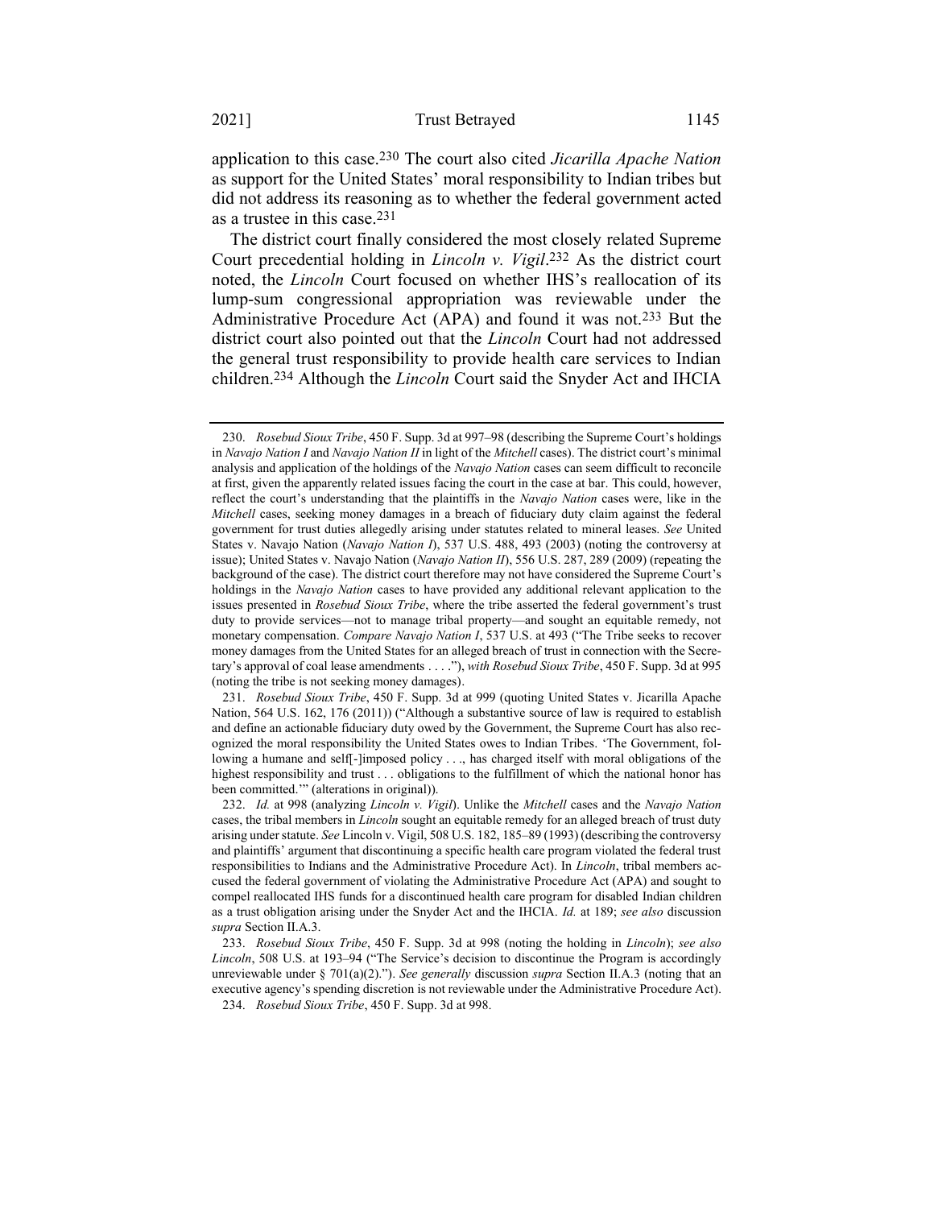application to this case.[230] The court also cited *Jicarilla Apache Nation* as support for the United States' moral responsibility to Indian tribes but did not address its reasoning as to whether the federal government acted as a trustee in this case.[231]

The district court finally considered the most closely related Supreme Court precedential holding in *Lincoln v. Vigil*.[232] As the district court noted, the *Lincoln* Court focused on whether IHS's reallocation of its lump-sum congressional appropriation was reviewable under the Administrative Procedure Act (APA) and found it was not.[233] But the district court also pointed out that the *Lincoln* Court had not addressed the general trust responsibility to provide health care services to Indian children.[234] Although the *Lincoln* Court said the Snyder Act and IHCIA

---

230. *Rosebud Sioux Tribe*, 450 F. Supp. 3d at 997–98 (describing the Supreme Court's holdings in *Navajo Nation I* and *Navajo Nation II* in light of the *Mitchell* cases). The district court's minimal analysis and application of the holdings of the *Navajo Nation* cases can seem difficult to reconcile at first, given the apparently related issues facing the court in the case at bar. This could, however, reflect the court's understanding that the plaintiffs in the *Navajo Nation* cases were, like in the *Mitchell* cases, seeking money damages in a breach of fiduciary duty claim against the federal government for trust duties allegedly arising under statutes related to mineral leases. *See* United States v. Navajo Nation (*Navajo Nation I*), 537 U.S. 488, 493 (2003) (noting the controversy at issue); United States v. Navajo Nation (*Navajo Nation II*), 556 U.S. 287, 289 (2009) (repeating the background of the case). The district court therefore may not have considered the Supreme Court's holdings in the *Navajo Nation* cases to have provided any additional relevant application to the issues presented in *Rosebud Sioux Tribe*, where the tribe asserted the federal government's trust duty to provide services—not to manage tribal property—and sought an equitable remedy, not monetary compensation. *Compare Navajo Nation I*, 537 U.S. at 493 ("The Tribe seeks to recover money damages from the United States for an alleged breach of trust in connection with the Secretary's approval of coal lease amendments . . . ."), *with Rosebud Sioux Tribe*, 450 F. Supp. 3d at 995 (noting the tribe is not seeking money damages).

231. *Rosebud Sioux Tribe*, 450 F. Supp. 3d at 999 (quoting United States v. Jicarilla Apache Nation, 564 U.S. 162, 176 (2011)) ("Although a substantive source of law is required to establish and define an actionable fiduciary duty owed by the Government, the Supreme Court has also recognized the moral responsibility the United States owes to Indian Tribes. 'The Government, following a humane and self[-]imposed policy . . ., has charged itself with moral obligations of the highest responsibility and trust . . . obligations to the fulfillment of which the national honor has been committed.'" (alterations in original)).

232. *Id.* at 998 (analyzing *Lincoln v. Vigil*). Unlike the *Mitchell* cases and the *Navajo Nation* cases, the tribal members in *Lincoln* sought an equitable remedy for an alleged breach of trust duty arising under statute. *See* Lincoln v. Vigil, 508 U.S. 182, 185–89 (1993) (describing the controversy and plaintiffs' argument that discontinuing a specific health care program violated the federal trust responsibilities to Indians and the Administrative Procedure Act). In *Lincoln*, tribal members accused the federal government of violating the Administrative Procedure Act (APA) and sought to compel reallocated IHS funds for a discontinued health care program for disabled Indian children as a trust obligation arising under the Snyder Act and the IHCIA. *Id.* at 189; *see also* discussion *supra* Section II.A.3.

233. *Rosebud Sioux Tribe*, 450 F. Supp. 3d at 998 (noting the holding in *Lincoln*); *see also Lincoln*, 508 U.S. at 193–94 ("The Service's decision to discontinue the Program is accordingly unreviewable under § 701(a)(2)."). *See generally* discussion *supra* Section II.A.3 (noting that an executive agency's spending discretion is not reviewable under the Administrative Procedure Act).

234. *Rosebud Sioux Tribe*, 450 F. Supp. 3d at 998.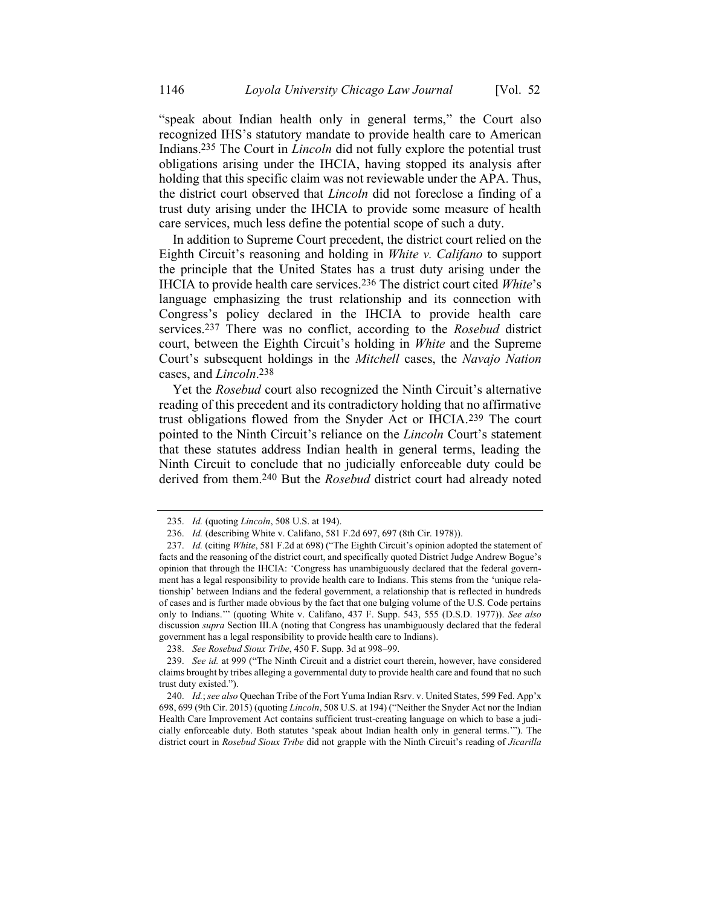"speak about Indian health only in general terms," the Court also recognized IHS's statutory mandate to provide health care to American Indians.[235] The Court in *Lincoln* did not fully explore the potential trust obligations arising under the IHCIA, having stopped its analysis after holding that this specific claim was not reviewable under the APA. Thus, the district court observed that *Lincoln* did not foreclose a finding of a trust duty arising under the IHCIA to provide some measure of health care services, much less define the potential scope of such a duty.

In addition to Supreme Court precedent, the district court relied on the Eighth Circuit's reasoning and holding in *White v. Califano* to support the principle that the United States has a trust duty arising under the IHCIA to provide health care services.[236] The district court cited *White*'s language emphasizing the trust relationship and its connection with Congress's policy declared in the IHCIA to provide health care services.[237] There was no conflict, according to the *Rosebud* district court, between the Eighth Circuit's holding in *White* and the Supreme Court's subsequent holdings in the *Mitchell* cases, the *Navajo Nation* cases, and *Lincoln*.[238]

Yet the *Rosebud* court also recognized the Ninth Circuit's alternative reading of this precedent and its contradictory holding that no affirmative trust obligations flowed from the Snyder Act or IHCIA.[239] The court pointed to the Ninth Circuit's reliance on the *Lincoln* Court's statement that these statutes address Indian health in general terms, leading the Ninth Circuit to conclude that no judicially enforceable duty could be derived from them.[240] But the *Rosebud* district court had already noted

---

235. *Id.* (quoting *Lincoln*, 508 U.S. at 194).

236. *Id.* (describing White v. Califano, 581 F.2d 697, 697 (8th Cir. 1978)).

237. *Id.* (citing *White*, 581 F.2d at 698) ("The Eighth Circuit's opinion adopted the statement of facts and the reasoning of the district court, and specifically quoted District Judge Andrew Bogue's opinion that through the IHCIA: 'Congress has unambiguously declared that the federal government has a legal responsibility to provide health care to Indians. This stems from the 'unique relationship' between Indians and the federal government, a relationship that is reflected in hundreds of cases and is further made obvious by the fact that one bulging volume of the U.S. Code pertains only to Indians.'" (quoting White v. Califano, 437 F. Supp. 543, 555 (D.S.D. 1977)). *See also* discussion *supra* Section III.A (noting that Congress has unambiguously declared that the federal government has a legal responsibility to provide health care to Indians).

238. *See Rosebud Sioux Tribe*, 450 F. Supp. 3d at 998–99.

239. *See id.* at 999 ("The Ninth Circuit and a district court therein, however, have considered claims brought by tribes alleging a governmental duty to provide health care and found that no such trust duty existed.").

240. *Id.*; *see also* Quechan Tribe of the Fort Yuma Indian Rsrv. v. United States, 599 Fed. App'x 698, 699 (9th Cir. 2015) (quoting *Lincoln*, 508 U.S. at 194) ("Neither the Snyder Act nor the Indian Health Care Improvement Act contains sufficient trust-creating language on which to base a judicially enforceable duty. Both statutes 'speak about Indian health only in general terms.'"). The district court in *Rosebud Sioux Tribe* did not grapple with the Ninth Circuit's reading of *Jicarilla*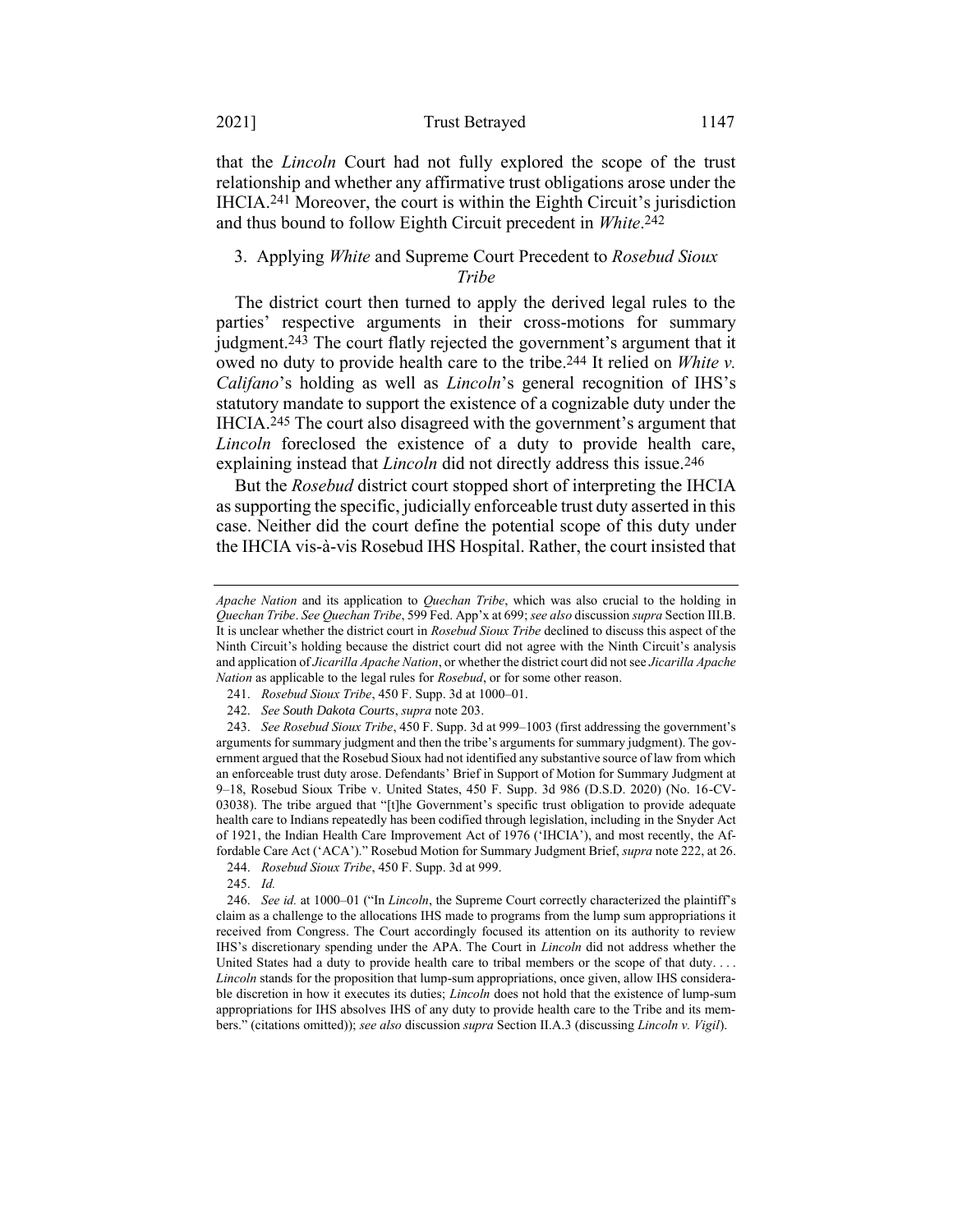that the *Lincoln* Court had not fully explored the scope of the trust relationship and whether any affirmative trust obligations arose under the IHCIA.[241] Moreover, the court is within the Eighth Circuit's jurisdiction and thus bound to follow Eighth Circuit precedent in *White*.[242]

### 3. Applying *White* and Supreme Court Precedent to *Rosebud Sioux Tribe*

The district court then turned to apply the derived legal rules to the parties' respective arguments in their cross-motions for summary judgment.[243] The court flatly rejected the government's argument that it owed no duty to provide health care to the tribe.[244] It relied on *White v. Califano*'s holding as well as *Lincoln*'s general recognition of IHS's statutory mandate to support the existence of a cognizable duty under the IHCIA.[245] The court also disagreed with the government's argument that *Lincoln* foreclosed the existence of a duty to provide health care, explaining instead that *Lincoln* did not directly address this issue.[246]

But the *Rosebud* district court stopped short of interpreting the IHCIA as supporting the specific, judicially enforceable trust duty asserted in this case. Neither did the court define the potential scope of this duty under the IHCIA vis-à-vis Rosebud IHS Hospital. Rather, the court insisted that

---

*Apache Nation* and its application to *Quechan Tribe*, which was also crucial to the holding in *Quechan Tribe*. *See Quechan Tribe*, 599 Fed. App'x at 699; *see also* discussion *supra* Section III.B. It is unclear whether the district court in *Rosebud Sioux Tribe* declined to discuss this aspect of the Ninth Circuit's holding because the district court did not agree with the Ninth Circuit's analysis and application of *Jicarilla Apache Nation*, or whether the district court did not see *Jicarilla Apache Nation* as applicable to the legal rules for *Rosebud*, or for some other reason.

241. *Rosebud Sioux Tribe*, 450 F. Supp. 3d at 1000–01.

242. *See South Dakota Courts*, *supra* note 203.

243. *See Rosebud Sioux Tribe*, 450 F. Supp. 3d at 999–1003 (first addressing the government's arguments for summary judgment and then the tribe's arguments for summary judgment). The government argued that the Rosebud Sioux had not identified any substantive source of law from which an enforceable trust duty arose. Defendants' Brief in Support of Motion for Summary Judgment at 9–18, Rosebud Sioux Tribe v. United States, 450 F. Supp. 3d 986 (D.S.D. 2020) (No. 16-CV-03038). The tribe argued that "[t]he Government's specific trust obligation to provide adequate health care to Indians repeatedly has been codified through legislation, including in the Snyder Act of 1921, the Indian Health Care Improvement Act of 1976 ('IHCIA'), and most recently, the Affordable Care Act ('ACA')." Rosebud Motion for Summary Judgment Brief, *supra* note 222, at 26.

244. *Rosebud Sioux Tribe*, 450 F. Supp. 3d at 999.

245. *Id.*

246. *See id.* at 1000–01 ("In *Lincoln*, the Supreme Court correctly characterized the plaintiff's claim as a challenge to the allocations IHS made to programs from the lump sum appropriations it received from Congress. The Court accordingly focused its attention on its authority to review IHS's discretionary spending under the APA. The Court in *Lincoln* did not address whether the United States had a duty to provide health care to tribal members or the scope of that duty. . . . *Lincoln* stands for the proposition that lump-sum appropriations, once given, allow IHS considerable discretion in how it executes its duties; *Lincoln* does not hold that the existence of lump-sum appropriations for IHS absolves IHS of any duty to provide health care to the Tribe and its members." (citations omitted)); *see also* discussion *supra* Section II.A.3 (discussing *Lincoln v. Vigil*).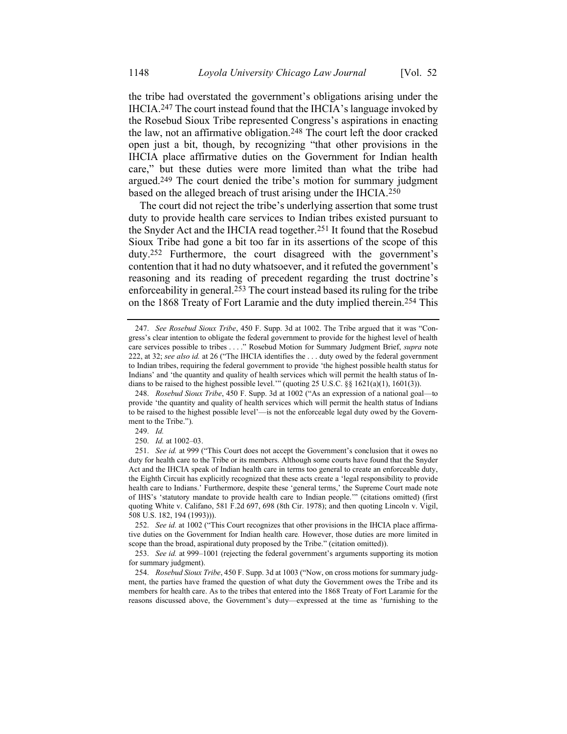the tribe had overstated the government's obligations arising under the IHCIA.[247] The court instead found that the IHCIA's language invoked by the Rosebud Sioux Tribe represented Congress's aspirations in enacting the law, not an affirmative obligation.[248] The court left the door cracked open just a bit, though, by recognizing "that other provisions in the IHCIA place affirmative duties on the Government for Indian health care," but these duties were more limited than what the tribe had argued.[249] The court denied the tribe's motion for summary judgment based on the alleged breach of trust arising under the IHCIA.[250]

The court did not reject the tribe's underlying assertion that some trust duty to provide health care services to Indian tribes existed pursuant to the Snyder Act and the IHCIA read together.[251] It found that the Rosebud Sioux Tribe had gone a bit too far in its assertions of the scope of this duty.[252] Furthermore, the court disagreed with the government's contention that it had no duty whatsoever, and it refuted the government's reasoning and its reading of precedent regarding the trust doctrine's enforceability in general.[253] The court instead based its ruling for the tribe on the 1868 Treaty of Fort Laramie and the duty implied therein.[254] This

---

247. *See Rosebud Sioux Tribe*, 450 F. Supp. 3d at 1002. The Tribe argued that it was "Congress's clear intention to obligate the federal government to provide for the highest level of health care services possible to tribes . . . ." Rosebud Motion for Summary Judgment Brief, *supra* note 222, at 32; *see also id.* at 26 ("The IHCIA identifies the . . . duty owed by the federal government to Indian tribes, requiring the federal government to provide 'the highest possible health status for Indians' and 'the quantity and quality of health services which will permit the health status of Indians to be raised to the highest possible level.'" (quoting 25 U.S.C. §§ 1621(a)(1), 1601(3)).

248. *Rosebud Sioux Tribe*, 450 F. Supp. 3d at 1002 ("As an expression of a national goal—to provide 'the quantity and quality of health services which will permit the health status of Indians to be raised to the highest possible level'—is not the enforceable legal duty owed by the Government to the Tribe.").

249. *Id.*

250. *Id.* at 1002–03.

251. *See id.* at 999 ("This Court does not accept the Government's conclusion that it owes no duty for health care to the Tribe or its members. Although some courts have found that the Snyder Act and the IHCIA speak of Indian health care in terms too general to create an enforceable duty, the Eighth Circuit has explicitly recognized that these acts create a 'legal responsibility to provide health care to Indians.' Furthermore, despite these 'general terms,' the Supreme Court made note of IHS's 'statutory mandate to provide health care to Indian people.'" (citations omitted) (first quoting White v. Califano, 581 F.2d 697, 698 (8th Cir. 1978); and then quoting Lincoln v. Vigil, 508 U.S. 182, 194 (1993))).

252. *See id.* at 1002 ("This Court recognizes that other provisions in the IHCIA place affirmative duties on the Government for Indian health care*.* However, those duties are more limited in scope than the broad, aspirational duty proposed by the Tribe." (citation omitted)).

253. *See id.* at 999–1001 (rejecting the federal government's arguments supporting its motion for summary judgment).

254. *Rosebud Sioux Tribe*, 450 F. Supp. 3d at 1003 ("Now, on cross motions for summary judgment, the parties have framed the question of what duty the Government owes the Tribe and its members for health care. As to the tribes that entered into the 1868 Treaty of Fort Laramie for the reasons discussed above, the Government's duty—expressed at the time as 'furnishing to the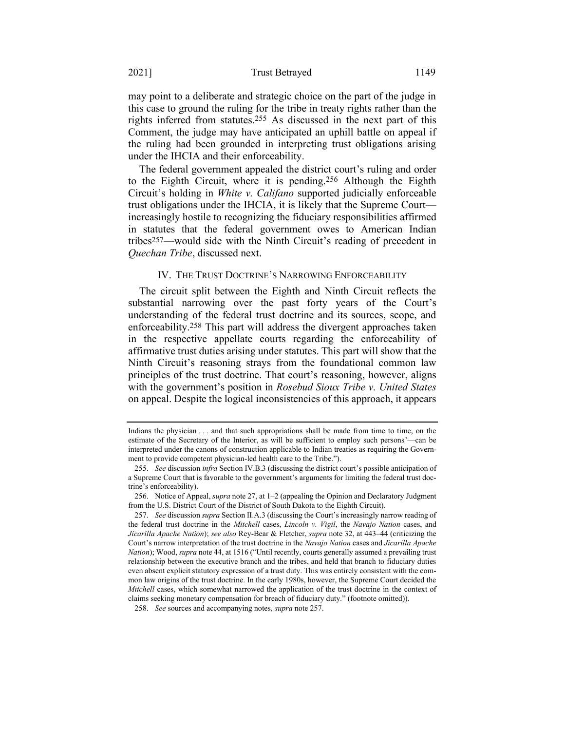may point to a deliberate and strategic choice on the part of the judge in this case to ground the ruling for the tribe in treaty rights rather than the rights inferred from statutes.[255] As discussed in the next part of this Comment, the judge may have anticipated an uphill battle on appeal if the ruling had been grounded in interpreting trust obligations arising under the IHCIA and their enforceability.

The federal government appealed the district court's ruling and order to the Eighth Circuit, where it is pending.[256] Although the Eighth Circuit's holding in *White v. Califano* supported judicially enforceable trust obligations under the IHCIA, it is likely that the Supreme Court—increasingly hostile to recognizing the fiduciary responsibilities affirmed in statutes that the federal government owes to American Indian tribes[257]—would side with the Ninth Circuit's reading of precedent in *Quechan Tribe*, discussed next.

## IV. THE TRUST DOCTRINE'S NARROWING ENFORCEABILITY

The circuit split between the Eighth and Ninth Circuit reflects the substantial narrowing over the past forty years of the Court's understanding of the federal trust doctrine and its sources, scope, and enforceability.[258] This part will address the divergent approaches taken in the respective appellate courts regarding the enforceability of affirmative trust duties arising under statutes. This part will show that the Ninth Circuit's reasoning strays from the foundational common law principles of the trust doctrine. That court's reasoning, however, aligns with the government's position in *Rosebud Sioux Tribe v. United States* on appeal. Despite the logical inconsistencies of this approach, it appears

---

Indians the physician . . . and that such appropriations shall be made from time to time, on the estimate of the Secretary of the Interior, as will be sufficient to employ such persons'—can be interpreted under the canons of construction applicable to Indian treaties as requiring the Government to provide competent physician-led health care to the Tribe.").

255. *See* discussion *infra* Section IV.B.3 (discussing the district court's possible anticipation of a Supreme Court that is favorable to the government's arguments for limiting the federal trust doctrine's enforceability).

256. Notice of Appeal, *supra* note 27, at 1–2 (appealing the Opinion and Declaratory Judgment from the U.S. District Court of the District of South Dakota to the Eighth Circuit).

257. *See* discussion *supra* Section II.A.3 (discussing the Court's increasingly narrow reading of the federal trust doctrine in the *Mitchell* cases, *Lincoln v. Vigil*, the *Navajo Nation* cases, and *Jicarilla Apache Nation*); *see also* Rey-Bear & Fletcher, *supra* note 32, at 443–44 (criticizing the Court's narrow interpretation of the trust doctrine in the *Navajo Nation* cases and *Jicarilla Apache Nation*); Wood, *supra* note 44, at 1516 ("Until recently, courts generally assumed a prevailing trust relationship between the executive branch and the tribes, and held that branch to fiduciary duties even absent explicit statutory expression of a trust duty. This was entirely consistent with the common law origins of the trust doctrine. In the early 1980s, however, the Supreme Court decided the *Mitchell* cases, which somewhat narrowed the application of the trust doctrine in the context of claims seeking monetary compensation for breach of fiduciary duty." (footnote omitted)).

258. *See* sources and accompanying notes, *supra* note 257.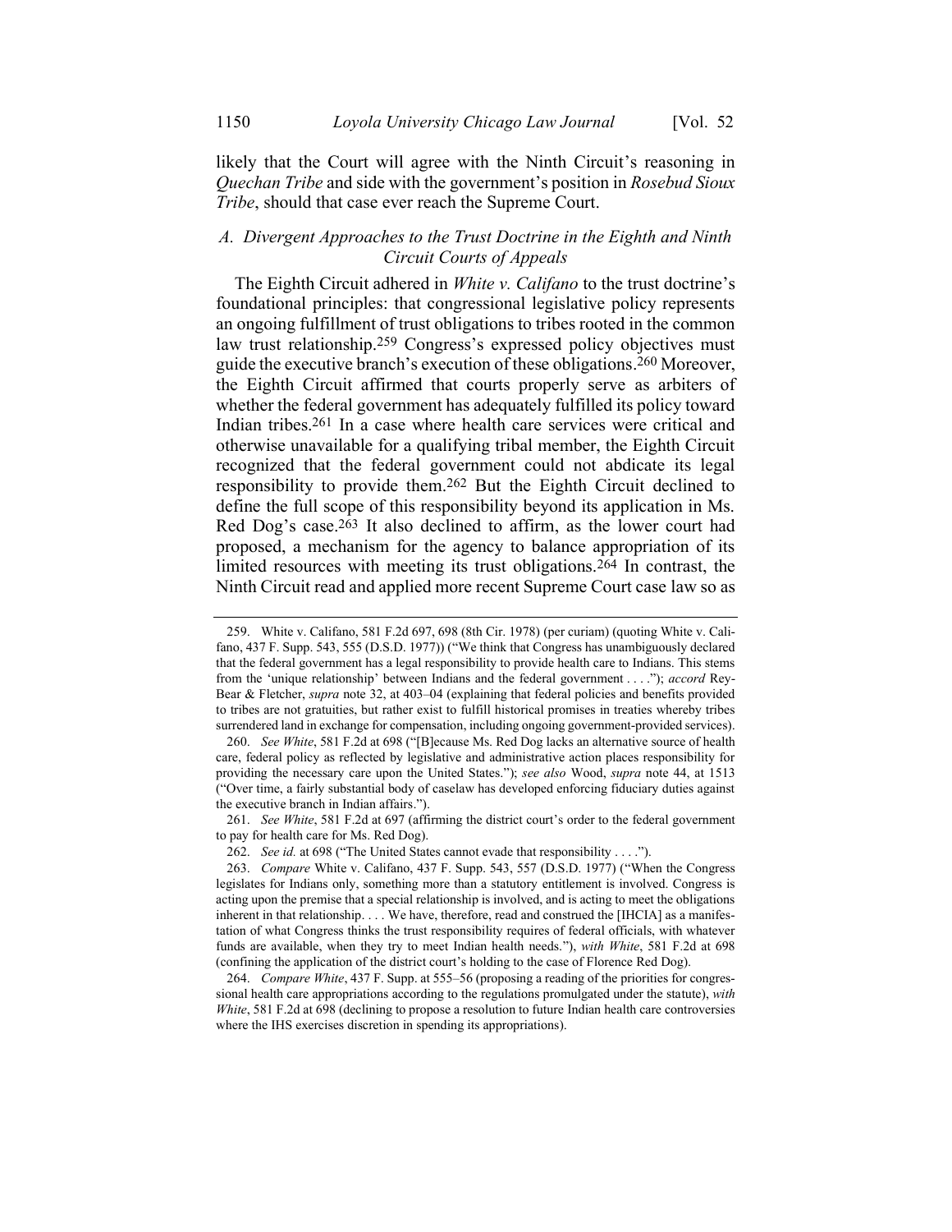likely that the Court will agree with the Ninth Circuit's reasoning in *Quechan Tribe* and side with the government's position in *Rosebud Sioux Tribe*, should that case ever reach the Supreme Court.

### *A. Divergent Approaches to the Trust Doctrine in the Eighth and Ninth Circuit Courts of Appeals*

The Eighth Circuit adhered in *White v. Califano* to the trust doctrine's foundational principles: that congressional legislative policy represents an ongoing fulfillment of trust obligations to tribes rooted in the common law trust relationship.[259] Congress's expressed policy objectives must guide the executive branch's execution of these obligations.[260] Moreover, the Eighth Circuit affirmed that courts properly serve as arbiters of whether the federal government has adequately fulfilled its policy toward Indian tribes.[261] In a case where health care services were critical and otherwise unavailable for a qualifying tribal member, the Eighth Circuit recognized that the federal government could not abdicate its legal responsibility to provide them.[262] But the Eighth Circuit declined to define the full scope of this responsibility beyond its application in Ms. Red Dog's case.[263] It also declined to affirm, as the lower court had proposed, a mechanism for the agency to balance appropriation of its limited resources with meeting its trust obligations.[264] In contrast, the Ninth Circuit read and applied more recent Supreme Court case law so as

---

259. White v. Califano, 581 F.2d 697, 698 (8th Cir. 1978) (per curiam) (quoting White v. Califano, 437 F. Supp. 543, 555 (D.S.D. 1977)) ("We think that Congress has unambiguously declared that the federal government has a legal responsibility to provide health care to Indians. This stems from the 'unique relationship' between Indians and the federal government . . . ."); *accord* Rey-Bear & Fletcher, *supra* note 32, at 403–04 (explaining that federal policies and benefits provided to tribes are not gratuities, but rather exist to fulfill historical promises in treaties whereby tribes surrendered land in exchange for compensation, including ongoing government-provided services).

260. *See White*, 581 F.2d at 698 ("[B]ecause Ms. Red Dog lacks an alternative source of health care, federal policy as reflected by legislative and administrative action places responsibility for providing the necessary care upon the United States."); *see also* Wood, *supra* note 44, at 1513 ("Over time, a fairly substantial body of caselaw has developed enforcing fiduciary duties against the executive branch in Indian affairs.").

261. *See White*, 581 F.2d at 697 (affirming the district court's order to the federal government to pay for health care for Ms. Red Dog).

262. *See id.* at 698 ("The United States cannot evade that responsibility . . . .").

263. *Compare* White v. Califano, 437 F. Supp. 543, 557 (D.S.D. 1977) ("When the Congress legislates for Indians only, something more than a statutory entitlement is involved. Congress is acting upon the premise that a special relationship is involved, and is acting to meet the obligations inherent in that relationship. . . . We have, therefore, read and construed the [IHCIA] as a manifestation of what Congress thinks the trust responsibility requires of federal officials, with whatever funds are available, when they try to meet Indian health needs."), *with White*, 581 F.2d at 698 (confining the application of the district court's holding to the case of Florence Red Dog).

264. *Compare White*, 437 F. Supp. at 555–56 (proposing a reading of the priorities for congressional health care appropriations according to the regulations promulgated under the statute), *with White*, 581 F.2d at 698 (declining to propose a resolution to future Indian health care controversies where the IHS exercises discretion in spending its appropriations).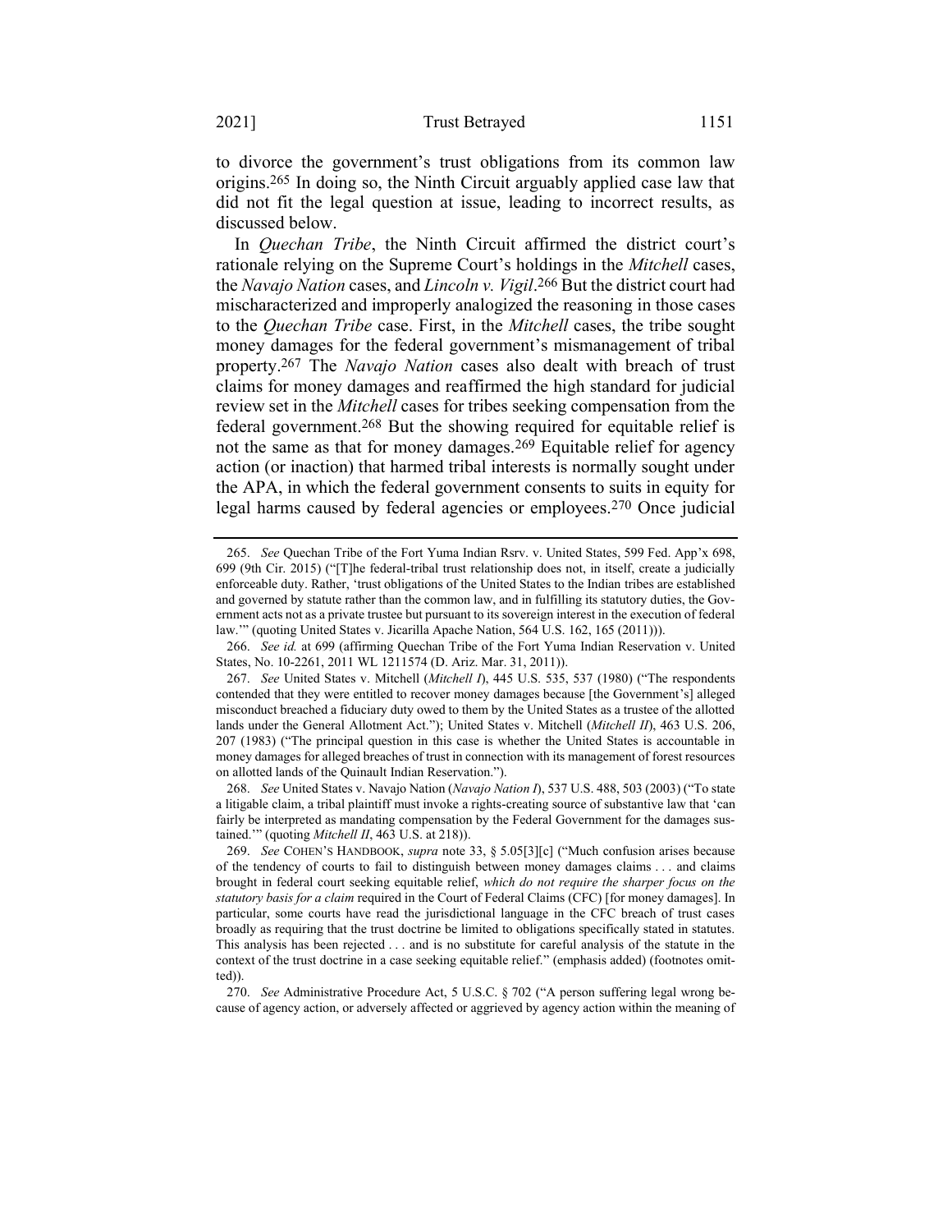to divorce the government's trust obligations from its common law origins.[265] In doing so, the Ninth Circuit arguably applied case law that did not fit the legal question at issue, leading to incorrect results, as discussed below.

In *Quechan Tribe*, the Ninth Circuit affirmed the district court's rationale relying on the Supreme Court's holdings in the *Mitchell* cases, the *Navajo Nation* cases, and *Lincoln v. Vigil*.[266] But the district court had mischaracterized and improperly analogized the reasoning in those cases to the *Quechan Tribe* case. First, in the *Mitchell* cases, the tribe sought money damages for the federal government's mismanagement of tribal property.[267] The *Navajo Nation* cases also dealt with breach of trust claims for money damages and reaffirmed the high standard for judicial review set in the *Mitchell* cases for tribes seeking compensation from the federal government.[268] But the showing required for equitable relief is not the same as that for money damages.[269] Equitable relief for agency action (or inaction) that harmed tribal interests is normally sought under the APA, in which the federal government consents to suits in equity for legal harms caused by federal agencies or employees.[270] Once judicial

---

265. *See* Quechan Tribe of the Fort Yuma Indian Rsrv. v. United States, 599 Fed. App'x 698, 699 (9th Cir. 2015) ("[T]he federal-tribal trust relationship does not, in itself, create a judicially enforceable duty. Rather, 'trust obligations of the United States to the Indian tribes are established and governed by statute rather than the common law, and in fulfilling its statutory duties, the Government acts not as a private trustee but pursuant to its sovereign interest in the execution of federal law.'" (quoting United States v. Jicarilla Apache Nation, 564 U.S. 162, 165 (2011))).

266. *See id.* at 699 (affirming Quechan Tribe of the Fort Yuma Indian Reservation v. United States, No. 10-2261, 2011 WL 1211574 (D. Ariz. Mar. 31, 2011)).

267. *See* United States v. Mitchell (*Mitchell I*), 445 U.S. 535, 537 (1980) ("The respondents contended that they were entitled to recover money damages because [the Government's] alleged misconduct breached a fiduciary duty owed to them by the United States as a trustee of the allotted lands under the General Allotment Act."); United States v. Mitchell (*Mitchell II*), 463 U.S. 206, 207 (1983) ("The principal question in this case is whether the United States is accountable in money damages for alleged breaches of trust in connection with its management of forest resources on allotted lands of the Quinault Indian Reservation.").

268. *See* United States v. Navajo Nation (*Navajo Nation I*), 537 U.S. 488, 503 (2003) ("To state a litigable claim, a tribal plaintiff must invoke a rights-creating source of substantive law that 'can fairly be interpreted as mandating compensation by the Federal Government for the damages sustained.'" (quoting *Mitchell II*, 463 U.S. at 218)).

269. *See* COHEN'S HANDBOOK, *supra* note 33, § 5.05[3][c] ("Much confusion arises because of the tendency of courts to fail to distinguish between money damages claims . . . and claims brought in federal court seeking equitable relief, *which do not require the sharper focus on the statutory basis for a claim* required in the Court of Federal Claims (CFC) [for money damages]. In particular, some courts have read the jurisdictional language in the CFC breach of trust cases broadly as requiring that the trust doctrine be limited to obligations specifically stated in statutes. This analysis has been rejected . . . and is no substitute for careful analysis of the statute in the context of the trust doctrine in a case seeking equitable relief." (emphasis added) (footnotes omitted)).

270. *See* Administrative Procedure Act, 5 U.S.C. § 702 ("A person suffering legal wrong because of agency action, or adversely affected or aggrieved by agency action within the meaning of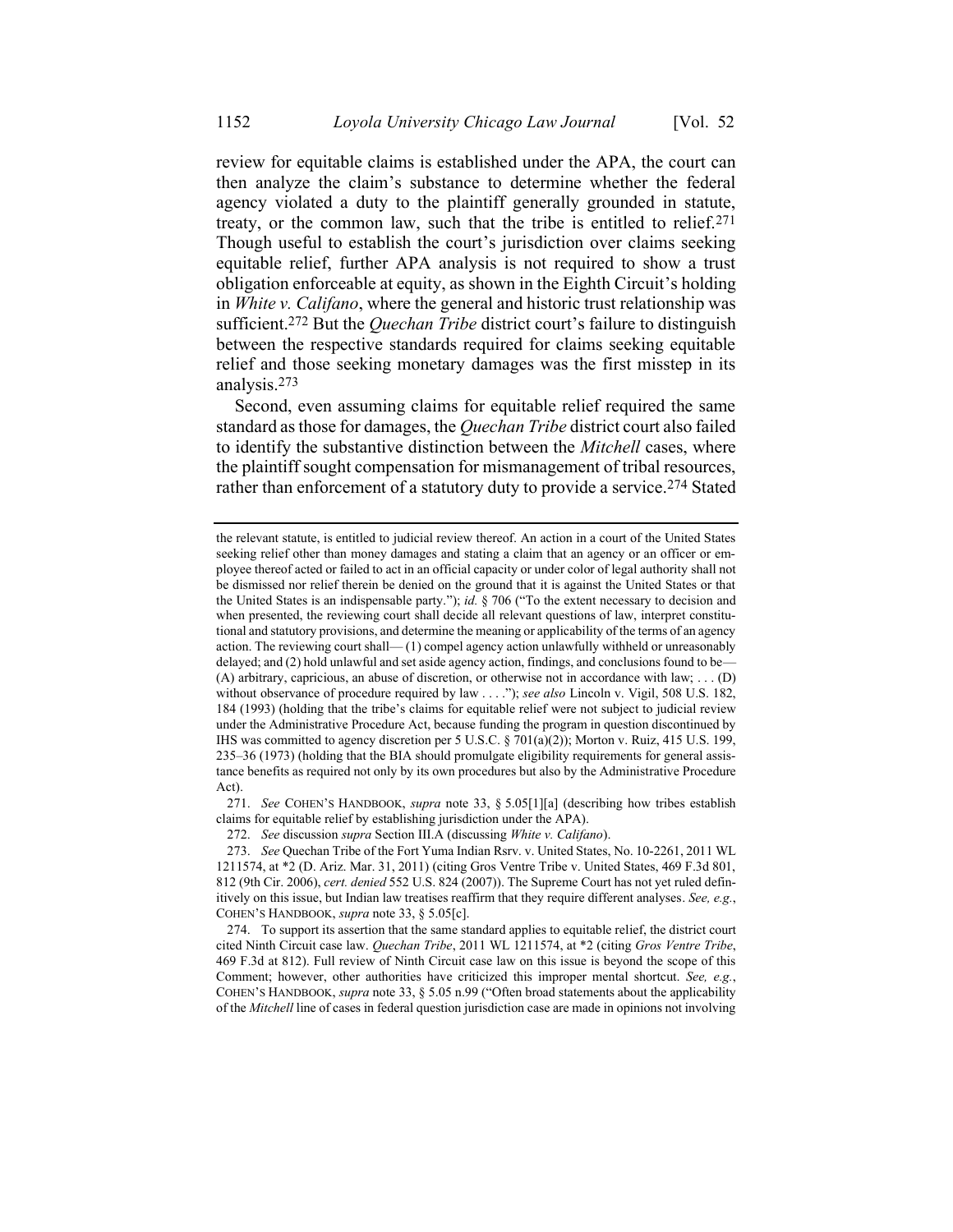review for equitable claims is established under the APA, the court can then analyze the claim's substance to determine whether the federal agency violated a duty to the plaintiff generally grounded in statute, treaty, or the common law, such that the tribe is entitled to relief.[271] Though useful to establish the court's jurisdiction over claims seeking equitable relief, further APA analysis is not required to show a trust obligation enforceable at equity, as shown in the Eighth Circuit's holding in *White v. Califano*, where the general and historic trust relationship was sufficient.[272] But the *Quechan Tribe* district court's failure to distinguish between the respective standards required for claims seeking equitable relief and those seeking monetary damages was the first misstep in its analysis.[273]

Second, even assuming claims for equitable relief required the same standard as those for damages, the *Quechan Tribe* district court also failed to identify the substantive distinction between the *Mitchell* cases, where the plaintiff sought compensation for mismanagement of tribal resources, rather than enforcement of a statutory duty to provide a service.[274] Stated

---

the relevant statute, is entitled to judicial review thereof. An action in a court of the United States seeking relief other than money damages and stating a claim that an agency or an officer or employee thereof acted or failed to act in an official capacity or under color of legal authority shall not be dismissed nor relief therein be denied on the ground that it is against the United States or that the United States is an indispensable party."); *id.* § 706 ("To the extent necessary to decision and when presented, the reviewing court shall decide all relevant questions of law, interpret constitutional and statutory provisions, and determine the meaning or applicability of the terms of an agency action. The reviewing court shall— (1) compel agency action unlawfully withheld or unreasonably delayed; and (2) hold unlawful and set aside agency action, findings, and conclusions found to be— (A) arbitrary, capricious, an abuse of discretion, or otherwise not in accordance with law; . . . (D) without observance of procedure required by law . . . ."); *see also* Lincoln v. Vigil, 508 U.S. 182, 184 (1993) (holding that the tribe's claims for equitable relief were not subject to judicial review under the Administrative Procedure Act, because funding the program in question discontinued by IHS was committed to agency discretion per 5 U.S.C. § 701(a)(2)); Morton v. Ruiz, 415 U.S. 199, 235–36 (1973) (holding that the BIA should promulgate eligibility requirements for general assistance benefits as required not only by its own procedures but also by the Administrative Procedure Act).

271. *See* COHEN'S HANDBOOK, *supra* note 33, § 5.05[1][a] (describing how tribes establish claims for equitable relief by establishing jurisdiction under the APA).

272. *See* discussion *supra* Section III.A (discussing *White v. Califano*).

273. *See* Quechan Tribe of the Fort Yuma Indian Rsrv. v. United States, No. 10-2261, 2011 WL 1211574, at *2 (D. Ariz. Mar. 31, 2011) (citing Gros Ventre Tribe v. United States, 469 F.3d 801, 812 (9th Cir. 2006), *cert. denied* 552 U.S. 824 (2007)). The Supreme Court has not yet ruled definitively on this issue, but Indian law treatises reaffirm that they require different analyses. *See, e.g.*, COHEN'S HANDBOOK, *supra* note 33, § 5.05[c].

274. To support its assertion that the same standard applies to equitable relief, the district court cited Ninth Circuit case law. *Quechan Tribe*, 2011 WL 1211574, at *2 (citing *Gros Ventre Tribe*, 469 F.3d at 812). Full review of Ninth Circuit case law on this issue is beyond the scope of this Comment; however, other authorities have criticized this improper mental shortcut. *See, e.g.*, COHEN'S HANDBOOK, *supra* note 33, § 5.05 n.99 ("Often broad statements about the applicability of the *Mitchell* line of cases in federal question jurisdiction case are made in opinions not involving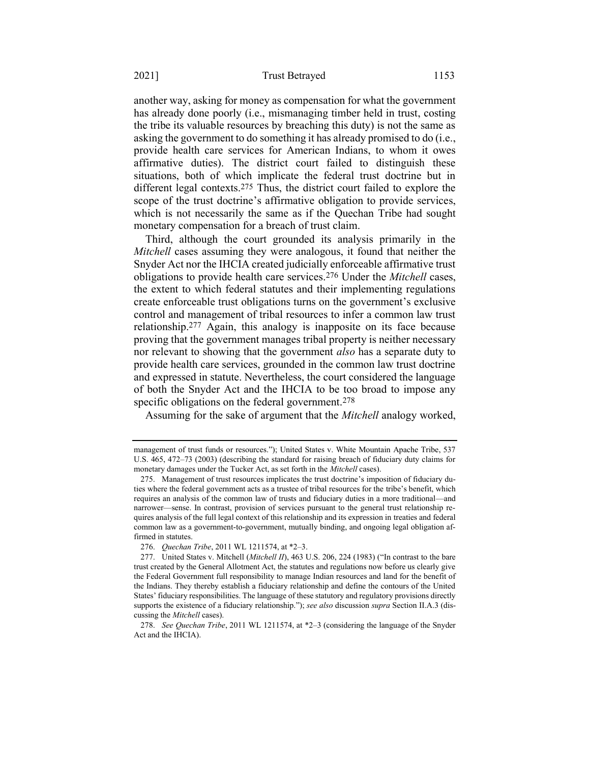another way, asking for money as compensation for what the government has already done poorly (i.e., mismanaging timber held in trust, costing the tribe its valuable resources by breaching this duty) is not the same as asking the government to do something it has already promised to do (i.e., provide health care services for American Indians, to whom it owes affirmative duties). The district court failed to distinguish these situations, both of which implicate the federal trust doctrine but in different legal contexts.[275] Thus, the district court failed to explore the scope of the trust doctrine's affirmative obligation to provide services, which is not necessarily the same as if the Quechan Tribe had sought monetary compensation for a breach of trust claim.

Third, although the court grounded its analysis primarily in the *Mitchell* cases assuming they were analogous, it found that neither the Snyder Act nor the IHCIA created judicially enforceable affirmative trust obligations to provide health care services.[276] Under the *Mitchell* cases, the extent to which federal statutes and their implementing regulations create enforceable trust obligations turns on the government's exclusive control and management of tribal resources to infer a common law trust relationship.[277] Again, this analogy is inapposite on its face because proving that the government manages tribal property is neither necessary nor relevant to showing that the government *also* has a separate duty to provide health care services, grounded in the common law trust doctrine and expressed in statute. Nevertheless, the court considered the language of both the Snyder Act and the IHCIA to be too broad to impose any specific obligations on the federal government.[278]

Assuming for the sake of argument that the *Mitchell* analogy worked,

---

management of trust funds or resources."); United States v. White Mountain Apache Tribe, 537 U.S. 465, 472–73 (2003) (describing the standard for raising breach of fiduciary duty claims for monetary damages under the Tucker Act, as set forth in the *Mitchell* cases).

275. Management of trust resources implicates the trust doctrine's imposition of fiduciary duties where the federal government acts as a trustee of tribal resources for the tribe's benefit, which requires an analysis of the common law of trusts and fiduciary duties in a more traditional—and narrower—sense. In contrast, provision of services pursuant to the general trust relationship requires analysis of the full legal context of this relationship and its expression in treaties and federal common law as a government-to-government, mutually binding, and ongoing legal obligation affirmed in statutes.

276. *Quechan Tribe*, 2011 WL 1211574, at *2–3.

277. United States v. Mitchell (*Mitchell II*), 463 U.S. 206, 224 (1983) ("In contrast to the bare trust created by the General Allotment Act, the statutes and regulations now before us clearly give the Federal Government full responsibility to manage Indian resources and land for the benefit of the Indians. They thereby establish a fiduciary relationship and define the contours of the United States' fiduciary responsibilities. The language of these statutory and regulatory provisions directly supports the existence of a fiduciary relationship."); *see also* discussion *supra* Section II.A.3 (discussing the *Mitchell* cases).

278. *See Quechan Tribe*, 2011 WL 1211574, at *2–3 (considering the language of the Snyder Act and the IHCIA).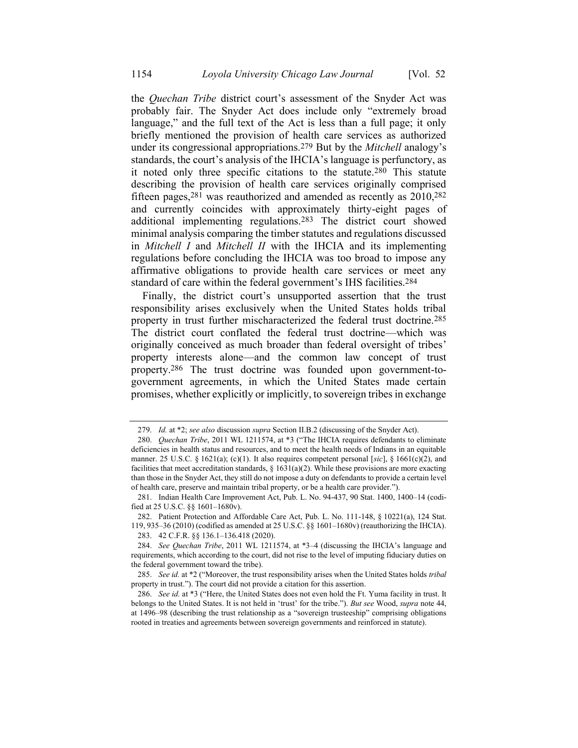the *Quechan Tribe* district court's assessment of the Snyder Act was probably fair. The Snyder Act does include only "extremely broad language," and the full text of the Act is less than a full page; it only briefly mentioned the provision of health care services as authorized under its congressional appropriations.[279] But by the *Mitchell* analogy's standards, the court's analysis of the IHCIA's language is perfunctory, as it noted only three specific citations to the statute.[280] This statute describing the provision of health care services originally comprised fifteen pages,[281] was reauthorized and amended as recently as 2010,[282] and currently coincides with approximately thirty-eight pages of additional implementing regulations.[283] The district court showed minimal analysis comparing the timber statutes and regulations discussed in *Mitchell I* and *Mitchell II* with the IHCIA and its implementing regulations before concluding the IHCIA was too broad to impose any affirmative obligations to provide health care services or meet any standard of care within the federal government's IHS facilities.[284]

Finally, the district court's unsupported assertion that the trust responsibility arises exclusively when the United States holds tribal property in trust further mischaracterized the federal trust doctrine.[285] The district court conflated the federal trust doctrine—which was originally conceived as much broader than federal oversight of tribes' property interests alone—and the common law concept of trust property.[286] The trust doctrine was founded upon government-to-government agreements, in which the United States made certain promises, whether explicitly or implicitly, to sovereign tribes in exchange

---

279. *Id.* at *2; *see also* discussion *supra* Section II.B.2 (discussing of the Snyder Act).

280. *Quechan Tribe*, 2011 WL 1211574, at *3 ("The IHCIA requires defendants to eliminate deficiencies in health status and resources, and to meet the health needs of Indians in an equitable manner. 25 U.S.C. § 1621(a); (c)(1). It also requires competent personal [*sic*], § 1661(c)(2), and facilities that meet accreditation standards, § 1631(a)(2). While these provisions are more exacting than those in the Snyder Act, they still do not impose a duty on defendants to provide a certain level of health care, preserve and maintain tribal property, or be a health care provider.").

281. Indian Health Care Improvement Act, Pub. L. No. 94-437, 90 Stat. 1400, 1400–14 (codified at 25 U.S.C. §§ 1601–1680v).

282. Patient Protection and Affordable Care Act, Pub. L. No. 111-148, § 10221(a), 124 Stat. 119, 935–36 (2010) (codified as amended at 25 U.S.C. §§ 1601–1680v) (reauthorizing the IHCIA).

283. 42 C.F.R. §§ 136.1–136.418 (2020).

284. *See Quechan Tribe*, 2011 WL 1211574, at *3–4 (discussing the IHCIA's language and requirements, which according to the court, did not rise to the level of imputing fiduciary duties on the federal government toward the tribe).

285. *See id.* at *2 ("Moreover, the trust responsibility arises when the United States holds *tribal* property in trust."). The court did not provide a citation for this assertion.

286. *See id.* at *3 ("Here, the United States does not even hold the Ft. Yuma facility in trust. It belongs to the United States. It is not held in 'trust' for the tribe."). *But see* Wood, *supra* note 44, at 1496–98 (describing the trust relationship as a "sovereign trusteeship" comprising obligations rooted in treaties and agreements between sovereign governments and reinforced in statute).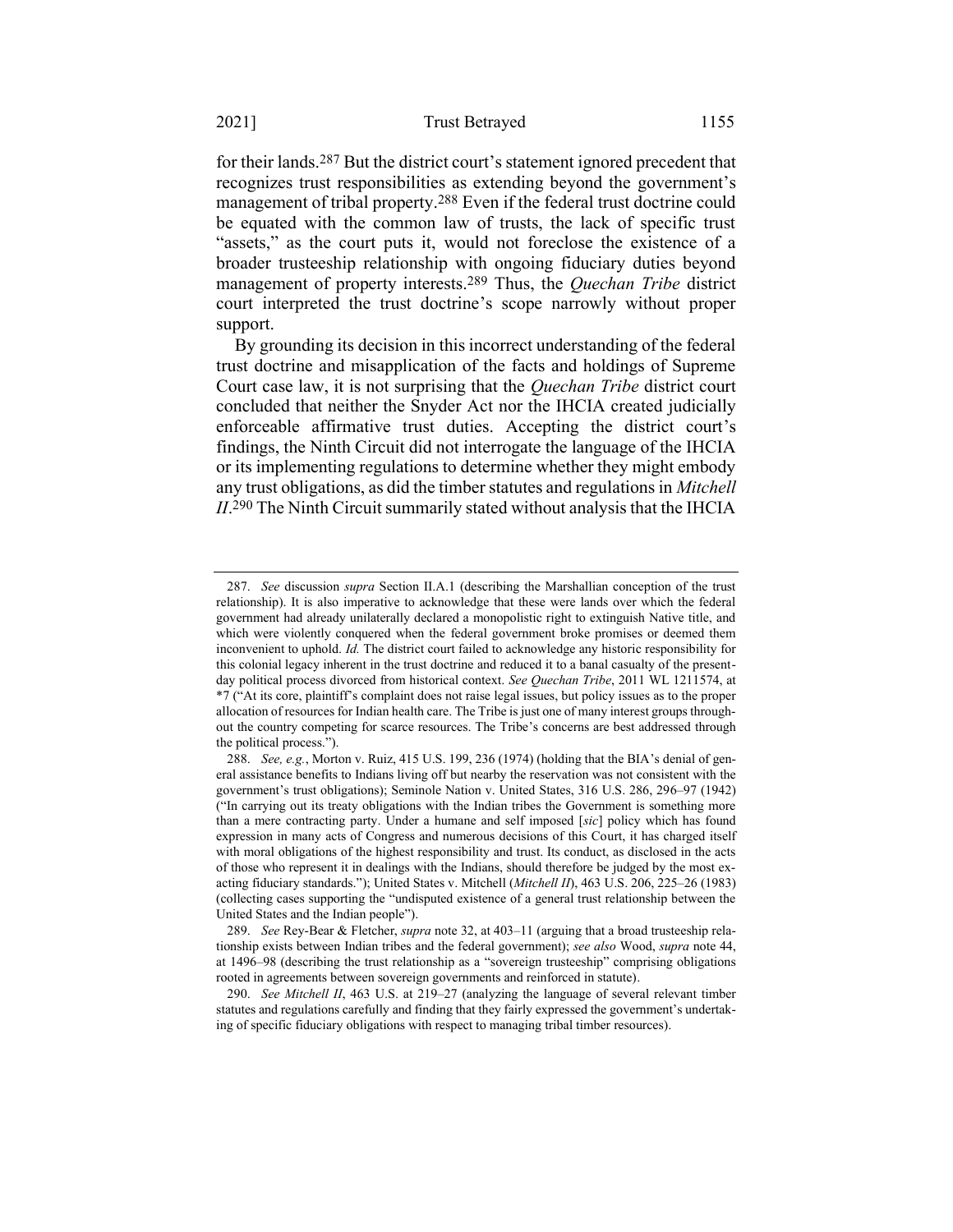for their lands.[287] But the district court's statement ignored precedent that recognizes trust responsibilities as extending beyond the government's management of tribal property.[288] Even if the federal trust doctrine could be equated with the common law of trusts, the lack of specific trust "assets," as the court puts it, would not foreclose the existence of a broader trusteeship relationship with ongoing fiduciary duties beyond management of property interests.[289] Thus, the *Quechan Tribe* district court interpreted the trust doctrine's scope narrowly without proper support.

By grounding its decision in this incorrect understanding of the federal trust doctrine and misapplication of the facts and holdings of Supreme Court case law, it is not surprising that the *Quechan Tribe* district court concluded that neither the Snyder Act nor the IHCIA created judicially enforceable affirmative trust duties. Accepting the district court's findings, the Ninth Circuit did not interrogate the language of the IHCIA or its implementing regulations to determine whether they might embody any trust obligations, as did the timber statutes and regulations in *Mitchell II*.[290] The Ninth Circuit summarily stated without analysis that the IHCIA

---

287. *See* discussion *supra* Section II.A.1 (describing the Marshallian conception of the trust relationship). It is also imperative to acknowledge that these were lands over which the federal government had already unilaterally declared a monopolistic right to extinguish Native title, and which were violently conquered when the federal government broke promises or deemed them inconvenient to uphold. *Id.* The district court failed to acknowledge any historic responsibility for this colonial legacy inherent in the trust doctrine and reduced it to a banal casualty of the present-day political process divorced from historical context. *See Quechan Tribe*, 2011 WL 1211574, at *7 ("At its core, plaintiff's complaint does not raise legal issues, but policy issues as to the proper allocation of resources for Indian health care. The Tribe is just one of many interest groups throughout the country competing for scarce resources. The Tribe's concerns are best addressed through the political process.").

288. *See, e.g.*, Morton v. Ruiz, 415 U.S. 199, 236 (1974) (holding that the BIA's denial of general assistance benefits to Indians living off but nearby the reservation was not consistent with the government's trust obligations); Seminole Nation v. United States, 316 U.S. 286, 296–97 (1942) ("In carrying out its treaty obligations with the Indian tribes the Government is something more than a mere contracting party. Under a humane and self imposed [*sic*] policy which has found expression in many acts of Congress and numerous decisions of this Court, it has charged itself with moral obligations of the highest responsibility and trust. Its conduct, as disclosed in the acts of those who represent it in dealings with the Indians, should therefore be judged by the most exacting fiduciary standards."); United States v. Mitchell (*Mitchell II*), 463 U.S. 206, 225–26 (1983) (collecting cases supporting the "undisputed existence of a general trust relationship between the United States and the Indian people").

289. *See* Rey-Bear & Fletcher, *supra* note 32, at 403–11 (arguing that a broad trusteeship relationship exists between Indian tribes and the federal government); *see also* Wood, *supra* note 44, at 1496–98 (describing the trust relationship as a "sovereign trusteeship" comprising obligations rooted in agreements between sovereign governments and reinforced in statute).

290. *See Mitchell II*, 463 U.S. at 219–27 (analyzing the language of several relevant timber statutes and regulations carefully and finding that they fairly expressed the government's undertaking of specific fiduciary obligations with respect to managing tribal timber resources).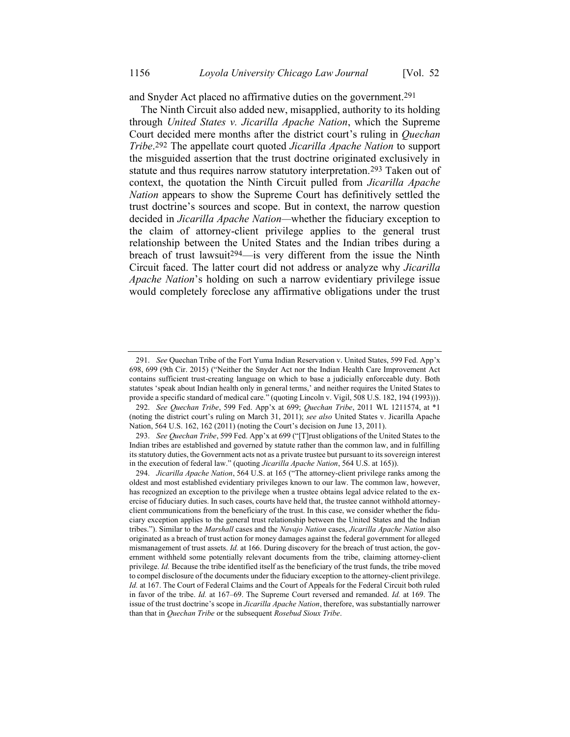and Snyder Act placed no affirmative duties on the government.[291]

The Ninth Circuit also added new, misapplied, authority to its holding through *United States v. Jicarilla Apache Nation*, which the Supreme Court decided mere months after the district court's ruling in *Quechan Tribe*.[292] The appellate court quoted *Jicarilla Apache Nation* to support the misguided assertion that the trust doctrine originated exclusively in statute and thus requires narrow statutory interpretation.[293] Taken out of context, the quotation the Ninth Circuit pulled from *Jicarilla Apache Nation* appears to show the Supreme Court has definitively settled the trust doctrine's sources and scope. But in context, the narrow question decided in *Jicarilla Apache Nation*—whether the fiduciary exception to the claim of attorney-client privilege applies to the general trust relationship between the United States and the Indian tribes during a breach of trust lawsuit[294]—is very different from the issue the Ninth Circuit faced. The latter court did not address or analyze why *Jicarilla Apache Nation*'s holding on such a narrow evidentiary privilege issue would completely foreclose any affirmative obligations under the trust

---

291. *See* Quechan Tribe of the Fort Yuma Indian Reservation v. United States, 599 Fed. App'x 698, 699 (9th Cir. 2015) ("Neither the Snyder Act nor the Indian Health Care Improvement Act contains sufficient trust-creating language on which to base a judicially enforceable duty. Both statutes 'speak about Indian health only in general terms,' and neither requires the United States to provide a specific standard of medical care." (quoting Lincoln v. Vigil, 508 U.S. 182, 194 (1993))).

292. *See Quechan Tribe*, 599 Fed. App'x at 699; *Quechan Tribe*, 2011 WL 1211574, at *1 (noting the district court's ruling on March 31, 2011); *see also* United States v. Jicarilla Apache Nation, 564 U.S. 162, 162 (2011) (noting the Court's decision on June 13, 2011).

293. *See Quechan Tribe*, 599 Fed. App'x at 699 ("[T]rust obligations of the United States to the Indian tribes are established and governed by statute rather than the common law, and in fulfilling its statutory duties, the Government acts not as a private trustee but pursuant to its sovereign interest in the execution of federal law." (quoting *Jicarilla Apache Nation*, 564 U.S. at 165)).

294. *Jicarilla Apache Nation*, 564 U.S. at 165 ("The attorney-client privilege ranks among the oldest and most established evidentiary privileges known to our law. The common law, however, has recognized an exception to the privilege when a trustee obtains legal advice related to the exercise of fiduciary duties. In such cases, courts have held that, the trustee cannot withhold attorney-client communications from the beneficiary of the trust. In this case, we consider whether the fiduciary exception applies to the general trust relationship between the United States and the Indian tribes."). Similar to the *Marshall* cases and the *Navajo Nation* cases, *Jicarilla Apache Nation* also originated as a breach of trust action for money damages against the federal government for alleged mismanagement of trust assets. *Id.* at 166. During discovery for the breach of trust action, the government withheld some potentially relevant documents from the tribe, claiming attorney-client privilege. *Id.* Because the tribe identified itself as the beneficiary of the trust funds, the tribe moved to compel disclosure of the documents under the fiduciary exception to the attorney-client privilege. *Id.* at 167. The Court of Federal Claims and the Court of Appeals for the Federal Circuit both ruled in favor of the tribe. *Id.* at 167–69. The Supreme Court reversed and remanded. *Id.* at 169. The issue of the trust doctrine's scope in *Jicarilla Apache Nation*, therefore, was substantially narrower than that in *Quechan Tribe* or the subsequent *Rosebud Sioux Tribe*.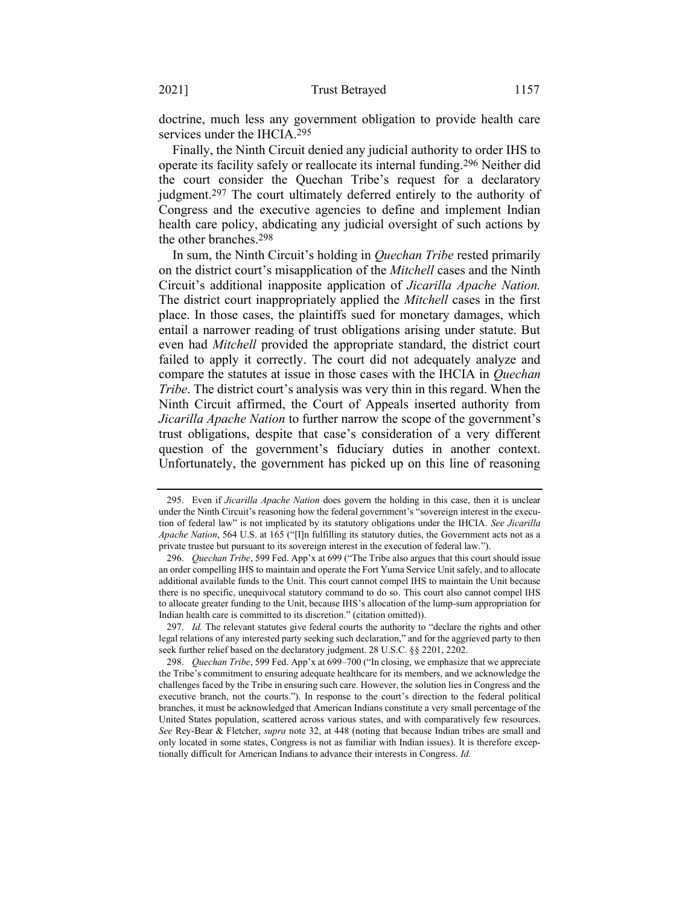doctrine, much less any government obligation to provide health care services under the IHCIA.[295]

Finally, the Ninth Circuit denied any judicial authority to order IHS to operate its facility safely or reallocate its internal funding.[296] Neither did the court consider the Quechan Tribe's request for a declaratory judgment.[297] The court ultimately deferred entirely to the authority of Congress and the executive agencies to define and implement Indian health care policy, abdicating any judicial oversight of such actions by the other branches.[298]

In sum, the Ninth Circuit's holding in *Quechan Tribe* rested primarily on the district court's misapplication of the *Mitchell* cases and the Ninth Circuit's additional inapposite application of *Jicarilla Apache Nation.* The district court inappropriately applied the *Mitchell* cases in the first place. In those cases, the plaintiffs sued for monetary damages, which entail a narrower reading of trust obligations arising under statute. But even had *Mitchell* provided the appropriate standard, the district court failed to apply it correctly. The court did not adequately analyze and compare the statutes at issue in those cases with the IHCIA in *Quechan Tribe*. The district court's analysis was very thin in this regard. When the Ninth Circuit affirmed, the Court of Appeals inserted authority from *Jicarilla Apache Nation* to further narrow the scope of the government's trust obligations, despite that case's consideration of a very different question of the government's fiduciary duties in another context. Unfortunately, the government has picked up on this line of reasoning

---

295. Even if *Jicarilla Apache Nation* does govern the holding in this case, then it is unclear under the Ninth Circuit's reasoning how the federal government's "sovereign interest in the execution of federal law" is not implicated by its statutory obligations under the IHCIA. *See Jicarilla Apache Nation*, 564 U.S. at 165 ("[I]n fulfilling its statutory duties, the Government acts not as a private trustee but pursuant to its sovereign interest in the execution of federal law.").

296. *Quechan Tribe*, 599 Fed. App'x at 699 ("The Tribe also argues that this court should issue an order compelling IHS to maintain and operate the Fort Yuma Service Unit safely, and to allocate additional available funds to the Unit. This court cannot compel IHS to maintain the Unit because there is no specific, unequivocal statutory command to do so. This court also cannot compel IHS to allocate greater funding to the Unit, because IHS's allocation of the lump-sum appropriation for Indian health care is committed to its discretion." (citation omitted)).

297. *Id.* The relevant statutes give federal courts the authority to "declare the rights and other legal relations of any interested party seeking such declaration," and for the aggrieved party to then seek further relief based on the declaratory judgment. 28 U.S.C. §§ 2201, 2202.

298. *Quechan Tribe*, 599 Fed. App'x at 699–700 ("In closing, we emphasize that we appreciate the Tribe's commitment to ensuring adequate healthcare for its members, and we acknowledge the challenges faced by the Tribe in ensuring such care. However, the solution lies in Congress and the executive branch, not the courts."). In response to the court's direction to the federal political branches, it must be acknowledged that American Indians constitute a very small percentage of the United States population, scattered across various states, and with comparatively few resources. *See* Rey-Bear & Fletcher, *supra* note 32, at 448 (noting that because Indian tribes are small and only located in some states, Congress is not as familiar with Indian issues). It is therefore exceptionally difficult for American Indians to advance their interests in Congress. *Id.*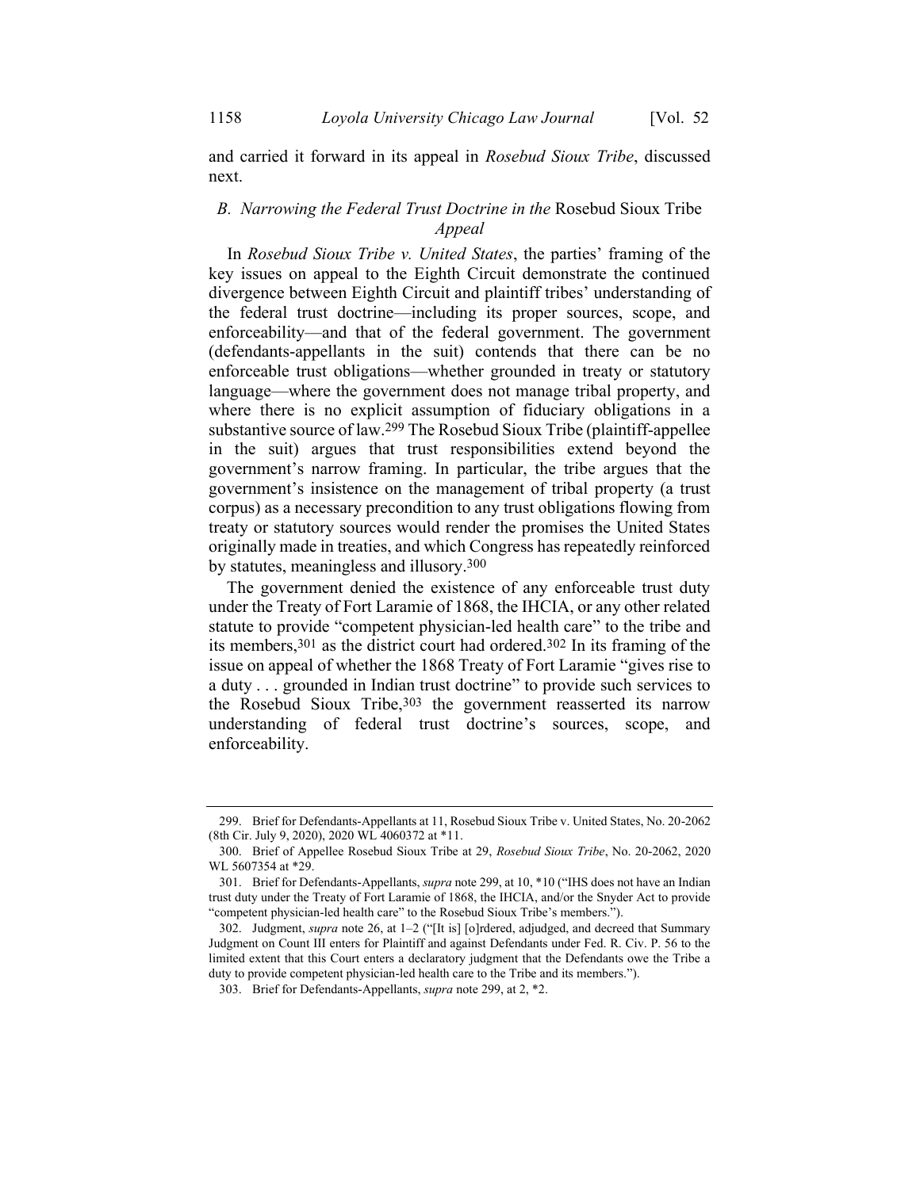and carried it forward in its appeal in *Rosebud Sioux Tribe*, discussed next.

### *B. Narrowing the Federal Trust Doctrine in the* Rosebud Sioux Tribe *Appeal*

In *Rosebud Sioux Tribe v. United States*, the parties' framing of the key issues on appeal to the Eighth Circuit demonstrate the continued divergence between Eighth Circuit and plaintiff tribes' understanding of the federal trust doctrine—including its proper sources, scope, and enforceability—and that of the federal government. The government (defendants-appellants in the suit) contends that there can be no enforceable trust obligations—whether grounded in treaty or statutory language—where the government does not manage tribal property, and where there is no explicit assumption of fiduciary obligations in a substantive source of law.[299] The Rosebud Sioux Tribe (plaintiff-appellee in the suit) argues that trust responsibilities extend beyond the government's narrow framing. In particular, the tribe argues that the government's insistence on the management of tribal property (a trust corpus) as a necessary precondition to any trust obligations flowing from treaty or statutory sources would render the promises the United States originally made in treaties, and which Congress has repeatedly reinforced by statutes, meaningless and illusory.[300]

The government denied the existence of any enforceable trust duty under the Treaty of Fort Laramie of 1868, the IHCIA, or any other related statute to provide "competent physician-led health care" to the tribe and its members,[301] as the district court had ordered.[302] In its framing of the issue on appeal of whether the 1868 Treaty of Fort Laramie "gives rise to a duty . . . grounded in Indian trust doctrine" to provide such services to the Rosebud Sioux Tribe,[303] the government reasserted its narrow understanding of federal trust doctrine's sources, scope, and enforceability.

---

299. Brief for Defendants-Appellants at 11, Rosebud Sioux Tribe v. United States, No. 20-2062 (8th Cir. July 9, 2020), 2020 WL 4060372 at *11.

300. Brief of Appellee Rosebud Sioux Tribe at 29, *Rosebud Sioux Tribe*, No. 20-2062, 2020 WL 5607354 at *29.

301. Brief for Defendants-Appellants, *supra* note 299, at 10, *10 ("IHS does not have an Indian trust duty under the Treaty of Fort Laramie of 1868, the IHCIA, and/or the Snyder Act to provide "competent physician-led health care" to the Rosebud Sioux Tribe's members.").

302. Judgment, *supra* note 26, at 1–2 ("[It is] [o]rdered, adjudged, and decreed that Summary Judgment on Count III enters for Plaintiff and against Defendants under Fed. R. Civ. P. 56 to the limited extent that this Court enters a declaratory judgment that the Defendants owe the Tribe a duty to provide competent physician-led health care to the Tribe and its members.").

303. Brief for Defendants-Appellants, *supra* note 299, at 2, *2.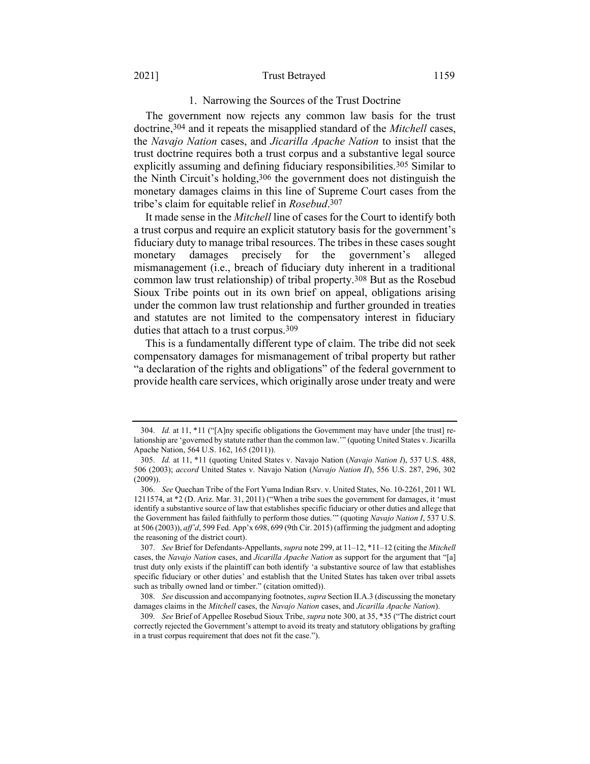### 1. Narrowing the Sources of the Trust Doctrine

The government now rejects any common law basis for the trust doctrine,[304] and it repeats the misapplied standard of the *Mitchell* cases, the *Navajo Nation* cases, and *Jicarilla Apache Nation* to insist that the trust doctrine requires both a trust corpus and a substantive legal source explicitly assuming and defining fiduciary responsibilities.[305] Similar to the Ninth Circuit's holding,[306] the government does not distinguish the monetary damages claims in this line of Supreme Court cases from the tribe's claim for equitable relief in *Rosebud*.[307]

It made sense in the *Mitchell* line of cases for the Court to identify both a trust corpus and require an explicit statutory basis for the government's fiduciary duty to manage tribal resources. The tribes in these cases sought monetary damages precisely for the government's alleged mismanagement (i.e., breach of fiduciary duty inherent in a traditional common law trust relationship) of tribal property.[308] But as the Rosebud Sioux Tribe points out in its own brief on appeal, obligations arising under the common law trust relationship and further grounded in treaties and statutes are not limited to the compensatory interest in fiduciary duties that attach to a trust corpus.[309]

This is a fundamentally different type of claim. The tribe did not seek compensatory damages for mismanagement of tribal property but rather "a declaration of the rights and obligations" of the federal government to provide health care services, which originally arose under treaty and were

---

304. *Id.* at 11, *11 ("[A]ny specific obligations the Government may have under [the trust] relationship are 'governed by statute rather than the common law.'" (quoting United States v. Jicarilla Apache Nation, 564 U.S. 162, 165 (2011)).

305. *Id.* at 11, *11 (quoting United States v. Navajo Nation (*Navajo Nation I*), 537 U.S. 488, 506 (2003); *accord* United States v. Navajo Nation (*Navajo Nation II*), 556 U.S. 287, 296, 302 (2009)).

306. *See* Quechan Tribe of the Fort Yuma Indian Rsrv. v. United States, No. 10-2261, 2011 WL 1211574, at *2 (D. Ariz. Mar. 31, 2011) ("When a tribe sues the government for damages, it 'must identify a substantive source of law that establishes specific fiduciary or other duties and allege that the Government has failed faithfully to perform those duties.'" (quoting *Navajo Nation I*, 537 U.S. at 506 (2003)), *aff'd*, 599 Fed. App'x 698, 699 (9th Cir. 2015) (affirming the judgment and adopting the reasoning of the district court).

307. *See* Brief for Defendants-Appellants, *supra* note 299, at 11–12, *11–12 (citing the *Mitchell* cases, the *Navajo Nation* cases, and *Jicarilla Apache Nation* as support for the argument that "[a] trust duty only exists if the plaintiff can both identify 'a substantive source of law that establishes specific fiduciary or other duties' and establish that the United States has taken over tribal assets such as tribally owned land or timber." (citation omitted)).

308. *See* discussion and accompanying footnotes, *supra* Section II.A.3 (discussing the monetary damages claims in the *Mitchell* cases, the *Navajo Nation* cases, and *Jicarilla Apache Nation*).

309. *See* Brief of Appellee Rosebud Sioux Tribe, *supra* note 300, at 35, *35 ("The district court correctly rejected the Government's attempt to avoid its treaty and statutory obligations by grafting in a trust corpus requirement that does not fit the case.").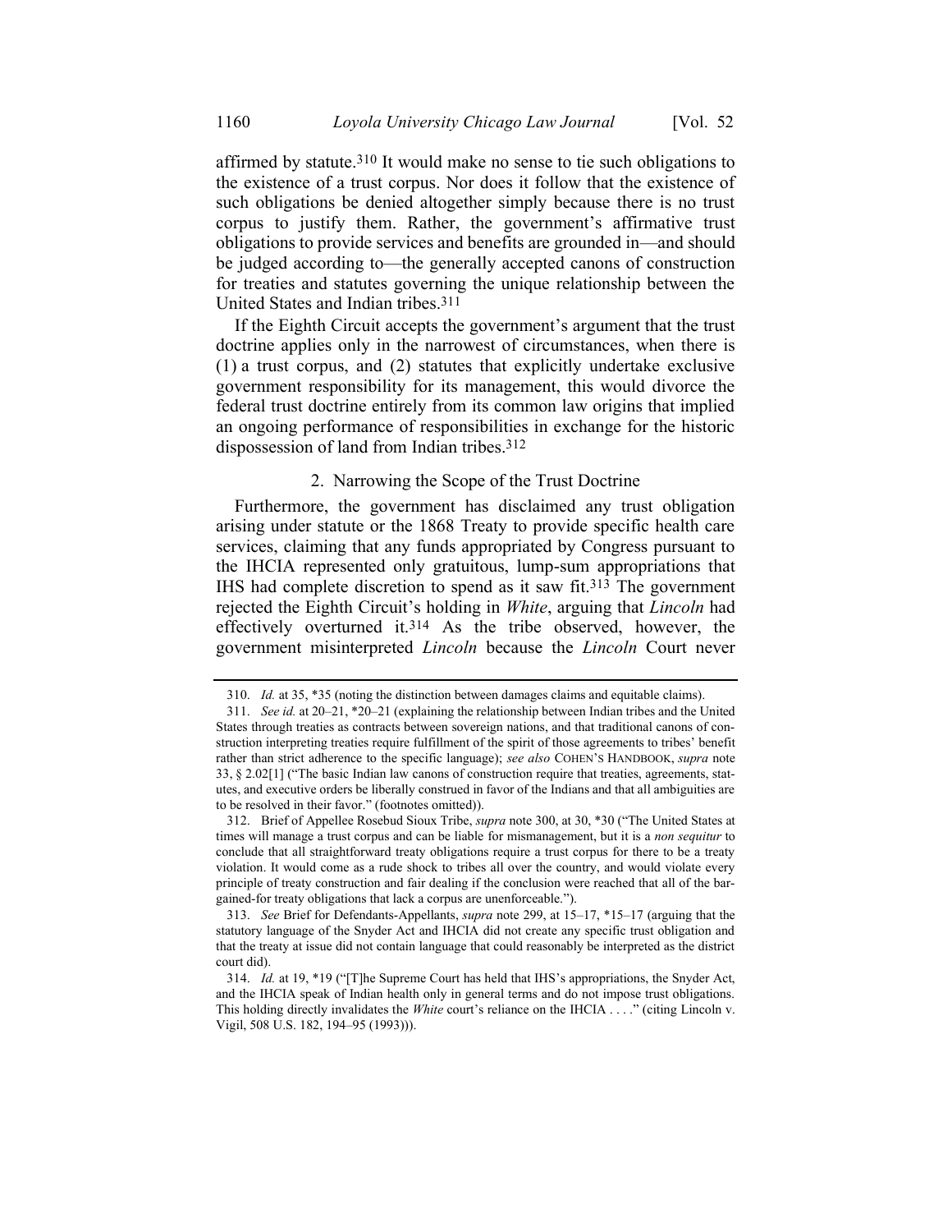affirmed by statute.[310] It would make no sense to tie such obligations to the existence of a trust corpus. Nor does it follow that the existence of such obligations be denied altogether simply because there is no trust corpus to justify them. Rather, the government's affirmative trust obligations to provide services and benefits are grounded in—and should be judged according to—the generally accepted canons of construction for treaties and statutes governing the unique relationship between the United States and Indian tribes.[311]

If the Eighth Circuit accepts the government's argument that the trust doctrine applies only in the narrowest of circumstances, when there is (1) a trust corpus, and (2) statutes that explicitly undertake exclusive government responsibility for its management, this would divorce the federal trust doctrine entirely from its common law origins that implied an ongoing performance of responsibilities in exchange for the historic dispossession of land from Indian tribes.[312]

### 2. Narrowing the Scope of the Trust Doctrine

Furthermore, the government has disclaimed any trust obligation arising under statute or the 1868 Treaty to provide specific health care services, claiming that any funds appropriated by Congress pursuant to the IHCIA represented only gratuitous, lump-sum appropriations that IHS had complete discretion to spend as it saw fit.[313] The government rejected the Eighth Circuit's holding in *White*, arguing that *Lincoln* had effectively overturned it.[314] As the tribe observed, however, the government misinterpreted *Lincoln* because the *Lincoln* Court never

---

310. *Id.* at 35, *35 (noting the distinction between damages claims and equitable claims).

311. *See id.* at 20–21, *20–21 (explaining the relationship between Indian tribes and the United States through treaties as contracts between sovereign nations, and that traditional canons of construction interpreting treaties require fulfillment of the spirit of those agreements to tribes' benefit rather than strict adherence to the specific language); *see also* COHEN'S HANDBOOK, *supra* note 33, § 2.02[1] ("The basic Indian law canons of construction require that treaties, agreements, statutes, and executive orders be liberally construed in favor of the Indians and that all ambiguities are to be resolved in their favor." (footnotes omitted)).

312. Brief of Appellee Rosebud Sioux Tribe, *supra* note 300, at 30, *30 ("The United States at times will manage a trust corpus and can be liable for mismanagement, but it is a *non sequitur* to conclude that all straightforward treaty obligations require a trust corpus for there to be a treaty violation. It would come as a rude shock to tribes all over the country, and would violate every principle of treaty construction and fair dealing if the conclusion were reached that all of the bargained-for treaty obligations that lack a corpus are unenforceable.").

313. *See* Brief for Defendants-Appellants, *supra* note 299, at 15–17, *15–17 (arguing that the statutory language of the Snyder Act and IHCIA did not create any specific trust obligation and that the treaty at issue did not contain language that could reasonably be interpreted as the district court did).

314. *Id.* at 19, *19 ("[T]he Supreme Court has held that IHS's appropriations, the Snyder Act, and the IHCIA speak of Indian health only in general terms and do not impose trust obligations. This holding directly invalidates the *White* court's reliance on the IHCIA . . . ." (citing Lincoln v. Vigil, 508 U.S. 182, 194–95 (1993))).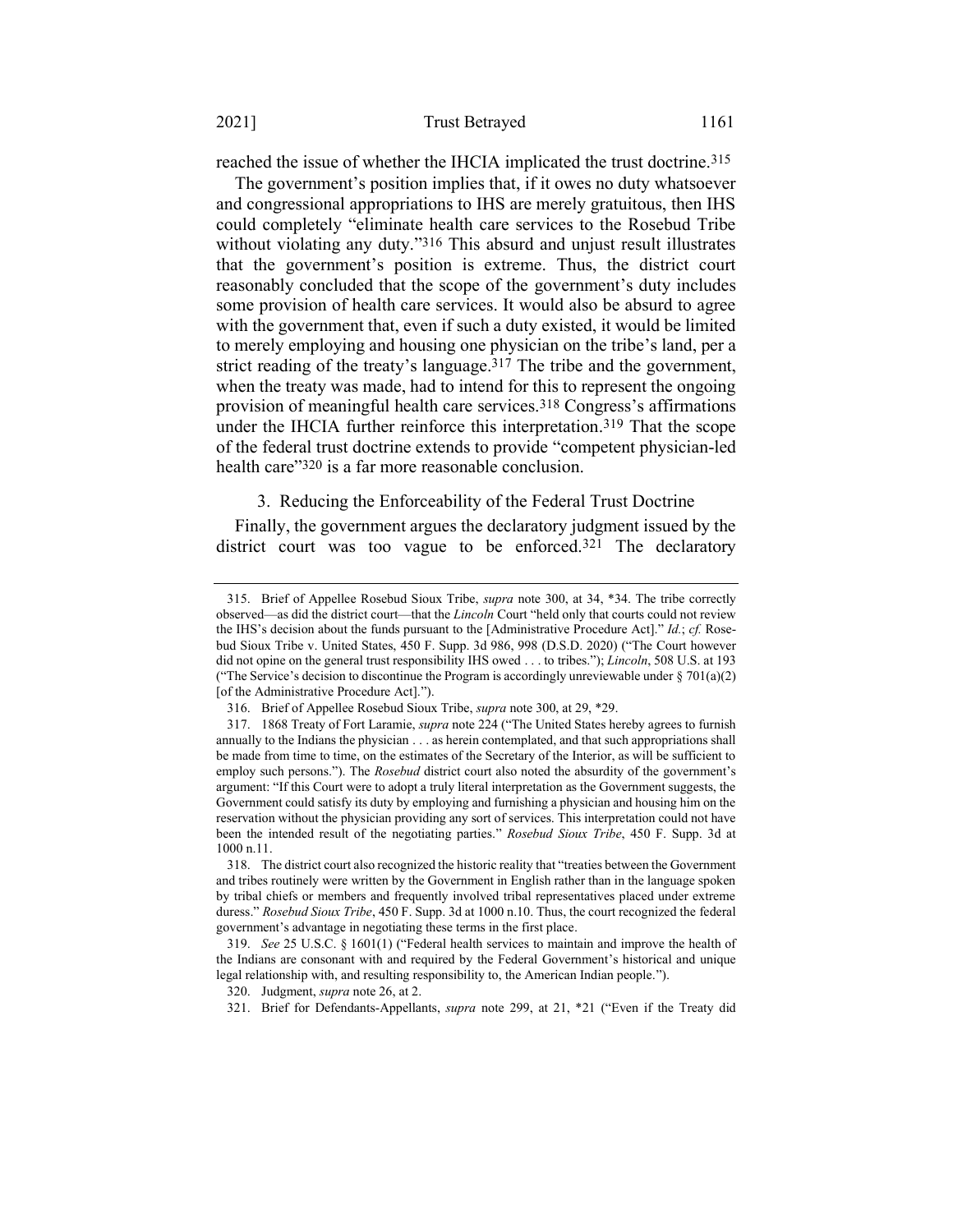reached the issue of whether the IHCIA implicated the trust doctrine.[315]

The government's position implies that, if it owes no duty whatsoever and congressional appropriations to IHS are merely gratuitous, then IHS could completely "eliminate health care services to the Rosebud Tribe without violating any duty."[316] This absurd and unjust result illustrates that the government's position is extreme. Thus, the district court reasonably concluded that the scope of the government's duty includes some provision of health care services. It would also be absurd to agree with the government that, even if such a duty existed, it would be limited to merely employing and housing one physician on the tribe's land, per a strict reading of the treaty's language.[317] The tribe and the government, when the treaty was made, had to intend for this to represent the ongoing provision of meaningful health care services.[318] Congress's affirmations under the IHCIA further reinforce this interpretation.[319] That the scope of the federal trust doctrine extends to provide "competent physician-led health care"[320] is a far more reasonable conclusion.

### 3. Reducing the Enforceability of the Federal Trust Doctrine

Finally, the government argues the declaratory judgment issued by the district court was too vague to be enforced.[321] The declaratory

---

315. Brief of Appellee Rosebud Sioux Tribe, *supra* note 300, at 34, \*34. The tribe correctly observed—as did the district court—that the *Lincoln* Court "held only that courts could not review the IHS's decision about the funds pursuant to the [Administrative Procedure Act]." *Id.*; *cf.* Rosebud Sioux Tribe v. United States, 450 F. Supp. 3d 986, 998 (D.S.D. 2020) ("The Court however did not opine on the general trust responsibility IHS owed . . . to tribes."); *Lincoln*, 508 U.S. at 193 ("The Service's decision to discontinue the Program is accordingly unreviewable under § 701(a)(2) [of the Administrative Procedure Act].").

316. Brief of Appellee Rosebud Sioux Tribe, *supra* note 300, at 29, \*29.

317. 1868 Treaty of Fort Laramie, *supra* note 224 ("The United States hereby agrees to furnish annually to the Indians the physician . . . as herein contemplated, and that such appropriations shall be made from time to time, on the estimates of the Secretary of the Interior, as will be sufficient to employ such persons."). The *Rosebud* district court also noted the absurdity of the government's argument: "If this Court were to adopt a truly literal interpretation as the Government suggests, the Government could satisfy its duty by employing and furnishing a physician and housing him on the reservation without the physician providing any sort of services. This interpretation could not have been the intended result of the negotiating parties." *Rosebud Sioux Tribe*, 450 F. Supp. 3d at 1000 n.11.

318. The district court also recognized the historic reality that "treaties between the Government and tribes routinely were written by the Government in English rather than in the language spoken by tribal chiefs or members and frequently involved tribal representatives placed under extreme duress." *Rosebud Sioux Tribe*, 450 F. Supp. 3d at 1000 n.10. Thus, the court recognized the federal government's advantage in negotiating these terms in the first place.

319. *See* 25 U.S.C. § 1601(1) ("Federal health services to maintain and improve the health of the Indians are consonant with and required by the Federal Government's historical and unique legal relationship with, and resulting responsibility to, the American Indian people.").

320. Judgment, *supra* note 26, at 2.

321. Brief for Defendants-Appellants, *supra* note 299, at 21, \*21 ("Even if the Treaty did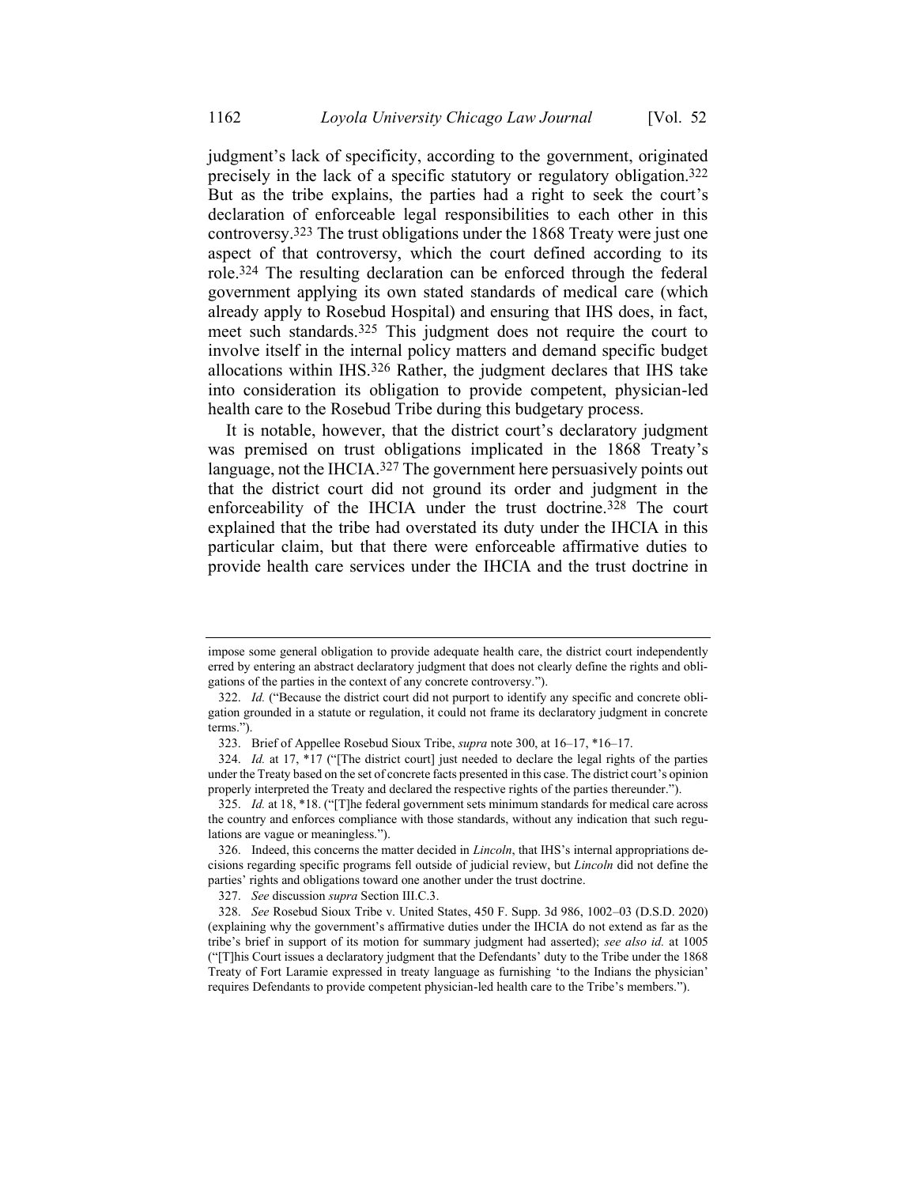judgment's lack of specificity, according to the government, originated precisely in the lack of a specific statutory or regulatory obligation.[322] But as the tribe explains, the parties had a right to seek the court's declaration of enforceable legal responsibilities to each other in this controversy.[323] The trust obligations under the 1868 Treaty were just one aspect of that controversy, which the court defined according to its role.[324] The resulting declaration can be enforced through the federal government applying its own stated standards of medical care (which already apply to Rosebud Hospital) and ensuring that IHS does, in fact, meet such standards.[325] This judgment does not require the court to involve itself in the internal policy matters and demand specific budget allocations within IHS.[326] Rather, the judgment declares that IHS take into consideration its obligation to provide competent, physician-led health care to the Rosebud Tribe during this budgetary process.

It is notable, however, that the district court's declaratory judgment was premised on trust obligations implicated in the 1868 Treaty's language, not the IHCIA.[327] The government here persuasively points out that the district court did not ground its order and judgment in the enforceability of the IHCIA under the trust doctrine.[328] The court explained that the tribe had overstated its duty under the IHCIA in this particular claim, but that there were enforceable affirmative duties to provide health care services under the IHCIA and the trust doctrine in

---

impose some general obligation to provide adequate health care, the district court independently erred by entering an abstract declaratory judgment that does not clearly define the rights and obligations of the parties in the context of any concrete controversy.").

322. *Id.* ("Because the district court did not purport to identify any specific and concrete obligation grounded in a statute or regulation, it could not frame its declaratory judgment in concrete terms.").

323. Brief of Appellee Rosebud Sioux Tribe, *supra* note 300, at 16–17, *16–17.

324. *Id.* at 17, *17 ("[The district court] just needed to declare the legal rights of the parties under the Treaty based on the set of concrete facts presented in this case. The district court's opinion properly interpreted the Treaty and declared the respective rights of the parties thereunder.").

325. *Id.* at 18, *18. ("[T]he federal government sets minimum standards for medical care across the country and enforces compliance with those standards, without any indication that such regulations are vague or meaningless.").

326. Indeed, this concerns the matter decided in *Lincoln*, that IHS's internal appropriations decisions regarding specific programs fell outside of judicial review, but *Lincoln* did not define the parties' rights and obligations toward one another under the trust doctrine.

327. *See* discussion *supra* Section III.C.3.

328. *See* Rosebud Sioux Tribe v. United States, 450 F. Supp. 3d 986, 1002–03 (D.S.D. 2020) (explaining why the government's affirmative duties under the IHCIA do not extend as far as the tribe's brief in support of its motion for summary judgment had asserted); *see also id.* at 1005 ("[T]his Court issues a declaratory judgment that the Defendants' duty to the Tribe under the 1868 Treaty of Fort Laramie expressed in treaty language as furnishing 'to the Indians the physician' requires Defendants to provide competent physician-led health care to the Tribe's members.").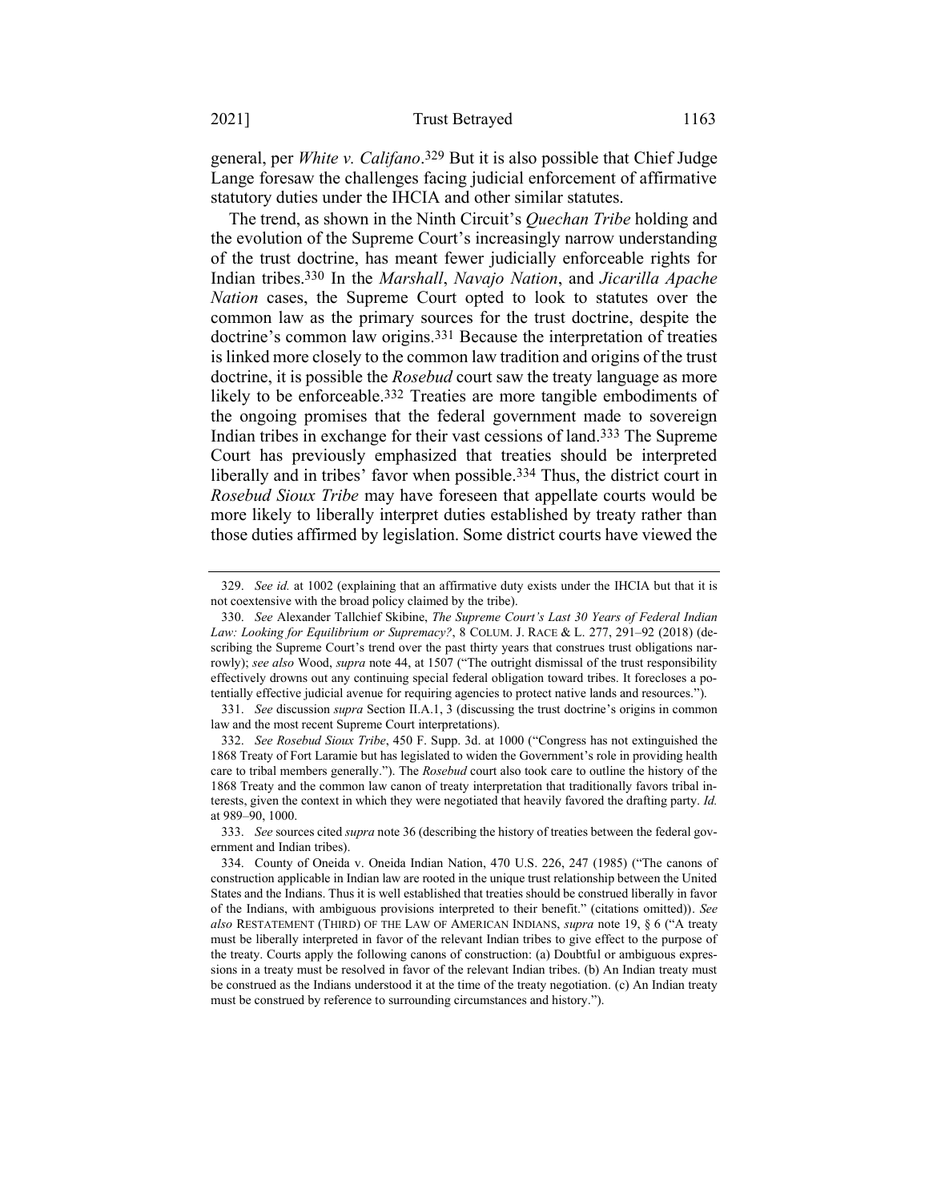general, per *White v. Califano*.[329] But it is also possible that Chief Judge Lange foresaw the challenges facing judicial enforcement of affirmative statutory duties under the IHCIA and other similar statutes.

The trend, as shown in the Ninth Circuit's *Quechan Tribe* holding and the evolution of the Supreme Court's increasingly narrow understanding of the trust doctrine, has meant fewer judicially enforceable rights for Indian tribes.[330] In the *Marshall*, *Navajo Nation*, and *Jicarilla Apache Nation* cases, the Supreme Court opted to look to statutes over the common law as the primary sources for the trust doctrine, despite the doctrine's common law origins.[331] Because the interpretation of treaties is linked more closely to the common law tradition and origins of the trust doctrine, it is possible the *Rosebud* court saw the treaty language as more likely to be enforceable.[332] Treaties are more tangible embodiments of the ongoing promises that the federal government made to sovereign Indian tribes in exchange for their vast cessions of land.[333] The Supreme Court has previously emphasized that treaties should be interpreted liberally and in tribes' favor when possible.[334] Thus, the district court in *Rosebud Sioux Tribe* may have foreseen that appellate courts would be more likely to liberally interpret duties established by treaty rather than those duties affirmed by legislation. Some district courts have viewed the

---

329. *See id.* at 1002 (explaining that an affirmative duty exists under the IHCIA but that it is not coextensive with the broad policy claimed by the tribe).

330. *See* Alexander Tallchief Skibine, *The Supreme Court's Last 30 Years of Federal Indian Law: Looking for Equilibrium or Supremacy?*, 8 COLUM. J. RACE & L. 277, 291–92 (2018) (describing the Supreme Court's trend over the past thirty years that construes trust obligations narrowly); *see also* Wood, *supra* note 44, at 1507 ("The outright dismissal of the trust responsibility effectively drowns out any continuing special federal obligation toward tribes. It forecloses a potentially effective judicial avenue for requiring agencies to protect native lands and resources.").

331. *See* discussion *supra* Section II.A.1, 3 (discussing the trust doctrine's origins in common law and the most recent Supreme Court interpretations).

332. *See Rosebud Sioux Tribe*, 450 F. Supp. 3d. at 1000 ("Congress has not extinguished the 1868 Treaty of Fort Laramie but has legislated to widen the Government's role in providing health care to tribal members generally."). The *Rosebud* court also took care to outline the history of the 1868 Treaty and the common law canon of treaty interpretation that traditionally favors tribal interests, given the context in which they were negotiated that heavily favored the drafting party. *Id.* at 989–90, 1000.

333. *See* sources cited *supra* note 36 (describing the history of treaties between the federal government and Indian tribes).

334. County of Oneida v. Oneida Indian Nation, 470 U.S. 226, 247 (1985) ("The canons of construction applicable in Indian law are rooted in the unique trust relationship between the United States and the Indians. Thus it is well established that treaties should be construed liberally in favor of the Indians, with ambiguous provisions interpreted to their benefit." (citations omitted)). *See also* RESTATEMENT (THIRD) OF THE LAW OF AMERICAN INDIANS, *supra* note 19, § 6 ("A treaty must be liberally interpreted in favor of the relevant Indian tribes to give effect to the purpose of the treaty. Courts apply the following canons of construction: (a) Doubtful or ambiguous expressions in a treaty must be resolved in favor of the relevant Indian tribes. (b) An Indian treaty must be construed as the Indians understood it at the time of the treaty negotiation. (c) An Indian treaty must be construed by reference to surrounding circumstances and history.").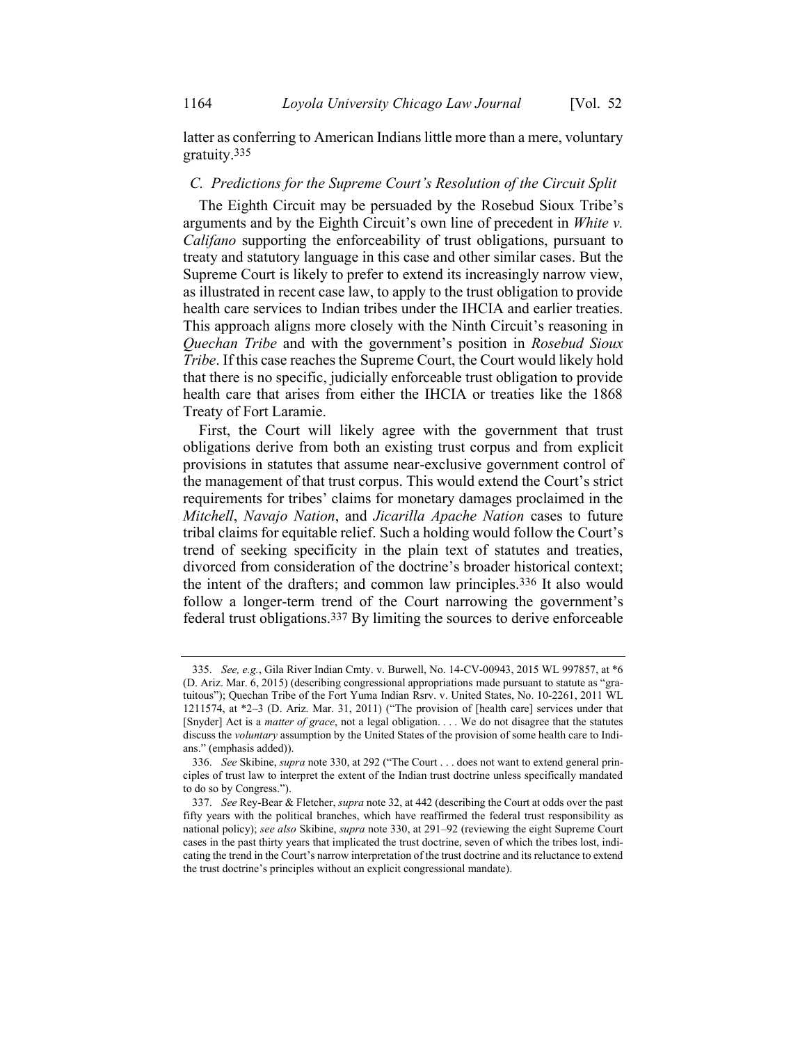latter as conferring to American Indians little more than a mere, voluntary gratuity.[335]

### *C. Predictions for the Supreme Court's Resolution of the Circuit Split*

The Eighth Circuit may be persuaded by the Rosebud Sioux Tribe's arguments and by the Eighth Circuit's own line of precedent in *White v. Califano* supporting the enforceability of trust obligations, pursuant to treaty and statutory language in this case and other similar cases. But the Supreme Court is likely to prefer to extend its increasingly narrow view, as illustrated in recent case law, to apply to the trust obligation to provide health care services to Indian tribes under the IHCIA and earlier treaties. This approach aligns more closely with the Ninth Circuit's reasoning in *Quechan Tribe* and with the government's position in *Rosebud Sioux Tribe*. If this case reaches the Supreme Court, the Court would likely hold that there is no specific, judicially enforceable trust obligation to provide health care that arises from either the IHCIA or treaties like the 1868 Treaty of Fort Laramie.

First, the Court will likely agree with the government that trust obligations derive from both an existing trust corpus and from explicit provisions in statutes that assume near-exclusive government control of the management of that trust corpus. This would extend the Court's strict requirements for tribes' claims for monetary damages proclaimed in the *Mitchell*, *Navajo Nation*, and *Jicarilla Apache Nation* cases to future tribal claims for equitable relief. Such a holding would follow the Court's trend of seeking specificity in the plain text of statutes and treaties, divorced from consideration of the doctrine's broader historical context; the intent of the drafters; and common law principles.[336] It also would follow a longer-term trend of the Court narrowing the government's federal trust obligations.[337] By limiting the sources to derive enforceable

---

335. *See, e.g.*, Gila River Indian Cmty. v. Burwell, No. 14-CV-00943, 2015 WL 997857, at \*6 (D. Ariz. Mar. 6, 2015) (describing congressional appropriations made pursuant to statute as "gratuitous"); Quechan Tribe of the Fort Yuma Indian Rsrv. v. United States, No. 10-2261, 2011 WL 1211574, at \*2–3 (D. Ariz. Mar. 31, 2011) ("The provision of [health care] services under that [Snyder] Act is a *matter of grace*, not a legal obligation. . . . We do not disagree that the statutes discuss the *voluntary* assumption by the United States of the provision of some health care to Indians." (emphasis added)).

336. *See* Skibine, *supra* note 330, at 292 ("The Court . . . does not want to extend general principles of trust law to interpret the extent of the Indian trust doctrine unless specifically mandated to do so by Congress.").

337. *See* Rey-Bear & Fletcher, *supra* note 32, at 442 (describing the Court at odds over the past fifty years with the political branches, which have reaffirmed the federal trust responsibility as national policy); *see also* Skibine, *supra* note 330, at 291–92 (reviewing the eight Supreme Court cases in the past thirty years that implicated the trust doctrine, seven of which the tribes lost, indicating the trend in the Court's narrow interpretation of the trust doctrine and its reluctance to extend the trust doctrine's principles without an explicit congressional mandate).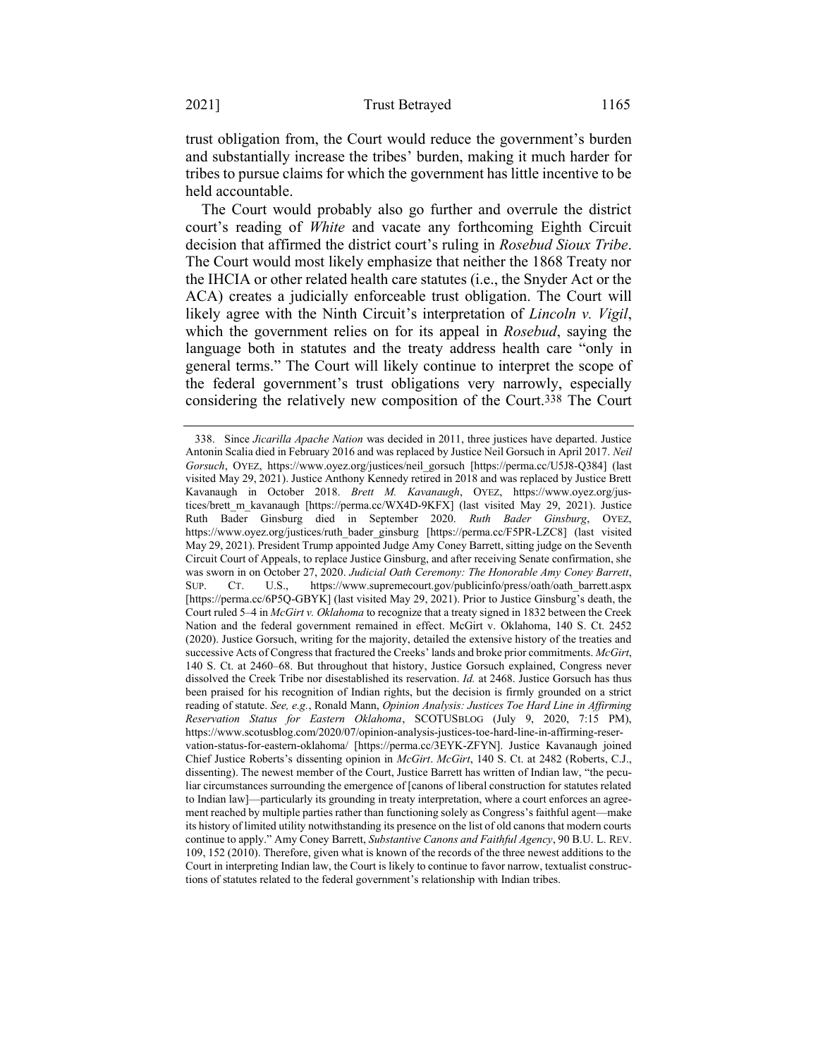trust obligation from, the Court would reduce the government's burden and substantially increase the tribes' burden, making it much harder for tribes to pursue claims for which the government has little incentive to be held accountable.

The Court would probably also go further and overrule the district court's reading of *White* and vacate any forthcoming Eighth Circuit decision that affirmed the district court's ruling in *Rosebud Sioux Tribe*. The Court would most likely emphasize that neither the 1868 Treaty nor the IHCIA or other related health care statutes (i.e., the Snyder Act or the ACA) creates a judicially enforceable trust obligation. The Court will likely agree with the Ninth Circuit's interpretation of *Lincoln v. Vigil*, which the government relies on for its appeal in *Rosebud*, saying the language both in statutes and the treaty address health care "only in general terms." The Court will likely continue to interpret the scope of the federal government's trust obligations very narrowly, especially considering the relatively new composition of the Court.[338] The Court

---

338. Since *Jicarilla Apache Nation* was decided in 2011, three justices have departed. Justice Antonin Scalia died in February 2016 and was replaced by Justice Neil Gorsuch in April 2017. *Neil Gorsuch*, OYEZ, https://www.oyez.org/justices/neil_gorsuch [https://perma.cc/U5J8-Q384] (last visited May 29, 2021). Justice Anthony Kennedy retired in 2018 and was replaced by Justice Brett Kavanaugh in October 2018. *Brett M. Kavanaugh*, OYEZ, https://www.oyez.org/justices/brett_m_kavanaugh [https://perma.cc/WX4D-9KFX] (last visited May 29, 2021). Justice Ruth Bader Ginsburg died in September 2020. *Ruth Bader Ginsburg*, OYEZ, https://www.oyez.org/justices/ruth_bader_ginsburg [https://perma.cc/F5PR-LZC8] (last visited May 29, 2021). President Trump appointed Judge Amy Coney Barrett, sitting judge on the Seventh Circuit Court of Appeals, to replace Justice Ginsburg, and after receiving Senate confirmation, she was sworn in on October 27, 2020. *Judicial Oath Ceremony: The Honorable Amy Coney Barrett*, SUP. CT. U.S., https://www.supremecourt.gov/publicinfo/press/oath/oath_barrett.aspx [https://perma.cc/6P5Q-GBYK] (last visited May 29, 2021). Prior to Justice Ginsburg's death, the Court ruled 5–4 in *McGirt v. Oklahoma* to recognize that a treaty signed in 1832 between the Creek Nation and the federal government remained in effect. McGirt v. Oklahoma, 140 S. Ct. 2452 (2020). Justice Gorsuch, writing for the majority, detailed the extensive history of the treaties and successive Acts of Congress that fractured the Creeks' lands and broke prior commitments. *McGirt*, 140 S. Ct. at 2460–68. But throughout that history, Justice Gorsuch explained, Congress never dissolved the Creek Tribe nor disestablished its reservation. *Id.* at 2468. Justice Gorsuch has thus been praised for his recognition of Indian rights, but the decision is firmly grounded on a strict reading of statute. *See, e.g.*, Ronald Mann, *Opinion Analysis: Justices Toe Hard Line in Affirming Reservation Status for Eastern Oklahoma*, SCOTUSBLOG (July 9, 2020, 7:15 PM), https://www.scotusblog.com/2020/07/opinion-analysis-justices-toe-hard-line-in-affirming-reservation-status-for-eastern-oklahoma/ [https://perma.cc/3EYK-ZFYN]. Justice Kavanaugh joined Chief Justice Roberts's dissenting opinion in *McGirt*. *McGirt*, 140 S. Ct. at 2482 (Roberts, C.J., dissenting). The newest member of the Court, Justice Barrett has written of Indian law, "the peculiar circumstances surrounding the emergence of [canons of liberal construction for statutes related to Indian law]—particularly its grounding in treaty interpretation, where a court enforces an agreement reached by multiple parties rather than functioning solely as Congress's faithful agent—make its history of limited utility notwithstanding its presence on the list of old canons that modern courts continue to apply." Amy Coney Barrett, *Substantive Canons and Faithful Agency*, 90 B.U. L. REV. 109, 152 (2010). Therefore, given what is known of the records of the three newest additions to the Court in interpreting Indian law, the Court is likely to continue to favor narrow, textualist constructions of statutes related to the federal government's relationship with Indian tribes.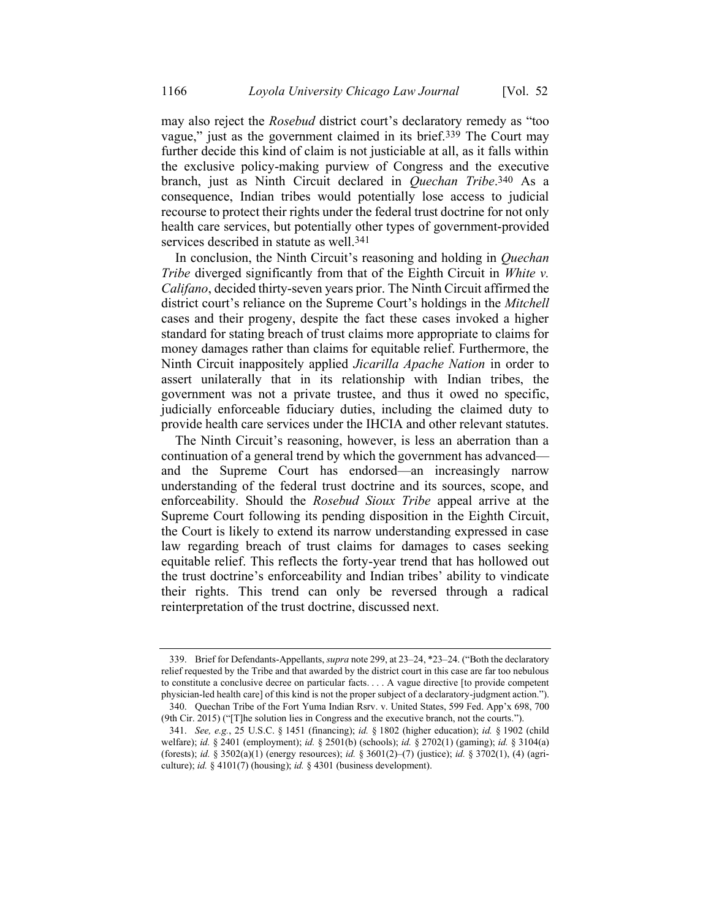may also reject the *Rosebud* district court's declaratory remedy as "too vague," just as the government claimed in its brief.[339] The Court may further decide this kind of claim is not justiciable at all, as it falls within the exclusive policy-making purview of Congress and the executive branch, just as Ninth Circuit declared in *Quechan Tribe*.[340] As a consequence, Indian tribes would potentially lose access to judicial recourse to protect their rights under the federal trust doctrine for not only health care services, but potentially other types of government-provided services described in statute as well.[341]

In conclusion, the Ninth Circuit's reasoning and holding in *Quechan Tribe* diverged significantly from that of the Eighth Circuit in *White v. Califano*, decided thirty-seven years prior. The Ninth Circuit affirmed the district court's reliance on the Supreme Court's holdings in the *Mitchell* cases and their progeny, despite the fact these cases invoked a higher standard for stating breach of trust claims more appropriate to claims for money damages rather than claims for equitable relief. Furthermore, the Ninth Circuit inappositely applied *Jicarilla Apache Nation* in order to assert unilaterally that in its relationship with Indian tribes, the government was not a private trustee, and thus it owed no specific, judicially enforceable fiduciary duties, including the claimed duty to provide health care services under the IHCIA and other relevant statutes.

The Ninth Circuit's reasoning, however, is less an aberration than a continuation of a general trend by which the government has advanced—and the Supreme Court has endorsed—an increasingly narrow understanding of the federal trust doctrine and its sources, scope, and enforceability. Should the *Rosebud Sioux Tribe* appeal arrive at the Supreme Court following its pending disposition in the Eighth Circuit, the Court is likely to extend its narrow understanding expressed in case law regarding breach of trust claims for damages to cases seeking equitable relief. This reflects the forty-year trend that has hollowed out the trust doctrine's enforceability and Indian tribes' ability to vindicate their rights. This trend can only be reversed through a radical reinterpretation of the trust doctrine, discussed next.

---

339. Brief for Defendants-Appellants, *supra* note 299, at 23–24, *23–24. ("Both the declaratory relief requested by the Tribe and that awarded by the district court in this case are far too nebulous to constitute a conclusive decree on particular facts. . . . A vague directive [to provide competent physician-led health care] of this kind is not the proper subject of a declaratory-judgment action.").

340. Quechan Tribe of the Fort Yuma Indian Rsrv. v. United States, 599 Fed. App'x 698, 700 (9th Cir. 2015) ("[T]he solution lies in Congress and the executive branch, not the courts.").

341. *See, e.g.*, 25 U.S.C. § 1451 (financing); *id.* § 1802 (higher education); *id.* § 1902 (child welfare); *id.* § 2401 (employment); *id.* § 2501(b) (schools); *id.* § 2702(1) (gaming); *id.* § 3104(a) (forests); *id.* § 3502(a)(1) (energy resources); *id.* § 3601(2)–(7) (justice); *id.* § 3702(1), (4) (agriculture); *id.* § 4101(7) (housing); *id.* § 4301 (business development).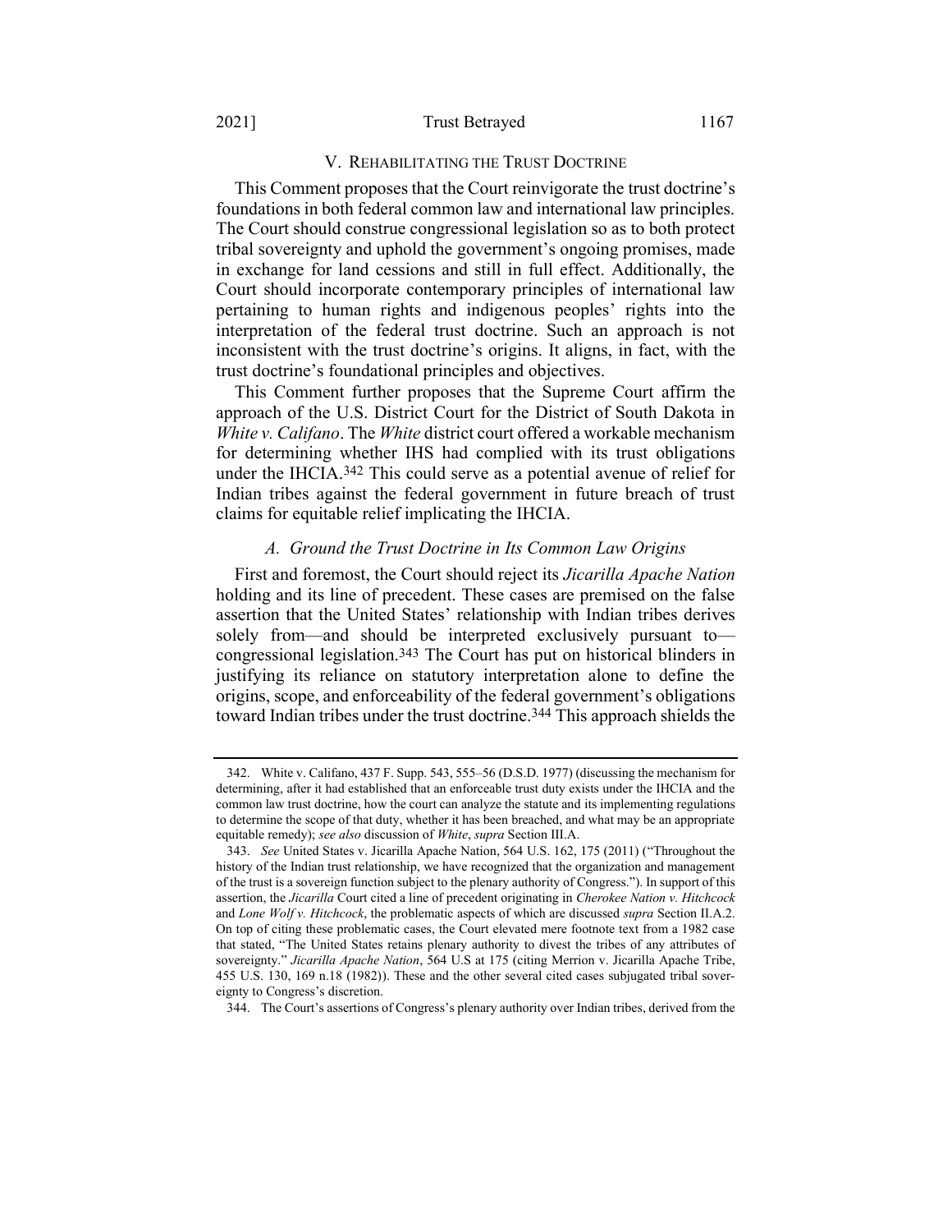## V. REHABILITATING THE TRUST DOCTRINE

This Comment proposes that the Court reinvigorate the trust doctrine's foundations in both federal common law and international law principles. The Court should construe congressional legislation so as to both protect tribal sovereignty and uphold the government's ongoing promises, made in exchange for land cessions and still in full effect. Additionally, the Court should incorporate contemporary principles of international law pertaining to human rights and indigenous peoples' rights into the interpretation of the federal trust doctrine. Such an approach is not inconsistent with the trust doctrine's origins. It aligns, in fact, with the trust doctrine's foundational principles and objectives.

This Comment further proposes that the Supreme Court affirm the approach of the U.S. District Court for the District of South Dakota in *White v. Califano*. The *White* district court offered a workable mechanism for determining whether IHS had complied with its trust obligations under the IHCIA.[342] This could serve as a potential avenue of relief for Indian tribes against the federal government in future breach of trust claims for equitable relief implicating the IHCIA.

### *A. Ground the Trust Doctrine in Its Common Law Origins*

First and foremost, the Court should reject its *Jicarilla Apache Nation* holding and its line of precedent. These cases are premised on the false assertion that the United States' relationship with Indian tribes derives solely from—and should be interpreted exclusively pursuant to—congressional legislation.[343] The Court has put on historical blinders in justifying its reliance on statutory interpretation alone to define the origins, scope, and enforceability of the federal government's obligations toward Indian tribes under the trust doctrine.[344] This approach shields the

---

342. White v. Califano, 437 F. Supp. 543, 555–56 (D.S.D. 1977) (discussing the mechanism for determining, after it had established that an enforceable trust duty exists under the IHCIA and the common law trust doctrine, how the court can analyze the statute and its implementing regulations to determine the scope of that duty, whether it has been breached, and what may be an appropriate equitable remedy); *see also* discussion of *White*, *supra* Section III.A.

343. *See* United States v. Jicarilla Apache Nation, 564 U.S. 162, 175 (2011) ("Throughout the history of the Indian trust relationship, we have recognized that the organization and management of the trust is a sovereign function subject to the plenary authority of Congress."). In support of this assertion, the *Jicarilla* Court cited a line of precedent originating in *Cherokee Nation v. Hitchcock* and *Lone Wolf v. Hitchcock*, the problematic aspects of which are discussed *supra* Section II.A.2. On top of citing these problematic cases, the Court elevated mere footnote text from a 1982 case that stated, "The United States retains plenary authority to divest the tribes of any attributes of sovereignty." *Jicarilla Apache Nation*, 564 U.S at 175 (citing Merrion v. Jicarilla Apache Tribe, 455 U.S. 130, 169 n.18 (1982)). These and the other several cited cases subjugated tribal sovereignty to Congress's discretion.

344. The Court's assertions of Congress's plenary authority over Indian tribes, derived from the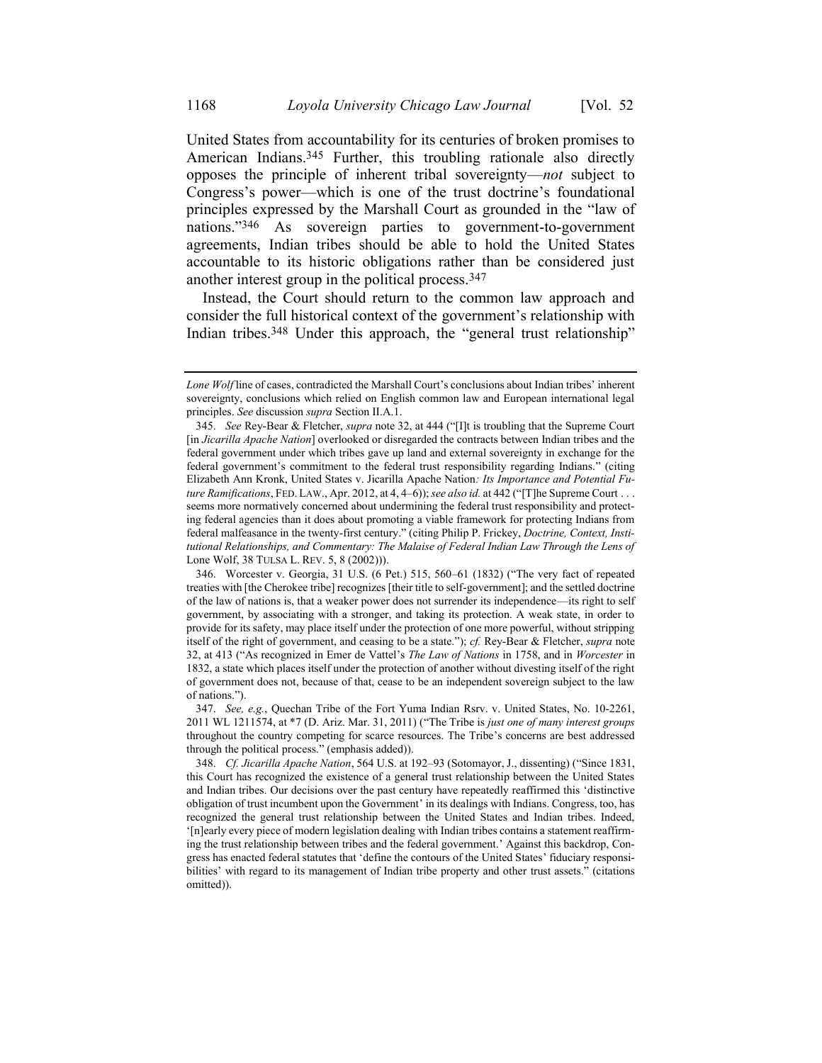United States from accountability for its centuries of broken promises to American Indians.[345] Further, this troubling rationale also directly opposes the principle of inherent tribal sovereignty—*not* subject to Congress's power—which is one of the trust doctrine's foundational principles expressed by the Marshall Court as grounded in the "law of nations."[346] As sovereign parties to government-to-government agreements, Indian tribes should be able to hold the United States accountable to its historic obligations rather than be considered just another interest group in the political process.[347]

Instead, the Court should return to the common law approach and consider the full historical context of the government's relationship with Indian tribes.[348] Under this approach, the "general trust relationship"

---

*Lone Wolf* line of cases, contradicted the Marshall Court's conclusions about Indian tribes' inherent sovereignty, conclusions which relied on English common law and European international legal principles. *See* discussion *supra* Section II.A.1.

345. *See* Rey-Bear & Fletcher, *supra* note 32, at 444 ("[I]t is troubling that the Supreme Court [in *Jicarilla Apache Nation*] overlooked or disregarded the contracts between Indian tribes and the federal government under which tribes gave up land and external sovereignty in exchange for the federal government's commitment to the federal trust responsibility regarding Indians." (citing Elizabeth Ann Kronk, United States v. Jicarilla Apache Nation*: Its Importance and Potential Future Ramifications*, FED. LAW., Apr. 2012, at 4, 4–6)); *see also id.* at 442 ("[T]he Supreme Court . . . seems more normatively concerned about undermining the federal trust responsibility and protecting federal agencies than it does about promoting a viable framework for protecting Indians from federal malfeasance in the twenty-first century." (citing Philip P. Frickey, *Doctrine, Context, Institutional Relationships, and Commentary: The Malaise of Federal Indian Law Through the Lens of* Lone Wolf, 38 TULSA L. REV. 5, 8 (2002))).

346. Worcester v. Georgia, 31 U.S. (6 Pet.) 515, 560–61 (1832) ("The very fact of repeated treaties with [the Cherokee tribe] recognizes [their title to self-government]; and the settled doctrine of the law of nations is, that a weaker power does not surrender its independence—its right to self government, by associating with a stronger, and taking its protection. A weak state, in order to provide for its safety, may place itself under the protection of one more powerful, without stripping itself of the right of government, and ceasing to be a state."); *cf.* Rey-Bear & Fletcher, *supra* note 32, at 413 ("As recognized in Emer de Vattel's *The Law of Nations* in 1758, and in *Worcester* in 1832, a state which places itself under the protection of another without divesting itself of the right of government does not, because of that, cease to be an independent sovereign subject to the law of nations.").

347. *See, e.g.*, Quechan Tribe of the Fort Yuma Indian Rsrv. v. United States, No. 10-2261, 2011 WL 1211574, at *7 (D. Ariz. Mar. 31, 2011) ("The Tribe is *just one of many interest groups* throughout the country competing for scarce resources. The Tribe's concerns are best addressed through the political process." (emphasis added)).

348. *Cf. Jicarilla Apache Nation*, 564 U.S. at 192–93 (Sotomayor, J., dissenting) ("Since 1831, this Court has recognized the existence of a general trust relationship between the United States and Indian tribes. Our decisions over the past century have repeatedly reaffirmed this 'distinctive obligation of trust incumbent upon the Government' in its dealings with Indians. Congress, too, has recognized the general trust relationship between the United States and Indian tribes. Indeed, '[n]early every piece of modern legislation dealing with Indian tribes contains a statement reaffirming the trust relationship between tribes and the federal government.' Against this backdrop, Congress has enacted federal statutes that 'define the contours of the United States' fiduciary responsibilities' with regard to its management of Indian tribe property and other trust assets." (citations omitted)).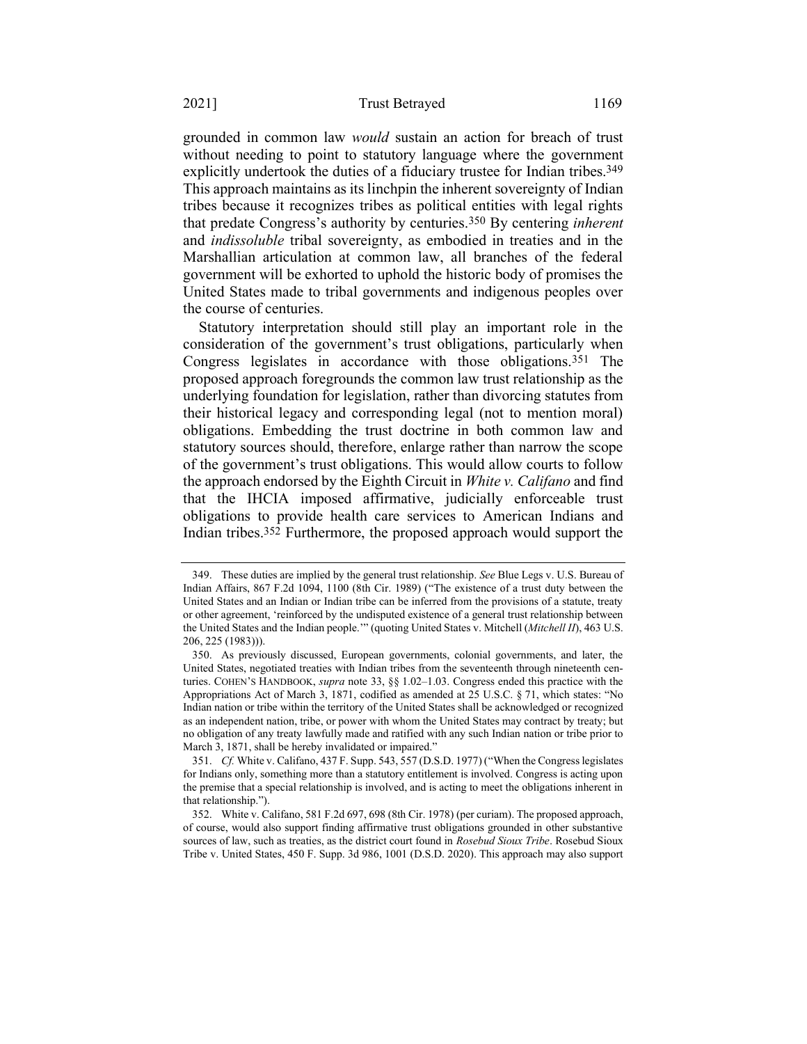grounded in common law *would* sustain an action for breach of trust without needing to point to statutory language where the government explicitly undertook the duties of a fiduciary trustee for Indian tribes.[349] This approach maintains as its linchpin the inherent sovereignty of Indian tribes because it recognizes tribes as political entities with legal rights that predate Congress's authority by centuries.[350] By centering *inherent* and *indissoluble* tribal sovereignty, as embodied in treaties and in the Marshallian articulation at common law, all branches of the federal government will be exhorted to uphold the historic body of promises the United States made to tribal governments and indigenous peoples over the course of centuries.

Statutory interpretation should still play an important role in the consideration of the government's trust obligations, particularly when Congress legislates in accordance with those obligations.[351] The proposed approach foregrounds the common law trust relationship as the underlying foundation for legislation, rather than divorcing statutes from their historical legacy and corresponding legal (not to mention moral) obligations. Embedding the trust doctrine in both common law and statutory sources should, therefore, enlarge rather than narrow the scope of the government's trust obligations. This would allow courts to follow the approach endorsed by the Eighth Circuit in *White v. Califano* and find that the IHCIA imposed affirmative, judicially enforceable trust obligations to provide health care services to American Indians and Indian tribes.[352] Furthermore, the proposed approach would support the

---

349. These duties are implied by the general trust relationship. *See* Blue Legs v. U.S. Bureau of Indian Affairs, 867 F.2d 1094, 1100 (8th Cir. 1989) ("The existence of a trust duty between the United States and an Indian or Indian tribe can be inferred from the provisions of a statute, treaty or other agreement, 'reinforced by the undisputed existence of a general trust relationship between the United States and the Indian people.'" (quoting United States v. Mitchell (*Mitchell II*), 463 U.S. 206, 225 (1983))).

350. As previously discussed, European governments, colonial governments, and later, the United States, negotiated treaties with Indian tribes from the seventeenth through nineteenth centuries. COHEN'S HANDBOOK, *supra* note 33, §§ 1.02–1.03. Congress ended this practice with the Appropriations Act of March 3, 1871, codified as amended at 25 U.S.C. § 71, which states: "No Indian nation or tribe within the territory of the United States shall be acknowledged or recognized as an independent nation, tribe, or power with whom the United States may contract by treaty; but no obligation of any treaty lawfully made and ratified with any such Indian nation or tribe prior to March 3, 1871, shall be hereby invalidated or impaired."

351. *Cf.* White v. Califano, 437 F. Supp. 543, 557 (D.S.D. 1977) ("When the Congress legislates for Indians only, something more than a statutory entitlement is involved. Congress is acting upon the premise that a special relationship is involved, and is acting to meet the obligations inherent in that relationship.").

352. White v. Califano, 581 F.2d 697, 698 (8th Cir. 1978) (per curiam). The proposed approach, of course, would also support finding affirmative trust obligations grounded in other substantive sources of law, such as treaties, as the district court found in *Rosebud Sioux Tribe*. Rosebud Sioux Tribe v. United States, 450 F. Supp. 3d 986, 1001 (D.S.D. 2020). This approach may also support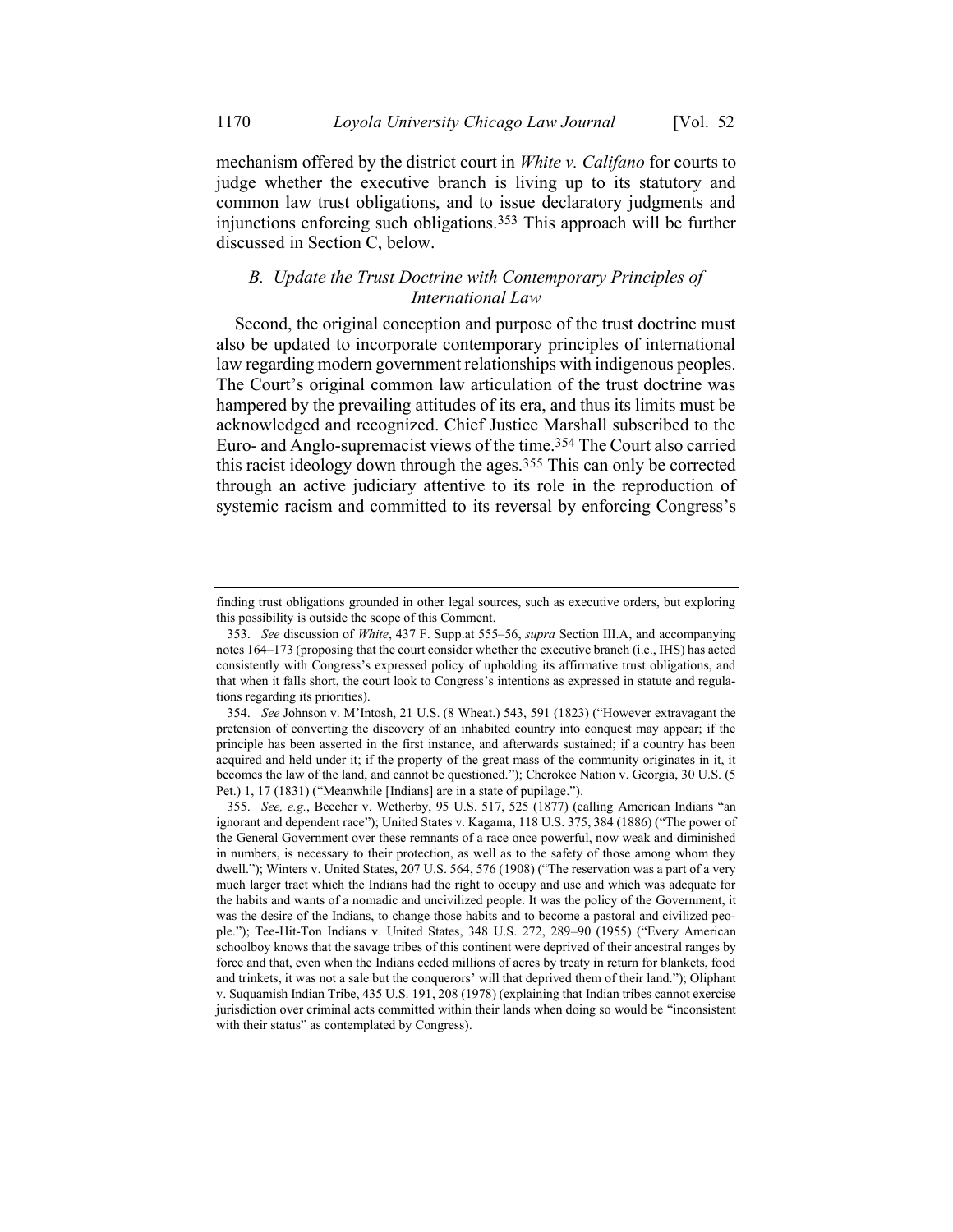mechanism offered by the district court in *White v. Califano* for courts to judge whether the executive branch is living up to its statutory and common law trust obligations, and to issue declaratory judgments and injunctions enforcing such obligations.[353] This approach will be further discussed in Section C, below.

### *B. Update the Trust Doctrine with Contemporary Principles of International Law*

Second, the original conception and purpose of the trust doctrine must also be updated to incorporate contemporary principles of international law regarding modern government relationships with indigenous peoples. The Court's original common law articulation of the trust doctrine was hampered by the prevailing attitudes of its era, and thus its limits must be acknowledged and recognized. Chief Justice Marshall subscribed to the Euro- and Anglo-supremacist views of the time.[354] The Court also carried this racist ideology down through the ages.[355] This can only be corrected through an active judiciary attentive to its role in the reproduction of systemic racism and committed to its reversal by enforcing Congress's

---

finding trust obligations grounded in other legal sources, such as executive orders, but exploring this possibility is outside the scope of this Comment.

353. *See* discussion of *White*, 437 F. Supp.at 555–56, *supra* Section III.A, and accompanying notes 164–173 (proposing that the court consider whether the executive branch (i.e., IHS) has acted consistently with Congress's expressed policy of upholding its affirmative trust obligations, and that when it falls short, the court look to Congress's intentions as expressed in statute and regulations regarding its priorities).

354. *See* Johnson v. M'Intosh, 21 U.S. (8 Wheat.) 543, 591 (1823) ("However extravagant the pretension of converting the discovery of an inhabited country into conquest may appear; if the principle has been asserted in the first instance, and afterwards sustained; if a country has been acquired and held under it; if the property of the great mass of the community originates in it, it becomes the law of the land, and cannot be questioned."); Cherokee Nation v. Georgia, 30 U.S. (5 Pet.) 1, 17 (1831) ("Meanwhile [Indians] are in a state of pupilage.").

355. *See, e.g.*, Beecher v. Wetherby, 95 U.S. 517, 525 (1877) (calling American Indians "an ignorant and dependent race"); United States v. Kagama, 118 U.S. 375, 384 (1886) ("The power of the General Government over these remnants of a race once powerful, now weak and diminished in numbers, is necessary to their protection, as well as to the safety of those among whom they dwell."); Winters v. United States, 207 U.S. 564, 576 (1908) ("The reservation was a part of a very much larger tract which the Indians had the right to occupy and use and which was adequate for the habits and wants of a nomadic and uncivilized people. It was the policy of the Government, it was the desire of the Indians, to change those habits and to become a pastoral and civilized people."); Tee-Hit-Ton Indians v. United States, 348 U.S. 272, 289–90 (1955) ("Every American schoolboy knows that the savage tribes of this continent were deprived of their ancestral ranges by force and that, even when the Indians ceded millions of acres by treaty in return for blankets, food and trinkets, it was not a sale but the conquerors' will that deprived them of their land."); Oliphant v. Suquamish Indian Tribe, 435 U.S. 191, 208 (1978) (explaining that Indian tribes cannot exercise jurisdiction over criminal acts committed within their lands when doing so would be "inconsistent with their status" as contemplated by Congress).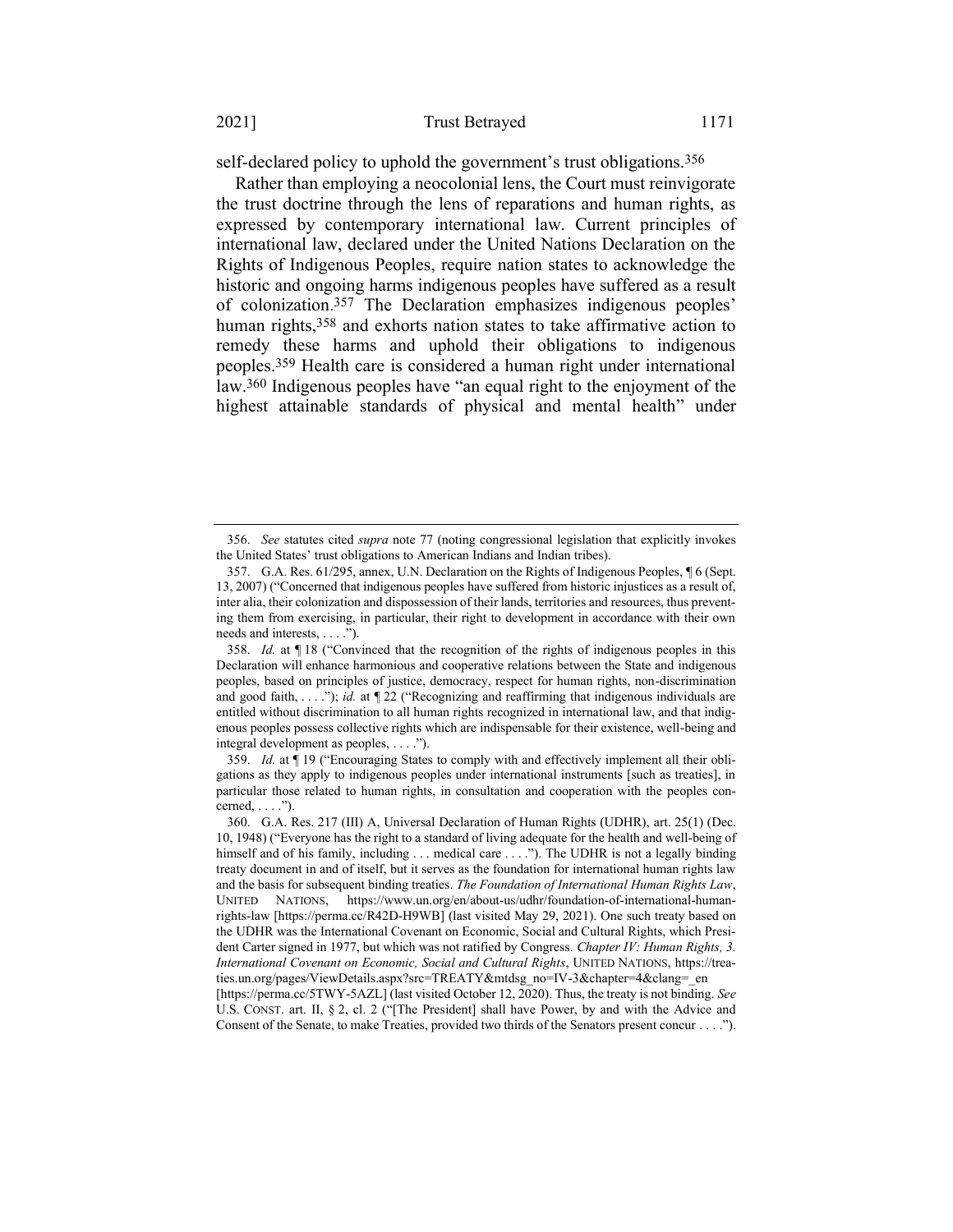self-declared policy to uphold the government's trust obligations.[356]

Rather than employing a neocolonial lens, the Court must reinvigorate the trust doctrine through the lens of reparations and human rights, as expressed by contemporary international law. Current principles of international law, declared under the United Nations Declaration on the Rights of Indigenous Peoples, require nation states to acknowledge the historic and ongoing harms indigenous peoples have suffered as a result of colonization.[357] The Declaration emphasizes indigenous peoples' human rights,[358] and exhorts nation states to take affirmative action to remedy these harms and uphold their obligations to indigenous peoples.[359] Health care is considered a human right under international law.[360] Indigenous peoples have "an equal right to the enjoyment of the highest attainable standards of physical and mental health" under

---

356. *See* statutes cited *supra* note 77 (noting congressional legislation that explicitly invokes the United States' trust obligations to American Indians and Indian tribes).

357. G.A. Res. 61/295, annex, U.N. Declaration on the Rights of Indigenous Peoples, ¶ 6 (Sept. 13, 2007) ("Concerned that indigenous peoples have suffered from historic injustices as a result of, inter alia, their colonization and dispossession of their lands, territories and resources, thus preventing them from exercising, in particular, their right to development in accordance with their own needs and interests, . . . .").

358. *Id.* at ¶ 18 ("Convinced that the recognition of the rights of indigenous peoples in this Declaration will enhance harmonious and cooperative relations between the State and indigenous peoples, based on principles of justice, democracy, respect for human rights, non-discrimination and good faith, . . . ."); *id.* at ¶ 22 ("Recognizing and reaffirming that indigenous individuals are entitled without discrimination to all human rights recognized in international law, and that indigenous peoples possess collective rights which are indispensable for their existence, well-being and integral development as peoples, . . . .").

359. *Id.* at ¶ 19 ("Encouraging States to comply with and effectively implement all their obligations as they apply to indigenous peoples under international instruments [such as treaties], in particular those related to human rights, in consultation and cooperation with the peoples concerned, . . . .").

360. G.A. Res. 217 (III) A, Universal Declaration of Human Rights (UDHR), art. 25(1) (Dec. 10, 1948) ("Everyone has the right to a standard of living adequate for the health and well-being of himself and of his family, including . . . medical care . . . ."). The UDHR is not a legally binding treaty document in and of itself, but it serves as the foundation for international human rights law and the basis for subsequent binding treaties. *The Foundation of International Human Rights Law*, UNITED NATIONS, https://www.un.org/en/about-us/udhr/foundation-of-international-human-rights-law [https://perma.cc/R42D-H9WB] (last visited May 29, 2021). One such treaty based on the UDHR was the International Covenant on Economic, Social and Cultural Rights, which President Carter signed in 1977, but which was not ratified by Congress. *Chapter IV: Human Rights, 3. International Covenant on Economic, Social and Cultural Rights*, UNITED NATIONS, https://treaties.un.org/pages/ViewDetails.aspx?src=TREATY&mtdsg_no=IV-3&chapter=4&clang=_en [https://perma.cc/5TWY-5AZL] (last visited October 12, 2020). Thus, the treaty is not binding. *See* U.S. CONST. art. II, § 2, cl. 2 ("[The President] shall have Power, by and with the Advice and Consent of the Senate, to make Treaties, provided two thirds of the Senators present concur . . . .").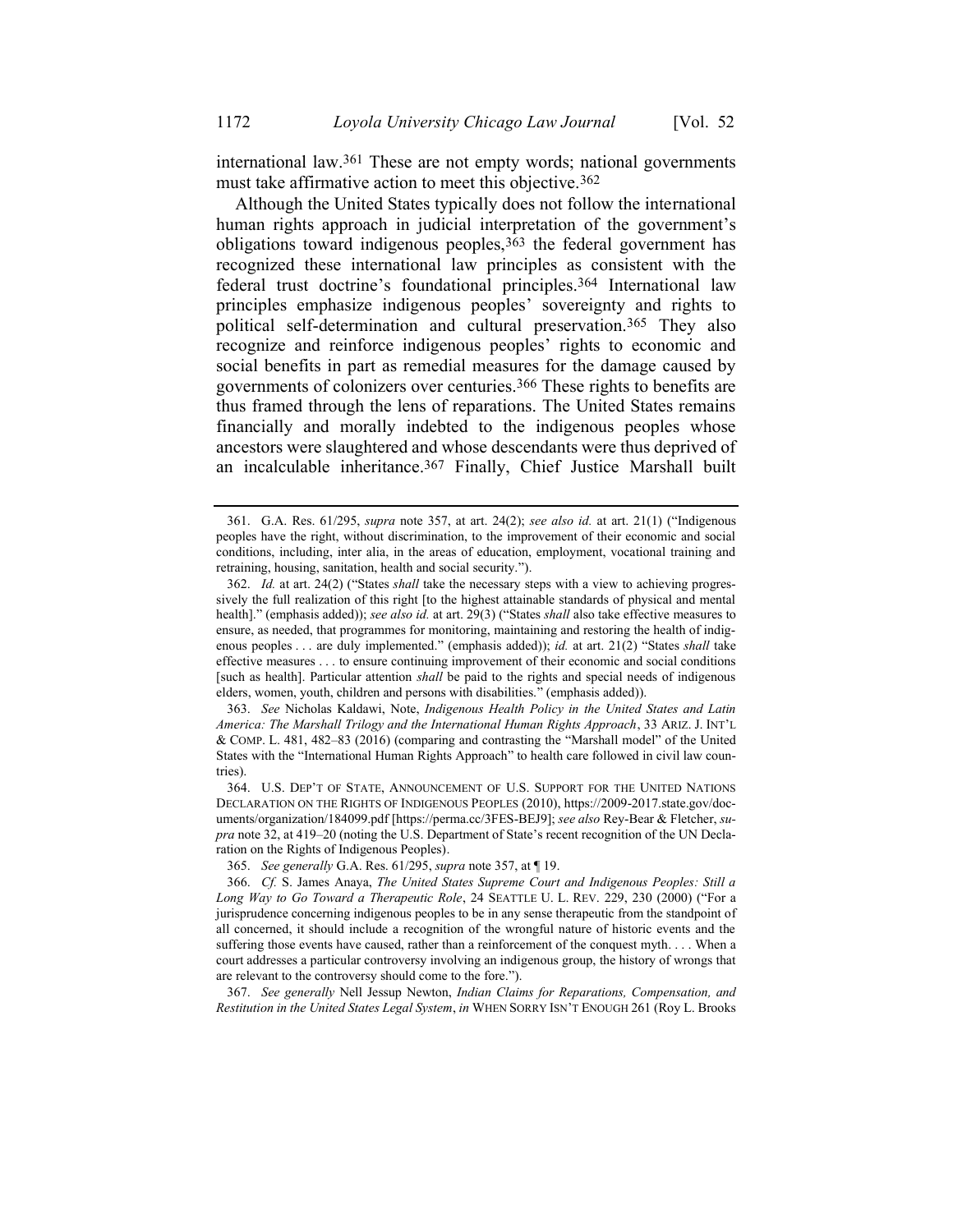international law.[361] These are not empty words; national governments must take affirmative action to meet this objective.[362]

Although the United States typically does not follow the international human rights approach in judicial interpretation of the government's obligations toward indigenous peoples,[363] the federal government has recognized these international law principles as consistent with the federal trust doctrine's foundational principles.[364] International law principles emphasize indigenous peoples' sovereignty and rights to political self-determination and cultural preservation.[365] They also recognize and reinforce indigenous peoples' rights to economic and social benefits in part as remedial measures for the damage caused by governments of colonizers over centuries.[366] These rights to benefits are thus framed through the lens of reparations. The United States remains financially and morally indebted to the indigenous peoples whose ancestors were slaughtered and whose descendants were thus deprived of an incalculable inheritance.[367] Finally, Chief Justice Marshall built

---

361. G.A. Res. 61/295, *supra* note 357, at art. 24(2); *see also id.* at art. 21(1) ("Indigenous peoples have the right, without discrimination, to the improvement of their economic and social conditions, including, inter alia, in the areas of education, employment, vocational training and retraining, housing, sanitation, health and social security.").

362. *Id.* at art. 24(2) ("States *shall* take the necessary steps with a view to achieving progressively the full realization of this right [to the highest attainable standards of physical and mental health]." (emphasis added)); *see also id.* at art. 29(3) ("States *shall* also take effective measures to ensure, as needed, that programmes for monitoring, maintaining and restoring the health of indigenous peoples . . . are duly implemented." (emphasis added)); *id.* at art. 21(2) "States *shall* take effective measures . . . to ensure continuing improvement of their economic and social conditions [such as health]. Particular attention *shall* be paid to the rights and special needs of indigenous elders, women, youth, children and persons with disabilities." (emphasis added)).

363. *See* Nicholas Kaldawi, Note, *Indigenous Health Policy in the United States and Latin America: The Marshall Trilogy and the International Human Rights Approach*, 33 ARIZ. J. INT'L & COMP. L. 481, 482–83 (2016) (comparing and contrasting the "Marshall model" of the United States with the "International Human Rights Approach" to health care followed in civil law countries).

364. U.S. DEP'T OF STATE, ANNOUNCEMENT OF U.S. SUPPORT FOR THE UNITED NATIONS DECLARATION ON THE RIGHTS OF INDIGENOUS PEOPLES (2010), https://2009-2017.state.gov/documents/organization/184099.pdf [https://perma.cc/3FES-BEJ9]; *see also* Rey-Bear & Fletcher, *supra* note 32, at 419–20 (noting the U.S. Department of State's recent recognition of the UN Declaration on the Rights of Indigenous Peoples).

365. *See generally* G.A. Res. 61/295, *supra* note 357, at ¶ 19.

366. *Cf.* S. James Anaya, *The United States Supreme Court and Indigenous Peoples: Still a Long Way to Go Toward a Therapeutic Role*, 24 SEATTLE U. L. REV. 229, 230 (2000) ("For a jurisprudence concerning indigenous peoples to be in any sense therapeutic from the standpoint of all concerned, it should include a recognition of the wrongful nature of historic events and the suffering those events have caused, rather than a reinforcement of the conquest myth. . . . When a court addresses a particular controversy involving an indigenous group, the history of wrongs that are relevant to the controversy should come to the fore.").

367. *See generally* Nell Jessup Newton, *Indian Claims for Reparations, Compensation, and Restitution in the United States Legal System*, *in* WHEN SORRY ISN'T ENOUGH 261 (Roy L. Brooks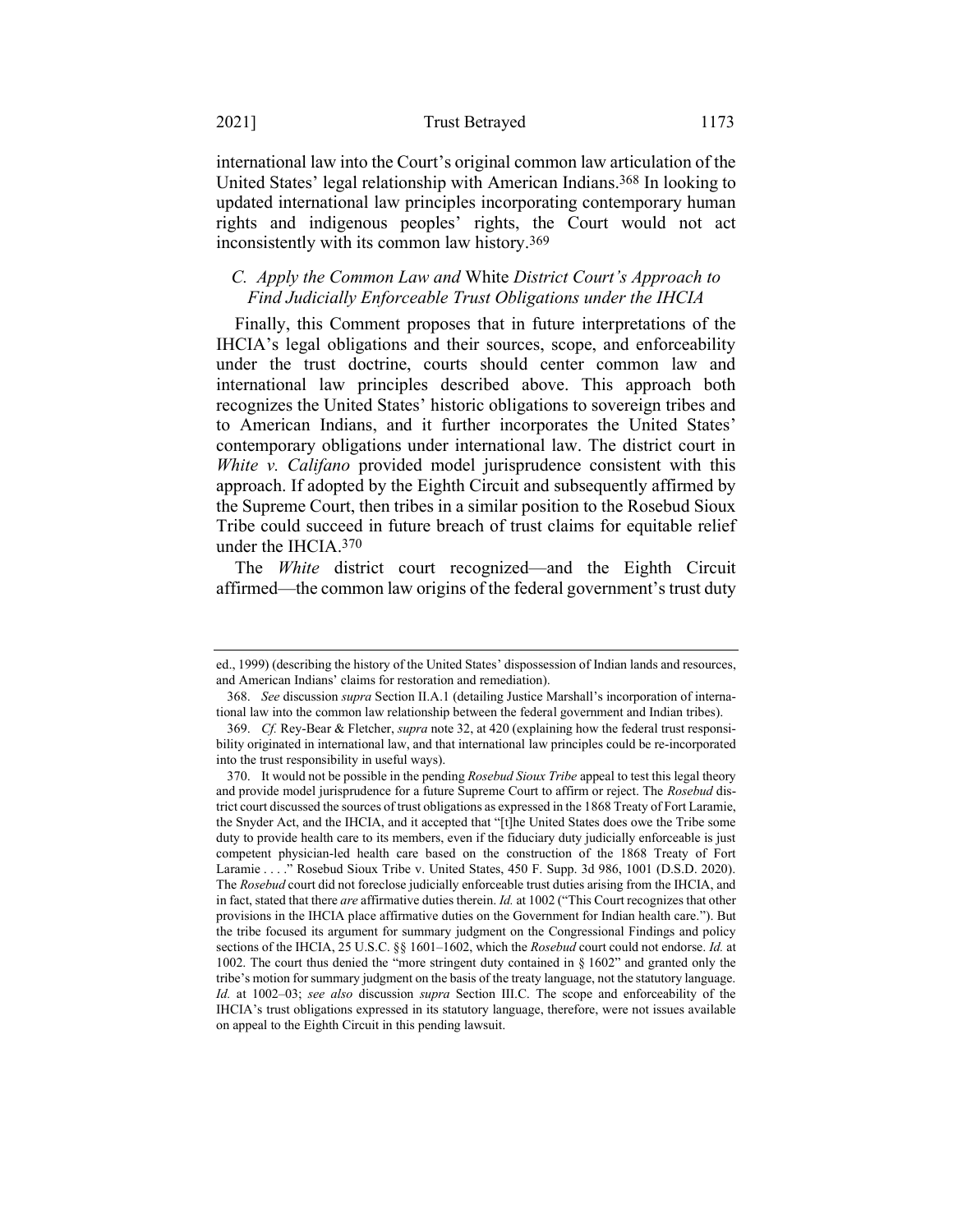international law into the Court's original common law articulation of the United States' legal relationship with American Indians.[368] In looking to updated international law principles incorporating contemporary human rights and indigenous peoples' rights, the Court would not act inconsistently with its common law history.[369]

### *C. Apply the Common Law and* White *District Court's Approach to Find Judicially Enforceable Trust Obligations under the IHCIA*

Finally, this Comment proposes that in future interpretations of the IHCIA's legal obligations and their sources, scope, and enforceability under the trust doctrine, courts should center common law and international law principles described above. This approach both recognizes the United States' historic obligations to sovereign tribes and to American Indians, and it further incorporates the United States' contemporary obligations under international law. The district court in *White v. Califano* provided model jurisprudence consistent with this approach. If adopted by the Eighth Circuit and subsequently affirmed by the Supreme Court, then tribes in a similar position to the Rosebud Sioux Tribe could succeed in future breach of trust claims for equitable relief under the IHCIA.[370]

The *White* district court recognized—and the Eighth Circuit affirmed—the common law origins of the federal government's trust duty

---

ed., 1999) (describing the history of the United States' dispossession of Indian lands and resources, and American Indians' claims for restoration and remediation).

368. *See* discussion *supra* Section II.A.1 (detailing Justice Marshall's incorporation of international law into the common law relationship between the federal government and Indian tribes).

369. *Cf.* Rey-Bear & Fletcher, *supra* note 32, at 420 (explaining how the federal trust responsibility originated in international law, and that international law principles could be re-incorporated into the trust responsibility in useful ways).

370. It would not be possible in the pending *Rosebud Sioux Tribe* appeal to test this legal theory and provide model jurisprudence for a future Supreme Court to affirm or reject. The *Rosebud* district court discussed the sources of trust obligations as expressed in the 1868 Treaty of Fort Laramie, the Snyder Act, and the IHCIA, and it accepted that "[t]he United States does owe the Tribe some duty to provide health care to its members, even if the fiduciary duty judicially enforceable is just competent physician-led health care based on the construction of the 1868 Treaty of Fort Laramie . . . ." Rosebud Sioux Tribe v. United States, 450 F. Supp. 3d 986, 1001 (D.S.D. 2020). The *Rosebud* court did not foreclose judicially enforceable trust duties arising from the IHCIA, and in fact, stated that there *are* affirmative duties therein. *Id.* at 1002 ("This Court recognizes that other provisions in the IHCIA place affirmative duties on the Government for Indian health care."). But the tribe focused its argument for summary judgment on the Congressional Findings and policy sections of the IHCIA, 25 U.S.C. §§ 1601–1602, which the *Rosebud* court could not endorse. *Id.* at 1002. The court thus denied the "more stringent duty contained in § 1602" and granted only the tribe's motion for summary judgment on the basis of the treaty language, not the statutory language. *Id.* at 1002–03; *see also* discussion *supra* Section III.C. The scope and enforceability of the IHCIA's trust obligations expressed in its statutory language, therefore, were not issues available on appeal to the Eighth Circuit in this pending lawsuit.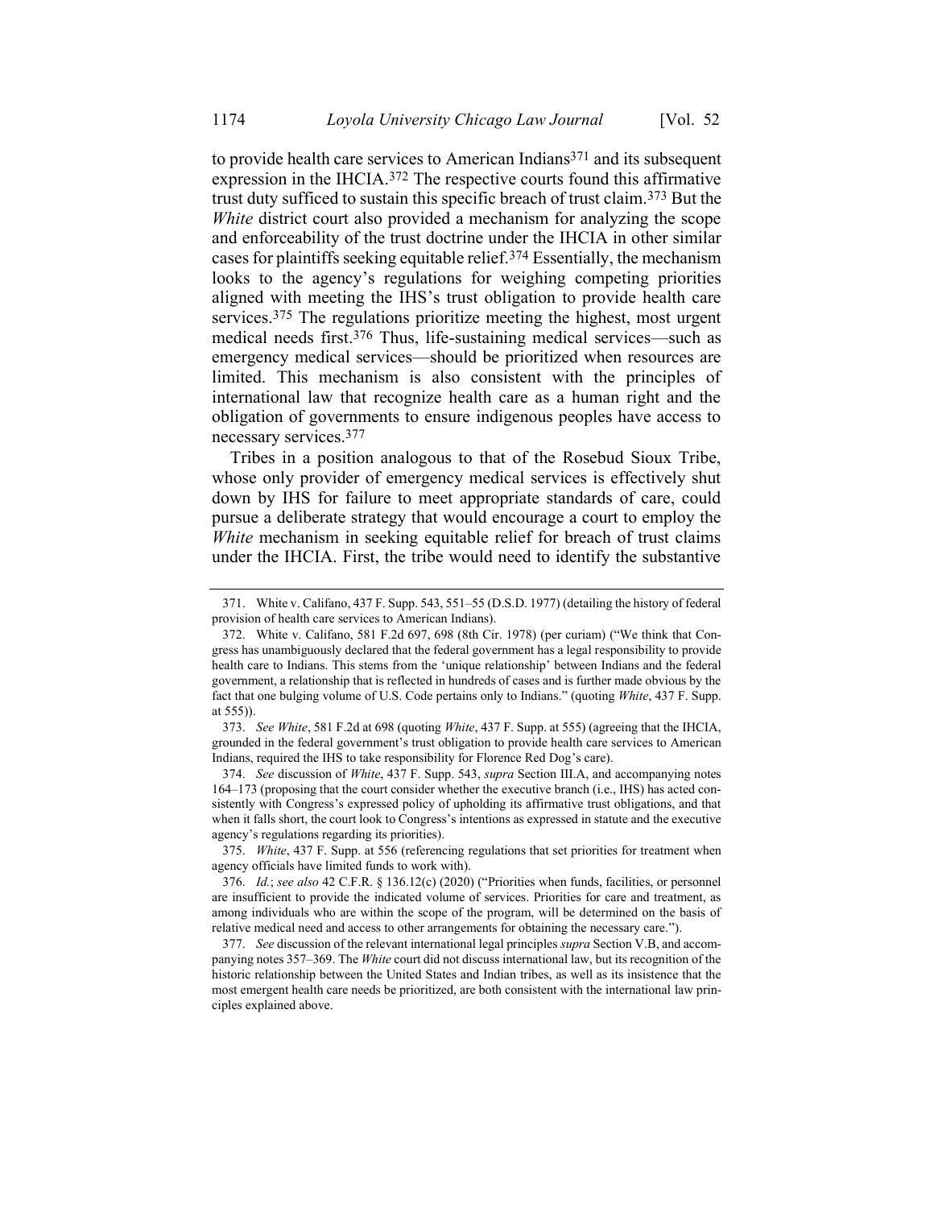to provide health care services to American Indians[371] and its subsequent expression in the IHCIA.[372] The respective courts found this affirmative trust duty sufficed to sustain this specific breach of trust claim.[373] But the *White* district court also provided a mechanism for analyzing the scope and enforceability of the trust doctrine under the IHCIA in other similar cases for plaintiffs seeking equitable relief.[374] Essentially, the mechanism looks to the agency's regulations for weighing competing priorities aligned with meeting the IHS's trust obligation to provide health care services.[375] The regulations prioritize meeting the highest, most urgent medical needs first.[376] Thus, life-sustaining medical services—such as emergency medical services—should be prioritized when resources are limited. This mechanism is also consistent with the principles of international law that recognize health care as a human right and the obligation of governments to ensure indigenous peoples have access to necessary services.[377]

Tribes in a position analogous to that of the Rosebud Sioux Tribe, whose only provider of emergency medical services is effectively shut down by IHS for failure to meet appropriate standards of care, could pursue a deliberate strategy that would encourage a court to employ the *White* mechanism in seeking equitable relief for breach of trust claims under the IHCIA. First, the tribe would need to identify the substantive

---

371. White v. Califano, 437 F. Supp. 543, 551–55 (D.S.D. 1977) (detailing the history of federal provision of health care services to American Indians).

372. White v. Califano, 581 F.2d 697, 698 (8th Cir. 1978) (per curiam) ("We think that Congress has unambiguously declared that the federal government has a legal responsibility to provide health care to Indians. This stems from the 'unique relationship' between Indians and the federal government, a relationship that is reflected in hundreds of cases and is further made obvious by the fact that one bulging volume of U.S. Code pertains only to Indians." (quoting *White*, 437 F. Supp. at 555)).

373. *See White*, 581 F.2d at 698 (quoting *White*, 437 F. Supp. at 555) (agreeing that the IHCIA, grounded in the federal government's trust obligation to provide health care services to American Indians, required the IHS to take responsibility for Florence Red Dog's care).

374. *See* discussion of *White*, 437 F. Supp. 543, *supra* Section III.A, and accompanying notes 164–173 (proposing that the court consider whether the executive branch (i.e., IHS) has acted consistently with Congress's expressed policy of upholding its affirmative trust obligations, and that when it falls short, the court look to Congress's intentions as expressed in statute and the executive agency's regulations regarding its priorities).

375. *White*, 437 F. Supp. at 556 (referencing regulations that set priorities for treatment when agency officials have limited funds to work with).

376. *Id.*; *see also* 42 C.F.R. § 136.12(c) (2020) ("Priorities when funds, facilities, or personnel are insufficient to provide the indicated volume of services. Priorities for care and treatment, as among individuals who are within the scope of the program, will be determined on the basis of relative medical need and access to other arrangements for obtaining the necessary care.").

377. *See* discussion of the relevant international legal principles *supra* Section V.B, and accompanying notes 357–369. The *White* court did not discuss international law, but its recognition of the historic relationship between the United States and Indian tribes, as well as its insistence that the most emergent health care needs be prioritized, are both consistent with the international law principles explained above.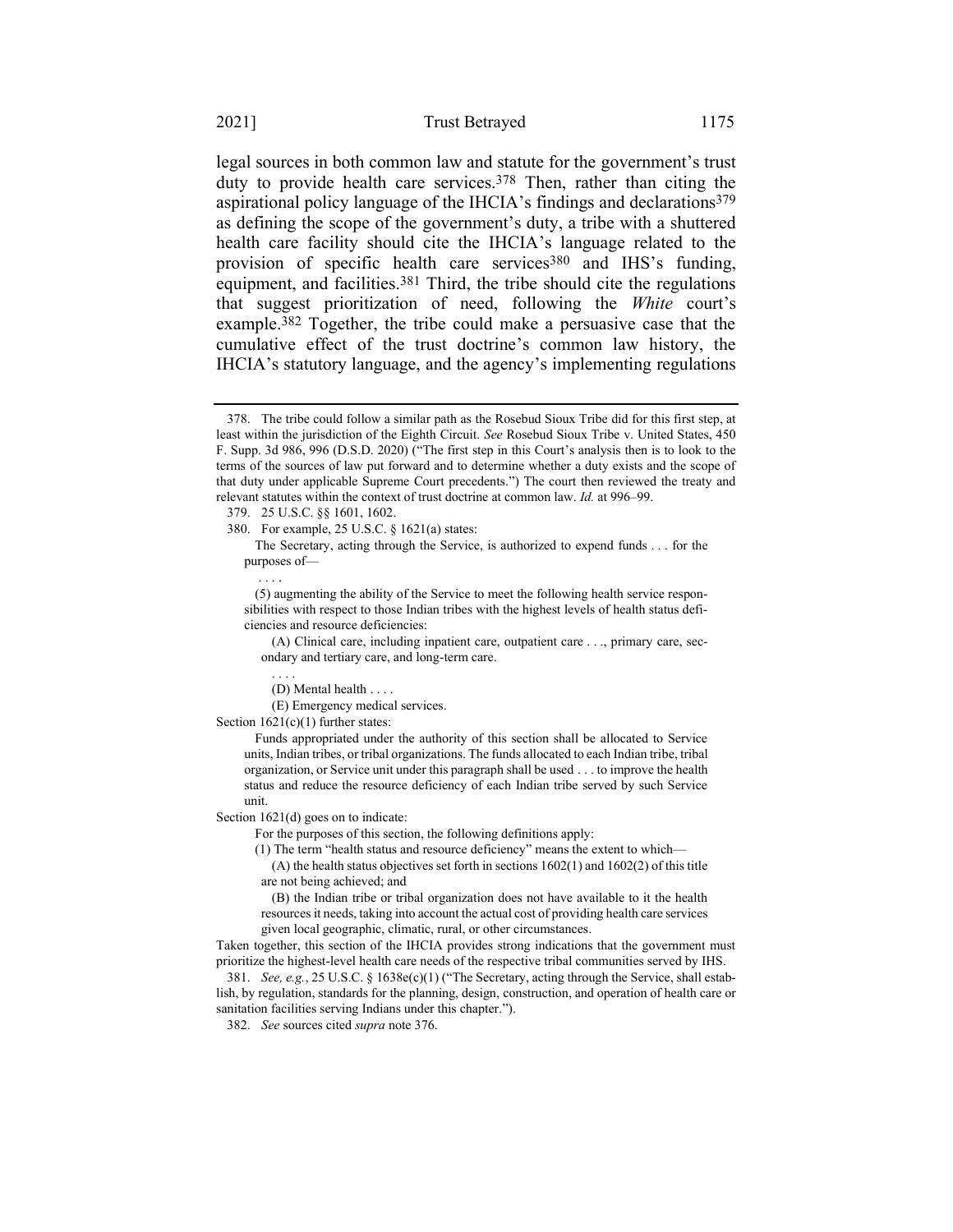legal sources in both common law and statute for the government's trust duty to provide health care services.[378] Then, rather than citing the aspirational policy language of the IHCIA's findings and declarations[379] as defining the scope of the government's duty, a tribe with a shuttered health care facility should cite the IHCIA's language related to the provision of specific health care services[380] and IHS's funding, equipment, and facilities.[381] Third, the tribe should cite the regulations that suggest prioritization of need, following the *White* court's example.[382] Together, the tribe could make a persuasive case that the cumulative effect of the trust doctrine's common law history, the IHCIA's statutory language, and the agency's implementing regulations

---

378. The tribe could follow a similar path as the Rosebud Sioux Tribe did for this first step, at least within the jurisdiction of the Eighth Circuit. *See* Rosebud Sioux Tribe v. United States, 450 F. Supp. 3d 986, 996 (D.S.D. 2020) ("The first step in this Court's analysis then is to look to the terms of the sources of law put forward and to determine whether a duty exists and the scope of that duty under applicable Supreme Court precedents.") The court then reviewed the treaty and relevant statutes within the context of trust doctrine at common law. *Id.* at 996–99.

379. 25 U.S.C. §§ 1601, 1602.

380. For example, 25 U.S.C. § 1621(a) states:

> The Secretary, acting through the Service, is authorized to expend funds . . . for the purposes of—
>
> . . . .
>
> (5) augmenting the ability of the Service to meet the following health service responsibilities with respect to those Indian tribes with the highest levels of health status deficiencies and resource deficiencies:
>
> (A) Clinical care, including inpatient care, outpatient care . . ., primary care, secondary and tertiary care, and long-term care.
>
> . . . .
>
> (D) Mental health . . . .
>
> (E) Emergency medical services.

Section 1621(c)(1) further states:

> Funds appropriated under the authority of this section shall be allocated to Service units, Indian tribes, or tribal organizations. The funds allocated to each Indian tribe, tribal organization, or Service unit under this paragraph shall be used . . . to improve the health status and reduce the resource deficiency of each Indian tribe served by such Service unit.

Section 1621(d) goes on to indicate:

> For the purposes of this section, the following definitions apply:
>
> (1) The term "health status and resource deficiency" means the extent to which—
>
> (A) the health status objectives set forth in sections 1602(1) and 1602(2) of this title are not being achieved; and
>
> (B) the Indian tribe or tribal organization does not have available to it the health resources it needs, taking into account the actual cost of providing health care services given local geographic, climatic, rural, or other circumstances.

Taken together, this section of the IHCIA provides strong indications that the government must prioritize the highest-level health care needs of the respective tribal communities served by IHS.

381. *See, e.g.*, 25 U.S.C. § 1638e(c)(1) ("The Secretary, acting through the Service, shall establish, by regulation, standards for the planning, design, construction, and operation of health care or sanitation facilities serving Indians under this chapter.").

382. *See* sources cited *supra* note 376.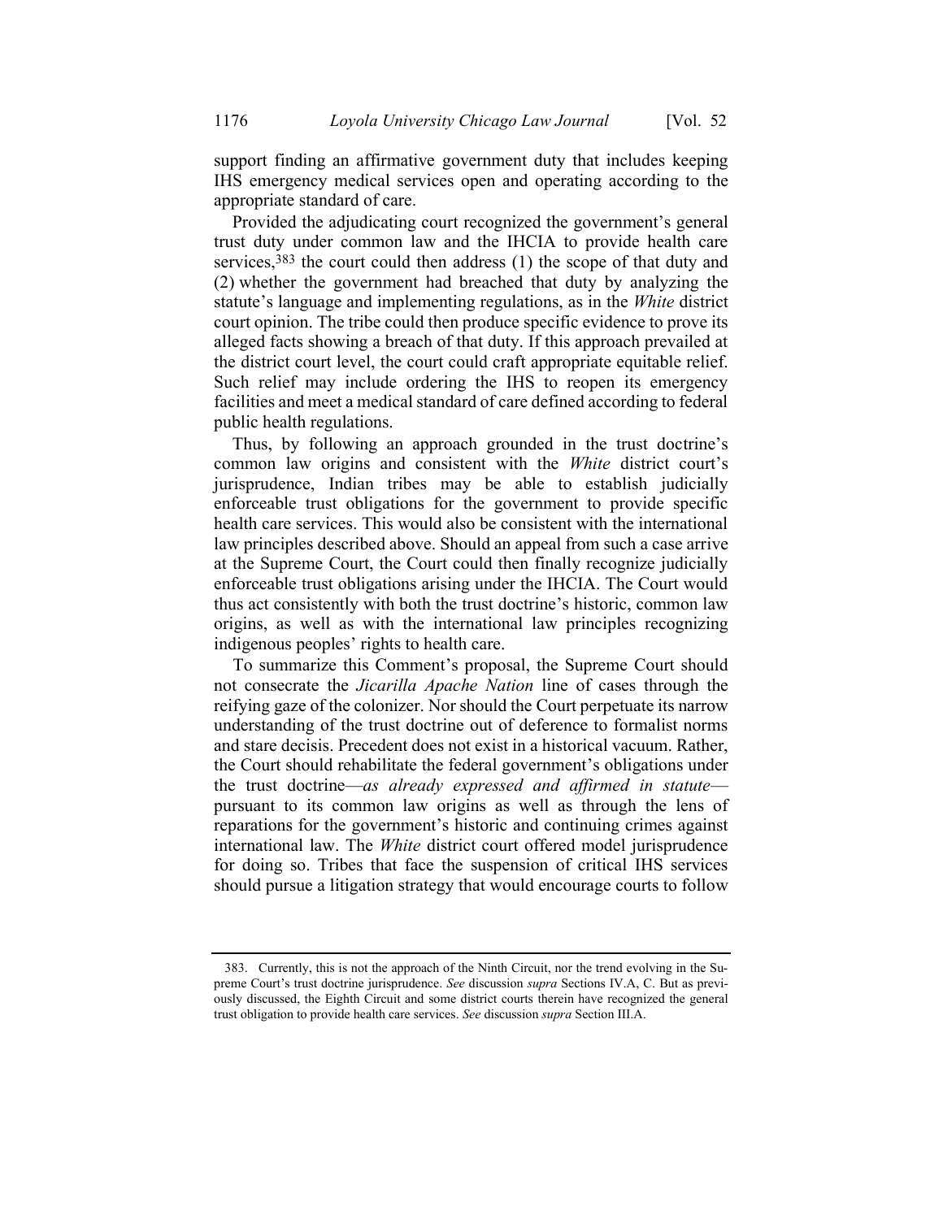support finding an affirmative government duty that includes keeping IHS emergency medical services open and operating according to the appropriate standard of care.

Provided the adjudicating court recognized the government's general trust duty under common law and the IHCIA to provide health care services,[383] the court could then address (1) the scope of that duty and (2) whether the government had breached that duty by analyzing the statute's language and implementing regulations, as in the *White* district court opinion. The tribe could then produce specific evidence to prove its alleged facts showing a breach of that duty. If this approach prevailed at the district court level, the court could craft appropriate equitable relief. Such relief may include ordering the IHS to reopen its emergency facilities and meet a medical standard of care defined according to federal public health regulations.

Thus, by following an approach grounded in the trust doctrine's common law origins and consistent with the *White* district court's jurisprudence, Indian tribes may be able to establish judicially enforceable trust obligations for the government to provide specific health care services. This would also be consistent with the international law principles described above. Should an appeal from such a case arrive at the Supreme Court, the Court could then finally recognize judicially enforceable trust obligations arising under the IHCIA. The Court would thus act consistently with both the trust doctrine's historic, common law origins, as well as with the international law principles recognizing indigenous peoples' rights to health care.

To summarize this Comment's proposal, the Supreme Court should not consecrate the *Jicarilla Apache Nation* line of cases through the reifying gaze of the colonizer. Nor should the Court perpetuate its narrow understanding of the trust doctrine out of deference to formalist norms and stare decisis. Precedent does not exist in a historical vacuum. Rather, the Court should rehabilitate the federal government's obligations under the trust doctrine—*as already expressed and affirmed in statute*—pursuant to its common law origins as well as through the lens of reparations for the government's historic and continuing crimes against international law. The *White* district court offered model jurisprudence for doing so. Tribes that face the suspension of critical IHS services should pursue a litigation strategy that would encourage courts to follow

---

383. Currently, this is not the approach of the Ninth Circuit, nor the trend evolving in the Supreme Court's trust doctrine jurisprudence. *See* discussion *supra* Sections IV.A, C. But as previously discussed, the Eighth Circuit and some district courts therein have recognized the general trust obligation to provide health care services. *See* discussion *supra* Section III.A.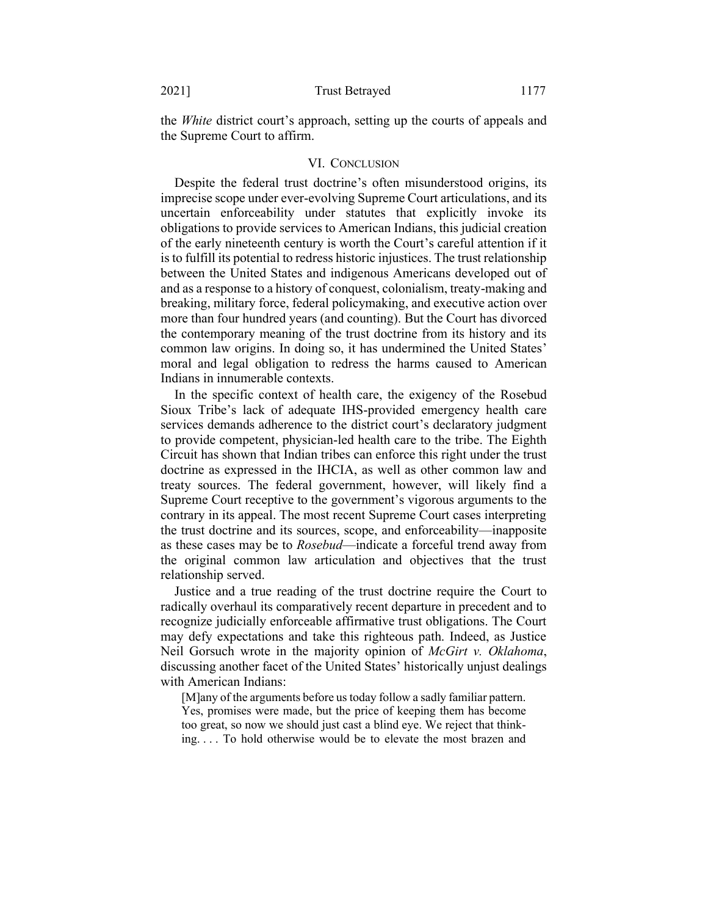the *White* district court's approach, setting up the courts of appeals and the Supreme Court to affirm.

## VI. Conclusion

Despite the federal trust doctrine's often misunderstood origins, its imprecise scope under ever-evolving Supreme Court articulations, and its uncertain enforceability under statutes that explicitly invoke its obligations to provide services to American Indians, this judicial creation of the early nineteenth century is worth the Court's careful attention if it is to fulfill its potential to redress historic injustices. The trust relationship between the United States and indigenous Americans developed out of and as a response to a history of conquest, colonialism, treaty-making and breaking, military force, federal policymaking, and executive action over more than four hundred years (and counting). But the Court has divorced the contemporary meaning of the trust doctrine from its history and its common law origins. In doing so, it has undermined the United States' moral and legal obligation to redress the harms caused to American Indians in innumerable contexts.

In the specific context of health care, the exigency of the Rosebud Sioux Tribe's lack of adequate IHS-provided emergency health care services demands adherence to the district court's declaratory judgment to provide competent, physician-led health care to the tribe. The Eighth Circuit has shown that Indian tribes can enforce this right under the trust doctrine as expressed in the IHCIA, as well as other common law and treaty sources. The federal government, however, will likely find a Supreme Court receptive to the government's vigorous arguments to the contrary in its appeal. The most recent Supreme Court cases interpreting the trust doctrine and its sources, scope, and enforceability—inapposite as these cases may be to *Rosebud*—indicate a forceful trend away from the original common law articulation and objectives that the trust relationship served.

Justice and a true reading of the trust doctrine require the Court to radically overhaul its comparatively recent departure in precedent and to recognize judicially enforceable affirmative trust obligations. The Court may defy expectations and take this righteous path. Indeed, as Justice Neil Gorsuch wrote in the majority opinion of *McGirt v. Oklahoma*, discussing another facet of the United States' historically unjust dealings with American Indians:

> [M]any of the arguments before us today follow a sadly familiar pattern. Yes, promises were made, but the price of keeping them has become too great, so now we should just cast a blind eye. We reject that thinking. . . . To hold otherwise would be to elevate the most brazen and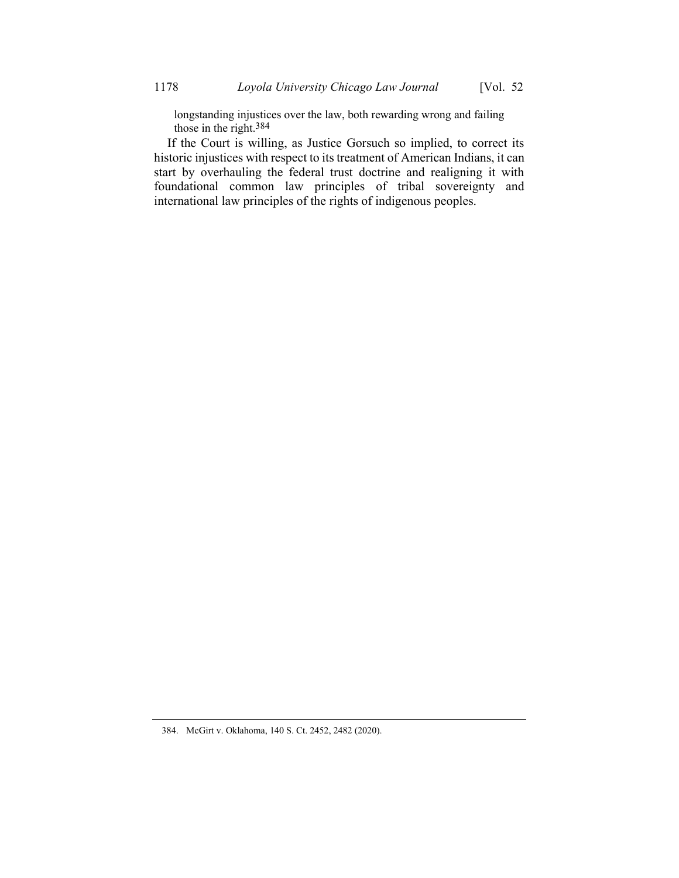> longstanding injustices over the law, both rewarding wrong and failing those in the right.[384]

If the Court is willing, as Justice Gorsuch so implied, to correct its historic injustices with respect to its treatment of American Indians, it can start by overhauling the federal trust doctrine and realigning it with foundational common law principles of tribal sovereignty and international law principles of the rights of indigenous peoples.

384. McGirt v. Oklahoma, 140 S. Ct. 2452, 2482 (2020).